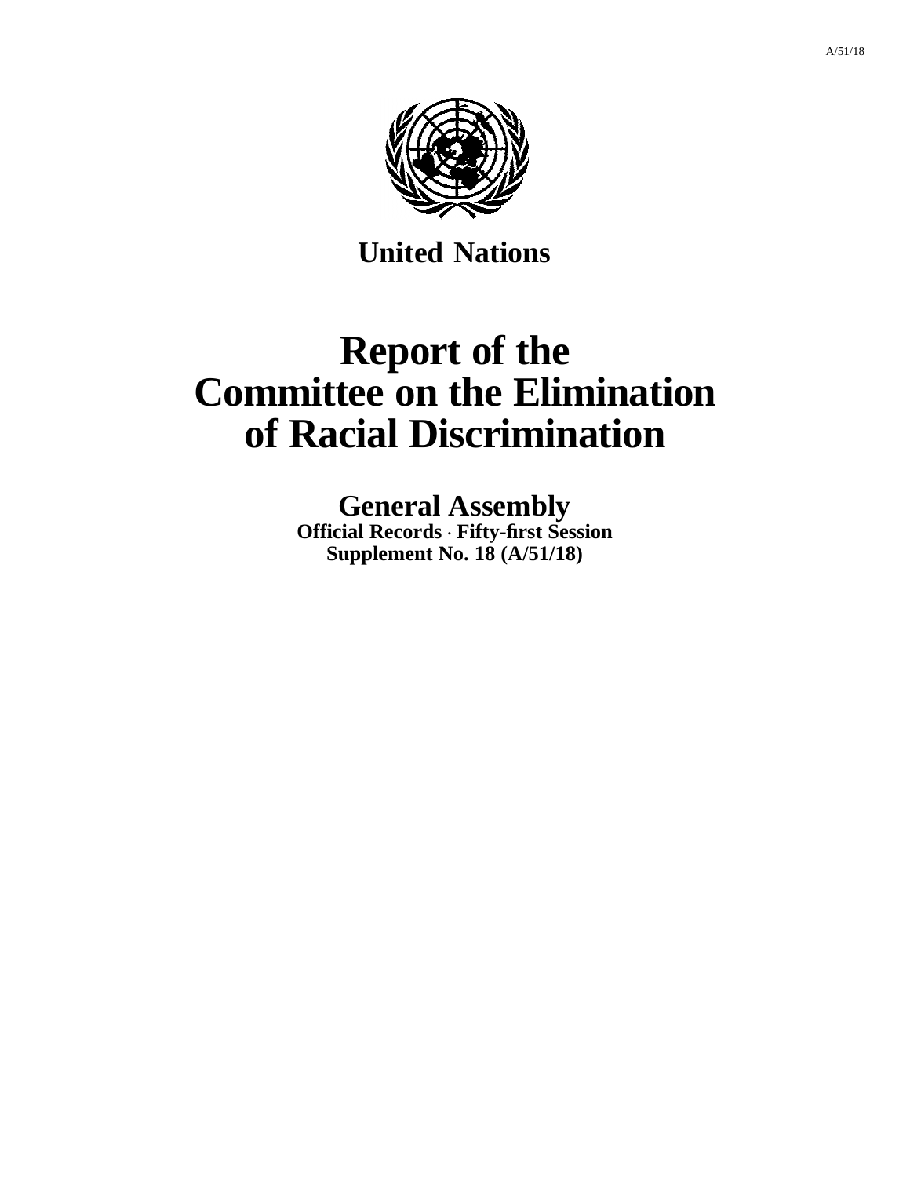**United Nations**

# Report of the Committee on the Elimination of Racial Discrimination

## General Assembly

**Official Records · Fifty-first Session**
**Supplement No. 18 (A/51/18)**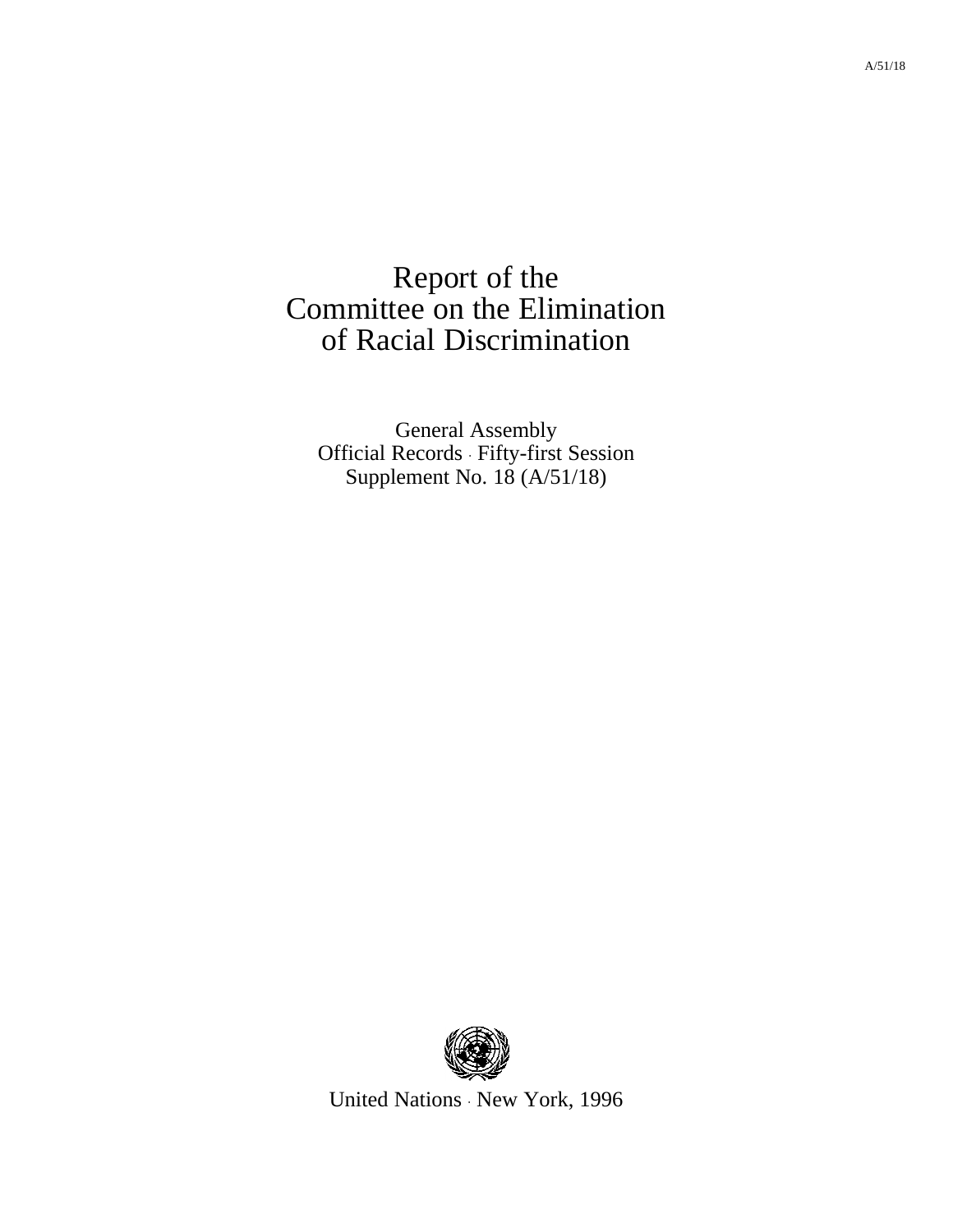# Report of the Committee on the Elimination of Racial Discrimination

General Assembly
Official Records · Fifty-first Session
Supplement No. 18 (A/51/18)

United Nations · New York, 1996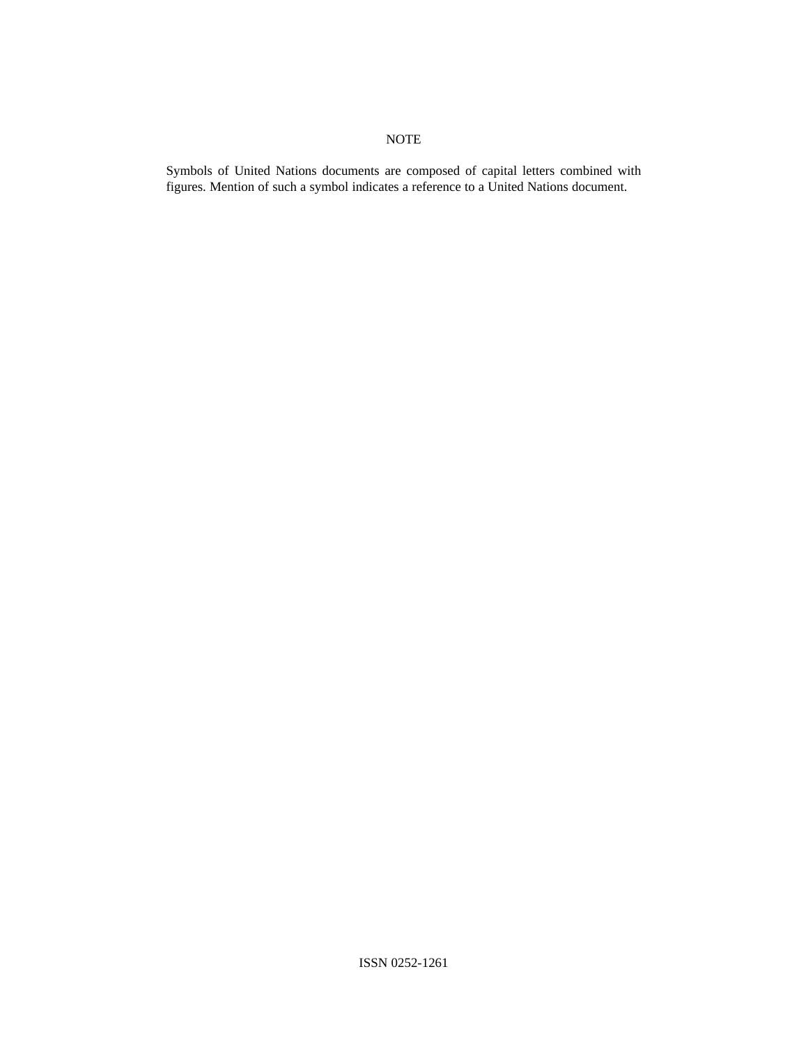NOTE

Symbols of United Nations documents are composed of capital letters combined with figures. Mention of such a symbol indicates a reference to a United Nations document.

ISSN 0252-1261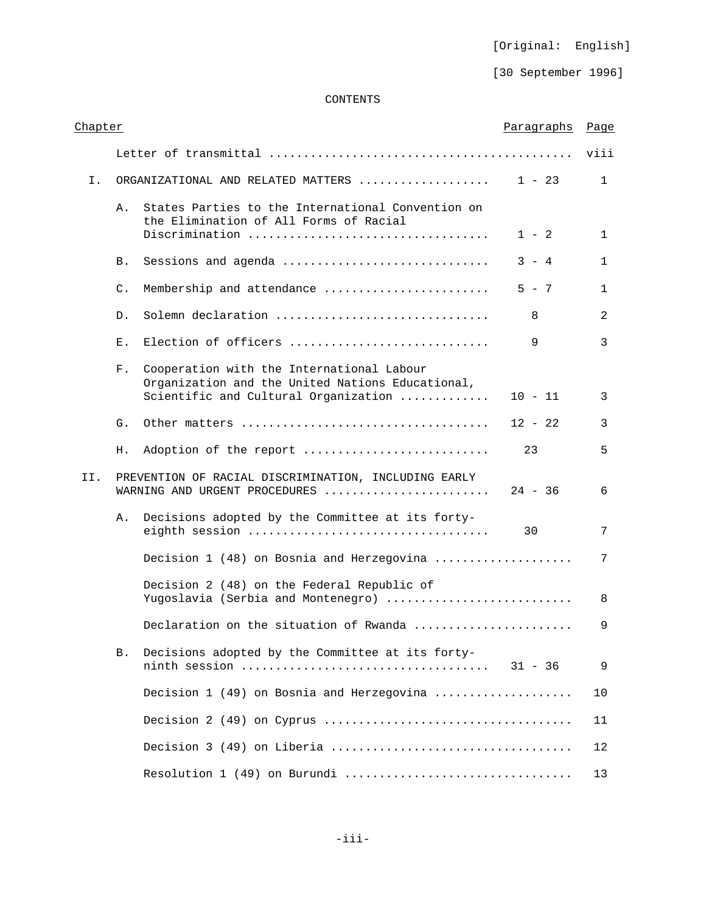[Original: English]

[30 September 1996]

CONTENTS

| Chapter | | | Paragraphs | Page |
|---|---|---|---|---|
| | | Letter of transmittal | | viii |
| I. | | ORGANIZATIONAL AND RELATED MATTERS | 1 - 23 | 1 |
| | A. | States Parties to the International Convention on the Elimination of All Forms of Racial Discrimination | 1 - 2 | 1 |
| | B. | Sessions and agenda | 3 - 4 | 1 |
| | C. | Membership and attendance | 5 - 7 | 1 |
| | D. | Solemn declaration | 8 | 2 |
| | E. | Election of officers | 9 | 3 |
| | F. | Cooperation with the International Labour Organization and the United Nations Educational, Scientific and Cultural Organization | 10 - 11 | 3 |
| | G. | Other matters | 12 - 22 | 3 |
| | H. | Adoption of the report | 23 | 5 |
| II. | | PREVENTION OF RACIAL DISCRIMINATION, INCLUDING EARLY WARNING AND URGENT PROCEDURES | 24 - 36 | 6 |
| | A. | Decisions adopted by the Committee at its forty-eighth session | 30 | 7 |
| | | Decision 1 (48) on Bosnia and Herzegovina | | 7 |
| | | Decision 2 (48) on the Federal Republic of Yugoslavia (Serbia and Montenegro) | | 8 |
| | | Declaration on the situation of Rwanda | | 9 |
| | B. | Decisions adopted by the Committee at its forty-ninth session | 31 - 36 | 9 |
| | | Decision 1 (49) on Bosnia and Herzegovina | | 10 |
| | | Decision 2 (49) on Cyprus | | 11 |
| | | Decision 3 (49) on Liberia | | 12 |
| | | Resolution 1 (49) on Burundi | | 13 |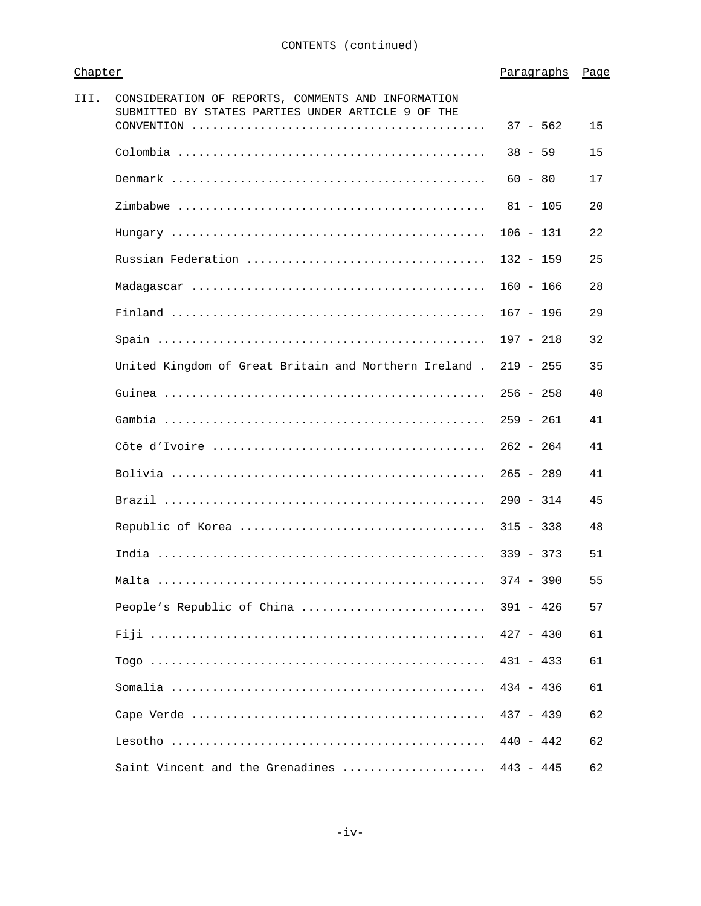CONTENTS (continued)

| Chapter | | Paragraphs | Page |
|---|---|---|---|
| III. | CONSIDERATION OF REPORTS, COMMENTS AND INFORMATION SUBMITTED BY STATES PARTIES UNDER ARTICLE 9 OF THE CONVENTION | 37 - 562 | 15 |
| | Colombia | 38 - 59 | 15 |
| | Denmark | 60 - 80 | 17 |
| | Zimbabwe | 81 - 105 | 20 |
| | Hungary | 106 - 131 | 22 |
| | Russian Federation | 132 - 159 | 25 |
| | Madagascar | 160 - 166 | 28 |
| | Finland | 167 - 196 | 29 |
| | Spain | 197 - 218 | 32 |
| | United Kingdom of Great Britain and Northern Ireland | 219 - 255 | 35 |
| | Guinea | 256 - 258 | 40 |
| | Gambia | 259 - 261 | 41 |
| | Côte d'Ivoire | 262 - 264 | 41 |
| | Bolivia | 265 - 289 | 41 |
| | Brazil | 290 - 314 | 45 |
| | Republic of Korea | 315 - 338 | 48 |
| | India | 339 - 373 | 51 |
| | Malta | 374 - 390 | 55 |
| | People's Republic of China | 391 - 426 | 57 |
| | Fiji | 427 - 430 | 61 |
| | Togo | 431 - 433 | 61 |
| | Somalia | 434 - 436 | 61 |
| | Cape Verde | 437 - 439 | 62 |
| | Lesotho | 440 - 442 | 62 |
| | Saint Vincent and the Grenadines | 443 - 445 | 62 |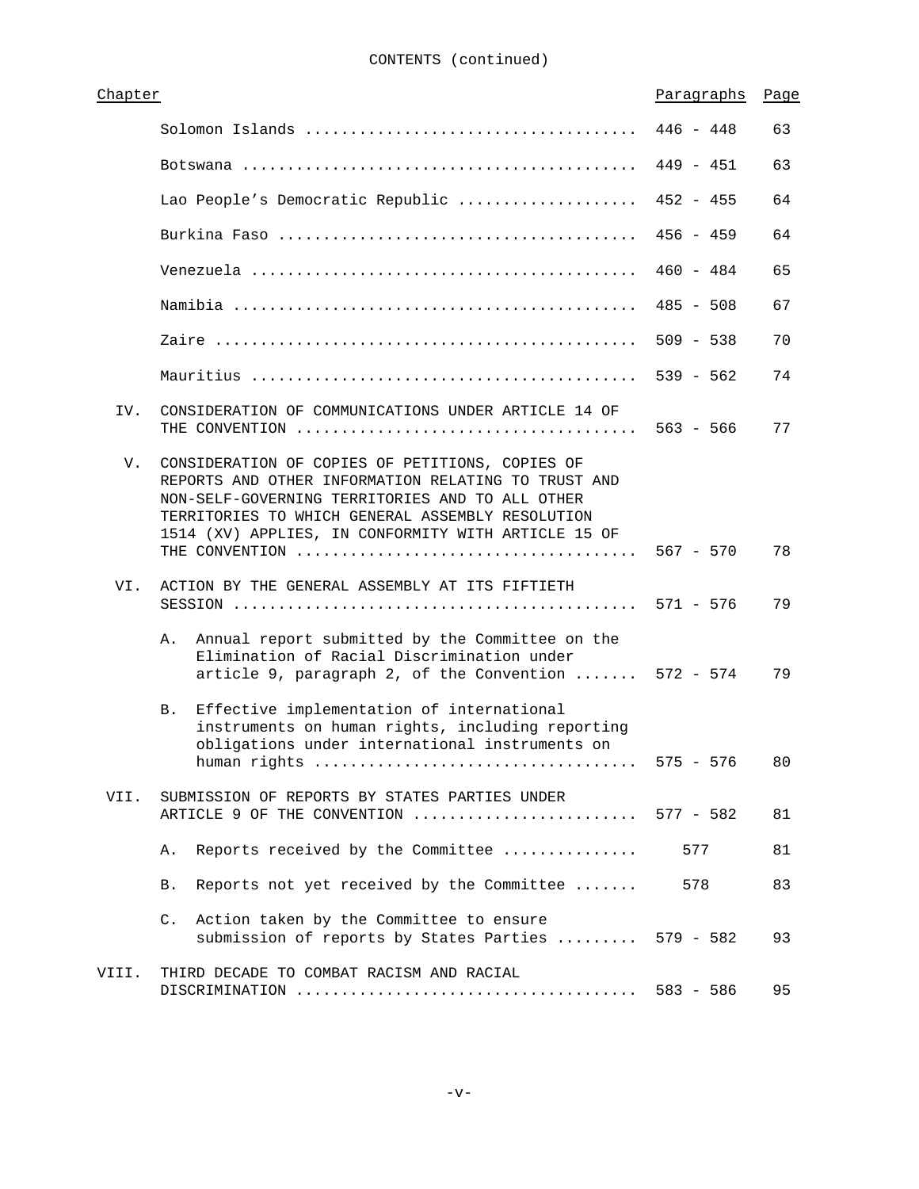CONTENTS (continued)

| Chapter | | Paragraphs | Page |
|---|---|---|---|
| | Solomon Islands | 446 - 448 | 63 |
| | Botswana | 449 - 451 | 63 |
| | Lao People's Democratic Republic | 452 - 455 | 64 |
| | Burkina Faso | 456 - 459 | 64 |
| | Venezuela | 460 - 484 | 65 |
| | Namibia | 485 - 508 | 67 |
| | Zaire | 509 - 538 | 70 |
| | Mauritius | 539 - 562 | 74 |
| IV. | CONSIDERATION OF COMMUNICATIONS UNDER ARTICLE 14 OF THE CONVENTION | 563 - 566 | 77 |
| V. | CONSIDERATION OF COPIES OF PETITIONS, COPIES OF REPORTS AND OTHER INFORMATION RELATING TO TRUST AND NON-SELF-GOVERNING TERRITORIES AND TO ALL OTHER TERRITORIES TO WHICH GENERAL ASSEMBLY RESOLUTION 1514 (XV) APPLIES, IN CONFORMITY WITH ARTICLE 15 OF THE CONVENTION | 567 - 570 | 78 |
| VI. | ACTION BY THE GENERAL ASSEMBLY AT ITS FIFTIETH SESSION | 571 - 576 | 79 |
| | A. Annual report submitted by the Committee on the Elimination of Racial Discrimination under article 9, paragraph 2, of the Convention | 572 - 574 | 79 |
| | B. Effective implementation of international instruments on human rights, including reporting obligations under international instruments on human rights | 575 - 576 | 80 |
| VII. | SUBMISSION OF REPORTS BY STATES PARTIES UNDER ARTICLE 9 OF THE CONVENTION | 577 - 582 | 81 |
| | A. Reports received by the Committee | 577 | 81 |
| | B. Reports not yet received by the Committee | 578 | 83 |
| | C. Action taken by the Committee to ensure submission of reports by States Parties | 579 - 582 | 93 |
| VIII. | THIRD DECADE TO COMBAT RACISM AND RACIAL DISCRIMINATION | 583 - 586 | 95 |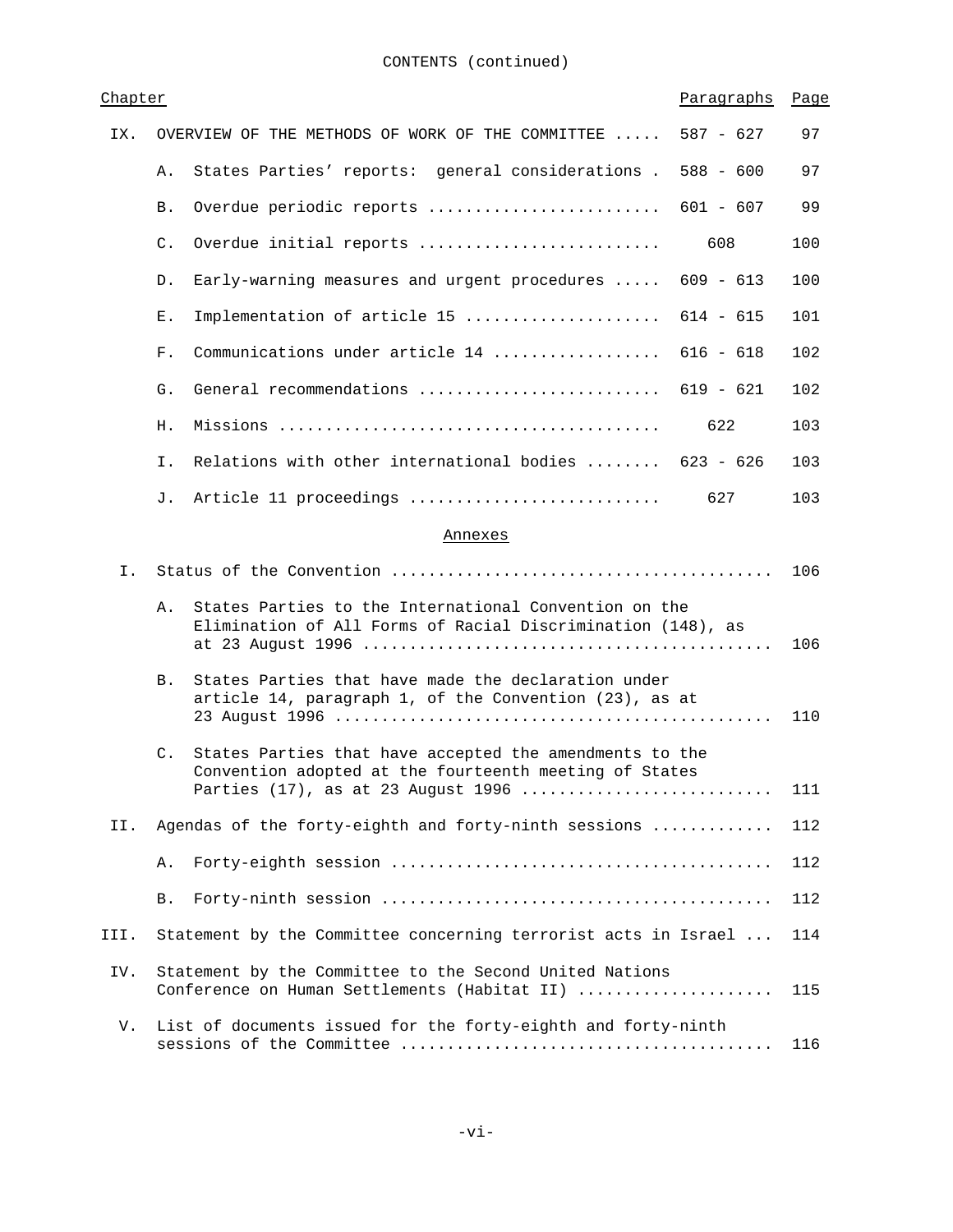CONTENTS (continued)

| Chapter | | | Paragraphs | Page |
|---|---|---|---|---|
| IX. | OVERVIEW OF THE METHODS OF WORK OF THE COMMITTEE | | 587 - 627 | 97 |
| | A. | States Parties' reports: general considerations | 588 - 600 | 97 |
| | B. | Overdue periodic reports | 601 - 607 | 99 |
| | C. | Overdue initial reports | 608 | 100 |
| | D. | Early-warning measures and urgent procedures | 609 - 613 | 100 |
| | E. | Implementation of article 15 | 614 - 615 | 101 |
| | F. | Communications under article 14 | 616 - 618 | 102 |
| | G. | General recommendations | 619 - 621 | 102 |
| | H. | Missions | 622 | 103 |
| | I. | Relations with other international bodies | 623 - 626 | 103 |
| | J. | Article 11 proceedings | 627 | 103 |

Annexes

| | | | Page |
|---|---|---|---|
| I. | Status of the Convention | | 106 |
| | A. | States Parties to the International Convention on the Elimination of All Forms of Racial Discrimination (148), as at 23 August 1996 | 106 |
| | B. | States Parties that have made the declaration under article 14, paragraph 1, of the Convention (23), as at 23 August 1996 | 110 |
| | C. | States Parties that have accepted the amendments to the Convention adopted at the fourteenth meeting of States Parties (17), as at 23 August 1996 | 111 |
| II. | Agendas of the forty-eighth and forty-ninth sessions | | 112 |
| | A. | Forty-eighth session | 112 |
| | B. | Forty-ninth session | 112 |
| III. | Statement by the Committee concerning terrorist acts in Israel | | 114 |
| IV. | Statement by the Committee to the Second United Nations Conference on Human Settlements (Habitat II) | | 115 |
| V. | List of documents issued for the forty-eighth and forty-ninth sessions of the Committee | | 116 |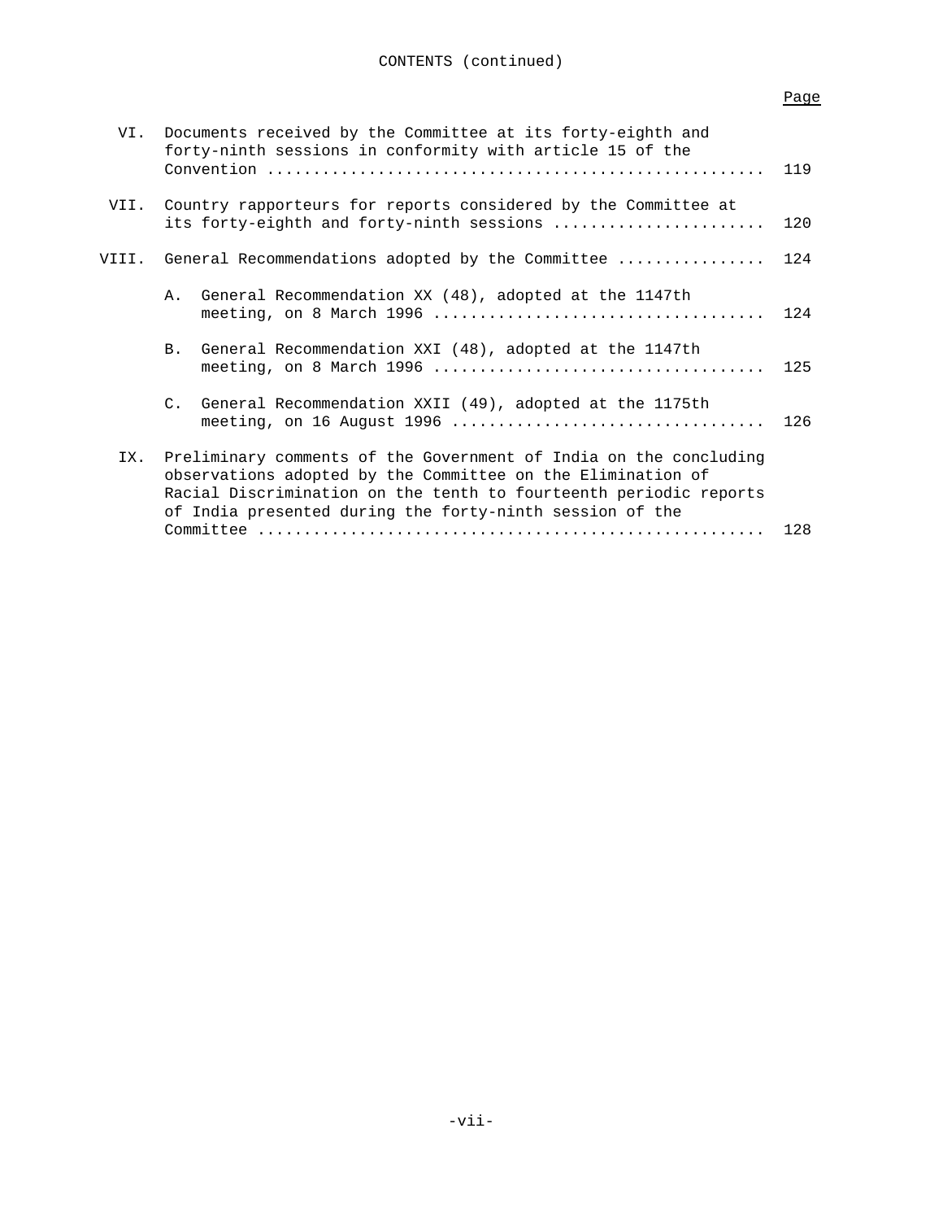CONTENTS (continued)

| | | Page |
|---|---|---|
| VI. | Documents received by the Committee at its forty-eighth and forty-ninth sessions in conformity with article 15 of the Convention | 119 |
| VII. | Country rapporteurs for reports considered by the Committee at its forty-eighth and forty-ninth sessions | 120 |
| VIII. | General Recommendations adopted by the Committee | 124 |
| | A. General Recommendation XX (48), adopted at the 1147th meeting, on 8 March 1996 | 124 |
| | B. General Recommendation XXI (48), adopted at the 1147th meeting, on 8 March 1996 | 125 |
| | C. General Recommendation XXII (49), adopted at the 1175th meeting, on 16 August 1996 | 126 |
| IX. | Preliminary comments of the Government of India on the concluding observations adopted by the Committee on the Elimination of Racial Discrimination on the tenth to fourteenth periodic reports of India presented during the forty-ninth session of the Committee | 128 |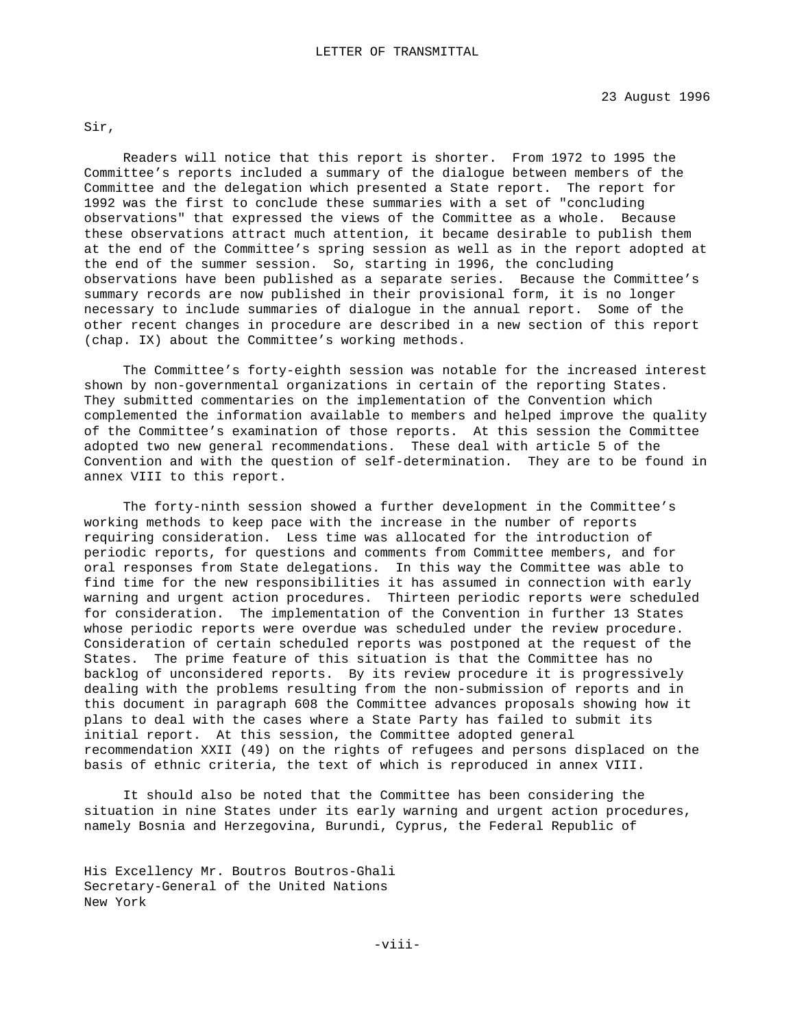# LETTER OF TRANSMITTAL

23 August 1996

Sir,

Readers will notice that this report is shorter. From 1972 to 1995 the Committee's reports included a summary of the dialogue between members of the Committee and the delegation which presented a State report. The report for 1992 was the first to conclude these summaries with a set of "concluding observations" that expressed the views of the Committee as a whole. Because these observations attract much attention, it became desirable to publish them at the end of the Committee's spring session as well as in the report adopted at the end of the summer session. So, starting in 1996, the concluding observations have been published as a separate series. Because the Committee's summary records are now published in their provisional form, it is no longer necessary to include summaries of dialogue in the annual report. Some of the other recent changes in procedure are described in a new section of this report (chap. IX) about the Committee's working methods.

The Committee's forty-eighth session was notable for the increased interest shown by non-governmental organizations in certain of the reporting States. They submitted commentaries on the implementation of the Convention which complemented the information available to members and helped improve the quality of the Committee's examination of those reports. At this session the Committee adopted two new general recommendations. These deal with article 5 of the Convention and with the question of self-determination. They are to be found in annex VIII to this report.

The forty-ninth session showed a further development in the Committee's working methods to keep pace with the increase in the number of reports requiring consideration. Less time was allocated for the introduction of periodic reports, for questions and comments from Committee members, and for oral responses from State delegations. In this way the Committee was able to find time for the new responsibilities it has assumed in connection with early warning and urgent action procedures. Thirteen periodic reports were scheduled for consideration. The implementation of the Convention in further 13 States whose periodic reports were overdue was scheduled under the review procedure. Consideration of certain scheduled reports was postponed at the request of the States. The prime feature of this situation is that the Committee has no backlog of unconsidered reports. By its review procedure it is progressively dealing with the problems resulting from the non-submission of reports and in this document in paragraph 608 the Committee advances proposals showing how it plans to deal with the cases where a State Party has failed to submit its initial report. At this session, the Committee adopted general recommendation XXII (49) on the rights of refugees and persons displaced on the basis of ethnic criteria, the text of which is reproduced in annex VIII.

It should also be noted that the Committee has been considering the situation in nine States under its early warning and urgent action procedures, namely Bosnia and Herzegovina, Burundi, Cyprus, the Federal Republic of

His Excellency Mr. Boutros Boutros-Ghali  
Secretary-General of the United Nations  
New York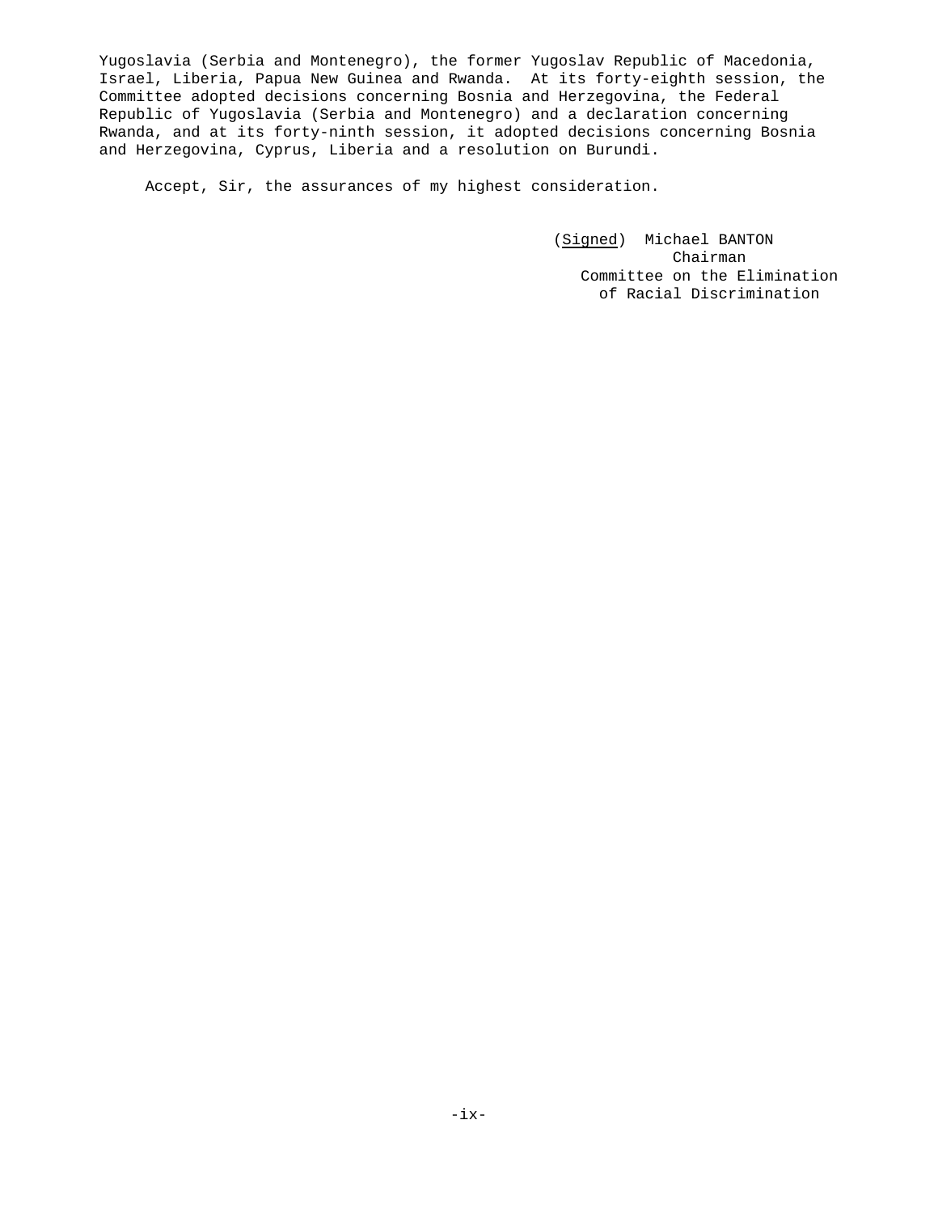Yugoslavia (Serbia and Montenegro), the former Yugoslav Republic of Macedonia, Israel, Liberia, Papua New Guinea and Rwanda. At its forty-eighth session, the Committee adopted decisions concerning Bosnia and Herzegovina, the Federal Republic of Yugoslavia (Serbia and Montenegro) and a declaration concerning Rwanda, and at its forty-ninth session, it adopted decisions concerning Bosnia and Herzegovina, Cyprus, Liberia and a resolution on Burundi.

Accept, Sir, the assurances of my highest consideration.

(Signed) Michael BANTON
Chairman
Committee on the Elimination
of Racial Discrimination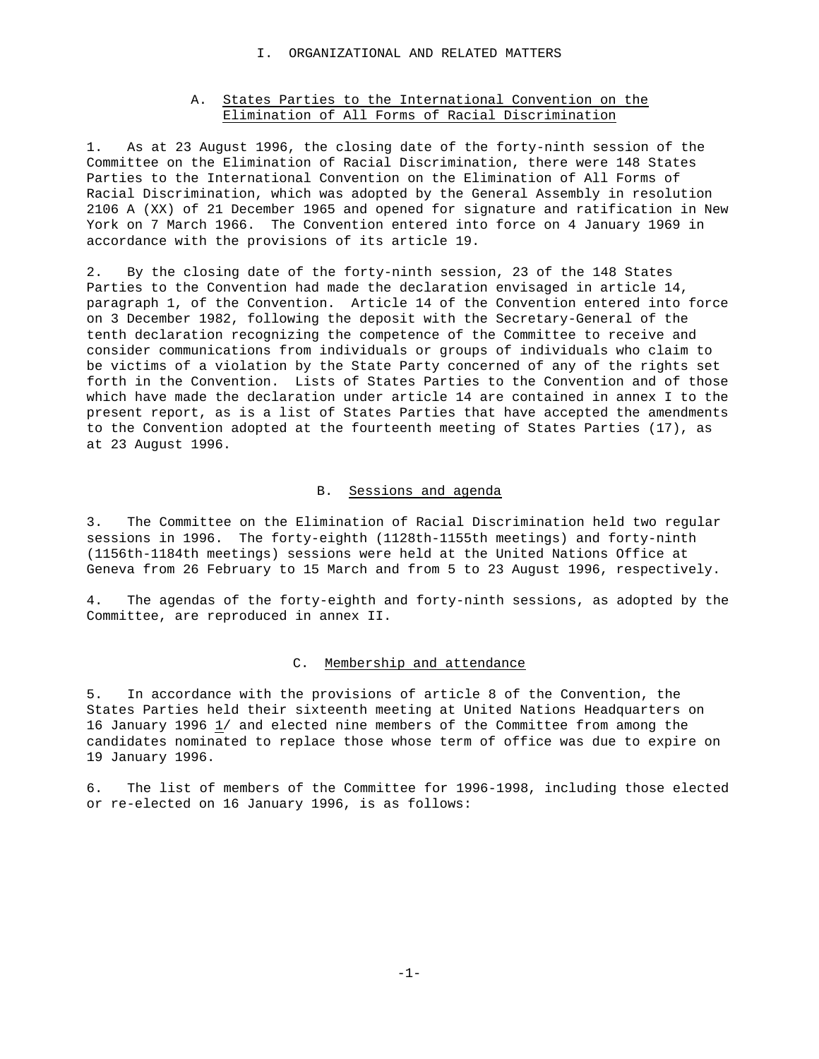# I. ORGANIZATIONAL AND RELATED MATTERS

## A. States Parties to the International Convention on the Elimination of All Forms of Racial Discrimination

1. As at 23 August 1996, the closing date of the forty-ninth session of the Committee on the Elimination of Racial Discrimination, there were 148 States Parties to the International Convention on the Elimination of All Forms of Racial Discrimination, which was adopted by the General Assembly in resolution 2106 A (XX) of 21 December 1965 and opened for signature and ratification in New York on 7 March 1966. The Convention entered into force on 4 January 1969 in accordance with the provisions of its article 19.

2. By the closing date of the forty-ninth session, 23 of the 148 States Parties to the Convention had made the declaration envisaged in article 14, paragraph 1, of the Convention. Article 14 of the Convention entered into force on 3 December 1982, following the deposit with the Secretary-General of the tenth declaration recognizing the competence of the Committee to receive and consider communications from individuals or groups of individuals who claim to be victims of a violation by the State Party concerned of any of the rights set forth in the Convention. Lists of States Parties to the Convention and of those which have made the declaration under article 14 are contained in annex I to the present report, as is a list of States Parties that have accepted the amendments to the Convention adopted at the fourteenth meeting of States Parties (17), as at 23 August 1996.

## B. Sessions and agenda

3. The Committee on the Elimination of Racial Discrimination held two regular sessions in 1996. The forty-eighth (1128th-1155th meetings) and forty-ninth (1156th-1184th meetings) sessions were held at the United Nations Office at Geneva from 26 February to 15 March and from 5 to 23 August 1996, respectively.

4. The agendas of the forty-eighth and forty-ninth sessions, as adopted by the Committee, are reproduced in annex II.

## C. Membership and attendance

5. In accordance with the provisions of article 8 of the Convention, the States Parties held their sixteenth meeting at United Nations Headquarters on 16 January 1996 1/ and elected nine members of the Committee from among the candidates nominated to replace those whose term of office was due to expire on 19 January 1996.

6. The list of members of the Committee for 1996-1998, including those elected or re-elected on 16 January 1996, is as follows: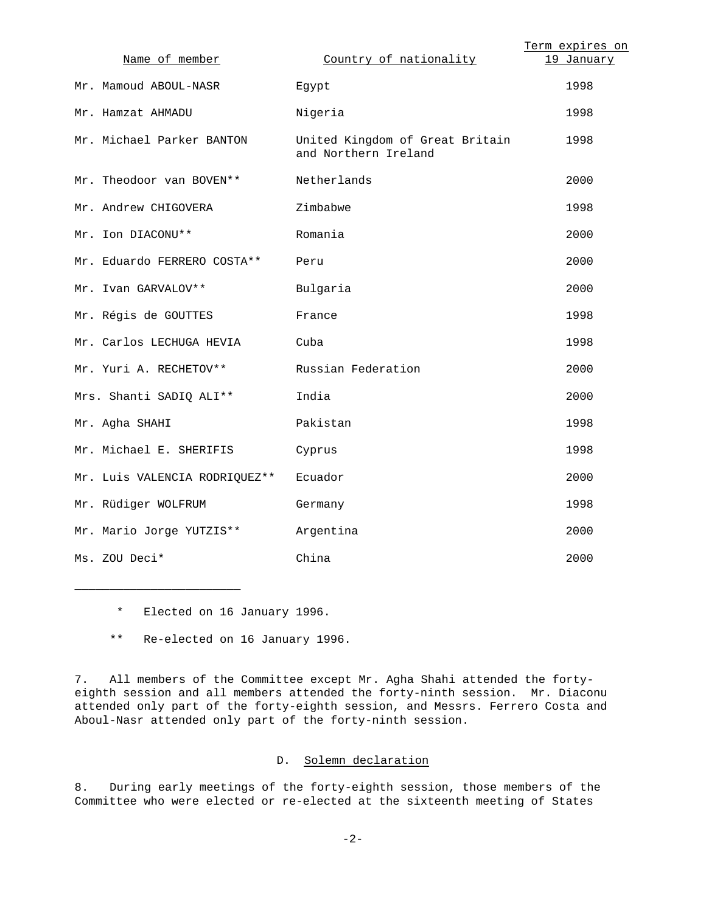| Name of member | Country of nationality | Term expires on 19 January |
|---|---|---|
| Mr. Mamoud ABOUL-NASR | Egypt | 1998 |
| Mr. Hamzat AHMADU | Nigeria | 1998 |
| Mr. Michael Parker BANTON | United Kingdom of Great Britain and Northern Ireland | 1998 |
| Mr. Theodoor van BOVEN** | Netherlands | 2000 |
| Mr. Andrew CHIGOVERA | Zimbabwe | 1998 |
| Mr. Ion DIACONU** | Romania | 2000 |
| Mr. Eduardo FERRERO COSTA** | Peru | 2000 |
| Mr. Ivan GARVALOV** | Bulgaria | 2000 |
| Mr. Régis de GOUTTES | France | 1998 |
| Mr. Carlos LECHUGA HEVIA | Cuba | 1998 |
| Mr. Yuri A. RECHETOV** | Russian Federation | 2000 |
| Mrs. Shanti SADIQ ALI** | India | 2000 |
| Mr. Agha SHAHI | Pakistan | 1998 |
| Mr. Michael E. SHERIFIS | Cyprus | 1998 |
| Mr. Luis VALENCIA RODRIQUEZ** | Ecuador | 2000 |
| Mr. Rüdiger WOLFRUM | Germany | 1998 |
| Mr. Mario Jorge YUTZIS** | Argentina | 2000 |
| Ms. ZOU Deci* | China | 2000 |

---

\* Elected on 16 January 1996.

\*\* Re-elected on 16 January 1996.

7. All members of the Committee except Mr. Agha Shahi attended the forty-eighth session and all members attended the forty-ninth session. Mr. Diaconu attended only part of the forty-eighth session, and Messrs. Ferrero Costa and Aboul-Nasr attended only part of the forty-ninth session.

### D. Solemn declaration

8. During early meetings of the forty-eighth session, those members of the Committee who were elected or re-elected at the sixteenth meeting of States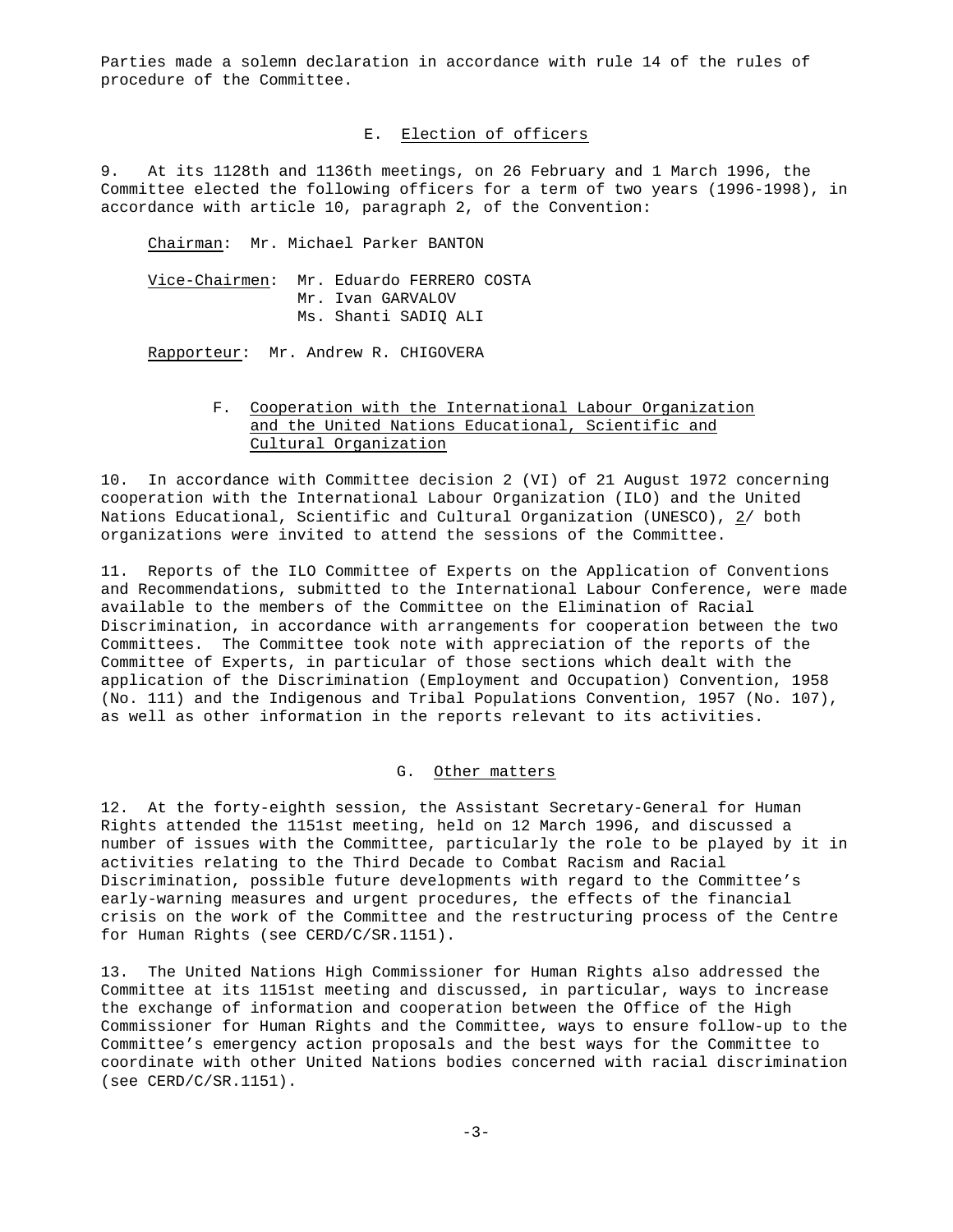Parties made a solemn declaration in accordance with rule 14 of the rules of procedure of the Committee.

## E. Election of officers

9. At its 1128th and 1136th meetings, on 26 February and 1 March 1996, the Committee elected the following officers for a term of two years (1996-1998), in accordance with article 10, paragraph 2, of the Convention:

Chairman: Mr. Michael Parker BANTON

Vice-Chairmen: Mr. Eduardo FERRERO COSTA
Mr. Ivan GARVALOV
Ms. Shanti SADIQ ALI

Rapporteur: Mr. Andrew R. CHIGOVERA

## F. Cooperation with the International Labour Organization and the United Nations Educational, Scientific and Cultural Organization

10. In accordance with Committee decision 2 (VI) of 21 August 1972 concerning cooperation with the International Labour Organization (ILO) and the United Nations Educational, Scientific and Cultural Organization (UNESCO), 2/ both organizations were invited to attend the sessions of the Committee.

11. Reports of the ILO Committee of Experts on the Application of Conventions and Recommendations, submitted to the International Labour Conference, were made available to the members of the Committee on the Elimination of Racial Discrimination, in accordance with arrangements for cooperation between the two Committees. The Committee took note with appreciation of the reports of the Committee of Experts, in particular of those sections which dealt with the application of the Discrimination (Employment and Occupation) Convention, 1958 (No. 111) and the Indigenous and Tribal Populations Convention, 1957 (No. 107), as well as other information in the reports relevant to its activities.

## G. Other matters

12. At the forty-eighth session, the Assistant Secretary-General for Human Rights attended the 1151st meeting, held on 12 March 1996, and discussed a number of issues with the Committee, particularly the role to be played by it in activities relating to the Third Decade to Combat Racism and Racial Discrimination, possible future developments with regard to the Committee's early-warning measures and urgent procedures, the effects of the financial crisis on the work of the Committee and the restructuring process of the Centre for Human Rights (see CERD/C/SR.1151).

13. The United Nations High Commissioner for Human Rights also addressed the Committee at its 1151st meeting and discussed, in particular, ways to increase the exchange of information and cooperation between the Office of the High Commissioner for Human Rights and the Committee, ways to ensure follow-up to the Committee's emergency action proposals and the best ways for the Committee to coordinate with other United Nations bodies concerned with racial discrimination (see CERD/C/SR.1151).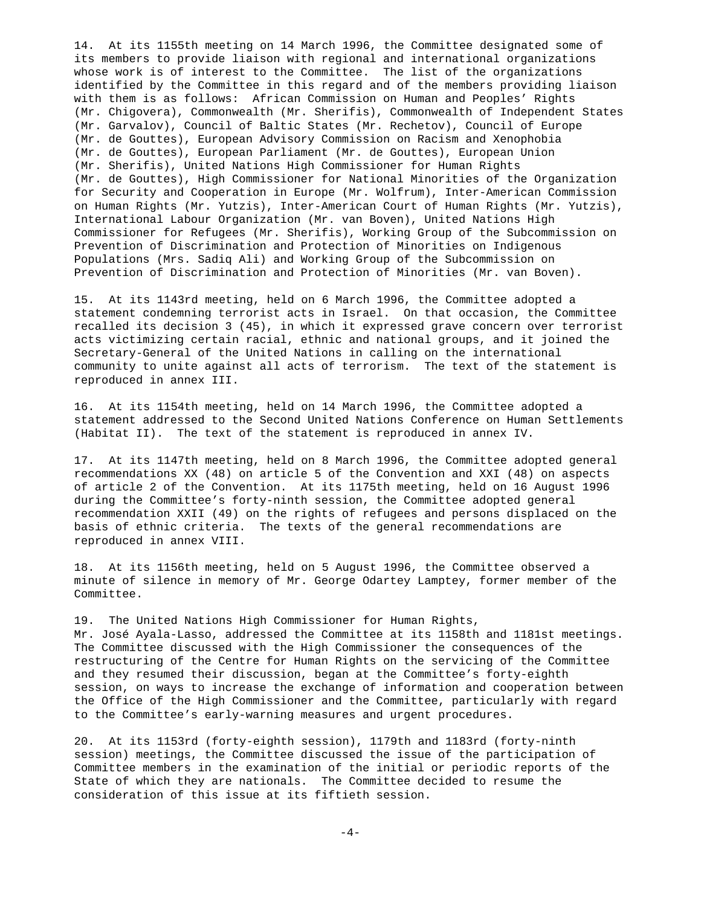14. At its 1155th meeting on 14 March 1996, the Committee designated some of its members to provide liaison with regional and international organizations whose work is of interest to the Committee. The list of the organizations identified by the Committee in this regard and of the members providing liaison with them is as follows: African Commission on Human and Peoples' Rights (Mr. Chigovera), Commonwealth (Mr. Sherifis), Commonwealth of Independent States (Mr. Garvalov), Council of Baltic States (Mr. Rechetov), Council of Europe (Mr. de Gouttes), European Advisory Commission on Racism and Xenophobia (Mr. de Gouttes), European Parliament (Mr. de Gouttes), European Union (Mr. Sherifis), United Nations High Commissioner for Human Rights (Mr. de Gouttes), High Commissioner for National Minorities of the Organization for Security and Cooperation in Europe (Mr. Wolfrum), Inter-American Commission on Human Rights (Mr. Yutzis), Inter-American Court of Human Rights (Mr. Yutzis), International Labour Organization (Mr. van Boven), United Nations High Commissioner for Refugees (Mr. Sherifis), Working Group of the Subcommission on Prevention of Discrimination and Protection of Minorities on Indigenous Populations (Mrs. Sadiq Ali) and Working Group of the Subcommission on Prevention of Discrimination and Protection of Minorities (Mr. van Boven).

15. At its 1143rd meeting, held on 6 March 1996, the Committee adopted a statement condemning terrorist acts in Israel. On that occasion, the Committee recalled its decision 3 (45), in which it expressed grave concern over terrorist acts victimizing certain racial, ethnic and national groups, and it joined the Secretary-General of the United Nations in calling on the international community to unite against all acts of terrorism. The text of the statement is reproduced in annex III.

16. At its 1154th meeting, held on 14 March 1996, the Committee adopted a statement addressed to the Second United Nations Conference on Human Settlements (Habitat II). The text of the statement is reproduced in annex IV.

17. At its 1147th meeting, held on 8 March 1996, the Committee adopted general recommendations XX (48) on article 5 of the Convention and XXI (48) on aspects of article 2 of the Convention. At its 1175th meeting, held on 16 August 1996 during the Committee's forty-ninth session, the Committee adopted general recommendation XXII (49) on the rights of refugees and persons displaced on the basis of ethnic criteria. The texts of the general recommendations are reproduced in annex VIII.

18. At its 1156th meeting, held on 5 August 1996, the Committee observed a minute of silence in memory of Mr. George Odartey Lamptey, former member of the Committee.

19. The United Nations High Commissioner for Human Rights, Mr. José Ayala-Lasso, addressed the Committee at its 1158th and 1181st meetings. The Committee discussed with the High Commissioner the consequences of the restructuring of the Centre for Human Rights on the servicing of the Committee and they resumed their discussion, began at the Committee's forty-eighth session, on ways to increase the exchange of information and cooperation between the Office of the High Commissioner and the Committee, particularly with regard to the Committee's early-warning measures and urgent procedures.

20. At its 1153rd (forty-eighth session), 1179th and 1183rd (forty-ninth session) meetings, the Committee discussed the issue of the participation of Committee members in the examination of the initial or periodic reports of the State of which they are nationals. The Committee decided to resume the consideration of this issue at its fiftieth session.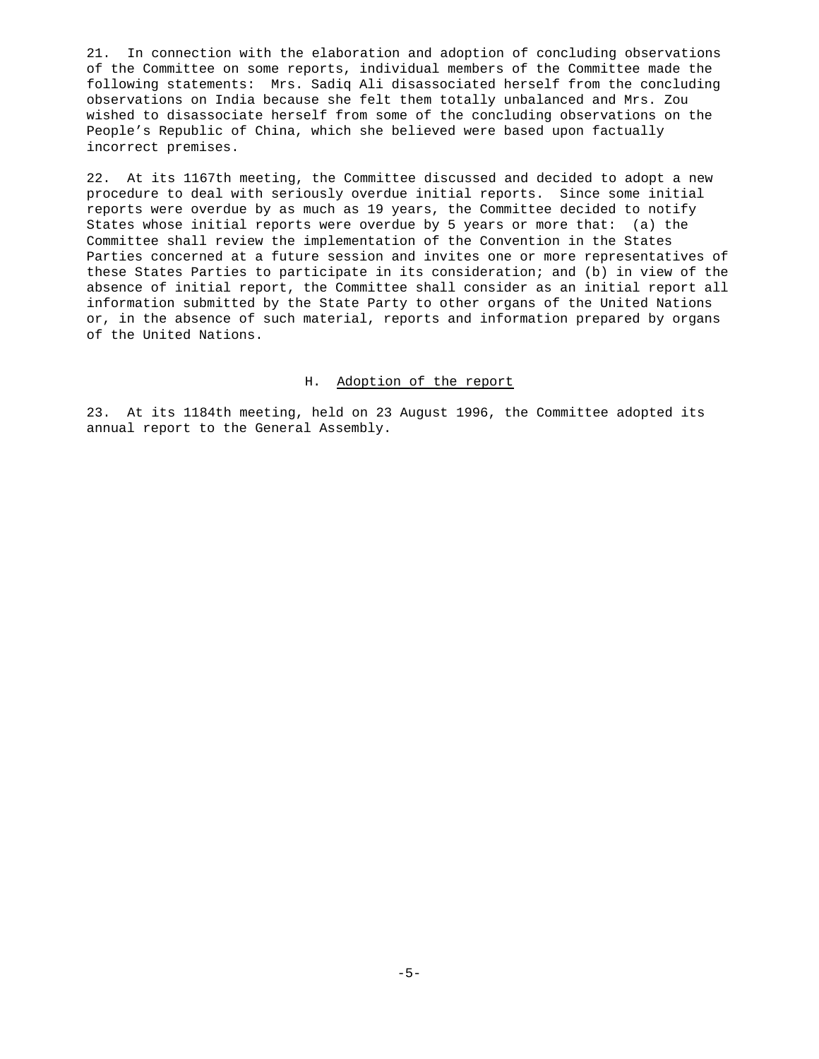21. In connection with the elaboration and adoption of concluding observations of the Committee on some reports, individual members of the Committee made the following statements: Mrs. Sadiq Ali disassociated herself from the concluding observations on India because she felt them totally unbalanced and Mrs. Zou wished to disassociate herself from some of the concluding observations on the People's Republic of China, which she believed were based upon factually incorrect premises.

22. At its 1167th meeting, the Committee discussed and decided to adopt a new procedure to deal with seriously overdue initial reports. Since some initial reports were overdue by as much as 19 years, the Committee decided to notify States whose initial reports were overdue by 5 years or more that: (a) the Committee shall review the implementation of the Convention in the States Parties concerned at a future session and invites one or more representatives of these States Parties to participate in its consideration; and (b) in view of the absence of initial report, the Committee shall consider as an initial report all information submitted by the State Party to other organs of the United Nations or, in the absence of such material, reports and information prepared by organs of the United Nations.

## H. Adoption of the report

23. At its 1184th meeting, held on 23 August 1996, the Committee adopted its annual report to the General Assembly.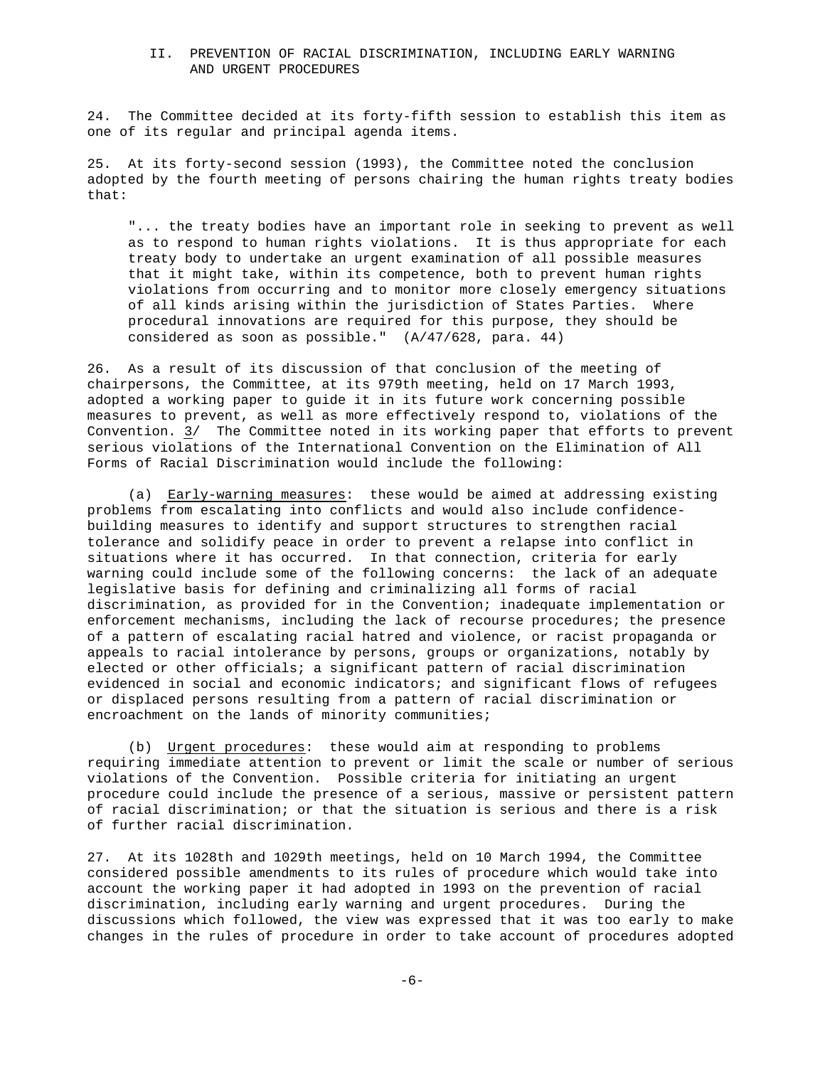## II. PREVENTION OF RACIAL DISCRIMINATION, INCLUDING EARLY WARNING AND URGENT PROCEDURES

24. The Committee decided at its forty-fifth session to establish this item as one of its regular and principal agenda items.

25. At its forty-second session (1993), the Committee noted the conclusion adopted by the fourth meeting of persons chairing the human rights treaty bodies that:

> "... the treaty bodies have an important role in seeking to prevent as well as to respond to human rights violations. It is thus appropriate for each treaty body to undertake an urgent examination of all possible measures that it might take, within its competence, both to prevent human rights violations from occurring and to monitor more closely emergency situations of all kinds arising within the jurisdiction of States Parties. Where procedural innovations are required for this purpose, they should be considered as soon as possible." (A/47/628, para. 44)

26. As a result of its discussion of that conclusion of the meeting of chairpersons, the Committee, at its 979th meeting, held on 17 March 1993, adopted a working paper to guide it in its future work concerning possible measures to prevent, as well as more effectively respond to, violations of the Convention. 3/ The Committee noted in its working paper that efforts to prevent serious violations of the International Convention on the Elimination of All Forms of Racial Discrimination would include the following:

(a) Early-warning measures: these would be aimed at addressing existing problems from escalating into conflicts and would also include confidence-building measures to identify and support structures to strengthen racial tolerance and solidify peace in order to prevent a relapse into conflict in situations where it has occurred. In that connection, criteria for early warning could include some of the following concerns: the lack of an adequate legislative basis for defining and criminalizing all forms of racial discrimination, as provided for in the Convention; inadequate implementation or enforcement mechanisms, including the lack of recourse procedures; the presence of a pattern of escalating racial hatred and violence, or racist propaganda or appeals to racial intolerance by persons, groups or organizations, notably by elected or other officials; a significant pattern of racial discrimination evidenced in social and economic indicators; and significant flows of refugees or displaced persons resulting from a pattern of racial discrimination or encroachment on the lands of minority communities;

(b) Urgent procedures: these would aim at responding to problems requiring immediate attention to prevent or limit the scale or number of serious violations of the Convention. Possible criteria for initiating an urgent procedure could include the presence of a serious, massive or persistent pattern of racial discrimination; or that the situation is serious and there is a risk of further racial discrimination.

27. At its 1028th and 1029th meetings, held on 10 March 1994, the Committee considered possible amendments to its rules of procedure which would take into account the working paper it had adopted in 1993 on the prevention of racial discrimination, including early warning and urgent procedures. During the discussions which followed, the view was expressed that it was too early to make changes in the rules of procedure in order to take account of procedures adopted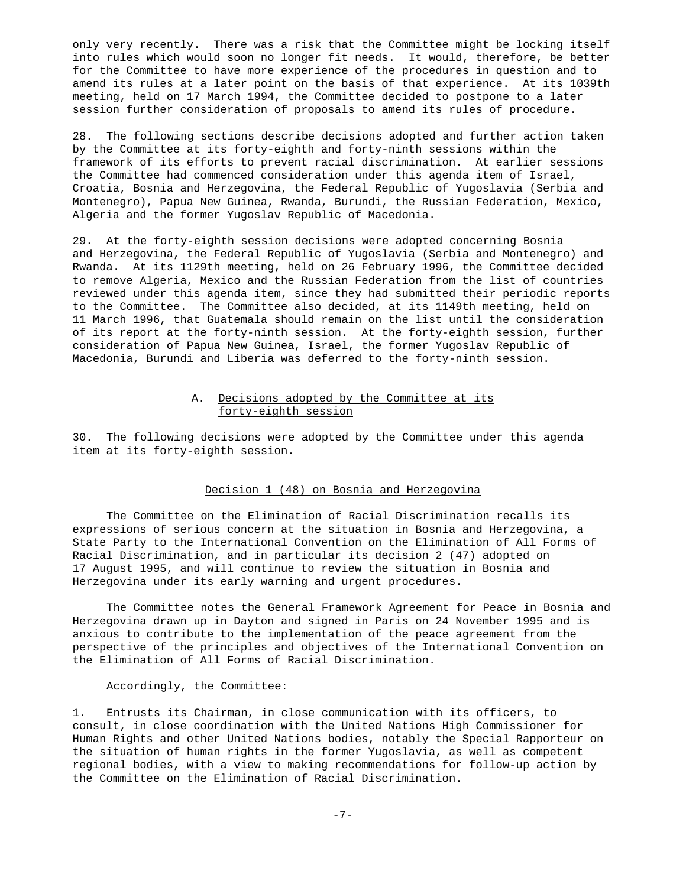only very recently. There was a risk that the Committee might be locking itself into rules which would soon no longer fit needs. It would, therefore, be better for the Committee to have more experience of the procedures in question and to amend its rules at a later point on the basis of that experience. At its 1039th meeting, held on 17 March 1994, the Committee decided to postpone to a later session further consideration of proposals to amend its rules of procedure.

28. The following sections describe decisions adopted and further action taken by the Committee at its forty-eighth and forty-ninth sessions within the framework of its efforts to prevent racial discrimination. At earlier sessions the Committee had commenced consideration under this agenda item of Israel, Croatia, Bosnia and Herzegovina, the Federal Republic of Yugoslavia (Serbia and Montenegro), Papua New Guinea, Rwanda, Burundi, the Russian Federation, Mexico, Algeria and the former Yugoslav Republic of Macedonia.

29. At the forty-eighth session decisions were adopted concerning Bosnia and Herzegovina, the Federal Republic of Yugoslavia (Serbia and Montenegro) and Rwanda. At its 1129th meeting, held on 26 February 1996, the Committee decided to remove Algeria, Mexico and the Russian Federation from the list of countries reviewed under this agenda item, since they had submitted their periodic reports to the Committee. The Committee also decided, at its 1149th meeting, held on 11 March 1996, that Guatemala should remain on the list until the consideration of its report at the forty-ninth session. At the forty-eighth session, further consideration of Papua New Guinea, Israel, the former Yugoslav Republic of Macedonia, Burundi and Liberia was deferred to the forty-ninth session.

## A. Decisions adopted by the Committee at its forty-eighth session

30. The following decisions were adopted by the Committee under this agenda item at its forty-eighth session.

### Decision 1 (48) on Bosnia and Herzegovina

The Committee on the Elimination of Racial Discrimination recalls its expressions of serious concern at the situation in Bosnia and Herzegovina, a State Party to the International Convention on the Elimination of All Forms of Racial Discrimination, and in particular its decision 2 (47) adopted on 17 August 1995, and will continue to review the situation in Bosnia and Herzegovina under its early warning and urgent procedures.

The Committee notes the General Framework Agreement for Peace in Bosnia and Herzegovina drawn up in Dayton and signed in Paris on 24 November 1995 and is anxious to contribute to the implementation of the peace agreement from the perspective of the principles and objectives of the International Convention on the Elimination of All Forms of Racial Discrimination.

Accordingly, the Committee:

1. Entrusts its Chairman, in close communication with its officers, to consult, in close coordination with the United Nations High Commissioner for Human Rights and other United Nations bodies, notably the Special Rapporteur on the situation of human rights in the former Yugoslavia, as well as competent regional bodies, with a view to making recommendations for follow-up action by the Committee on the Elimination of Racial Discrimination.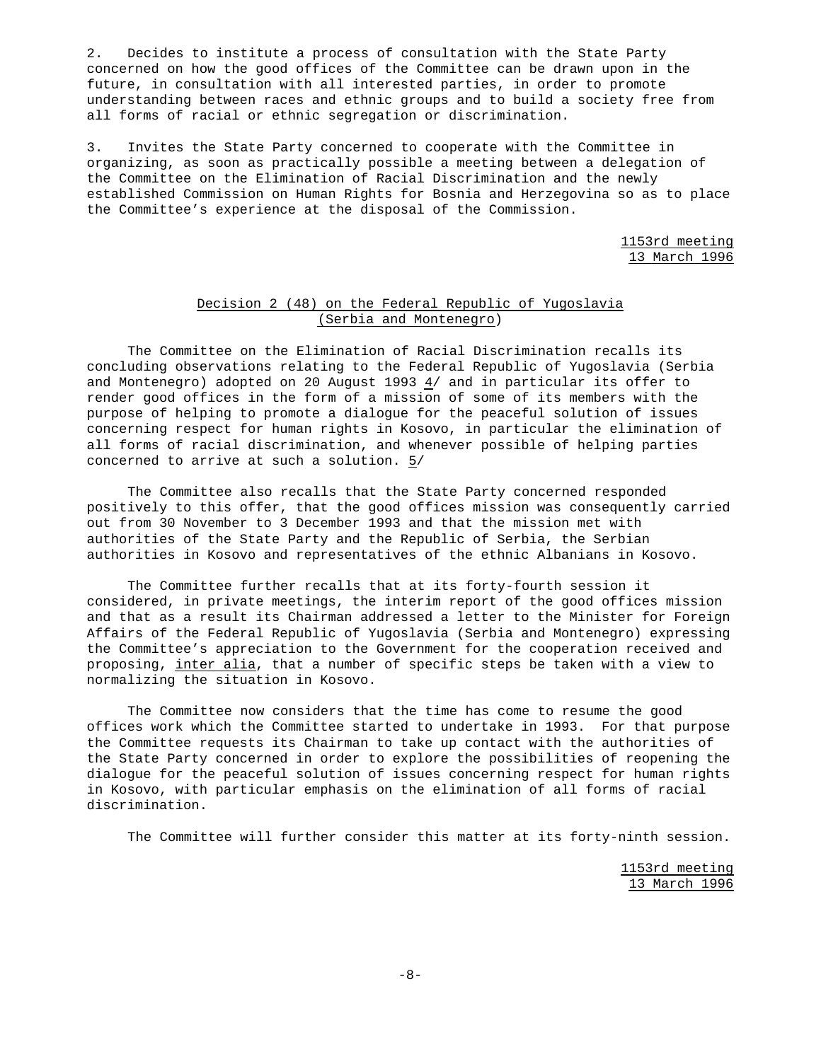2. Decides to institute a process of consultation with the State Party concerned on how the good offices of the Committee can be drawn upon in the future, in consultation with all interested parties, in order to promote understanding between races and ethnic groups and to build a society free from all forms of racial or ethnic segregation or discrimination.

3. Invites the State Party concerned to cooperate with the Committee in organizing, as soon as practically possible a meeting between a delegation of the Committee on the Elimination of Racial Discrimination and the newly established Commission on Human Rights for Bosnia and Herzegovina so as to place the Committee's experience at the disposal of the Commission.

1153rd meeting
13 March 1996

## Decision 2 (48) on the Federal Republic of Yugoslavia (Serbia and Montenegro)

The Committee on the Elimination of Racial Discrimination recalls its concluding observations relating to the Federal Republic of Yugoslavia (Serbia and Montenegro) adopted on 20 August 1993 4/ and in particular its offer to render good offices in the form of a mission of some of its members with the purpose of helping to promote a dialogue for the peaceful solution of issues concerning respect for human rights in Kosovo, in particular the elimination of all forms of racial discrimination, and whenever possible of helping parties concerned to arrive at such a solution. 5/

The Committee also recalls that the State Party concerned responded positively to this offer, that the good offices mission was consequently carried out from 30 November to 3 December 1993 and that the mission met with authorities of the State Party and the Republic of Serbia, the Serbian authorities in Kosovo and representatives of the ethnic Albanians in Kosovo.

The Committee further recalls that at its forty-fourth session it considered, in private meetings, the interim report of the good offices mission and that as a result its Chairman addressed a letter to the Minister for Foreign Affairs of the Federal Republic of Yugoslavia (Serbia and Montenegro) expressing the Committee's appreciation to the Government for the cooperation received and proposing, *inter alia*, that a number of specific steps be taken with a view to normalizing the situation in Kosovo.

The Committee now considers that the time has come to resume the good offices work which the Committee started to undertake in 1993. For that purpose the Committee requests its Chairman to take up contact with the authorities of the State Party concerned in order to explore the possibilities of reopening the dialogue for the peaceful solution of issues concerning respect for human rights in Kosovo, with particular emphasis on the elimination of all forms of racial discrimination.

The Committee will further consider this matter at its forty-ninth session.

1153rd meeting
13 March 1996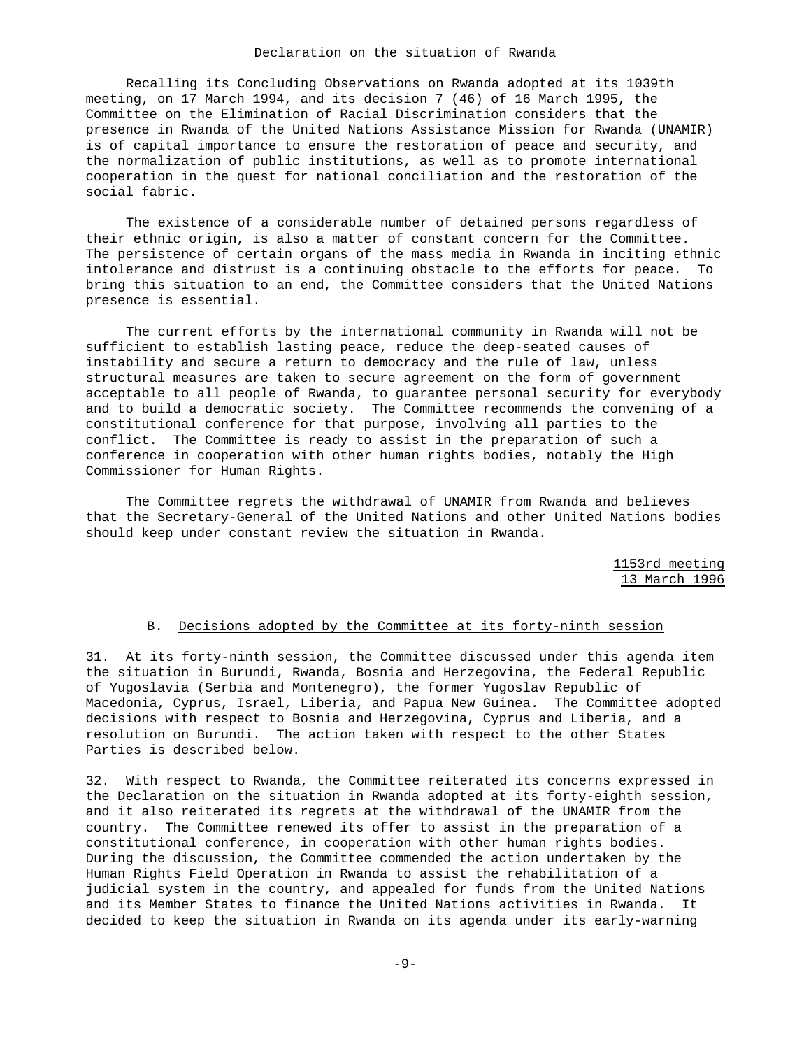## Declaration on the situation of Rwanda

Recalling its Concluding Observations on Rwanda adopted at its 1039th meeting, on 17 March 1994, and its decision 7 (46) of 16 March 1995, the Committee on the Elimination of Racial Discrimination considers that the presence in Rwanda of the United Nations Assistance Mission for Rwanda (UNAMIR) is of capital importance to ensure the restoration of peace and security, and the normalization of public institutions, as well as to promote international cooperation in the quest for national conciliation and the restoration of the social fabric.

The existence of a considerable number of detained persons regardless of their ethnic origin, is also a matter of constant concern for the Committee. The persistence of certain organs of the mass media in Rwanda in inciting ethnic intolerance and distrust is a continuing obstacle to the efforts for peace. To bring this situation to an end, the Committee considers that the United Nations presence is essential.

The current efforts by the international community in Rwanda will not be sufficient to establish lasting peace, reduce the deep-seated causes of instability and secure a return to democracy and the rule of law, unless structural measures are taken to secure agreement on the form of government acceptable to all people of Rwanda, to guarantee personal security for everybody and to build a democratic society. The Committee recommends the convening of a constitutional conference for that purpose, involving all parties to the conflict. The Committee is ready to assist in the preparation of such a conference in cooperation with other human rights bodies, notably the High Commissioner for Human Rights.

The Committee regrets the withdrawal of UNAMIR from Rwanda and believes that the Secretary-General of the United Nations and other United Nations bodies should keep under constant review the situation in Rwanda.

1153rd meeting
13 March 1996

### B. Decisions adopted by the Committee at its forty-ninth session

31. At its forty-ninth session, the Committee discussed under this agenda item the situation in Burundi, Rwanda, Bosnia and Herzegovina, the Federal Republic of Yugoslavia (Serbia and Montenegro), the former Yugoslav Republic of Macedonia, Cyprus, Israel, Liberia, and Papua New Guinea. The Committee adopted decisions with respect to Bosnia and Herzegovina, Cyprus and Liberia, and a resolution on Burundi. The action taken with respect to the other States Parties is described below.

32. With respect to Rwanda, the Committee reiterated its concerns expressed in the Declaration on the situation in Rwanda adopted at its forty-eighth session, and it also reiterated its regrets at the withdrawal of the UNAMIR from the country. The Committee renewed its offer to assist in the preparation of a constitutional conference, in cooperation with other human rights bodies. During the discussion, the Committee commended the action undertaken by the Human Rights Field Operation in Rwanda to assist the rehabilitation of a judicial system in the country, and appealed for funds from the United Nations and its Member States to finance the United Nations activities in Rwanda. It decided to keep the situation in Rwanda on its agenda under its early-warning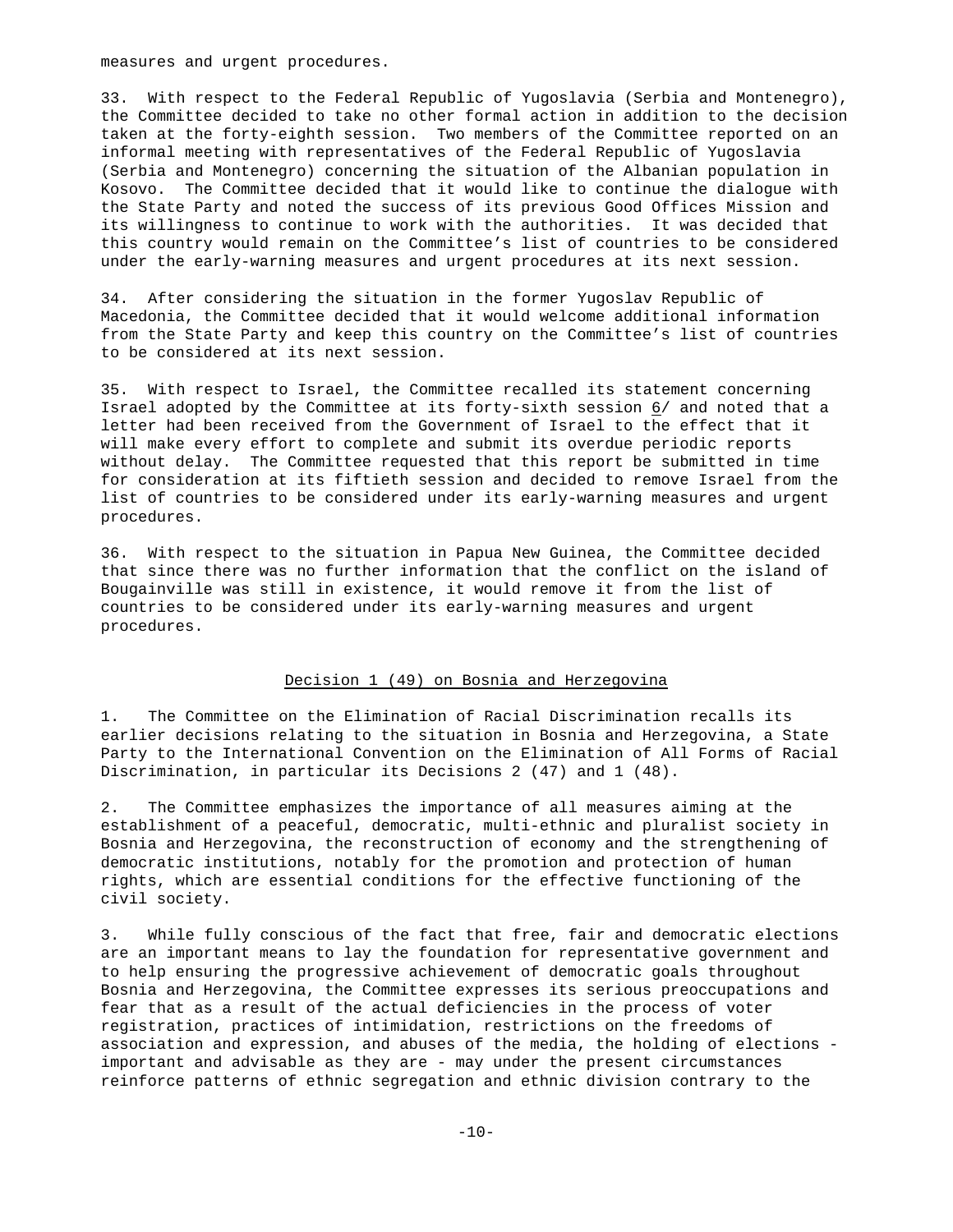measures and urgent procedures.

33. With respect to the Federal Republic of Yugoslavia (Serbia and Montenegro), the Committee decided to take no other formal action in addition to the decision taken at the forty-eighth session. Two members of the Committee reported on an informal meeting with representatives of the Federal Republic of Yugoslavia (Serbia and Montenegro) concerning the situation of the Albanian population in Kosovo. The Committee decided that it would like to continue the dialogue with the State Party and noted the success of its previous Good Offices Mission and its willingness to continue to work with the authorities. It was decided that this country would remain on the Committee's list of countries to be considered under the early-warning measures and urgent procedures at its next session.

34. After considering the situation in the former Yugoslav Republic of Macedonia, the Committee decided that it would welcome additional information from the State Party and keep this country on the Committee's list of countries to be considered at its next session.

35. With respect to Israel, the Committee recalled its statement concerning Israel adopted by the Committee at its forty-sixth session 6/ and noted that a letter had been received from the Government of Israel to the effect that it will make every effort to complete and submit its overdue periodic reports without delay. The Committee requested that this report be submitted in time for consideration at its fiftieth session and decided to remove Israel from the list of countries to be considered under its early-warning measures and urgent procedures.

36. With respect to the situation in Papua New Guinea, the Committee decided that since there was no further information that the conflict on the island of Bougainville was still in existence, it would remove it from the list of countries to be considered under its early-warning measures and urgent procedures.

## Decision 1 (49) on Bosnia and Herzegovina

1. The Committee on the Elimination of Racial Discrimination recalls its earlier decisions relating to the situation in Bosnia and Herzegovina, a State Party to the International Convention on the Elimination of All Forms of Racial Discrimination, in particular its Decisions 2 (47) and 1 (48).

2. The Committee emphasizes the importance of all measures aiming at the establishment of a peaceful, democratic, multi-ethnic and pluralist society in Bosnia and Herzegovina, the reconstruction of economy and the strengthening of democratic institutions, notably for the promotion and protection of human rights, which are essential conditions for the effective functioning of the civil society.

3. While fully conscious of the fact that free, fair and democratic elections are an important means to lay the foundation for representative government and to help ensuring the progressive achievement of democratic goals throughout Bosnia and Herzegovina, the Committee expresses its serious preoccupations and fear that as a result of the actual deficiencies in the process of voter registration, practices of intimidation, restrictions on the freedoms of association and expression, and abuses of the media, the holding of elections - important and advisable as they are - may under the present circumstances reinforce patterns of ethnic segregation and ethnic division contrary to the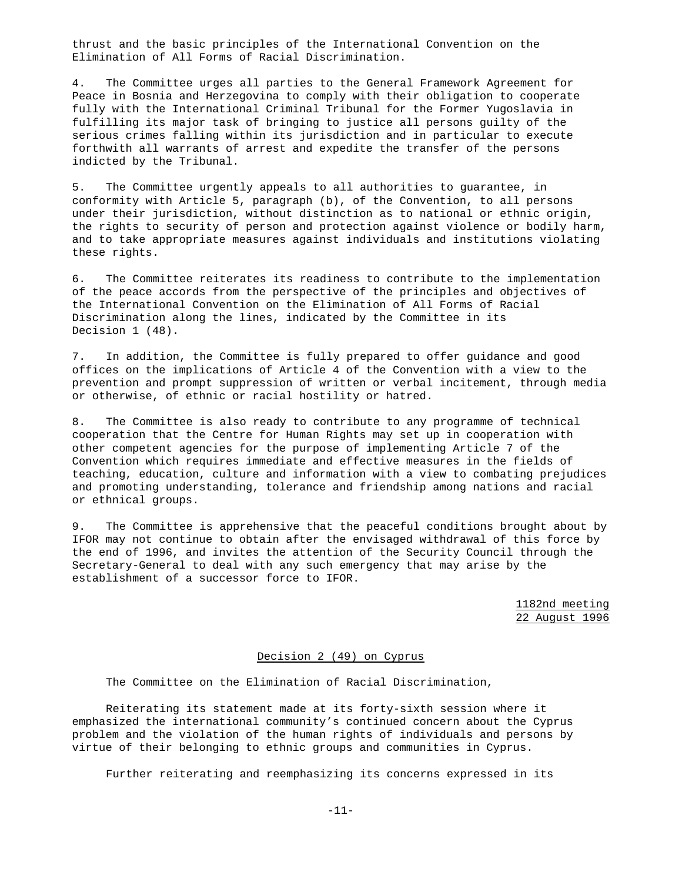thrust and the basic principles of the International Convention on the Elimination of All Forms of Racial Discrimination.

4. The Committee urges all parties to the General Framework Agreement for Peace in Bosnia and Herzegovina to comply with their obligation to cooperate fully with the International Criminal Tribunal for the Former Yugoslavia in fulfilling its major task of bringing to justice all persons guilty of the serious crimes falling within its jurisdiction and in particular to execute forthwith all warrants of arrest and expedite the transfer of the persons indicted by the Tribunal.

5. The Committee urgently appeals to all authorities to guarantee, in conformity with Article 5, paragraph (b), of the Convention, to all persons under their jurisdiction, without distinction as to national or ethnic origin, the rights to security of person and protection against violence or bodily harm, and to take appropriate measures against individuals and institutions violating these rights.

6. The Committee reiterates its readiness to contribute to the implementation of the peace accords from the perspective of the principles and objectives of the International Convention on the Elimination of All Forms of Racial Discrimination along the lines, indicated by the Committee in its Decision 1 (48).

7. In addition, the Committee is fully prepared to offer guidance and good offices on the implications of Article 4 of the Convention with a view to the prevention and prompt suppression of written or verbal incitement, through media or otherwise, of ethnic or racial hostility or hatred.

8. The Committee is also ready to contribute to any programme of technical cooperation that the Centre for Human Rights may set up in cooperation with other competent agencies for the purpose of implementing Article 7 of the Convention which requires immediate and effective measures in the fields of teaching, education, culture and information with a view to combating prejudices and promoting understanding, tolerance and friendship among nations and racial or ethnical groups.

9. The Committee is apprehensive that the peaceful conditions brought about by IFOR may not continue to obtain after the envisaged withdrawal of this force by the end of 1996, and invites the attention of the Security Council through the Secretary-General to deal with any such emergency that may arise by the establishment of a successor force to IFOR.

1182nd meeting
22 August 1996

## Decision 2 (49) on Cyprus

The Committee on the Elimination of Racial Discrimination,

Reiterating its statement made at its forty-sixth session where it emphasized the international community's continued concern about the Cyprus problem and the violation of the human rights of individuals and persons by virtue of their belonging to ethnic groups and communities in Cyprus.

Further reiterating and reemphasizing its concerns expressed in its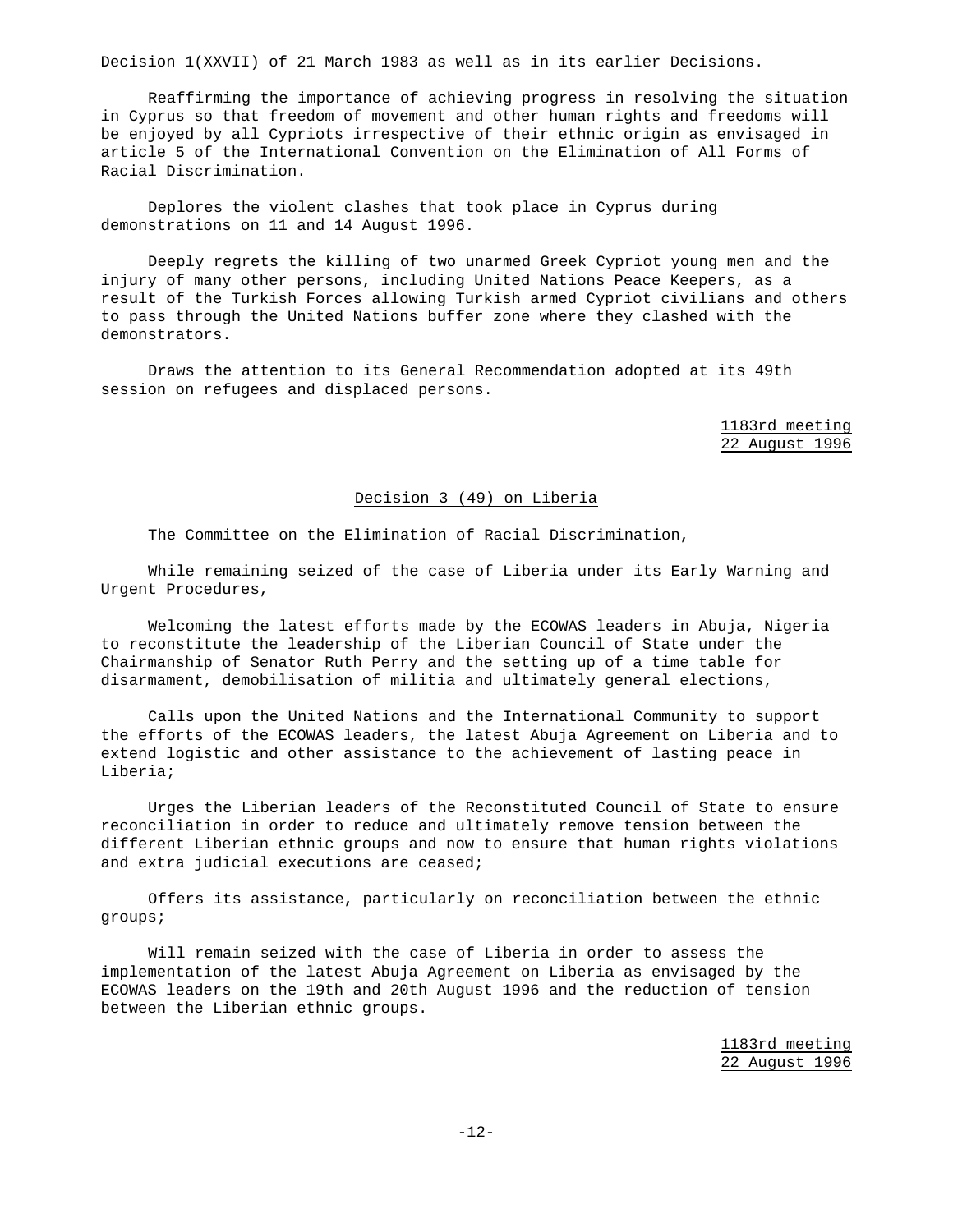Decision 1(XXVII) of 21 March 1983 as well as in its earlier Decisions.

Reaffirming the importance of achieving progress in resolving the situation in Cyprus so that freedom of movement and other human rights and freedoms will be enjoyed by all Cypriots irrespective of their ethnic origin as envisaged in article 5 of the International Convention on the Elimination of All Forms of Racial Discrimination.

Deplores the violent clashes that took place in Cyprus during demonstrations on 11 and 14 August 1996.

Deeply regrets the killing of two unarmed Greek Cypriot young men and the injury of many other persons, including United Nations Peace Keepers, as a result of the Turkish Forces allowing Turkish armed Cypriot civilians and others to pass through the United Nations buffer zone where they clashed with the demonstrators.

Draws the attention to its General Recommendation adopted at its 49th session on refugees and displaced persons.

1183rd meeting
22 August 1996

## Decision 3 (49) on Liberia

The Committee on the Elimination of Racial Discrimination,

While remaining seized of the case of Liberia under its Early Warning and Urgent Procedures,

Welcoming the latest efforts made by the ECOWAS leaders in Abuja, Nigeria to reconstitute the leadership of the Liberian Council of State under the Chairmanship of Senator Ruth Perry and the setting up of a time table for disarmament, demobilisation of militia and ultimately general elections,

Calls upon the United Nations and the International Community to support the efforts of the ECOWAS leaders, the latest Abuja Agreement on Liberia and to extend logistic and other assistance to the achievement of lasting peace in Liberia;

Urges the Liberian leaders of the Reconstituted Council of State to ensure reconciliation in order to reduce and ultimately remove tension between the different Liberian ethnic groups and now to ensure that human rights violations and extra judicial executions are ceased;

Offers its assistance, particularly on reconciliation between the ethnic groups;

Will remain seized with the case of Liberia in order to assess the implementation of the latest Abuja Agreement on Liberia as envisaged by the ECOWAS leaders on the 19th and 20th August 1996 and the reduction of tension between the Liberian ethnic groups.

1183rd meeting
22 August 1996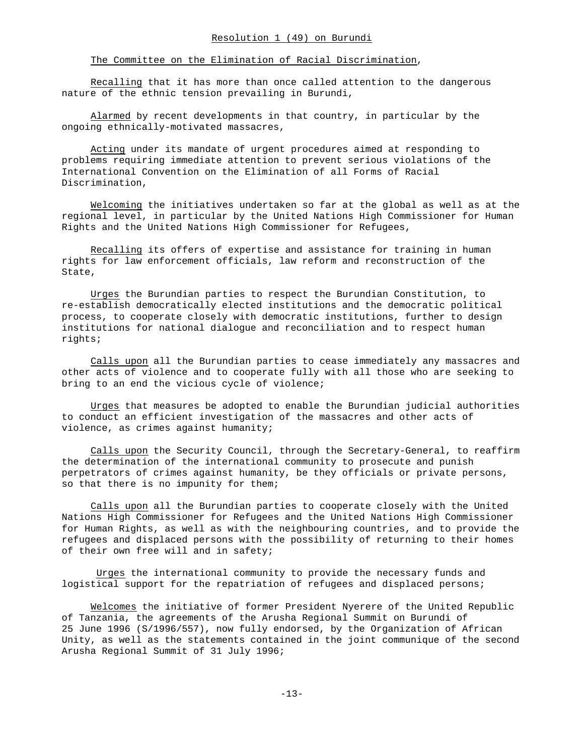## Resolution 1 (49) on Burundi

*The Committee on the Elimination of Racial Discrimination*,

*Recalling* that it has more than once called attention to the dangerous nature of the ethnic tension prevailing in Burundi,

*Alarmed* by recent developments in that country, in particular by the ongoing ethnically-motivated massacres,

*Acting* under its mandate of urgent procedures aimed at responding to problems requiring immediate attention to prevent serious violations of the International Convention on the Elimination of all Forms of Racial Discrimination,

*Welcoming* the initiatives undertaken so far at the global as well as at the regional level, in particular by the United Nations High Commissioner for Human Rights and the United Nations High Commissioner for Refugees,

*Recalling* its offers of expertise and assistance for training in human rights for law enforcement officials, law reform and reconstruction of the State,

*Urges* the Burundian parties to respect the Burundian Constitution, to re-establish democratically elected institutions and the democratic political process, to cooperate closely with democratic institutions, further to design institutions for national dialogue and reconciliation and to respect human rights;

*Calls upon* all the Burundian parties to cease immediately any massacres and other acts of violence and to cooperate fully with all those who are seeking to bring to an end the vicious cycle of violence;

*Urges* that measures be adopted to enable the Burundian judicial authorities to conduct an efficient investigation of the massacres and other acts of violence, as crimes against humanity;

*Calls upon* the Security Council, through the Secretary-General, to reaffirm the determination of the international community to prosecute and punish perpetrators of crimes against humanity, be they officials or private persons, so that there is no impunity for them;

*Calls upon* all the Burundian parties to cooperate closely with the United Nations High Commissioner for Refugees and the United Nations High Commissioner for Human Rights, as well as with the neighbouring countries, and to provide the refugees and displaced persons with the possibility of returning to their homes of their own free will and in safety;

*Urges* the international community to provide the necessary funds and logistical support for the repatriation of refugees and displaced persons;

*Welcomes* the initiative of former President Nyerere of the United Republic of Tanzania, the agreements of the Arusha Regional Summit on Burundi of 25 June 1996 (S/1996/557), now fully endorsed, by the Organization of African Unity, as well as the statements contained in the joint communique of the second Arusha Regional Summit of 31 July 1996;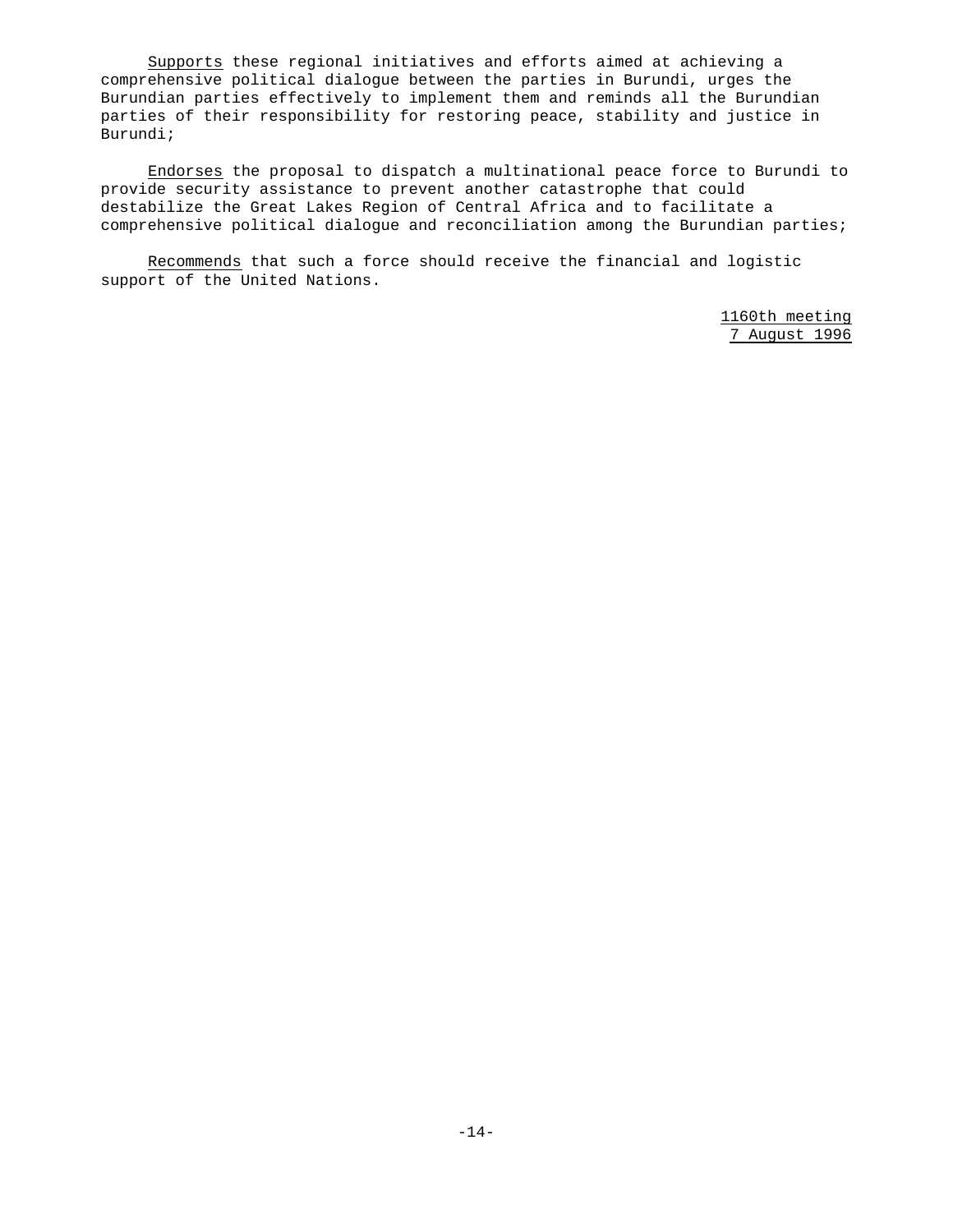*Supports* these regional initiatives and efforts aimed at achieving a comprehensive political dialogue between the parties in Burundi, urges the Burundian parties effectively to implement them and reminds all the Burundian parties of their responsibility for restoring peace, stability and justice in Burundi;

*Endorses* the proposal to dispatch a multinational peace force to Burundi to provide security assistance to prevent another catastrophe that could destabilize the Great Lakes Region of Central Africa and to facilitate a comprehensive political dialogue and reconciliation among the Burundian parties;

*Recommends* that such a force should receive the financial and logistic support of the United Nations.

*1160th meeting*
*7 August 1996*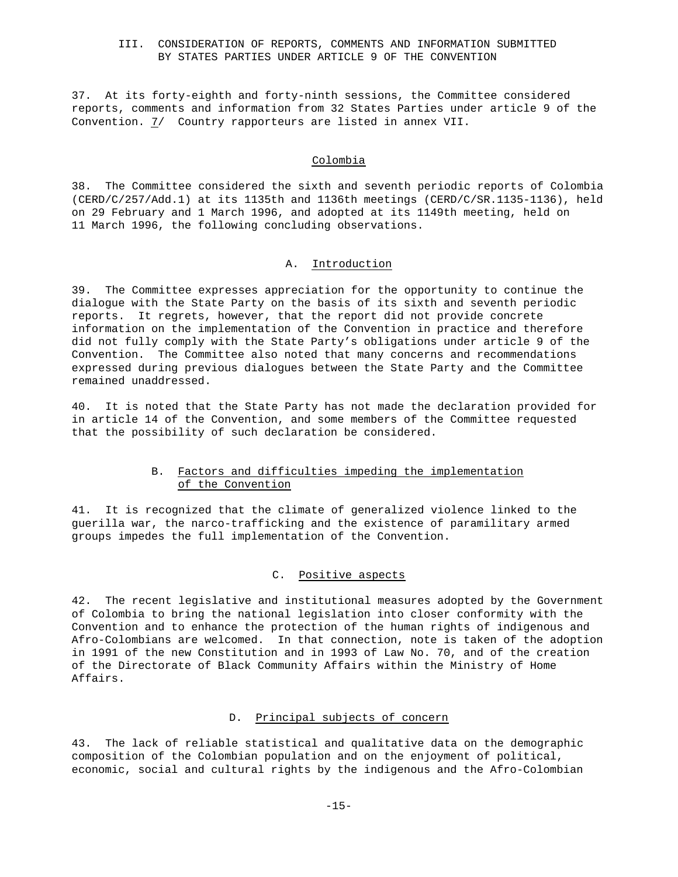## III. CONSIDERATION OF REPORTS, COMMENTS AND INFORMATION SUBMITTED BY STATES PARTIES UNDER ARTICLE 9 OF THE CONVENTION

37. At its forty-eighth and forty-ninth sessions, the Committee considered reports, comments and information from 32 States Parties under article 9 of the Convention. 7/ Country rapporteurs are listed in annex VII.

### Colombia

38. The Committee considered the sixth and seventh periodic reports of Colombia (CERD/C/257/Add.1) at its 1135th and 1136th meetings (CERD/C/SR.1135-1136), held on 29 February and 1 March 1996, and adopted at its 1149th meeting, held on 11 March 1996, the following concluding observations.

#### A. Introduction

39. The Committee expresses appreciation for the opportunity to continue the dialogue with the State Party on the basis of its sixth and seventh periodic reports. It regrets, however, that the report did not provide concrete information on the implementation of the Convention in practice and therefore did not fully comply with the State Party's obligations under article 9 of the Convention. The Committee also noted that many concerns and recommendations expressed during previous dialogues between the State Party and the Committee remained unaddressed.

40. It is noted that the State Party has not made the declaration provided for in article 14 of the Convention, and some members of the Committee requested that the possibility of such declaration be considered.

#### B. Factors and difficulties impeding the implementation of the Convention

41. It is recognized that the climate of generalized violence linked to the guerilla war, the narco-trafficking and the existence of paramilitary armed groups impedes the full implementation of the Convention.

#### C. Positive aspects

42. The recent legislative and institutional measures adopted by the Government of Colombia to bring the national legislation into closer conformity with the Convention and to enhance the protection of the human rights of indigenous and Afro-Colombians are welcomed. In that connection, note is taken of the adoption in 1991 of the new Constitution and in 1993 of Law No. 70, and of the creation of the Directorate of Black Community Affairs within the Ministry of Home Affairs.

#### D. Principal subjects of concern

43. The lack of reliable statistical and qualitative data on the demographic composition of the Colombian population and on the enjoyment of political, economic, social and cultural rights by the indigenous and the Afro-Colombian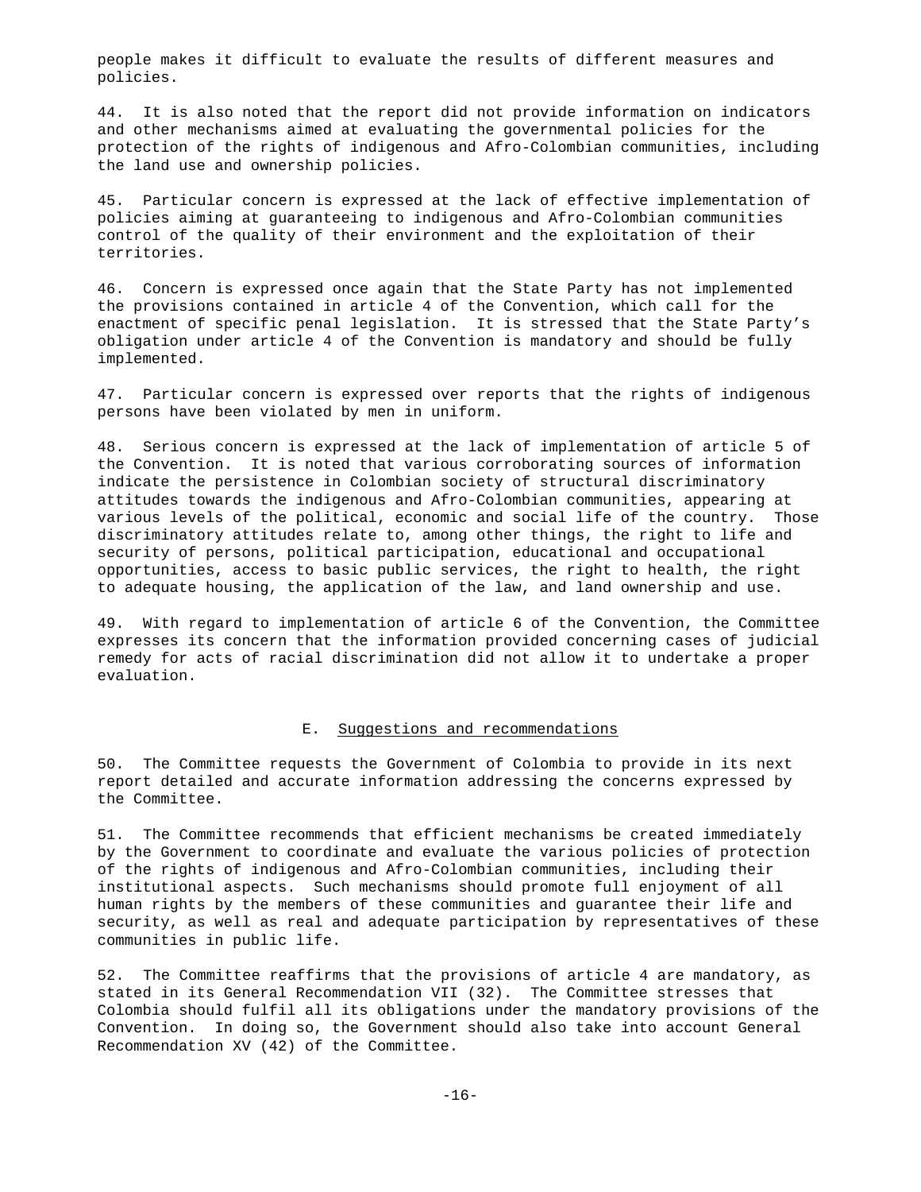people makes it difficult to evaluate the results of different measures and policies.

44. It is also noted that the report did not provide information on indicators and other mechanisms aimed at evaluating the governmental policies for the protection of the rights of indigenous and Afro-Colombian communities, including the land use and ownership policies.

45. Particular concern is expressed at the lack of effective implementation of policies aiming at guaranteeing to indigenous and Afro-Colombian communities control of the quality of their environment and the exploitation of their territories.

46. Concern is expressed once again that the State Party has not implemented the provisions contained in article 4 of the Convention, which call for the enactment of specific penal legislation. It is stressed that the State Party's obligation under article 4 of the Convention is mandatory and should be fully implemented.

47. Particular concern is expressed over reports that the rights of indigenous persons have been violated by men in uniform.

48. Serious concern is expressed at the lack of implementation of article 5 of the Convention. It is noted that various corroborating sources of information indicate the persistence in Colombian society of structural discriminatory attitudes towards the indigenous and Afro-Colombian communities, appearing at various levels of the political, economic and social life of the country. Those discriminatory attitudes relate to, among other things, the right to life and security of persons, political participation, educational and occupational opportunities, access to basic public services, the right to health, the right to adequate housing, the application of the law, and land ownership and use.

49. With regard to implementation of article 6 of the Convention, the Committee expresses its concern that the information provided concerning cases of judicial remedy for acts of racial discrimination did not allow it to undertake a proper evaluation.

### E. Suggestions and recommendations

50. The Committee requests the Government of Colombia to provide in its next report detailed and accurate information addressing the concerns expressed by the Committee.

51. The Committee recommends that efficient mechanisms be created immediately by the Government to coordinate and evaluate the various policies of protection of the rights of indigenous and Afro-Colombian communities, including their institutional aspects. Such mechanisms should promote full enjoyment of all human rights by the members of these communities and guarantee their life and security, as well as real and adequate participation by representatives of these communities in public life.

52. The Committee reaffirms that the provisions of article 4 are mandatory, as stated in its General Recommendation VII (32). The Committee stresses that Colombia should fulfil all its obligations under the mandatory provisions of the Convention. In doing so, the Government should also take into account General Recommendation XV (42) of the Committee.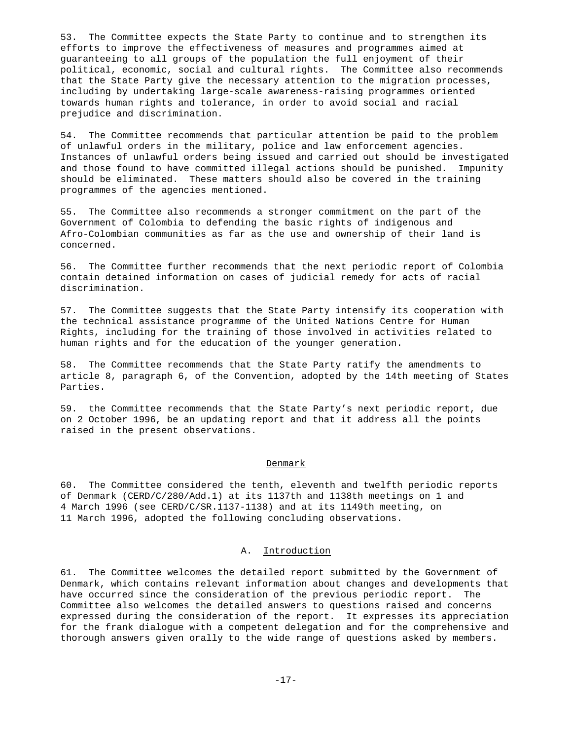53. The Committee expects the State Party to continue and to strengthen its efforts to improve the effectiveness of measures and programmes aimed at guaranteeing to all groups of the population the full enjoyment of their political, economic, social and cultural rights. The Committee also recommends that the State Party give the necessary attention to the migration processes, including by undertaking large-scale awareness-raising programmes oriented towards human rights and tolerance, in order to avoid social and racial prejudice and discrimination.

54. The Committee recommends that particular attention be paid to the problem of unlawful orders in the military, police and law enforcement agencies. Instances of unlawful orders being issued and carried out should be investigated and those found to have committed illegal actions should be punished. Impunity should be eliminated. These matters should also be covered in the training programmes of the agencies mentioned.

55. The Committee also recommends a stronger commitment on the part of the Government of Colombia to defending the basic rights of indigenous and Afro-Colombian communities as far as the use and ownership of their land is concerned.

56. The Committee further recommends that the next periodic report of Colombia contain detained information on cases of judicial remedy for acts of racial discrimination.

57. The Committee suggests that the State Party intensify its cooperation with the technical assistance programme of the United Nations Centre for Human Rights, including for the training of those involved in activities related to human rights and for the education of the younger generation.

58. The Committee recommends that the State Party ratify the amendments to article 8, paragraph 6, of the Convention, adopted by the 14th meeting of States Parties.

59. the Committee recommends that the State Party's next periodic report, due on 2 October 1996, be an updating report and that it address all the points raised in the present observations.

## Denmark

60. The Committee considered the tenth, eleventh and twelfth periodic reports of Denmark (CERD/C/280/Add.1) at its 1137th and 1138th meetings on 1 and 4 March 1996 (see CERD/C/SR.1137-1138) and at its 1149th meeting, on 11 March 1996, adopted the following concluding observations.

### A. Introduction

61. The Committee welcomes the detailed report submitted by the Government of Denmark, which contains relevant information about changes and developments that have occurred since the consideration of the previous periodic report. The Committee also welcomes the detailed answers to questions raised and concerns expressed during the consideration of the report. It expresses its appreciation for the frank dialogue with a competent delegation and for the comprehensive and thorough answers given orally to the wide range of questions asked by members.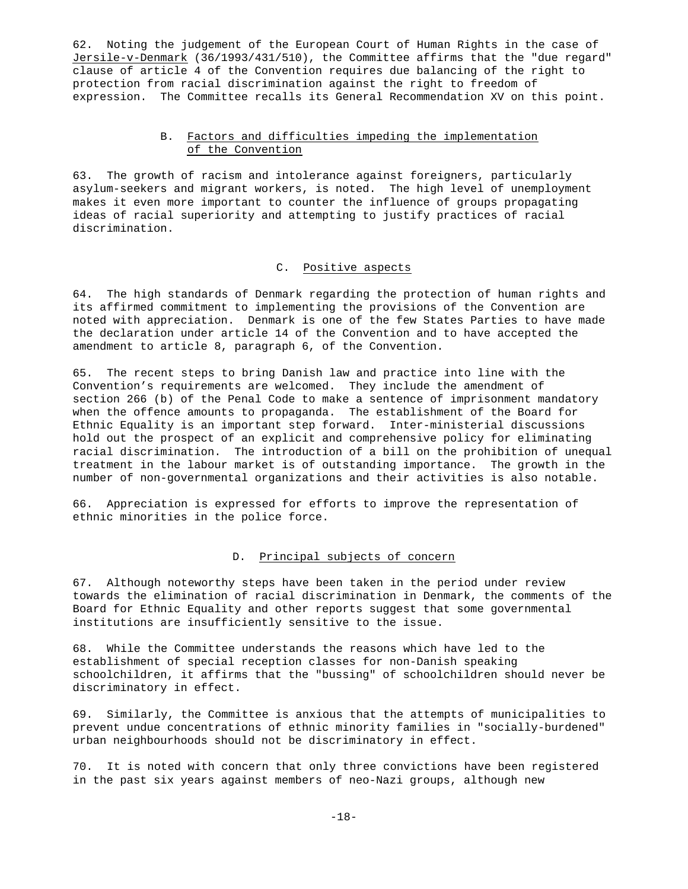62. Noting the judgement of the European Court of Human Rights in the case of Jersile-v-Denmark (36/1993/431/510), the Committee affirms that the "due regard" clause of article 4 of the Convention requires due balancing of the right to protection from racial discrimination against the right to freedom of expression. The Committee recalls its General Recommendation XV on this point.

### B. Factors and difficulties impeding the implementation of the Convention

63. The growth of racism and intolerance against foreigners, particularly asylum-seekers and migrant workers, is noted. The high level of unemployment makes it even more important to counter the influence of groups propagating ideas of racial superiority and attempting to justify practices of racial discrimination.

### C. Positive aspects

64. The high standards of Denmark regarding the protection of human rights and its affirmed commitment to implementing the provisions of the Convention are noted with appreciation. Denmark is one of the few States Parties to have made the declaration under article 14 of the Convention and to have accepted the amendment to article 8, paragraph 6, of the Convention.

65. The recent steps to bring Danish law and practice into line with the Convention's requirements are welcomed. They include the amendment of section 266 (b) of the Penal Code to make a sentence of imprisonment mandatory when the offence amounts to propaganda. The establishment of the Board for Ethnic Equality is an important step forward. Inter-ministerial discussions hold out the prospect of an explicit and comprehensive policy for eliminating racial discrimination. The introduction of a bill on the prohibition of unequal treatment in the labour market is of outstanding importance. The growth in the number of non-governmental organizations and their activities is also notable.

66. Appreciation is expressed for efforts to improve the representation of ethnic minorities in the police force.

### D. Principal subjects of concern

67. Although noteworthy steps have been taken in the period under review towards the elimination of racial discrimination in Denmark, the comments of the Board for Ethnic Equality and other reports suggest that some governmental institutions are insufficiently sensitive to the issue.

68. While the Committee understands the reasons which have led to the establishment of special reception classes for non-Danish speaking schoolchildren, it affirms that the "bussing" of schoolchildren should never be discriminatory in effect.

69. Similarly, the Committee is anxious that the attempts of municipalities to prevent undue concentrations of ethnic minority families in "socially-burdened" urban neighbourhoods should not be discriminatory in effect.

70. It is noted with concern that only three convictions have been registered in the past six years against members of neo-Nazi groups, although new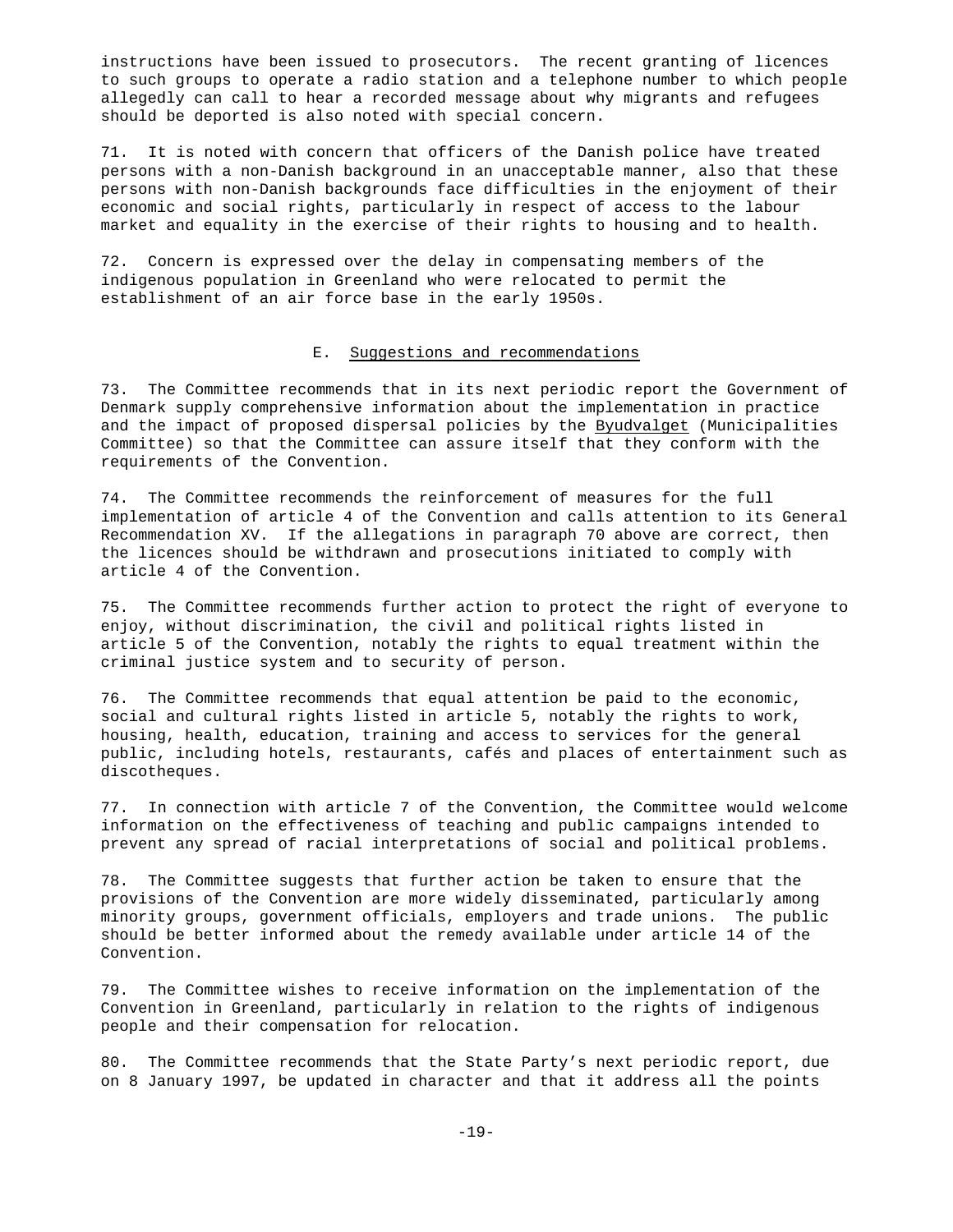instructions have been issued to prosecutors. The recent granting of licences to such groups to operate a radio station and a telephone number to which people allegedly can call to hear a recorded message about why migrants and refugees should be deported is also noted with special concern.

71. It is noted with concern that officers of the Danish police have treated persons with a non-Danish background in an unacceptable manner, also that these persons with non-Danish backgrounds face difficulties in the enjoyment of their economic and social rights, particularly in respect of access to the labour market and equality in the exercise of their rights to housing and to health.

72. Concern is expressed over the delay in compensating members of the indigenous population in Greenland who were relocated to permit the establishment of an air force base in the early 1950s.

### E. Suggestions and recommendations

73. The Committee recommends that in its next periodic report the Government of Denmark supply comprehensive information about the implementation in practice and the impact of proposed dispersal policies by the Byudvalget (Municipalities Committee) so that the Committee can assure itself that they conform with the requirements of the Convention.

74. The Committee recommends the reinforcement of measures for the full implementation of article 4 of the Convention and calls attention to its General Recommendation XV. If the allegations in paragraph 70 above are correct, then the licences should be withdrawn and prosecutions initiated to comply with article 4 of the Convention.

75. The Committee recommends further action to protect the right of everyone to enjoy, without discrimination, the civil and political rights listed in article 5 of the Convention, notably the rights to equal treatment within the criminal justice system and to security of person.

76. The Committee recommends that equal attention be paid to the economic, social and cultural rights listed in article 5, notably the rights to work, housing, health, education, training and access to services for the general public, including hotels, restaurants, cafés and places of entertainment such as discotheques.

77. In connection with article 7 of the Convention, the Committee would welcome information on the effectiveness of teaching and public campaigns intended to prevent any spread of racial interpretations of social and political problems.

78. The Committee suggests that further action be taken to ensure that the provisions of the Convention are more widely disseminated, particularly among minority groups, government officials, employers and trade unions. The public should be better informed about the remedy available under article 14 of the Convention.

79. The Committee wishes to receive information on the implementation of the Convention in Greenland, particularly in relation to the rights of indigenous people and their compensation for relocation.

80. The Committee recommends that the State Party's next periodic report, due on 8 January 1997, be updated in character and that it address all the points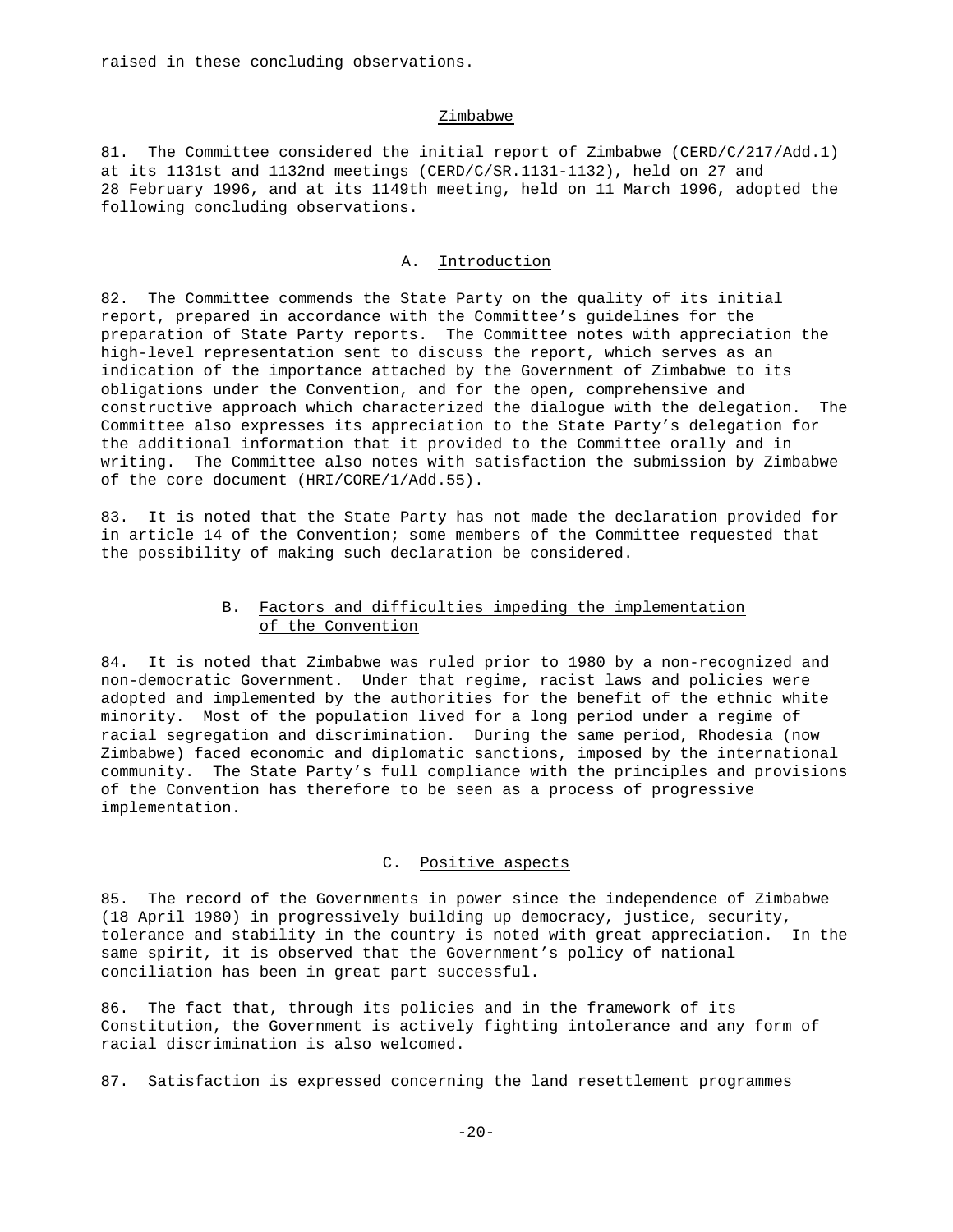raised in these concluding observations.

## Zimbabwe

81. The Committee considered the initial report of Zimbabwe (CERD/C/217/Add.1) at its 1131st and 1132nd meetings (CERD/C/SR.1131-1132), held on 27 and 28 February 1996, and at its 1149th meeting, held on 11 March 1996, adopted the following concluding observations.

### A. Introduction

82. The Committee commends the State Party on the quality of its initial report, prepared in accordance with the Committee's guidelines for the preparation of State Party reports. The Committee notes with appreciation the high-level representation sent to discuss the report, which serves as an indication of the importance attached by the Government of Zimbabwe to its obligations under the Convention, and for the open, comprehensive and constructive approach which characterized the dialogue with the delegation. The Committee also expresses its appreciation to the State Party's delegation for the additional information that it provided to the Committee orally and in writing. The Committee also notes with satisfaction the submission by Zimbabwe of the core document (HRI/CORE/1/Add.55).

83. It is noted that the State Party has not made the declaration provided for in article 14 of the Convention; some members of the Committee requested that the possibility of making such declaration be considered.

### B. Factors and difficulties impeding the implementation of the Convention

84. It is noted that Zimbabwe was ruled prior to 1980 by a non-recognized and non-democratic Government. Under that regime, racist laws and policies were adopted and implemented by the authorities for the benefit of the ethnic white minority. Most of the population lived for a long period under a regime of racial segregation and discrimination. During the same period, Rhodesia (now Zimbabwe) faced economic and diplomatic sanctions, imposed by the international community. The State Party's full compliance with the principles and provisions of the Convention has therefore to be seen as a process of progressive implementation.

### C. Positive aspects

85. The record of the Governments in power since the independence of Zimbabwe (18 April 1980) in progressively building up democracy, justice, security, tolerance and stability in the country is noted with great appreciation. In the same spirit, it is observed that the Government's policy of national conciliation has been in great part successful.

86. The fact that, through its policies and in the framework of its Constitution, the Government is actively fighting intolerance and any form of racial discrimination is also welcomed.

87. Satisfaction is expressed concerning the land resettlement programmes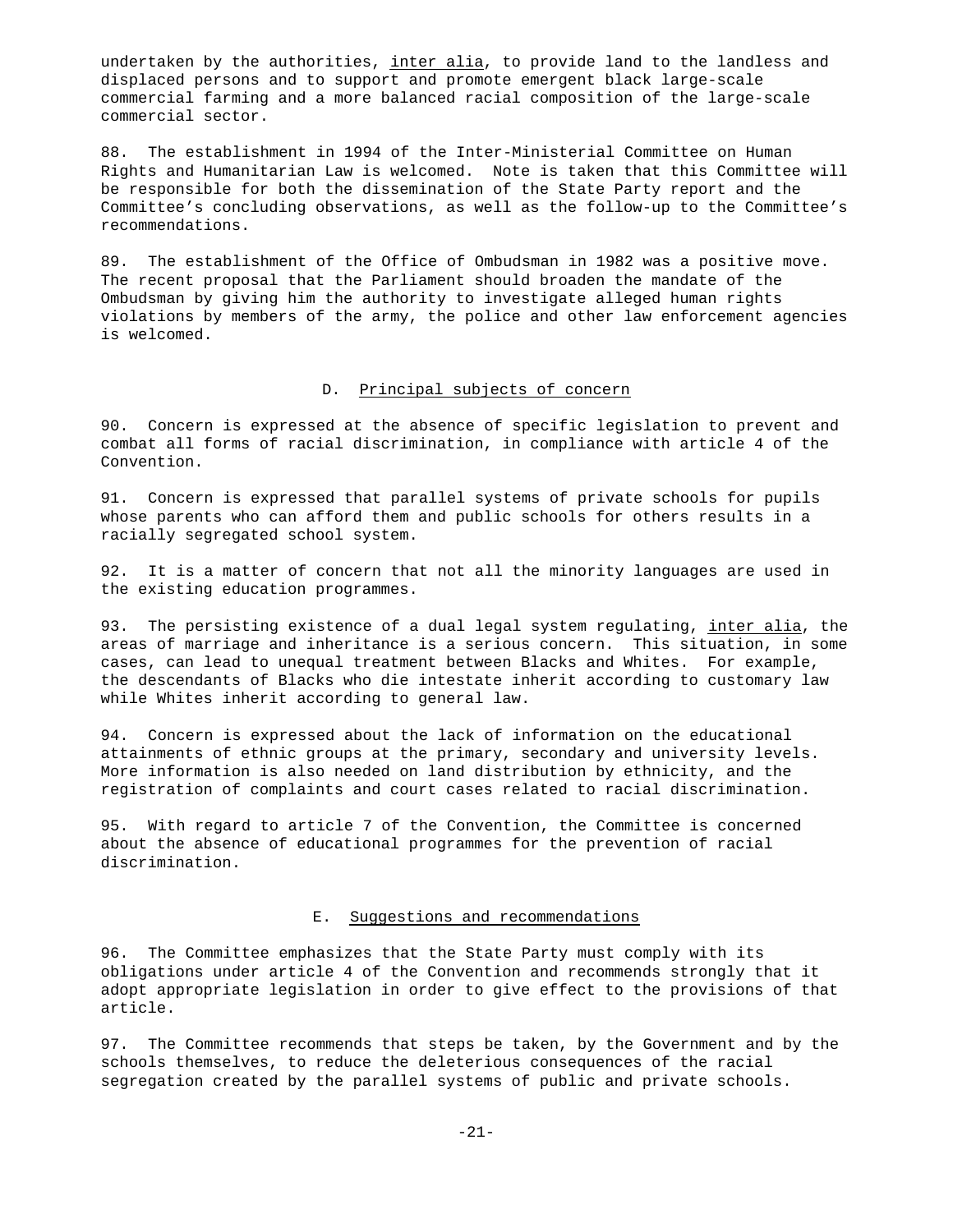undertaken by the authorities, *inter alia*, to provide land to the landless and displaced persons and to support and promote emergent black large-scale commercial farming and a more balanced racial composition of the large-scale commercial sector.

88. The establishment in 1994 of the Inter-Ministerial Committee on Human Rights and Humanitarian Law is welcomed. Note is taken that this Committee will be responsible for both the dissemination of the State Party report and the Committee's concluding observations, as well as the follow-up to the Committee's recommendations.

89. The establishment of the Office of Ombudsman in 1982 was a positive move. The recent proposal that the Parliament should broaden the mandate of the Ombudsman by giving him the authority to investigate alleged human rights violations by members of the army, the police and other law enforcement agencies is welcomed.

## D. Principal subjects of concern

90. Concern is expressed at the absence of specific legislation to prevent and combat all forms of racial discrimination, in compliance with article 4 of the Convention.

91. Concern is expressed that parallel systems of private schools for pupils whose parents who can afford them and public schools for others results in a racially segregated school system.

92. It is a matter of concern that not all the minority languages are used in the existing education programmes.

93. The persisting existence of a dual legal system regulating, *inter alia*, the areas of marriage and inheritance is a serious concern. This situation, in some cases, can lead to unequal treatment between Blacks and Whites. For example, the descendants of Blacks who die intestate inherit according to customary law while Whites inherit according to general law.

94. Concern is expressed about the lack of information on the educational attainments of ethnic groups at the primary, secondary and university levels. More information is also needed on land distribution by ethnicity, and the registration of complaints and court cases related to racial discrimination.

95. With regard to article 7 of the Convention, the Committee is concerned about the absence of educational programmes for the prevention of racial discrimination.

## E. Suggestions and recommendations

96. The Committee emphasizes that the State Party must comply with its obligations under article 4 of the Convention and recommends strongly that it adopt appropriate legislation in order to give effect to the provisions of that article.

97. The Committee recommends that steps be taken, by the Government and by the schools themselves, to reduce the deleterious consequences of the racial segregation created by the parallel systems of public and private schools.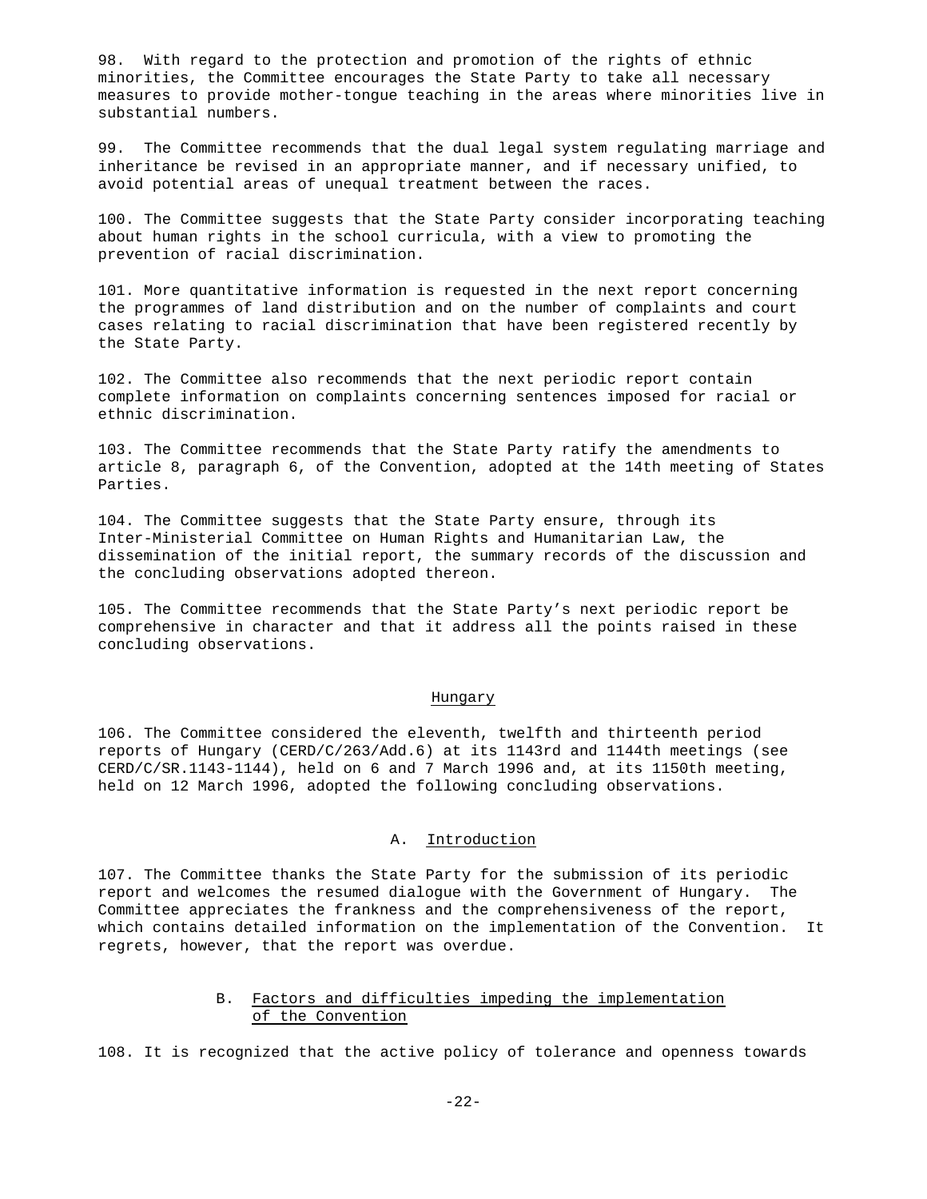98. With regard to the protection and promotion of the rights of ethnic minorities, the Committee encourages the State Party to take all necessary measures to provide mother-tongue teaching in the areas where minorities live in substantial numbers.

99. The Committee recommends that the dual legal system regulating marriage and inheritance be revised in an appropriate manner, and if necessary unified, to avoid potential areas of unequal treatment between the races.

100. The Committee suggests that the State Party consider incorporating teaching about human rights in the school curricula, with a view to promoting the prevention of racial discrimination.

101. More quantitative information is requested in the next report concerning the programmes of land distribution and on the number of complaints and court cases relating to racial discrimination that have been registered recently by the State Party.

102. The Committee also recommends that the next periodic report contain complete information on complaints concerning sentences imposed for racial or ethnic discrimination.

103. The Committee recommends that the State Party ratify the amendments to article 8, paragraph 6, of the Convention, adopted at the 14th meeting of States Parties.

104. The Committee suggests that the State Party ensure, through its Inter-Ministerial Committee on Human Rights and Humanitarian Law, the dissemination of the initial report, the summary records of the discussion and the concluding observations adopted thereon.

105. The Committee recommends that the State Party's next periodic report be comprehensive in character and that it address all the points raised in these concluding observations.

## Hungary

106. The Committee considered the eleventh, twelfth and thirteenth period reports of Hungary (CERD/C/263/Add.6) at its 1143rd and 1144th meetings (see CERD/C/SR.1143-1144), held on 6 and 7 March 1996 and, at its 1150th meeting, held on 12 March 1996, adopted the following concluding observations.

### A. Introduction

107. The Committee thanks the State Party for the submission of its periodic report and welcomes the resumed dialogue with the Government of Hungary. The Committee appreciates the frankness and the comprehensiveness of the report, which contains detailed information on the implementation of the Convention. It regrets, however, that the report was overdue.

### B. Factors and difficulties impeding the implementation of the Convention

108. It is recognized that the active policy of tolerance and openness towards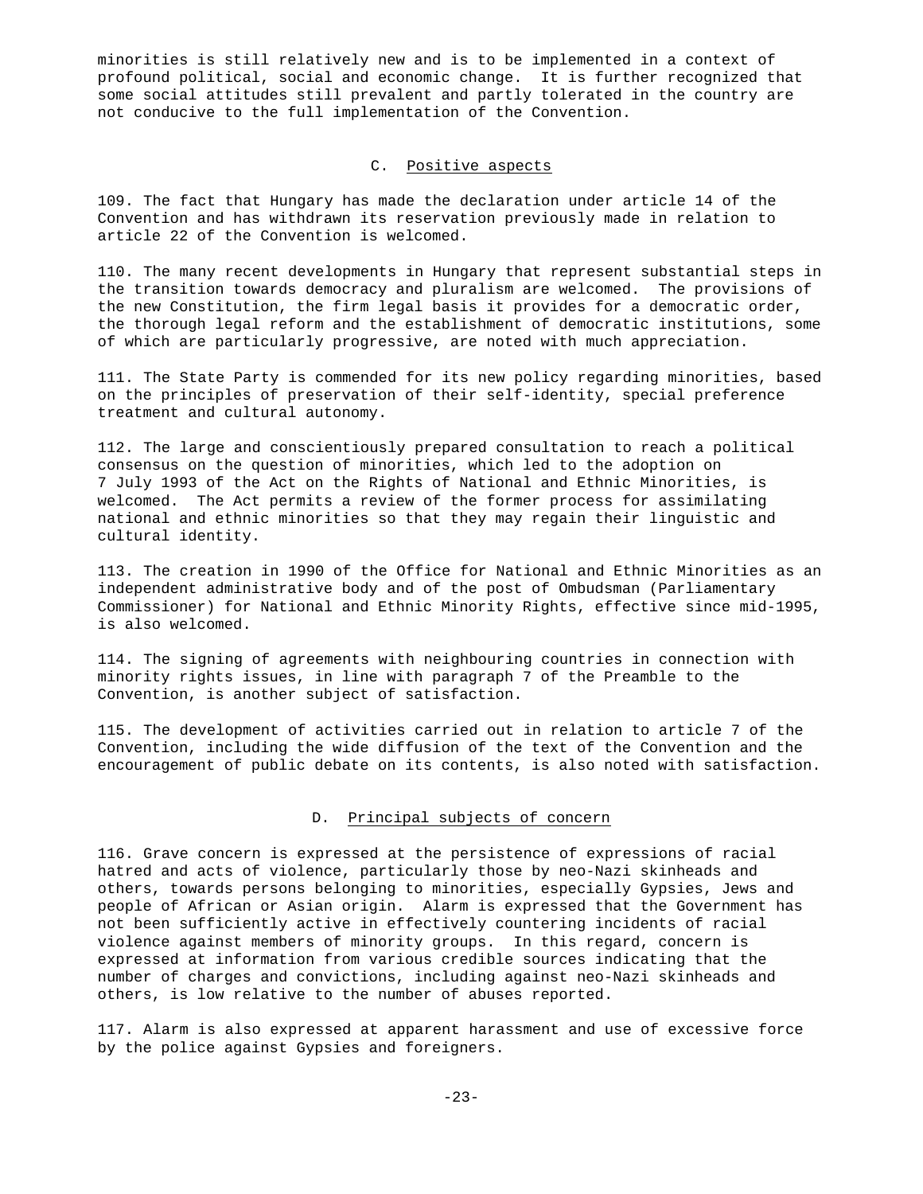minorities is still relatively new and is to be implemented in a context of profound political, social and economic change. It is further recognized that some social attitudes still prevalent and partly tolerated in the country are not conducive to the full implementation of the Convention.

### C. Positive aspects

109. The fact that Hungary has made the declaration under article 14 of the Convention and has withdrawn its reservation previously made in relation to article 22 of the Convention is welcomed.

110. The many recent developments in Hungary that represent substantial steps in the transition towards democracy and pluralism are welcomed. The provisions of the new Constitution, the firm legal basis it provides for a democratic order, the thorough legal reform and the establishment of democratic institutions, some of which are particularly progressive, are noted with much appreciation.

111. The State Party is commended for its new policy regarding minorities, based on the principles of preservation of their self-identity, special preference treatment and cultural autonomy.

112. The large and conscientiously prepared consultation to reach a political consensus on the question of minorities, which led to the adoption on 7 July 1993 of the Act on the Rights of National and Ethnic Minorities, is welcomed. The Act permits a review of the former process for assimilating national and ethnic minorities so that they may regain their linguistic and cultural identity.

113. The creation in 1990 of the Office for National and Ethnic Minorities as an independent administrative body and of the post of Ombudsman (Parliamentary Commissioner) for National and Ethnic Minority Rights, effective since mid-1995, is also welcomed.

114. The signing of agreements with neighbouring countries in connection with minority rights issues, in line with paragraph 7 of the Preamble to the Convention, is another subject of satisfaction.

115. The development of activities carried out in relation to article 7 of the Convention, including the wide diffusion of the text of the Convention and the encouragement of public debate on its contents, is also noted with satisfaction.

### D. Principal subjects of concern

116. Grave concern is expressed at the persistence of expressions of racial hatred and acts of violence, particularly those by neo-Nazi skinheads and others, towards persons belonging to minorities, especially Gypsies, Jews and people of African or Asian origin. Alarm is expressed that the Government has not been sufficiently active in effectively countering incidents of racial violence against members of minority groups. In this regard, concern is expressed at information from various credible sources indicating that the number of charges and convictions, including against neo-Nazi skinheads and others, is low relative to the number of abuses reported.

117. Alarm is also expressed at apparent harassment and use of excessive force by the police against Gypsies and foreigners.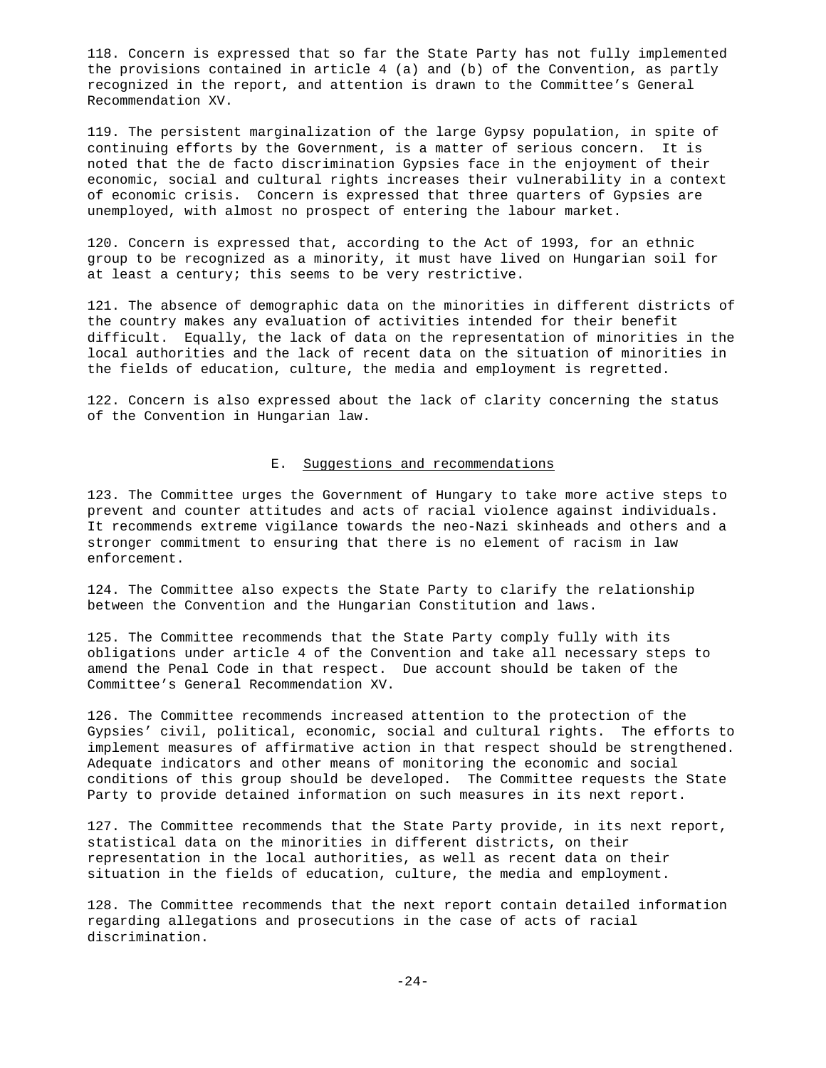118. Concern is expressed that so far the State Party has not fully implemented the provisions contained in article 4 (a) and (b) of the Convention, as partly recognized in the report, and attention is drawn to the Committee's General Recommendation XV.

119. The persistent marginalization of the large Gypsy population, in spite of continuing efforts by the Government, is a matter of serious concern. It is noted that the de facto discrimination Gypsies face in the enjoyment of their economic, social and cultural rights increases their vulnerability in a context of economic crisis. Concern is expressed that three quarters of Gypsies are unemployed, with almost no prospect of entering the labour market.

120. Concern is expressed that, according to the Act of 1993, for an ethnic group to be recognized as a minority, it must have lived on Hungarian soil for at least a century; this seems to be very restrictive.

121. The absence of demographic data on the minorities in different districts of the country makes any evaluation of activities intended for their benefit difficult. Equally, the lack of data on the representation of minorities in the local authorities and the lack of recent data on the situation of minorities in the fields of education, culture, the media and employment is regretted.

122. Concern is also expressed about the lack of clarity concerning the status of the Convention in Hungarian law.

## E. Suggestions and recommendations

123. The Committee urges the Government of Hungary to take more active steps to prevent and counter attitudes and acts of racial violence against individuals. It recommends extreme vigilance towards the neo-Nazi skinheads and others and a stronger commitment to ensuring that there is no element of racism in law enforcement.

124. The Committee also expects the State Party to clarify the relationship between the Convention and the Hungarian Constitution and laws.

125. The Committee recommends that the State Party comply fully with its obligations under article 4 of the Convention and take all necessary steps to amend the Penal Code in that respect. Due account should be taken of the Committee's General Recommendation XV.

126. The Committee recommends increased attention to the protection of the Gypsies' civil, political, economic, social and cultural rights. The efforts to implement measures of affirmative action in that respect should be strengthened. Adequate indicators and other means of monitoring the economic and social conditions of this group should be developed. The Committee requests the State Party to provide detained information on such measures in its next report.

127. The Committee recommends that the State Party provide, in its next report, statistical data on the minorities in different districts, on their representation in the local authorities, as well as recent data on their situation in the fields of education, culture, the media and employment.

128. The Committee recommends that the next report contain detailed information regarding allegations and prosecutions in the case of acts of racial discrimination.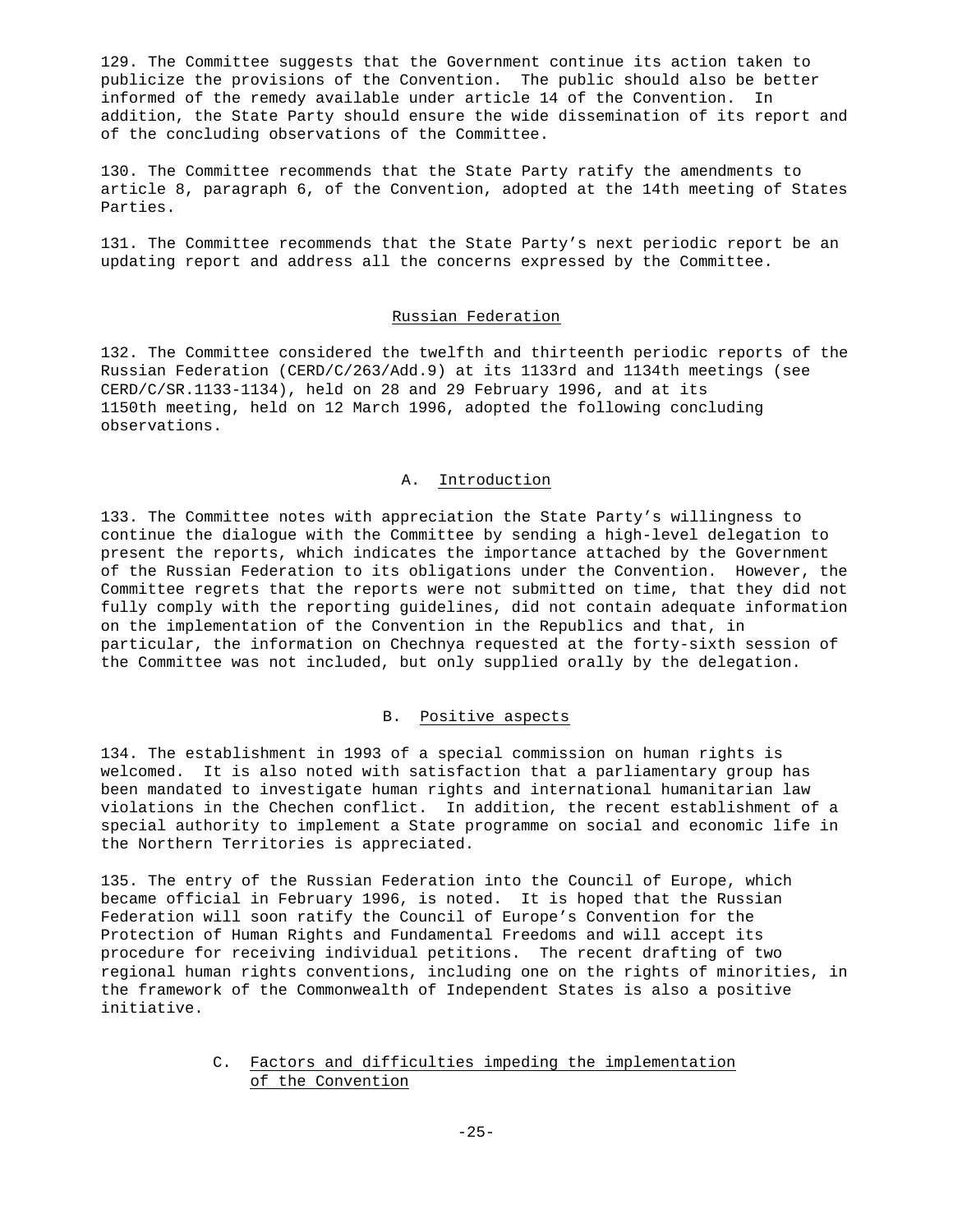129. The Committee suggests that the Government continue its action taken to publicize the provisions of the Convention. The public should also be better informed of the remedy available under article 14 of the Convention. In addition, the State Party should ensure the wide dissemination of its report and of the concluding observations of the Committee.

130. The Committee recommends that the State Party ratify the amendments to article 8, paragraph 6, of the Convention, adopted at the 14th meeting of States Parties.

131. The Committee recommends that the State Party's next periodic report be an updating report and address all the concerns expressed by the Committee.

## Russian Federation

132. The Committee considered the twelfth and thirteenth periodic reports of the Russian Federation (CERD/C/263/Add.9) at its 1133rd and 1134th meetings (see CERD/C/SR.1133-1134), held on 28 and 29 February 1996, and at its 1150th meeting, held on 12 March 1996, adopted the following concluding observations.

### A. Introduction

133. The Committee notes with appreciation the State Party's willingness to continue the dialogue with the Committee by sending a high-level delegation to present the reports, which indicates the importance attached by the Government of the Russian Federation to its obligations under the Convention. However, the Committee regrets that the reports were not submitted on time, that they did not fully comply with the reporting guidelines, did not contain adequate information on the implementation of the Convention in the Republics and that, in particular, the information on Chechnya requested at the forty-sixth session of the Committee was not included, but only supplied orally by the delegation.

### B. Positive aspects

134. The establishment in 1993 of a special commission on human rights is welcomed. It is also noted with satisfaction that a parliamentary group has been mandated to investigate human rights and international humanitarian law violations in the Chechen conflict. In addition, the recent establishment of a special authority to implement a State programme on social and economic life in the Northern Territories is appreciated.

135. The entry of the Russian Federation into the Council of Europe, which became official in February 1996, is noted. It is hoped that the Russian Federation will soon ratify the Council of Europe's Convention for the Protection of Human Rights and Fundamental Freedoms and will accept its procedure for receiving individual petitions. The recent drafting of two regional human rights conventions, including one on the rights of minorities, in the framework of the Commonwealth of Independent States is also a positive initiative.

### C. Factors and difficulties impeding the implementation of the Convention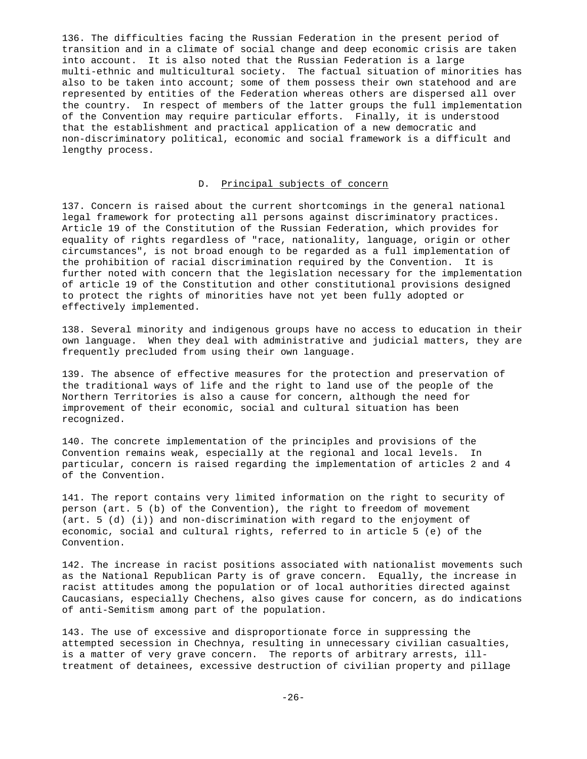136. The difficulties facing the Russian Federation in the present period of transition and in a climate of social change and deep economic crisis are taken into account. It is also noted that the Russian Federation is a large multi-ethnic and multicultural society. The factual situation of minorities has also to be taken into account; some of them possess their own statehood and are represented by entities of the Federation whereas others are dispersed all over the country. In respect of members of the latter groups the full implementation of the Convention may require particular efforts. Finally, it is understood that the establishment and practical application of a new democratic and non-discriminatory political, economic and social framework is a difficult and lengthy process.

## D. Principal subjects of concern

137. Concern is raised about the current shortcomings in the general national legal framework for protecting all persons against discriminatory practices. Article 19 of the Constitution of the Russian Federation, which provides for equality of rights regardless of "race, nationality, language, origin or other circumstances", is not broad enough to be regarded as a full implementation of the prohibition of racial discrimination required by the Convention. It is further noted with concern that the legislation necessary for the implementation of article 19 of the Constitution and other constitutional provisions designed to protect the rights of minorities have not yet been fully adopted or effectively implemented.

138. Several minority and indigenous groups have no access to education in their own language. When they deal with administrative and judicial matters, they are frequently precluded from using their own language.

139. The absence of effective measures for the protection and preservation of the traditional ways of life and the right to land use of the people of the Northern Territories is also a cause for concern, although the need for improvement of their economic, social and cultural situation has been recognized.

140. The concrete implementation of the principles and provisions of the Convention remains weak, especially at the regional and local levels. In particular, concern is raised regarding the implementation of articles 2 and 4 of the Convention.

141. The report contains very limited information on the right to security of person (art. 5 (b) of the Convention), the right to freedom of movement (art. 5 (d) (i)) and non-discrimination with regard to the enjoyment of economic, social and cultural rights, referred to in article 5 (e) of the Convention.

142. The increase in racist positions associated with nationalist movements such as the National Republican Party is of grave concern. Equally, the increase in racist attitudes among the population or of local authorities directed against Caucasians, especially Chechens, also gives cause for concern, as do indications of anti-Semitism among part of the population.

143. The use of excessive and disproportionate force in suppressing the attempted secession in Chechnya, resulting in unnecessary civilian casualties, is a matter of very grave concern. The reports of arbitrary arrests, ill-treatment of detainees, excessive destruction of civilian property and pillage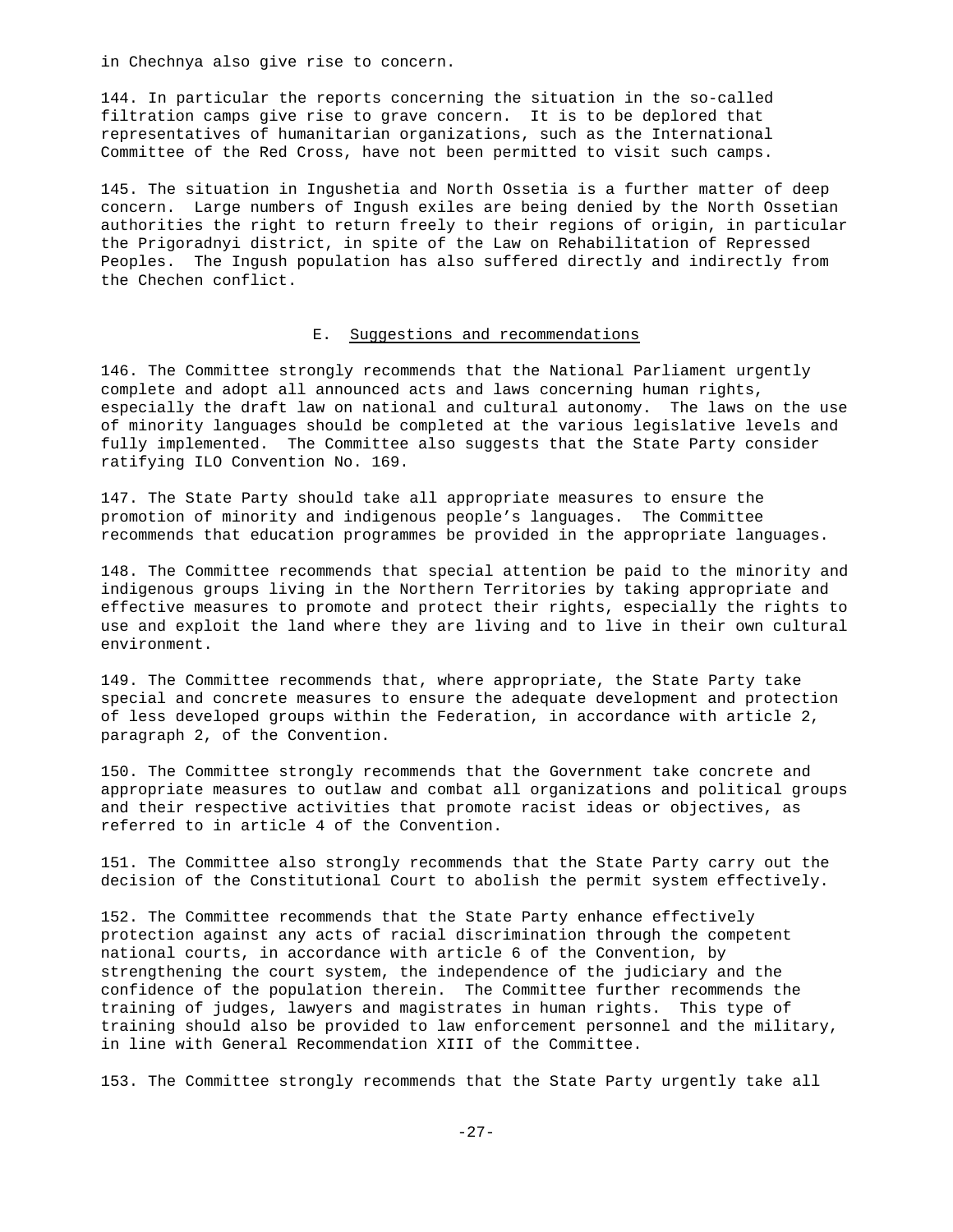in Chechnya also give rise to concern.

144. In particular the reports concerning the situation in the so-called filtration camps give rise to grave concern. It is to be deplored that representatives of humanitarian organizations, such as the International Committee of the Red Cross, have not been permitted to visit such camps.

145. The situation in Ingushetia and North Ossetia is a further matter of deep concern. Large numbers of Ingush exiles are being denied by the North Ossetian authorities the right to return freely to their regions of origin, in particular the Prigoradnyi district, in spite of the Law on Rehabilitation of Repressed Peoples. The Ingush population has also suffered directly and indirectly from the Chechen conflict.

### E. Suggestions and recommendations

146. The Committee strongly recommends that the National Parliament urgently complete and adopt all announced acts and laws concerning human rights, especially the draft law on national and cultural autonomy. The laws on the use of minority languages should be completed at the various legislative levels and fully implemented. The Committee also suggests that the State Party consider ratifying ILO Convention No. 169.

147. The State Party should take all appropriate measures to ensure the promotion of minority and indigenous people's languages. The Committee recommends that education programmes be provided in the appropriate languages.

148. The Committee recommends that special attention be paid to the minority and indigenous groups living in the Northern Territories by taking appropriate and effective measures to promote and protect their rights, especially the rights to use and exploit the land where they are living and to live in their own cultural environment.

149. The Committee recommends that, where appropriate, the State Party take special and concrete measures to ensure the adequate development and protection of less developed groups within the Federation, in accordance with article 2, paragraph 2, of the Convention.

150. The Committee strongly recommends that the Government take concrete and appropriate measures to outlaw and combat all organizations and political groups and their respective activities that promote racist ideas or objectives, as referred to in article 4 of the Convention.

151. The Committee also strongly recommends that the State Party carry out the decision of the Constitutional Court to abolish the permit system effectively.

152. The Committee recommends that the State Party enhance effectively protection against any acts of racial discrimination through the competent national courts, in accordance with article 6 of the Convention, by strengthening the court system, the independence of the judiciary and the confidence of the population therein. The Committee further recommends the training of judges, lawyers and magistrates in human rights. This type of training should also be provided to law enforcement personnel and the military, in line with General Recommendation XIII of the Committee.

153. The Committee strongly recommends that the State Party urgently take all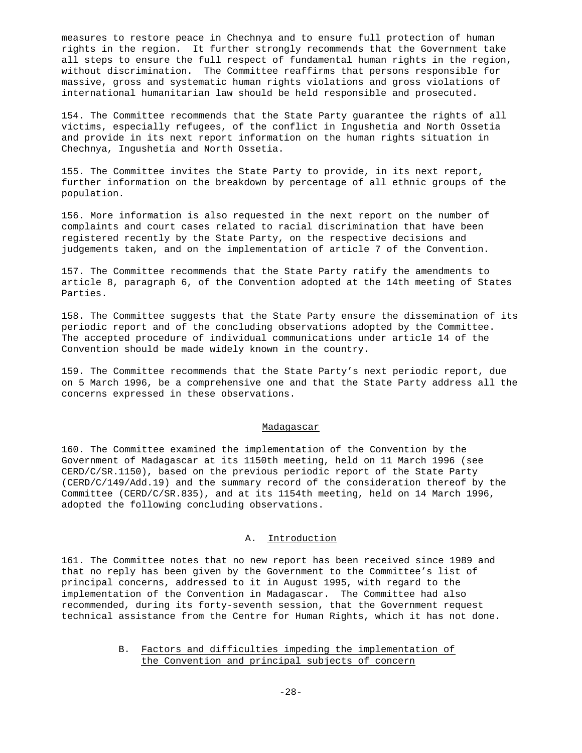measures to restore peace in Chechnya and to ensure full protection of human rights in the region. It further strongly recommends that the Government take all steps to ensure the full respect of fundamental human rights in the region, without discrimination. The Committee reaffirms that persons responsible for massive, gross and systematic human rights violations and gross violations of international humanitarian law should be held responsible and prosecuted.

154. The Committee recommends that the State Party guarantee the rights of all victims, especially refugees, of the conflict in Ingushetia and North Ossetia and provide in its next report information on the human rights situation in Chechnya, Ingushetia and North Ossetia.

155. The Committee invites the State Party to provide, in its next report, further information on the breakdown by percentage of all ethnic groups of the population.

156. More information is also requested in the next report on the number of complaints and court cases related to racial discrimination that have been registered recently by the State Party, on the respective decisions and judgements taken, and on the implementation of article 7 of the Convention.

157. The Committee recommends that the State Party ratify the amendments to article 8, paragraph 6, of the Convention adopted at the 14th meeting of States Parties.

158. The Committee suggests that the State Party ensure the dissemination of its periodic report and of the concluding observations adopted by the Committee. The accepted procedure of individual communications under article 14 of the Convention should be made widely known in the country.

159. The Committee recommends that the State Party's next periodic report, due on 5 March 1996, be a comprehensive one and that the State Party address all the concerns expressed in these observations.

## Madagascar

160. The Committee examined the implementation of the Convention by the Government of Madagascar at its 1150th meeting, held on 11 March 1996 (see CERD/C/SR.1150), based on the previous periodic report of the State Party (CERD/C/149/Add.19) and the summary record of the consideration thereof by the Committee (CERD/C/SR.835), and at its 1154th meeting, held on 14 March 1996, adopted the following concluding observations.

### A. Introduction

161. The Committee notes that no new report has been received since 1989 and that no reply has been given by the Government to the Committee's list of principal concerns, addressed to it in August 1995, with regard to the implementation of the Convention in Madagascar. The Committee had also recommended, during its forty-seventh session, that the Government request technical assistance from the Centre for Human Rights, which it has not done.

### B. Factors and difficulties impeding the implementation of the Convention and principal subjects of concern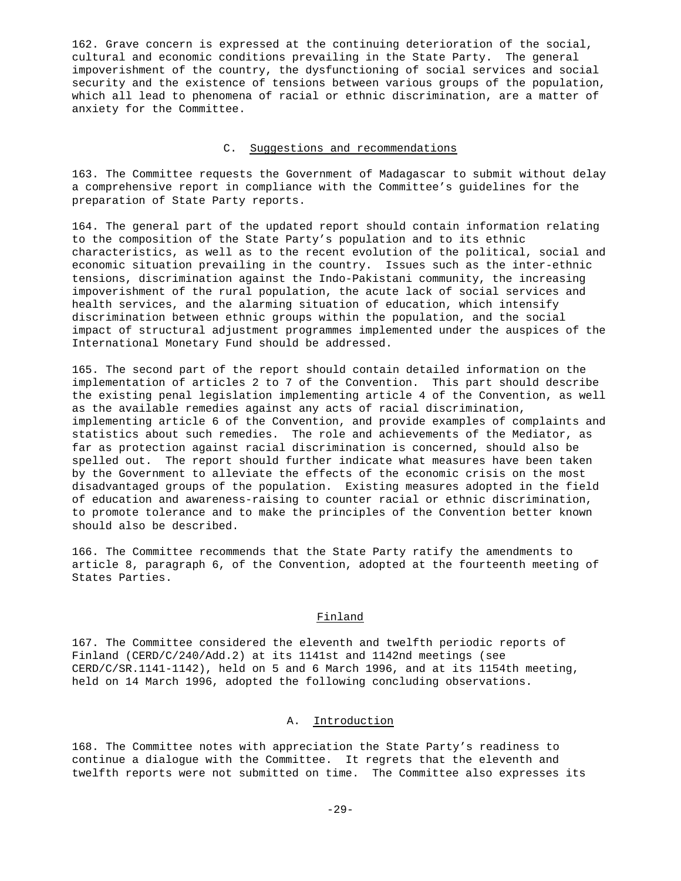162. Grave concern is expressed at the continuing deterioration of the social, cultural and economic conditions prevailing in the State Party. The general impoverishment of the country, the dysfunctioning of social services and social security and the existence of tensions between various groups of the population, which all lead to phenomena of racial or ethnic discrimination, are a matter of anxiety for the Committee.

### C. Suggestions and recommendations

163. The Committee requests the Government of Madagascar to submit without delay a comprehensive report in compliance with the Committee's guidelines for the preparation of State Party reports.

164. The general part of the updated report should contain information relating to the composition of the State Party's population and to its ethnic characteristics, as well as to the recent evolution of the political, social and economic situation prevailing in the country. Issues such as the inter-ethnic tensions, discrimination against the Indo-Pakistani community, the increasing impoverishment of the rural population, the acute lack of social services and health services, and the alarming situation of education, which intensify discrimination between ethnic groups within the population, and the social impact of structural adjustment programmes implemented under the auspices of the International Monetary Fund should be addressed.

165. The second part of the report should contain detailed information on the implementation of articles 2 to 7 of the Convention. This part should describe the existing penal legislation implementing article 4 of the Convention, as well as the available remedies against any acts of racial discrimination, implementing article 6 of the Convention, and provide examples of complaints and statistics about such remedies. The role and achievements of the Mediator, as far as protection against racial discrimination is concerned, should also be spelled out. The report should further indicate what measures have been taken by the Government to alleviate the effects of the economic crisis on the most disadvantaged groups of the population. Existing measures adopted in the field of education and awareness-raising to counter racial or ethnic discrimination, to promote tolerance and to make the principles of the Convention better known should also be described.

166. The Committee recommends that the State Party ratify the amendments to article 8, paragraph 6, of the Convention, adopted at the fourteenth meeting of States Parties.

## Finland

167. The Committee considered the eleventh and twelfth periodic reports of Finland (CERD/C/240/Add.2) at its 1141st and 1142nd meetings (see CERD/C/SR.1141-1142), held on 5 and 6 March 1996, and at its 1154th meeting, held on 14 March 1996, adopted the following concluding observations.

### A. Introduction

168. The Committee notes with appreciation the State Party's readiness to continue a dialogue with the Committee. It regrets that the eleventh and twelfth reports were not submitted on time. The Committee also expresses its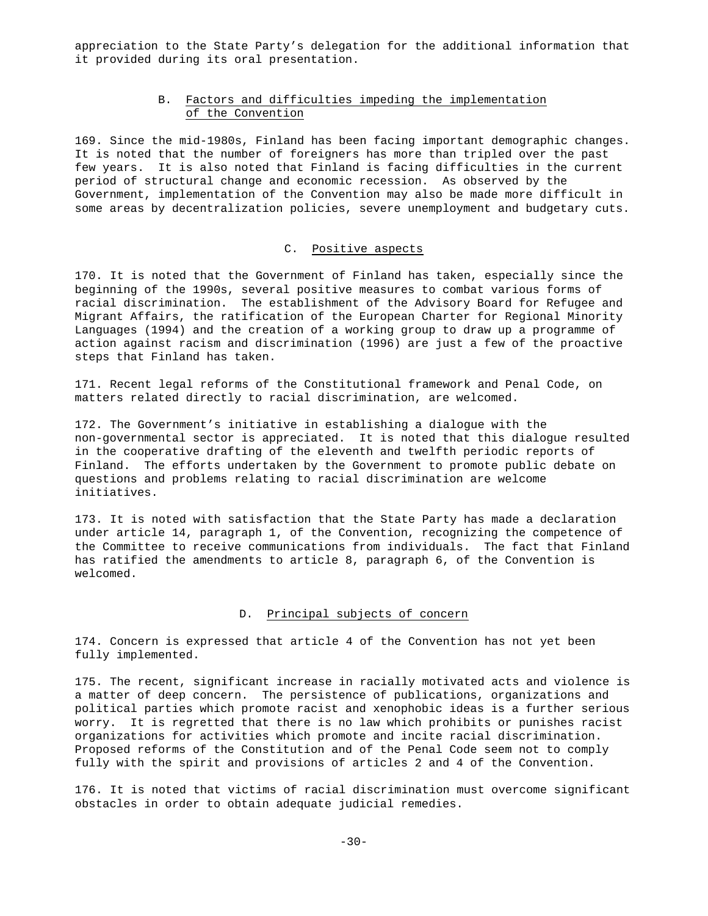appreciation to the State Party's delegation for the additional information that it provided during its oral presentation.

## B. Factors and difficulties impeding the implementation of the Convention

169. Since the mid-1980s, Finland has been facing important demographic changes. It is noted that the number of foreigners has more than tripled over the past few years. It is also noted that Finland is facing difficulties in the current period of structural change and economic recession. As observed by the Government, implementation of the Convention may also be made more difficult in some areas by decentralization policies, severe unemployment and budgetary cuts.

## C. Positive aspects

170. It is noted that the Government of Finland has taken, especially since the beginning of the 1990s, several positive measures to combat various forms of racial discrimination. The establishment of the Advisory Board for Refugee and Migrant Affairs, the ratification of the European Charter for Regional Minority Languages (1994) and the creation of a working group to draw up a programme of action against racism and discrimination (1996) are just a few of the proactive steps that Finland has taken.

171. Recent legal reforms of the Constitutional framework and Penal Code, on matters related directly to racial discrimination, are welcomed.

172. The Government's initiative in establishing a dialogue with the non-governmental sector is appreciated. It is noted that this dialogue resulted in the cooperative drafting of the eleventh and twelfth periodic reports of Finland. The efforts undertaken by the Government to promote public debate on questions and problems relating to racial discrimination are welcome initiatives.

173. It is noted with satisfaction that the State Party has made a declaration under article 14, paragraph 1, of the Convention, recognizing the competence of the Committee to receive communications from individuals. The fact that Finland has ratified the amendments to article 8, paragraph 6, of the Convention is welcomed.

## D. Principal subjects of concern

174. Concern is expressed that article 4 of the Convention has not yet been fully implemented.

175. The recent, significant increase in racially motivated acts and violence is a matter of deep concern. The persistence of publications, organizations and political parties which promote racist and xenophobic ideas is a further serious worry. It is regretted that there is no law which prohibits or punishes racist organizations for activities which promote and incite racial discrimination. Proposed reforms of the Constitution and of the Penal Code seem not to comply fully with the spirit and provisions of articles 2 and 4 of the Convention.

176. It is noted that victims of racial discrimination must overcome significant obstacles in order to obtain adequate judicial remedies.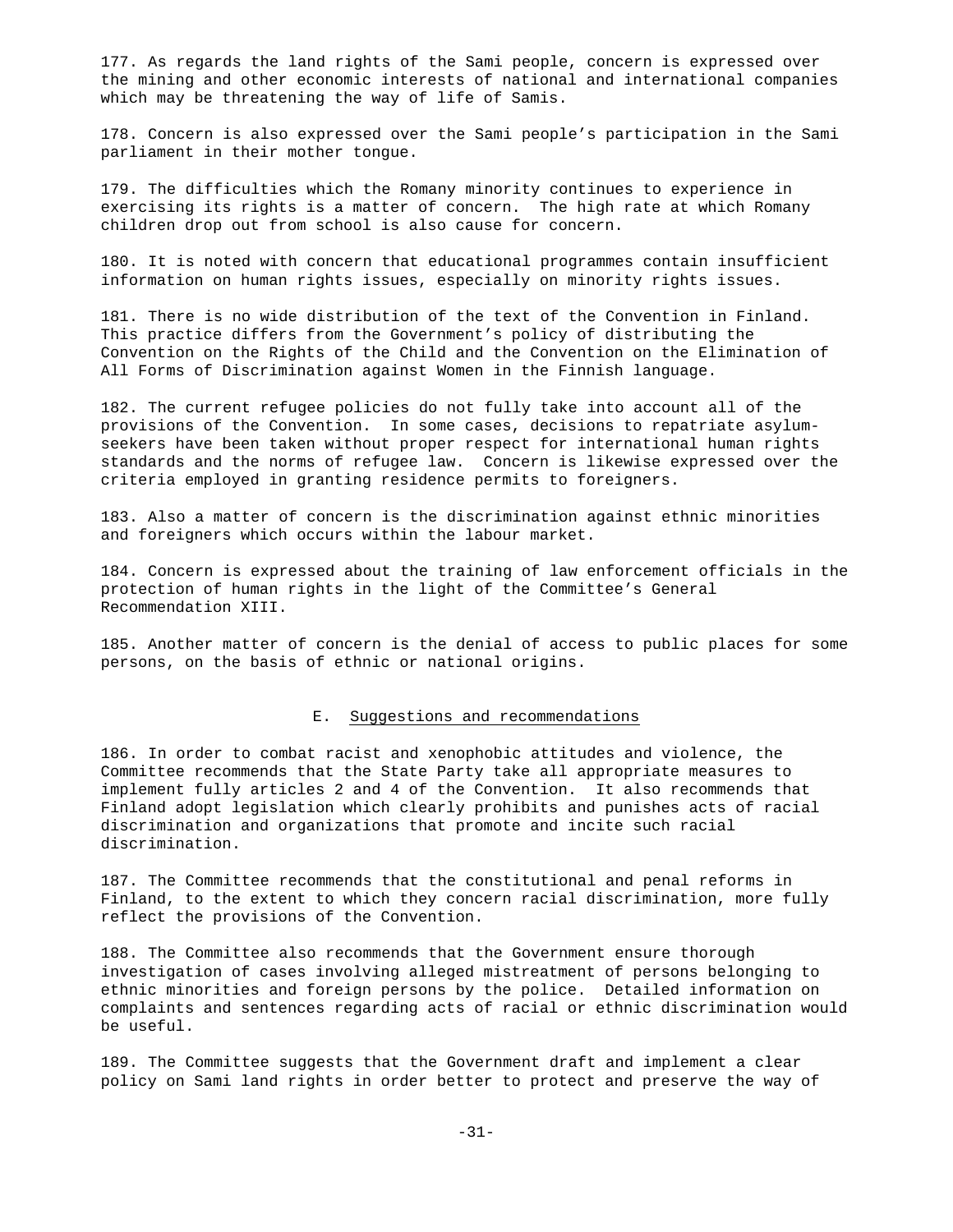177. As regards the land rights of the Sami people, concern is expressed over the mining and other economic interests of national and international companies which may be threatening the way of life of Samis.

178. Concern is also expressed over the Sami people's participation in the Sami parliament in their mother tongue.

179. The difficulties which the Romany minority continues to experience in exercising its rights is a matter of concern. The high rate at which Romany children drop out from school is also cause for concern.

180. It is noted with concern that educational programmes contain insufficient information on human rights issues, especially on minority rights issues.

181. There is no wide distribution of the text of the Convention in Finland. This practice differs from the Government's policy of distributing the Convention on the Rights of the Child and the Convention on the Elimination of All Forms of Discrimination against Women in the Finnish language.

182. The current refugee policies do not fully take into account all of the provisions of the Convention. In some cases, decisions to repatriate asylum-seekers have been taken without proper respect for international human rights standards and the norms of refugee law. Concern is likewise expressed over the criteria employed in granting residence permits to foreigners.

183. Also a matter of concern is the discrimination against ethnic minorities and foreigners which occurs within the labour market.

184. Concern is expressed about the training of law enforcement officials in the protection of human rights in the light of the Committee's General Recommendation XIII.

185. Another matter of concern is the denial of access to public places for some persons, on the basis of ethnic or national origins.

## E. Suggestions and recommendations

186. In order to combat racist and xenophobic attitudes and violence, the Committee recommends that the State Party take all appropriate measures to implement fully articles 2 and 4 of the Convention. It also recommends that Finland adopt legislation which clearly prohibits and punishes acts of racial discrimination and organizations that promote and incite such racial discrimination.

187. The Committee recommends that the constitutional and penal reforms in Finland, to the extent to which they concern racial discrimination, more fully reflect the provisions of the Convention.

188. The Committee also recommends that the Government ensure thorough investigation of cases involving alleged mistreatment of persons belonging to ethnic minorities and foreign persons by the police. Detailed information on complaints and sentences regarding acts of racial or ethnic discrimination would be useful.

189. The Committee suggests that the Government draft and implement a clear policy on Sami land rights in order better to protect and preserve the way of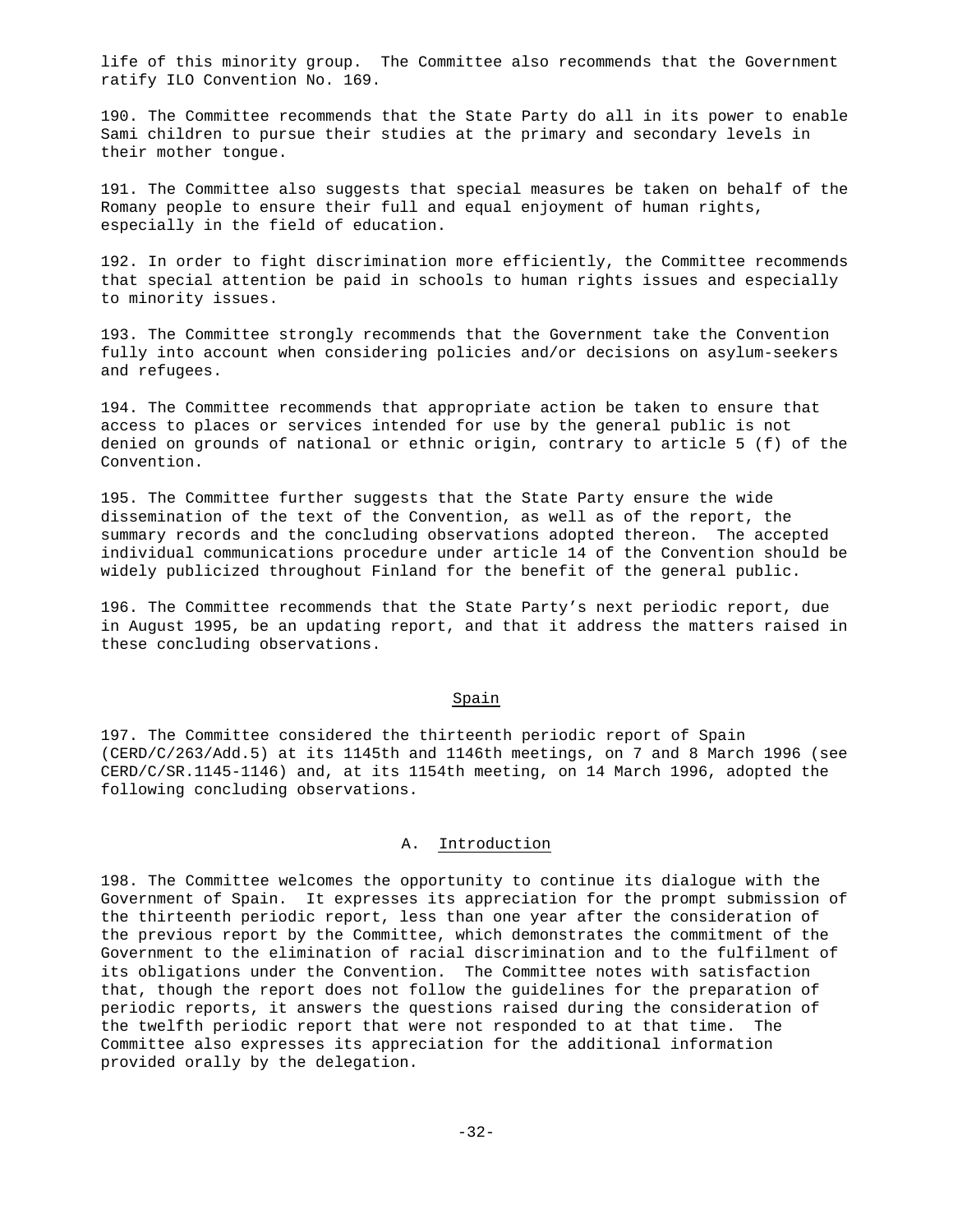life of this minority group. The Committee also recommends that the Government ratify ILO Convention No. 169.

190. The Committee recommends that the State Party do all in its power to enable Sami children to pursue their studies at the primary and secondary levels in their mother tongue.

191. The Committee also suggests that special measures be taken on behalf of the Romany people to ensure their full and equal enjoyment of human rights, especially in the field of education.

192. In order to fight discrimination more efficiently, the Committee recommends that special attention be paid in schools to human rights issues and especially to minority issues.

193. The Committee strongly recommends that the Government take the Convention fully into account when considering policies and/or decisions on asylum-seekers and refugees.

194. The Committee recommends that appropriate action be taken to ensure that access to places or services intended for use by the general public is not denied on grounds of national or ethnic origin, contrary to article 5 (f) of the Convention.

195. The Committee further suggests that the State Party ensure the wide dissemination of the text of the Convention, as well as of the report, the summary records and the concluding observations adopted thereon. The accepted individual communications procedure under article 14 of the Convention should be widely publicized throughout Finland for the benefit of the general public.

196. The Committee recommends that the State Party's next periodic report, due in August 1995, be an updating report, and that it address the matters raised in these concluding observations.

## Spain

197. The Committee considered the thirteenth periodic report of Spain (CERD/C/263/Add.5) at its 1145th and 1146th meetings, on 7 and 8 March 1996 (see CERD/C/SR.1145-1146) and, at its 1154th meeting, on 14 March 1996, adopted the following concluding observations.

### A. Introduction

198. The Committee welcomes the opportunity to continue its dialogue with the Government of Spain. It expresses its appreciation for the prompt submission of the thirteenth periodic report, less than one year after the consideration of the previous report by the Committee, which demonstrates the commitment of the Government to the elimination of racial discrimination and to the fulfilment of its obligations under the Convention. The Committee notes with satisfaction that, though the report does not follow the guidelines for the preparation of periodic reports, it answers the questions raised during the consideration of the twelfth periodic report that were not responded to at that time. The Committee also expresses its appreciation for the additional information provided orally by the delegation.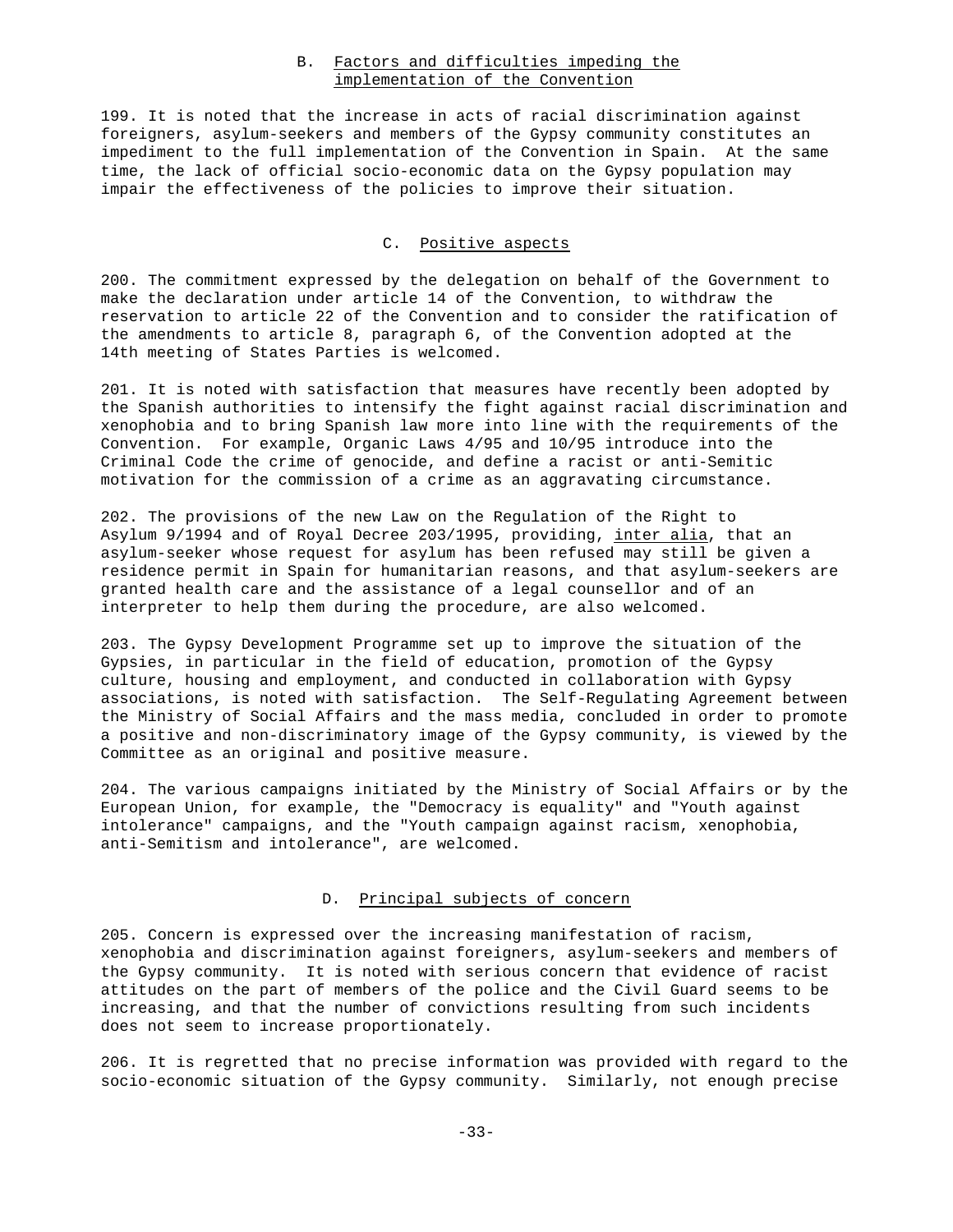### B. Factors and difficulties impeding the implementation of the Convention

199. It is noted that the increase in acts of racial discrimination against foreigners, asylum-seekers and members of the Gypsy community constitutes an impediment to the full implementation of the Convention in Spain. At the same time, the lack of official socio-economic data on the Gypsy population may impair the effectiveness of the policies to improve their situation.

### C. Positive aspects

200. The commitment expressed by the delegation on behalf of the Government to make the declaration under article 14 of the Convention, to withdraw the reservation to article 22 of the Convention and to consider the ratification of the amendments to article 8, paragraph 6, of the Convention adopted at the 14th meeting of States Parties is welcomed.

201. It is noted with satisfaction that measures have recently been adopted by the Spanish authorities to intensify the fight against racial discrimination and xenophobia and to bring Spanish law more into line with the requirements of the Convention. For example, Organic Laws 4/95 and 10/95 introduce into the Criminal Code the crime of genocide, and define a racist or anti-Semitic motivation for the commission of a crime as an aggravating circumstance.

202. The provisions of the new Law on the Regulation of the Right to Asylum 9/1994 and of Royal Decree 203/1995, providing, *inter alia*, that an asylum-seeker whose request for asylum has been refused may still be given a residence permit in Spain for humanitarian reasons, and that asylum-seekers are granted health care and the assistance of a legal counsellor and of an interpreter to help them during the procedure, are also welcomed.

203. The Gypsy Development Programme set up to improve the situation of the Gypsies, in particular in the field of education, promotion of the Gypsy culture, housing and employment, and conducted in collaboration with Gypsy associations, is noted with satisfaction. The Self-Regulating Agreement between the Ministry of Social Affairs and the mass media, concluded in order to promote a positive and non-discriminatory image of the Gypsy community, is viewed by the Committee as an original and positive measure.

204. The various campaigns initiated by the Ministry of Social Affairs or by the European Union, for example, the "Democracy is equality" and "Youth against intolerance" campaigns, and the "Youth campaign against racism, xenophobia, anti-Semitism and intolerance", are welcomed.

### D. Principal subjects of concern

205. Concern is expressed over the increasing manifestation of racism, xenophobia and discrimination against foreigners, asylum-seekers and members of the Gypsy community. It is noted with serious concern that evidence of racist attitudes on the part of members of the police and the Civil Guard seems to be increasing, and that the number of convictions resulting from such incidents does not seem to increase proportionately.

206. It is regretted that no precise information was provided with regard to the socio-economic situation of the Gypsy community. Similarly, not enough precise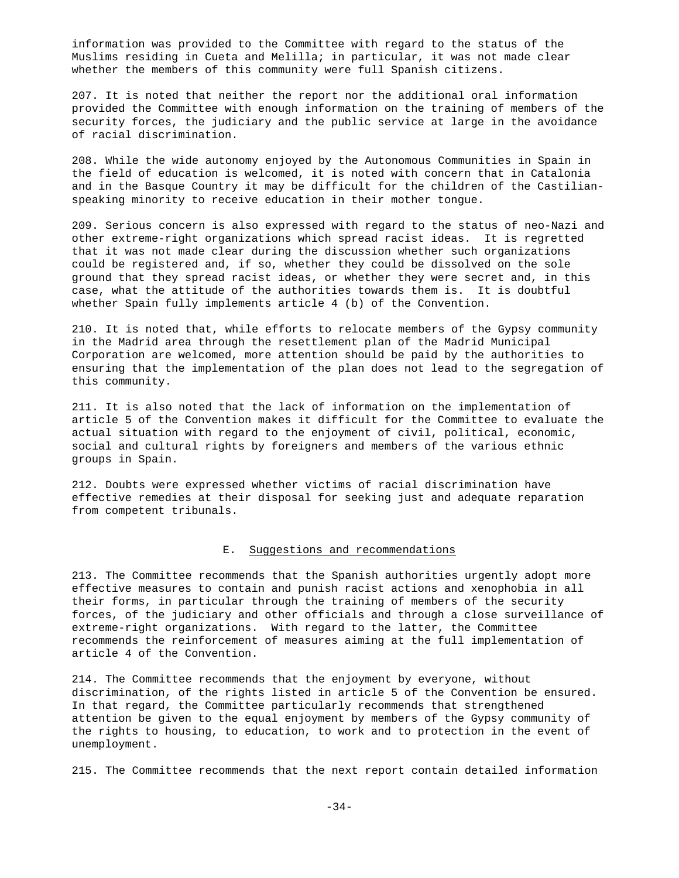information was provided to the Committee with regard to the status of the Muslims residing in Cueta and Melilla; in particular, it was not made clear whether the members of this community were full Spanish citizens.

207. It is noted that neither the report nor the additional oral information provided the Committee with enough information on the training of members of the security forces, the judiciary and the public service at large in the avoidance of racial discrimination.

208. While the wide autonomy enjoyed by the Autonomous Communities in Spain in the field of education is welcomed, it is noted with concern that in Catalonia and in the Basque Country it may be difficult for the children of the Castilian-speaking minority to receive education in their mother tongue.

209. Serious concern is also expressed with regard to the status of neo-Nazi and other extreme-right organizations which spread racist ideas. It is regretted that it was not made clear during the discussion whether such organizations could be registered and, if so, whether they could be dissolved on the sole ground that they spread racist ideas, or whether they were secret and, in this case, what the attitude of the authorities towards them is. It is doubtful whether Spain fully implements article 4 (b) of the Convention.

210. It is noted that, while efforts to relocate members of the Gypsy community in the Madrid area through the resettlement plan of the Madrid Municipal Corporation are welcomed, more attention should be paid by the authorities to ensuring that the implementation of the plan does not lead to the segregation of this community.

211. It is also noted that the lack of information on the implementation of article 5 of the Convention makes it difficult for the Committee to evaluate the actual situation with regard to the enjoyment of civil, political, economic, social and cultural rights by foreigners and members of the various ethnic groups in Spain.

212. Doubts were expressed whether victims of racial discrimination have effective remedies at their disposal for seeking just and adequate reparation from competent tribunals.

### E. Suggestions and recommendations

213. The Committee recommends that the Spanish authorities urgently adopt more effective measures to contain and punish racist actions and xenophobia in all their forms, in particular through the training of members of the security forces, of the judiciary and other officials and through a close surveillance of extreme-right organizations. With regard to the latter, the Committee recommends the reinforcement of measures aiming at the full implementation of article 4 of the Convention.

214. The Committee recommends that the enjoyment by everyone, without discrimination, of the rights listed in article 5 of the Convention be ensured. In that regard, the Committee particularly recommends that strengthened attention be given to the equal enjoyment by members of the Gypsy community of the rights to housing, to education, to work and to protection in the event of unemployment.

215. The Committee recommends that the next report contain detailed information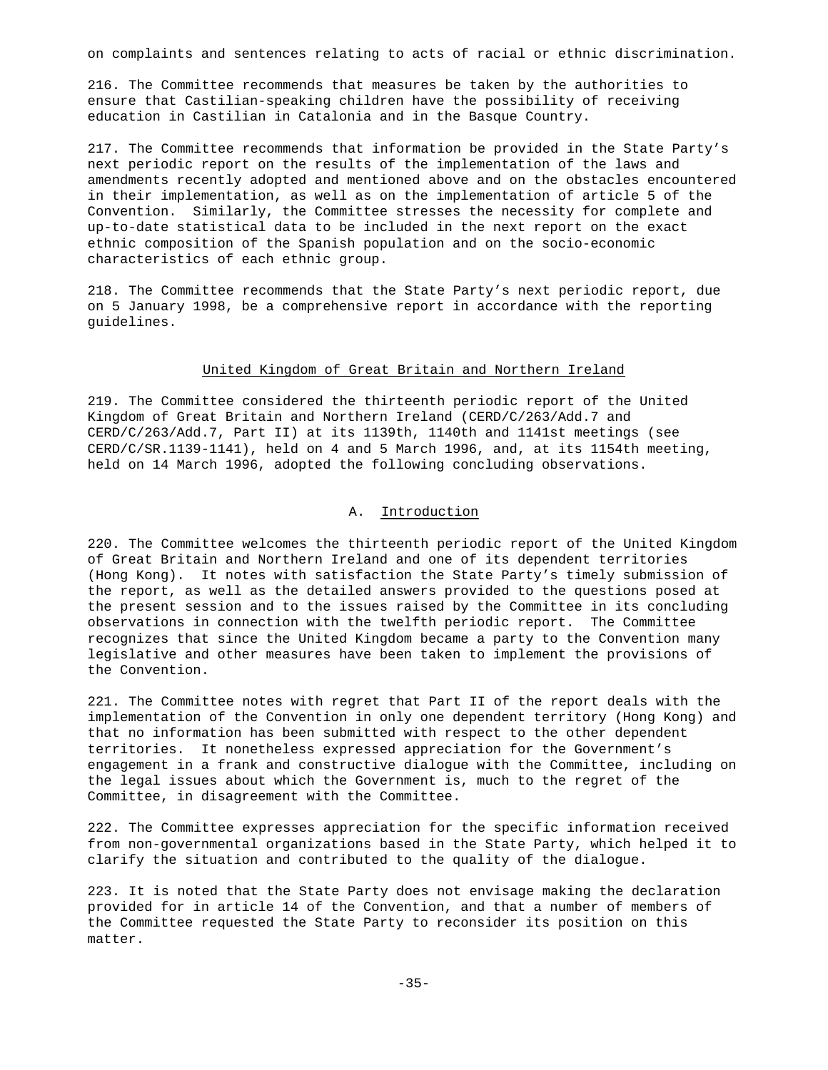on complaints and sentences relating to acts of racial or ethnic discrimination.

216. The Committee recommends that measures be taken by the authorities to ensure that Castilian-speaking children have the possibility of receiving education in Castilian in Catalonia and in the Basque Country.

217. The Committee recommends that information be provided in the State Party's next periodic report on the results of the implementation of the laws and amendments recently adopted and mentioned above and on the obstacles encountered in their implementation, as well as on the implementation of article 5 of the Convention. Similarly, the Committee stresses the necessity for complete and up-to-date statistical data to be included in the next report on the exact ethnic composition of the Spanish population and on the socio-economic characteristics of each ethnic group.

218. The Committee recommends that the State Party's next periodic report, due on 5 January 1998, be a comprehensive report in accordance with the reporting guidelines.

## United Kingdom of Great Britain and Northern Ireland

219. The Committee considered the thirteenth periodic report of the United Kingdom of Great Britain and Northern Ireland (CERD/C/263/Add.7 and CERD/C/263/Add.7, Part II) at its 1139th, 1140th and 1141st meetings (see CERD/C/SR.1139-1141), held on 4 and 5 March 1996, and, at its 1154th meeting, held on 14 March 1996, adopted the following concluding observations.

### A. Introduction

220. The Committee welcomes the thirteenth periodic report of the United Kingdom of Great Britain and Northern Ireland and one of its dependent territories (Hong Kong). It notes with satisfaction the State Party's timely submission of the report, as well as the detailed answers provided to the questions posed at the present session and to the issues raised by the Committee in its concluding observations in connection with the twelfth periodic report. The Committee recognizes that since the United Kingdom became a party to the Convention many legislative and other measures have been taken to implement the provisions of the Convention.

221. The Committee notes with regret that Part II of the report deals with the implementation of the Convention in only one dependent territory (Hong Kong) and that no information has been submitted with respect to the other dependent territories. It nonetheless expressed appreciation for the Government's engagement in a frank and constructive dialogue with the Committee, including on the legal issues about which the Government is, much to the regret of the Committee, in disagreement with the Committee.

222. The Committee expresses appreciation for the specific information received from non-governmental organizations based in the State Party, which helped it to clarify the situation and contributed to the quality of the dialogue.

223. It is noted that the State Party does not envisage making the declaration provided for in article 14 of the Convention, and that a number of members of the Committee requested the State Party to reconsider its position on this matter.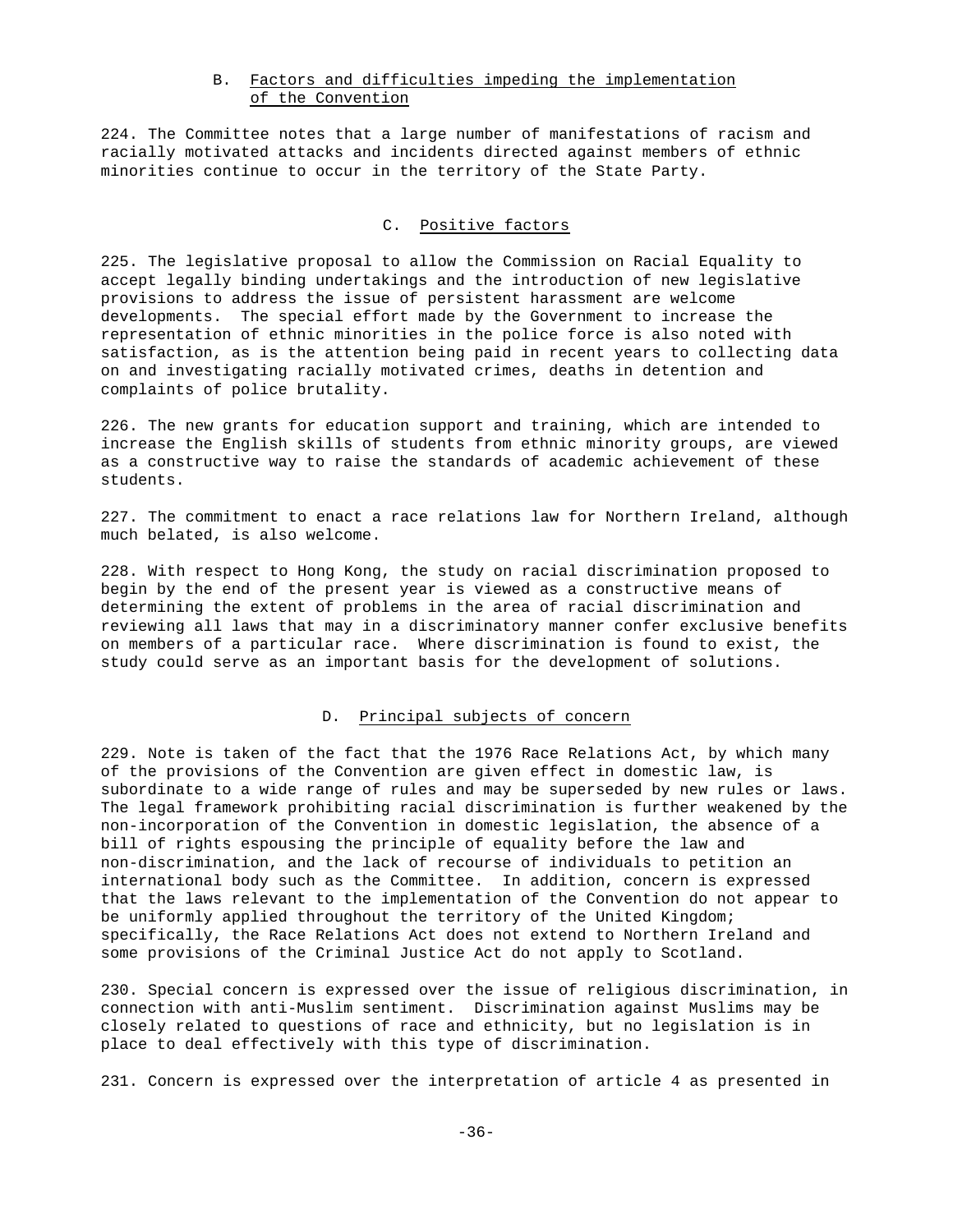### B. Factors and difficulties impeding the implementation of the Convention

224. The Committee notes that a large number of manifestations of racism and racially motivated attacks and incidents directed against members of ethnic minorities continue to occur in the territory of the State Party.

### C. Positive factors

225. The legislative proposal to allow the Commission on Racial Equality to accept legally binding undertakings and the introduction of new legislative provisions to address the issue of persistent harassment are welcome developments. The special effort made by the Government to increase the representation of ethnic minorities in the police force is also noted with satisfaction, as is the attention being paid in recent years to collecting data on and investigating racially motivated crimes, deaths in detention and complaints of police brutality.

226. The new grants for education support and training, which are intended to increase the English skills of students from ethnic minority groups, are viewed as a constructive way to raise the standards of academic achievement of these students.

227. The commitment to enact a race relations law for Northern Ireland, although much belated, is also welcome.

228. With respect to Hong Kong, the study on racial discrimination proposed to begin by the end of the present year is viewed as a constructive means of determining the extent of problems in the area of racial discrimination and reviewing all laws that may in a discriminatory manner confer exclusive benefits on members of a particular race. Where discrimination is found to exist, the study could serve as an important basis for the development of solutions.

### D. Principal subjects of concern

229. Note is taken of the fact that the 1976 Race Relations Act, by which many of the provisions of the Convention are given effect in domestic law, is subordinate to a wide range of rules and may be superseded by new rules or laws. The legal framework prohibiting racial discrimination is further weakened by the non-incorporation of the Convention in domestic legislation, the absence of a bill of rights espousing the principle of equality before the law and non-discrimination, and the lack of recourse of individuals to petition an international body such as the Committee. In addition, concern is expressed that the laws relevant to the implementation of the Convention do not appear to be uniformly applied throughout the territory of the United Kingdom; specifically, the Race Relations Act does not extend to Northern Ireland and some provisions of the Criminal Justice Act do not apply to Scotland.

230. Special concern is expressed over the issue of religious discrimination, in connection with anti-Muslim sentiment. Discrimination against Muslims may be closely related to questions of race and ethnicity, but no legislation is in place to deal effectively with this type of discrimination.

231. Concern is expressed over the interpretation of article 4 as presented in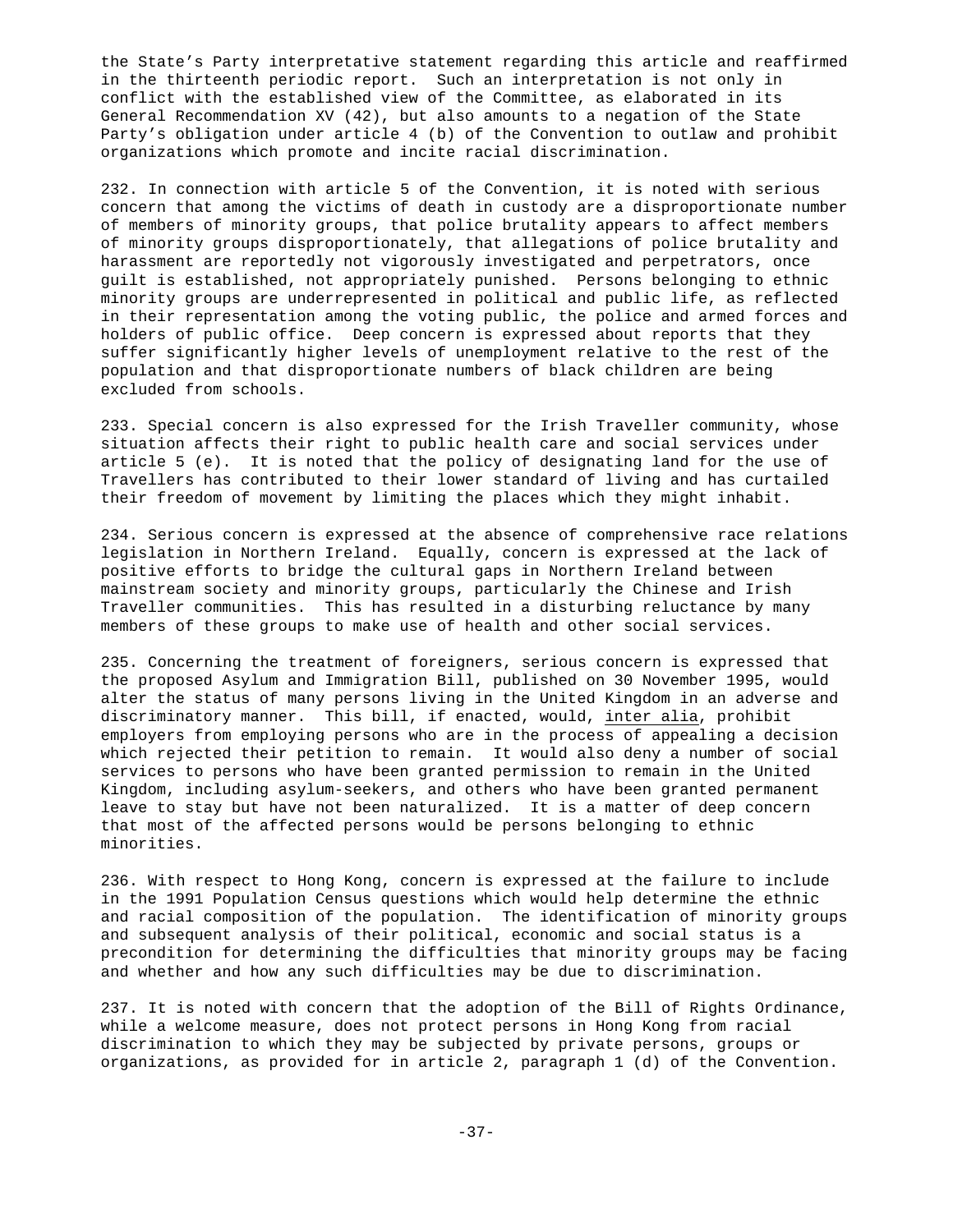the State's Party interpretative statement regarding this article and reaffirmed in the thirteenth periodic report. Such an interpretation is not only in conflict with the established view of the Committee, as elaborated in its General Recommendation XV (42), but also amounts to a negation of the State Party's obligation under article 4 (b) of the Convention to outlaw and prohibit organizations which promote and incite racial discrimination.

232. In connection with article 5 of the Convention, it is noted with serious concern that among the victims of death in custody are a disproportionate number of members of minority groups, that police brutality appears to affect members of minority groups disproportionately, that allegations of police brutality and harassment are reportedly not vigorously investigated and perpetrators, once guilt is established, not appropriately punished. Persons belonging to ethnic minority groups are underrepresented in political and public life, as reflected in their representation among the voting public, the police and armed forces and holders of public office. Deep concern is expressed about reports that they suffer significantly higher levels of unemployment relative to the rest of the population and that disproportionate numbers of black children are being excluded from schools.

233. Special concern is also expressed for the Irish Traveller community, whose situation affects their right to public health care and social services under article 5 (e). It is noted that the policy of designating land for the use of Travellers has contributed to their lower standard of living and has curtailed their freedom of movement by limiting the places which they might inhabit.

234. Serious concern is expressed at the absence of comprehensive race relations legislation in Northern Ireland. Equally, concern is expressed at the lack of positive efforts to bridge the cultural gaps in Northern Ireland between mainstream society and minority groups, particularly the Chinese and Irish Traveller communities. This has resulted in a disturbing reluctance by many members of these groups to make use of health and other social services.

235. Concerning the treatment of foreigners, serious concern is expressed that the proposed Asylum and Immigration Bill, published on 30 November 1995, would alter the status of many persons living in the United Kingdom in an adverse and discriminatory manner. This bill, if enacted, would, inter alia, prohibit employers from employing persons who are in the process of appealing a decision which rejected their petition to remain. It would also deny a number of social services to persons who have been granted permission to remain in the United Kingdom, including asylum-seekers, and others who have been granted permanent leave to stay but have not been naturalized. It is a matter of deep concern that most of the affected persons would be persons belonging to ethnic minorities.

236. With respect to Hong Kong, concern is expressed at the failure to include in the 1991 Population Census questions which would help determine the ethnic and racial composition of the population. The identification of minority groups and subsequent analysis of their political, economic and social status is a precondition for determining the difficulties that minority groups may be facing and whether and how any such difficulties may be due to discrimination.

237. It is noted with concern that the adoption of the Bill of Rights Ordinance, while a welcome measure, does not protect persons in Hong Kong from racial discrimination to which they may be subjected by private persons, groups or organizations, as provided for in article 2, paragraph 1 (d) of the Convention.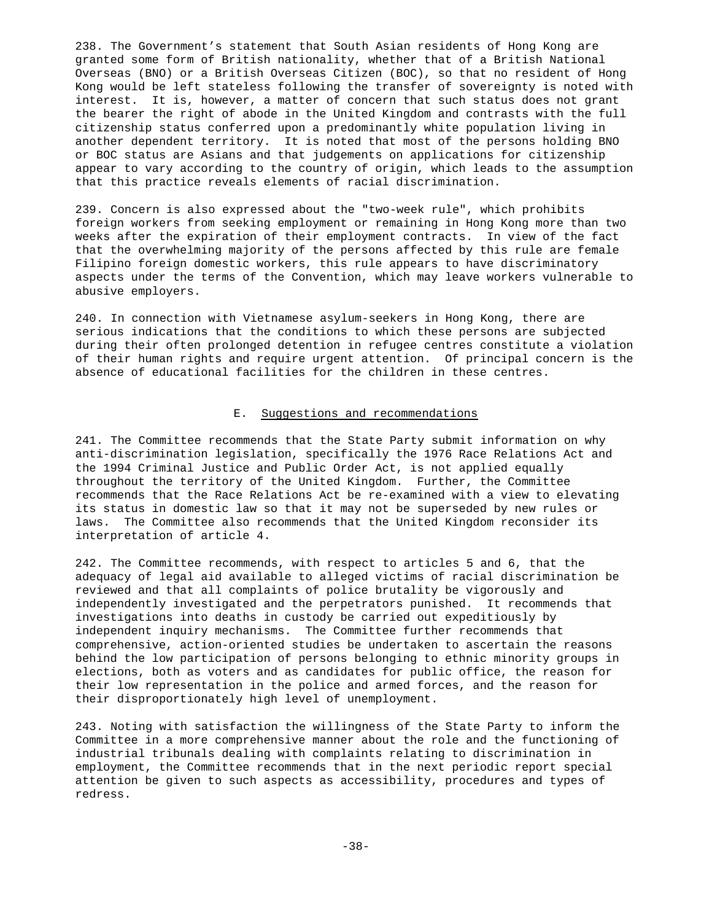238. The Government's statement that South Asian residents of Hong Kong are granted some form of British nationality, whether that of a British National Overseas (BNO) or a British Overseas Citizen (BOC), so that no resident of Hong Kong would be left stateless following the transfer of sovereignty is noted with interest. It is, however, a matter of concern that such status does not grant the bearer the right of abode in the United Kingdom and contrasts with the full citizenship status conferred upon a predominantly white population living in another dependent territory. It is noted that most of the persons holding BNO or BOC status are Asians and that judgements on applications for citizenship appear to vary according to the country of origin, which leads to the assumption that this practice reveals elements of racial discrimination.

239. Concern is also expressed about the "two-week rule", which prohibits foreign workers from seeking employment or remaining in Hong Kong more than two weeks after the expiration of their employment contracts. In view of the fact that the overwhelming majority of the persons affected by this rule are female Filipino foreign domestic workers, this rule appears to have discriminatory aspects under the terms of the Convention, which may leave workers vulnerable to abusive employers.

240. In connection with Vietnamese asylum-seekers in Hong Kong, there are serious indications that the conditions to which these persons are subjected during their often prolonged detention in refugee centres constitute a violation of their human rights and require urgent attention. Of principal concern is the absence of educational facilities for the children in these centres.

## E. Suggestions and recommendations

241. The Committee recommends that the State Party submit information on why anti-discrimination legislation, specifically the 1976 Race Relations Act and the 1994 Criminal Justice and Public Order Act, is not applied equally throughout the territory of the United Kingdom. Further, the Committee recommends that the Race Relations Act be re-examined with a view to elevating its status in domestic law so that it may not be superseded by new rules or laws. The Committee also recommends that the United Kingdom reconsider its interpretation of article 4.

242. The Committee recommends, with respect to articles 5 and 6, that the adequacy of legal aid available to alleged victims of racial discrimination be reviewed and that all complaints of police brutality be vigorously and independently investigated and the perpetrators punished. It recommends that investigations into deaths in custody be carried out expeditiously by independent inquiry mechanisms. The Committee further recommends that comprehensive, action-oriented studies be undertaken to ascertain the reasons behind the low participation of persons belonging to ethnic minority groups in elections, both as voters and as candidates for public office, the reason for their low representation in the police and armed forces, and the reason for their disproportionately high level of unemployment.

243. Noting with satisfaction the willingness of the State Party to inform the Committee in a more comprehensive manner about the role and the functioning of industrial tribunals dealing with complaints relating to discrimination in employment, the Committee recommends that in the next periodic report special attention be given to such aspects as accessibility, procedures and types of redress.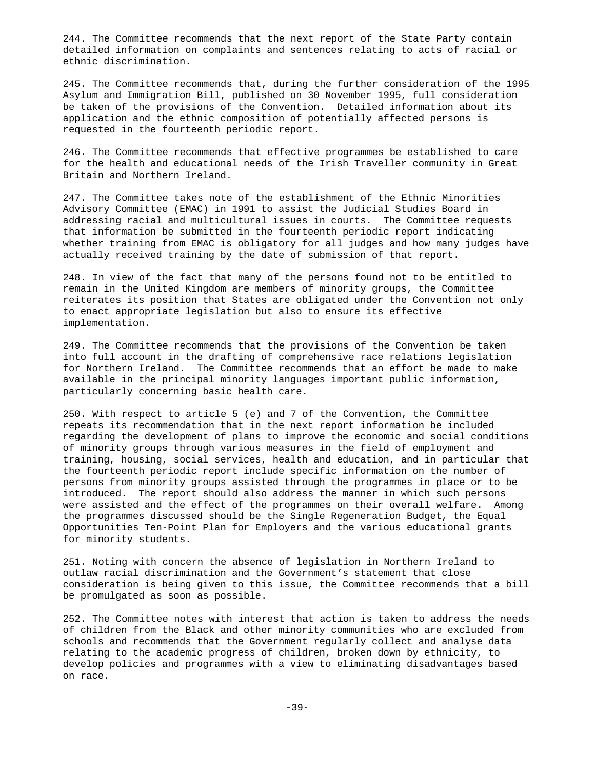244. The Committee recommends that the next report of the State Party contain detailed information on complaints and sentences relating to acts of racial or ethnic discrimination.

245. The Committee recommends that, during the further consideration of the 1995 Asylum and Immigration Bill, published on 30 November 1995, full consideration be taken of the provisions of the Convention. Detailed information about its application and the ethnic composition of potentially affected persons is requested in the fourteenth periodic report.

246. The Committee recommends that effective programmes be established to care for the health and educational needs of the Irish Traveller community in Great Britain and Northern Ireland.

247. The Committee takes note of the establishment of the Ethnic Minorities Advisory Committee (EMAC) in 1991 to assist the Judicial Studies Board in addressing racial and multicultural issues in courts. The Committee requests that information be submitted in the fourteenth periodic report indicating whether training from EMAC is obligatory for all judges and how many judges have actually received training by the date of submission of that report.

248. In view of the fact that many of the persons found not to be entitled to remain in the United Kingdom are members of minority groups, the Committee reiterates its position that States are obligated under the Convention not only to enact appropriate legislation but also to ensure its effective implementation.

249. The Committee recommends that the provisions of the Convention be taken into full account in the drafting of comprehensive race relations legislation for Northern Ireland. The Committee recommends that an effort be made to make available in the principal minority languages important public information, particularly concerning basic health care.

250. With respect to article 5 (e) and 7 of the Convention, the Committee repeats its recommendation that in the next report information be included regarding the development of plans to improve the economic and social conditions of minority groups through various measures in the field of employment and training, housing, social services, health and education, and in particular that the fourteenth periodic report include specific information on the number of persons from minority groups assisted through the programmes in place or to be introduced. The report should also address the manner in which such persons were assisted and the effect of the programmes on their overall welfare. Among the programmes discussed should be the Single Regeneration Budget, the Equal Opportunities Ten-Point Plan for Employers and the various educational grants for minority students.

251. Noting with concern the absence of legislation in Northern Ireland to outlaw racial discrimination and the Government's statement that close consideration is being given to this issue, the Committee recommends that a bill be promulgated as soon as possible.

252. The Committee notes with interest that action is taken to address the needs of children from the Black and other minority communities who are excluded from schools and recommends that the Government regularly collect and analyse data relating to the academic progress of children, broken down by ethnicity, to develop policies and programmes with a view to eliminating disadvantages based on race.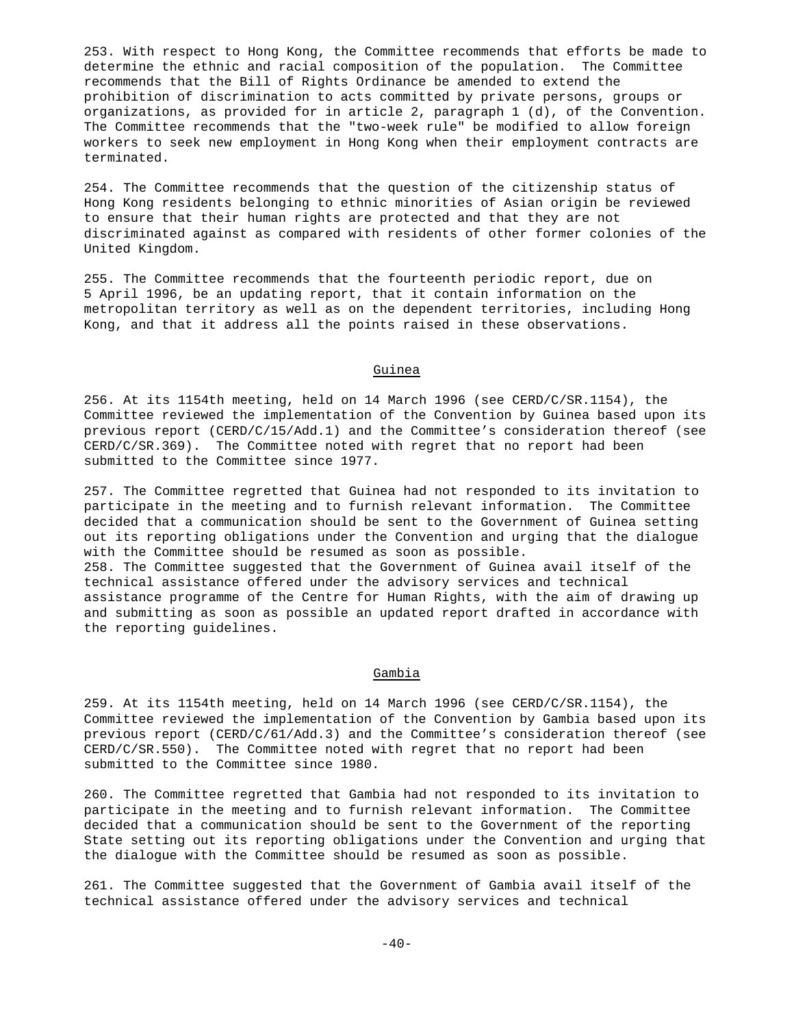253. With respect to Hong Kong, the Committee recommends that efforts be made to determine the ethnic and racial composition of the population. The Committee recommends that the Bill of Rights Ordinance be amended to extend the prohibition of discrimination to acts committed by private persons, groups or organizations, as provided for in article 2, paragraph 1 (d), of the Convention. The Committee recommends that the "two-week rule" be modified to allow foreign workers to seek new employment in Hong Kong when their employment contracts are terminated.

254. The Committee recommends that the question of the citizenship status of Hong Kong residents belonging to ethnic minorities of Asian origin be reviewed to ensure that their human rights are protected and that they are not discriminated against as compared with residents of other former colonies of the United Kingdom.

255. The Committee recommends that the fourteenth periodic report, due on 5 April 1996, be an updating report, that it contain information on the metropolitan territory as well as on the dependent territories, including Hong Kong, and that it address all the points raised in these observations.

## Guinea

256. At its 1154th meeting, held on 14 March 1996 (see CERD/C/SR.1154), the Committee reviewed the implementation of the Convention by Guinea based upon its previous report (CERD/C/15/Add.1) and the Committee's consideration thereof (see CERD/C/SR.369). The Committee noted with regret that no report had been submitted to the Committee since 1977.

257. The Committee regretted that Guinea had not responded to its invitation to participate in the meeting and to furnish relevant information. The Committee decided that a communication should be sent to the Government of Guinea setting out its reporting obligations under the Convention and urging that the dialogue with the Committee should be resumed as soon as possible.

258. The Committee suggested that the Government of Guinea avail itself of the technical assistance offered under the advisory services and technical assistance programme of the Centre for Human Rights, with the aim of drawing up and submitting as soon as possible an updated report drafted in accordance with the reporting guidelines.

## Gambia

259. At its 1154th meeting, held on 14 March 1996 (see CERD/C/SR.1154), the Committee reviewed the implementation of the Convention by Gambia based upon its previous report (CERD/C/61/Add.3) and the Committee's consideration thereof (see CERD/C/SR.550). The Committee noted with regret that no report had been submitted to the Committee since 1980.

260. The Committee regretted that Gambia had not responded to its invitation to participate in the meeting and to furnish relevant information. The Committee decided that a communication should be sent to the Government of the reporting State setting out its reporting obligations under the Convention and urging that the dialogue with the Committee should be resumed as soon as possible.

261. The Committee suggested that the Government of Gambia avail itself of the technical assistance offered under the advisory services and technical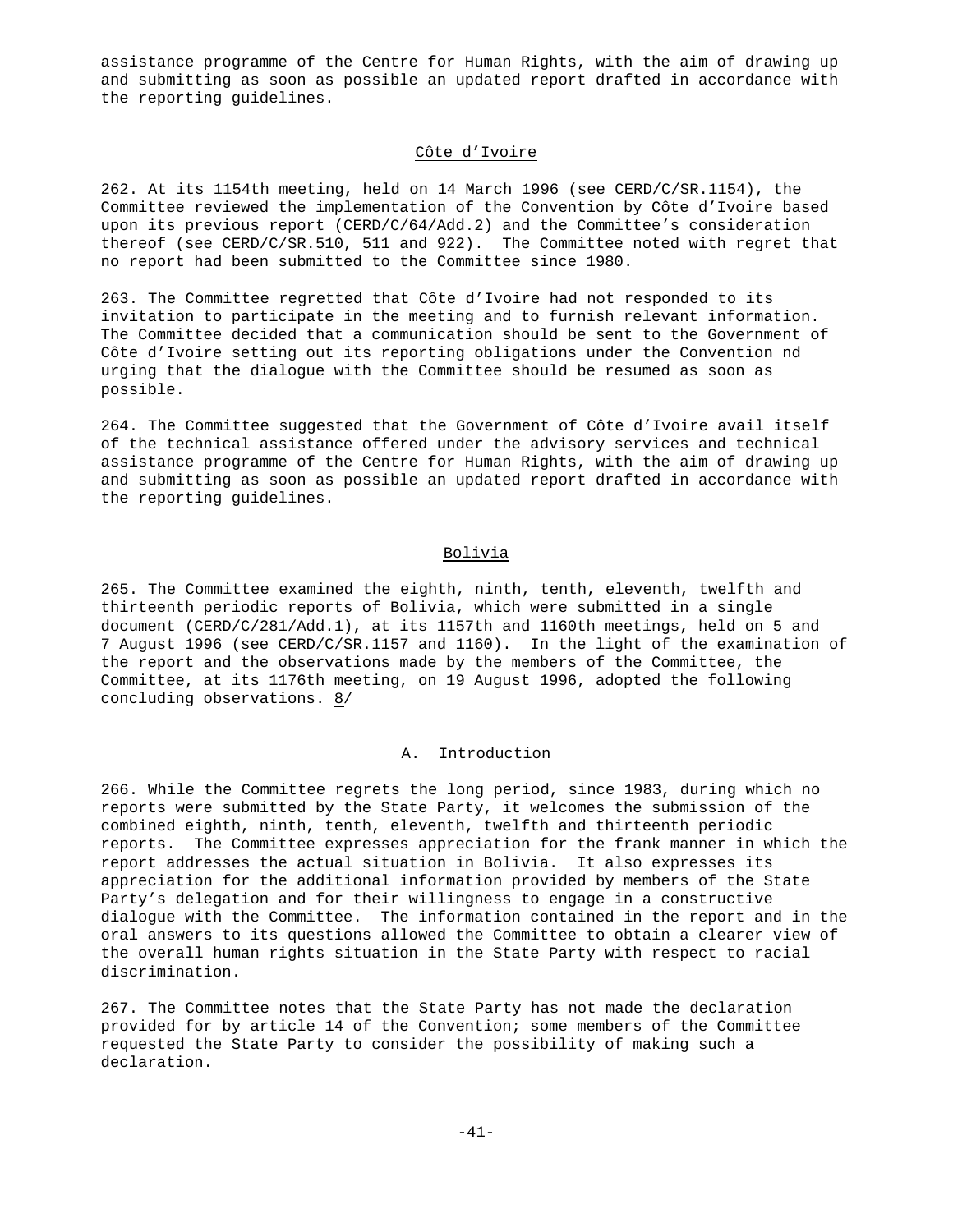assistance programme of the Centre for Human Rights, with the aim of drawing up and submitting as soon as possible an updated report drafted in accordance with the reporting guidelines.

### Côte d'Ivoire

262. At its 1154th meeting, held on 14 March 1996 (see CERD/C/SR.1154), the Committee reviewed the implementation of the Convention by Côte d'Ivoire based upon its previous report (CERD/C/64/Add.2) and the Committee's consideration thereof (see CERD/C/SR.510, 511 and 922). The Committee noted with regret that no report had been submitted to the Committee since 1980.

263. The Committee regretted that Côte d'Ivoire had not responded to its invitation to participate in the meeting and to furnish relevant information. The Committee decided that a communication should be sent to the Government of Côte d'Ivoire setting out its reporting obligations under the Convention nd urging that the dialogue with the Committee should be resumed as soon as possible.

264. The Committee suggested that the Government of Côte d'Ivoire avail itself of the technical assistance offered under the advisory services and technical assistance programme of the Centre for Human Rights, with the aim of drawing up and submitting as soon as possible an updated report drafted in accordance with the reporting guidelines.

### Bolivia

265. The Committee examined the eighth, ninth, tenth, eleventh, twelfth and thirteenth periodic reports of Bolivia, which were submitted in a single document (CERD/C/281/Add.1), at its 1157th and 1160th meetings, held on 5 and 7 August 1996 (see CERD/C/SR.1157 and 1160). In the light of the examination of the report and the observations made by the members of the Committee, the Committee, at its 1176th meeting, on 19 August 1996, adopted the following concluding observations. 8/

#### A. Introduction

266. While the Committee regrets the long period, since 1983, during which no reports were submitted by the State Party, it welcomes the submission of the combined eighth, ninth, tenth, eleventh, twelfth and thirteenth periodic reports. The Committee expresses appreciation for the frank manner in which the report addresses the actual situation in Bolivia. It also expresses its appreciation for the additional information provided by members of the State Party's delegation and for their willingness to engage in a constructive dialogue with the Committee. The information contained in the report and in the oral answers to its questions allowed the Committee to obtain a clearer view of the overall human rights situation in the State Party with respect to racial discrimination.

267. The Committee notes that the State Party has not made the declaration provided for by article 14 of the Convention; some members of the Committee requested the State Party to consider the possibility of making such a declaration.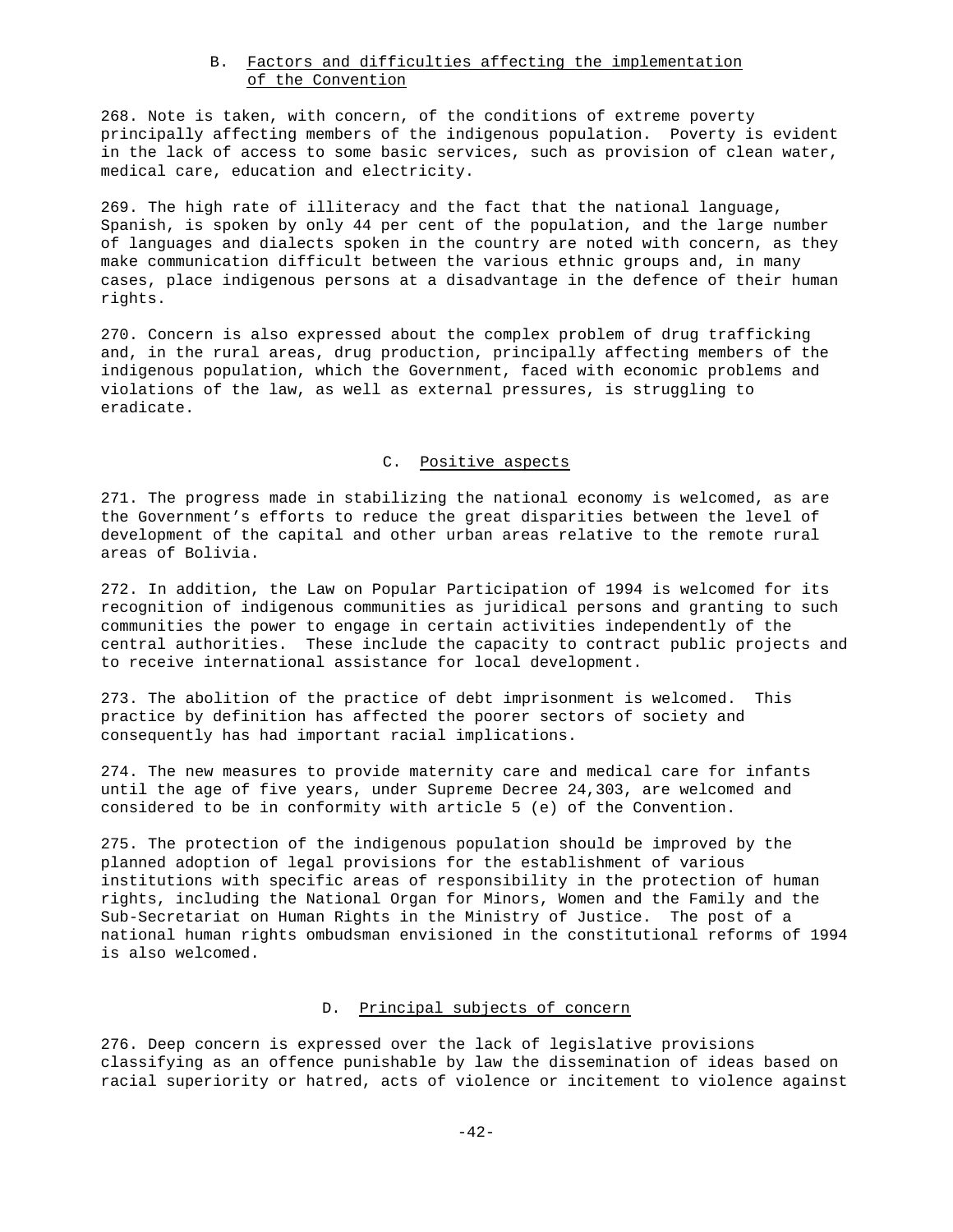## B. Factors and difficulties affecting the implementation of the Convention

268. Note is taken, with concern, of the conditions of extreme poverty principally affecting members of the indigenous population. Poverty is evident in the lack of access to some basic services, such as provision of clean water, medical care, education and electricity.

269. The high rate of illiteracy and the fact that the national language, Spanish, is spoken by only 44 per cent of the population, and the large number of languages and dialects spoken in the country are noted with concern, as they make communication difficult between the various ethnic groups and, in many cases, place indigenous persons at a disadvantage in the defence of their human rights.

270. Concern is also expressed about the complex problem of drug trafficking and, in the rural areas, drug production, principally affecting members of the indigenous population, which the Government, faced with economic problems and violations of the law, as well as external pressures, is struggling to eradicate.

## C. Positive aspects

271. The progress made in stabilizing the national economy is welcomed, as are the Government's efforts to reduce the great disparities between the level of development of the capital and other urban areas relative to the remote rural areas of Bolivia.

272. In addition, the Law on Popular Participation of 1994 is welcomed for its recognition of indigenous communities as juridical persons and granting to such communities the power to engage in certain activities independently of the central authorities. These include the capacity to contract public projects and to receive international assistance for local development.

273. The abolition of the practice of debt imprisonment is welcomed. This practice by definition has affected the poorer sectors of society and consequently has had important racial implications.

274. The new measures to provide maternity care and medical care for infants until the age of five years, under Supreme Decree 24,303, are welcomed and considered to be in conformity with article 5 (e) of the Convention.

275. The protection of the indigenous population should be improved by the planned adoption of legal provisions for the establishment of various institutions with specific areas of responsibility in the protection of human rights, including the National Organ for Minors, Women and the Family and the Sub-Secretariat on Human Rights in the Ministry of Justice. The post of a national human rights ombudsman envisioned in the constitutional reforms of 1994 is also welcomed.

## D. Principal subjects of concern

276. Deep concern is expressed over the lack of legislative provisions classifying as an offence punishable by law the dissemination of ideas based on racial superiority or hatred, acts of violence or incitement to violence against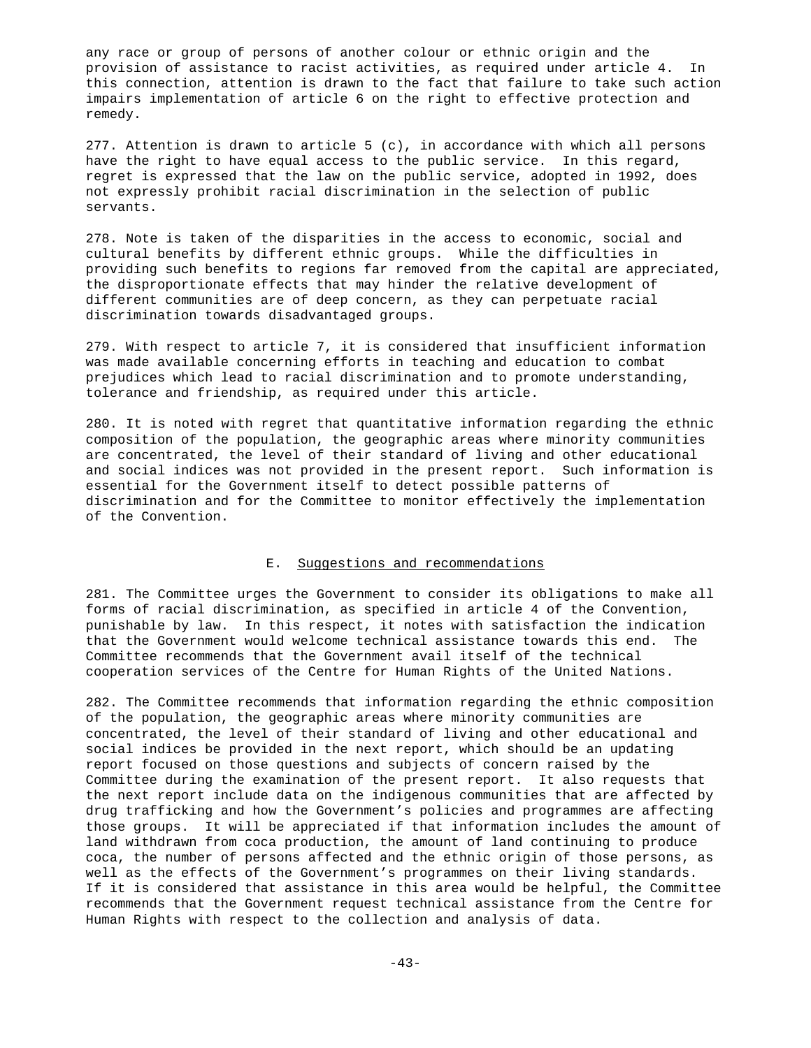any race or group of persons of another colour or ethnic origin and the provision of assistance to racist activities, as required under article 4. In this connection, attention is drawn to the fact that failure to take such action impairs implementation of article 6 on the right to effective protection and remedy.

277. Attention is drawn to article 5 (c), in accordance with which all persons have the right to have equal access to the public service. In this regard, regret is expressed that the law on the public service, adopted in 1992, does not expressly prohibit racial discrimination in the selection of public servants.

278. Note is taken of the disparities in the access to economic, social and cultural benefits by different ethnic groups. While the difficulties in providing such benefits to regions far removed from the capital are appreciated, the disproportionate effects that may hinder the relative development of different communities are of deep concern, as they can perpetuate racial discrimination towards disadvantaged groups.

279. With respect to article 7, it is considered that insufficient information was made available concerning efforts in teaching and education to combat prejudices which lead to racial discrimination and to promote understanding, tolerance and friendship, as required under this article.

280. It is noted with regret that quantitative information regarding the ethnic composition of the population, the geographic areas where minority communities are concentrated, the level of their standard of living and other educational and social indices was not provided in the present report. Such information is essential for the Government itself to detect possible patterns of discrimination and for the Committee to monitor effectively the implementation of the Convention.

### E. Suggestions and recommendations

281. The Committee urges the Government to consider its obligations to make all forms of racial discrimination, as specified in article 4 of the Convention, punishable by law. In this respect, it notes with satisfaction the indication that the Government would welcome technical assistance towards this end. The Committee recommends that the Government avail itself of the technical cooperation services of the Centre for Human Rights of the United Nations.

282. The Committee recommends that information regarding the ethnic composition of the population, the geographic areas where minority communities are concentrated, the level of their standard of living and other educational and social indices be provided in the next report, which should be an updating report focused on those questions and subjects of concern raised by the Committee during the examination of the present report. It also requests that the next report include data on the indigenous communities that are affected by drug trafficking and how the Government's policies and programmes are affecting those groups. It will be appreciated if that information includes the amount of land withdrawn from coca production, the amount of land continuing to produce coca, the number of persons affected and the ethnic origin of those persons, as well as the effects of the Government's programmes on their living standards. If it is considered that assistance in this area would be helpful, the Committee recommends that the Government request technical assistance from the Centre for Human Rights with respect to the collection and analysis of data.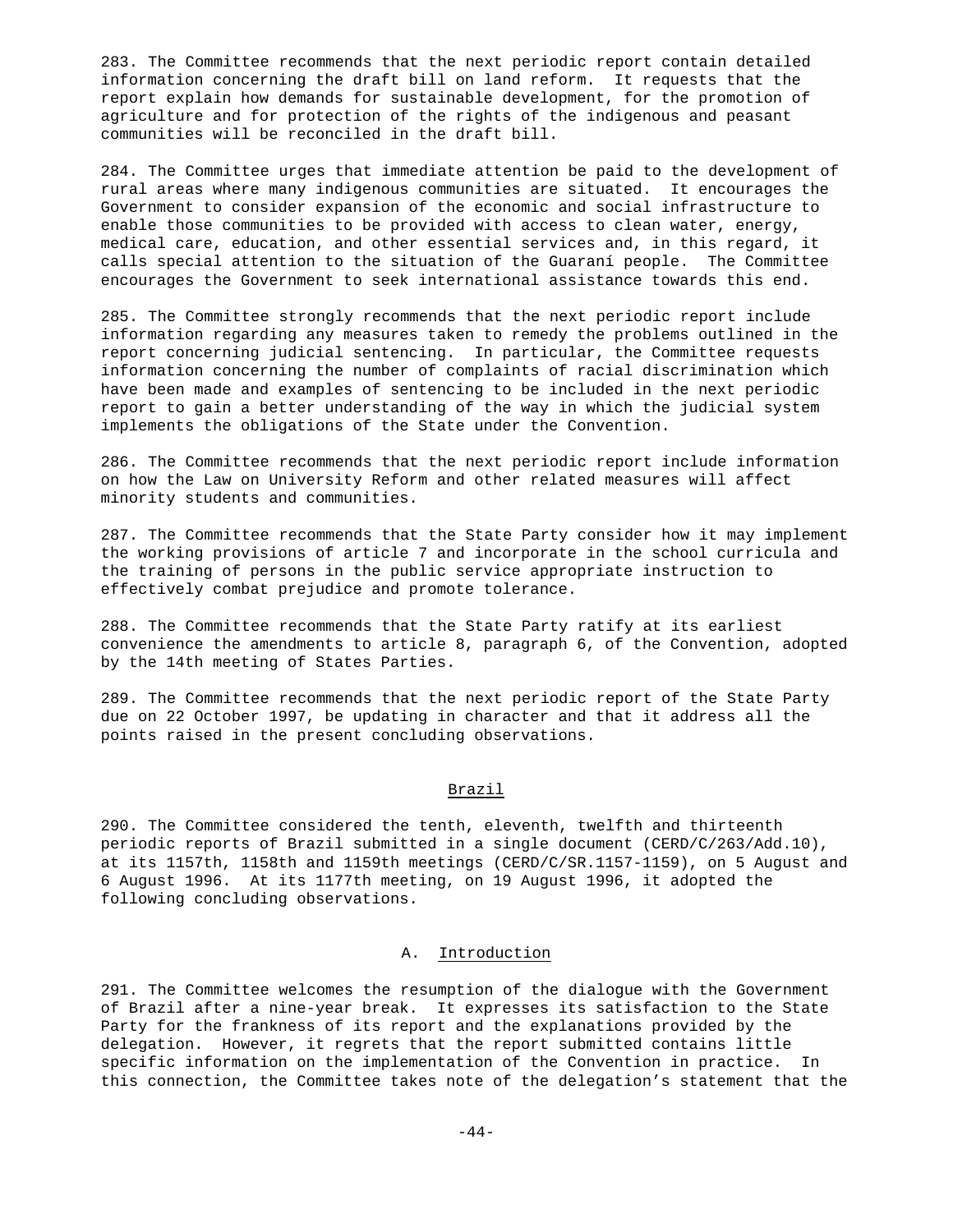283. The Committee recommends that the next periodic report contain detailed information concerning the draft bill on land reform. It requests that the report explain how demands for sustainable development, for the promotion of agriculture and for protection of the rights of the indigenous and peasant communities will be reconciled in the draft bill.

284. The Committee urges that immediate attention be paid to the development of rural areas where many indigenous communities are situated. It encourages the Government to consider expansion of the economic and social infrastructure to enable those communities to be provided with access to clean water, energy, medical care, education, and other essential services and, in this regard, it calls special attention to the situation of the Guaraní people. The Committee encourages the Government to seek international assistance towards this end.

285. The Committee strongly recommends that the next periodic report include information regarding any measures taken to remedy the problems outlined in the report concerning judicial sentencing. In particular, the Committee requests information concerning the number of complaints of racial discrimination which have been made and examples of sentencing to be included in the next periodic report to gain a better understanding of the way in which the judicial system implements the obligations of the State under the Convention.

286. The Committee recommends that the next periodic report include information on how the Law on University Reform and other related measures will affect minority students and communities.

287. The Committee recommends that the State Party consider how it may implement the working provisions of article 7 and incorporate in the school curricula and the training of persons in the public service appropriate instruction to effectively combat prejudice and promote tolerance.

288. The Committee recommends that the State Party ratify at its earliest convenience the amendments to article 8, paragraph 6, of the Convention, adopted by the 14th meeting of States Parties.

289. The Committee recommends that the next periodic report of the State Party due on 22 October 1997, be updating in character and that it address all the points raised in the present concluding observations.

## Brazil

290. The Committee considered the tenth, eleventh, twelfth and thirteenth periodic reports of Brazil submitted in a single document (CERD/C/263/Add.10), at its 1157th, 1158th and 1159th meetings (CERD/C/SR.1157-1159), on 5 August and 6 August 1996. At its 1177th meeting, on 19 August 1996, it adopted the following concluding observations.

### A. Introduction

291. The Committee welcomes the resumption of the dialogue with the Government of Brazil after a nine-year break. It expresses its satisfaction to the State Party for the frankness of its report and the explanations provided by the delegation. However, it regrets that the report submitted contains little specific information on the implementation of the Convention in practice. In this connection, the Committee takes note of the delegation's statement that the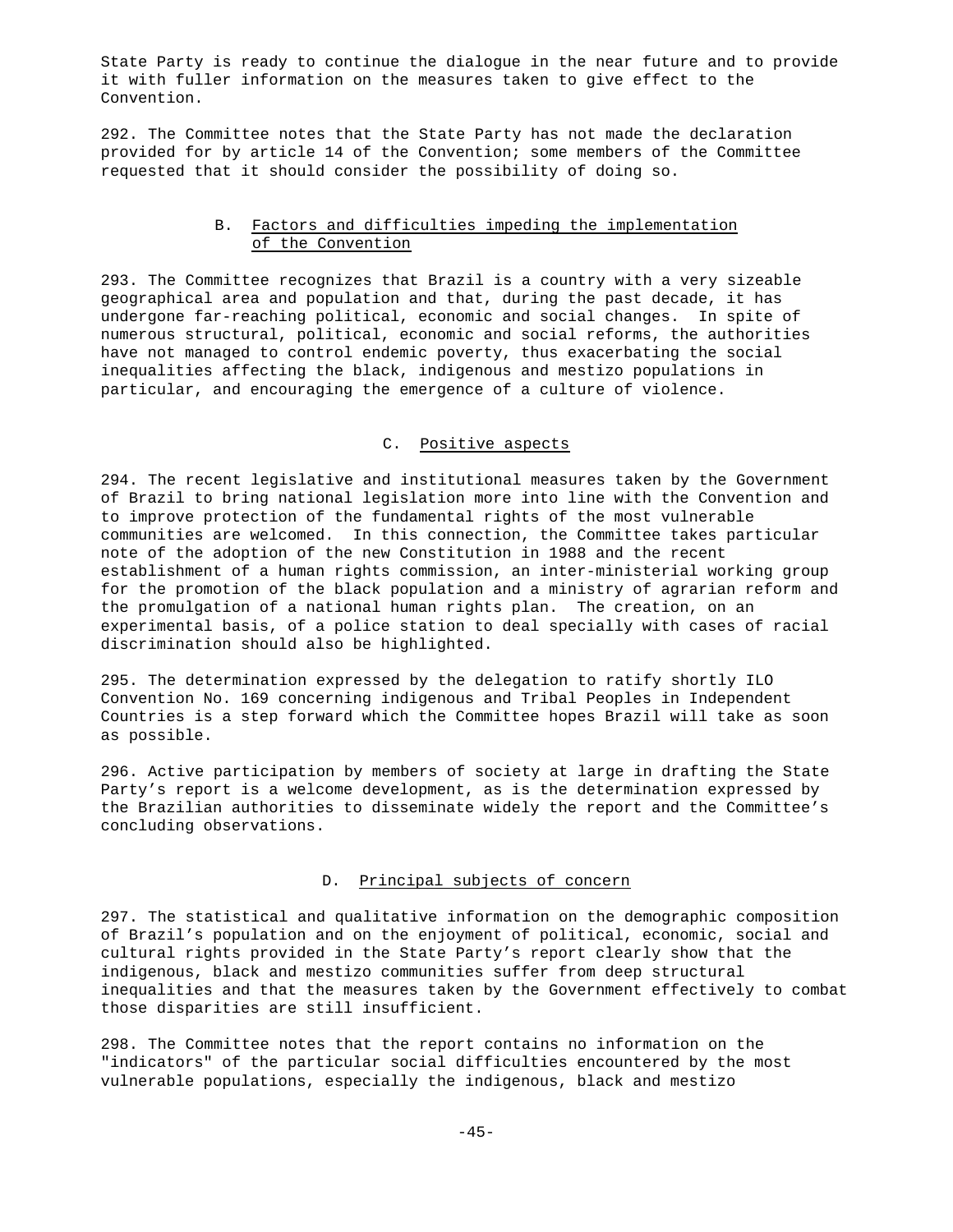State Party is ready to continue the dialogue in the near future and to provide it with fuller information on the measures taken to give effect to the Convention.

292. The Committee notes that the State Party has not made the declaration provided for by article 14 of the Convention; some members of the Committee requested that it should consider the possibility of doing so.

### B. Factors and difficulties impeding the implementation of the Convention

293. The Committee recognizes that Brazil is a country with a very sizeable geographical area and population and that, during the past decade, it has undergone far-reaching political, economic and social changes. In spite of numerous structural, political, economic and social reforms, the authorities have not managed to control endemic poverty, thus exacerbating the social inequalities affecting the black, indigenous and mestizo populations in particular, and encouraging the emergence of a culture of violence.

### C. Positive aspects

294. The recent legislative and institutional measures taken by the Government of Brazil to bring national legislation more into line with the Convention and to improve protection of the fundamental rights of the most vulnerable communities are welcomed. In this connection, the Committee takes particular note of the adoption of the new Constitution in 1988 and the recent establishment of a human rights commission, an inter-ministerial working group for the promotion of the black population and a ministry of agrarian reform and the promulgation of a national human rights plan. The creation, on an experimental basis, of a police station to deal specially with cases of racial discrimination should also be highlighted.

295. The determination expressed by the delegation to ratify shortly ILO Convention No. 169 concerning indigenous and Tribal Peoples in Independent Countries is a step forward which the Committee hopes Brazil will take as soon as possible.

296. Active participation by members of society at large in drafting the State Party's report is a welcome development, as is the determination expressed by the Brazilian authorities to disseminate widely the report and the Committee's concluding observations.

### D. Principal subjects of concern

297. The statistical and qualitative information on the demographic composition of Brazil's population and on the enjoyment of political, economic, social and cultural rights provided in the State Party's report clearly show that the indigenous, black and mestizo communities suffer from deep structural inequalities and that the measures taken by the Government effectively to combat those disparities are still insufficient.

298. The Committee notes that the report contains no information on the "indicators" of the particular social difficulties encountered by the most vulnerable populations, especially the indigenous, black and mestizo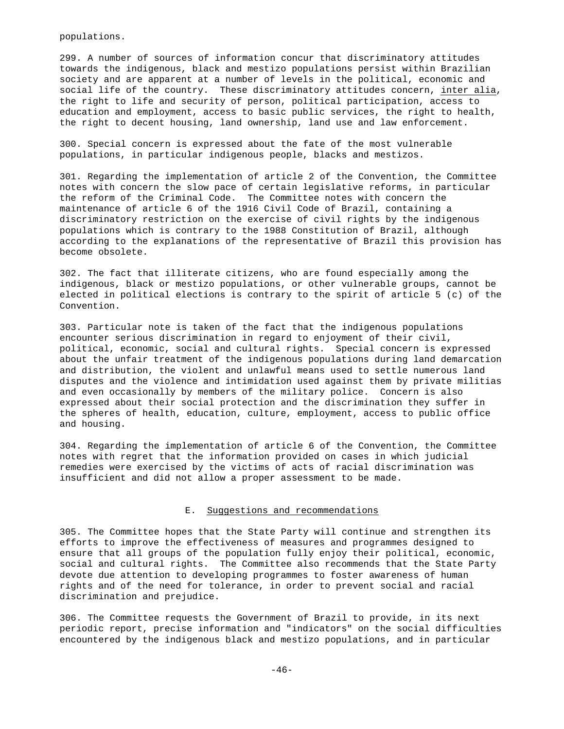populations.

299. A number of sources of information concur that discriminatory attitudes towards the indigenous, black and mestizo populations persist within Brazilian society and are apparent at a number of levels in the political, economic and social life of the country. These discriminatory attitudes concern, inter alia, the right to life and security of person, political participation, access to education and employment, access to basic public services, the right to health, the right to decent housing, land ownership, land use and law enforcement.

300. Special concern is expressed about the fate of the most vulnerable populations, in particular indigenous people, blacks and mestizos.

301. Regarding the implementation of article 2 of the Convention, the Committee notes with concern the slow pace of certain legislative reforms, in particular the reform of the Criminal Code. The Committee notes with concern the maintenance of article 6 of the 1916 Civil Code of Brazil, containing a discriminatory restriction on the exercise of civil rights by the indigenous populations which is contrary to the 1988 Constitution of Brazil, although according to the explanations of the representative of Brazil this provision has become obsolete.

302. The fact that illiterate citizens, who are found especially among the indigenous, black or mestizo populations, or other vulnerable groups, cannot be elected in political elections is contrary to the spirit of article 5 (c) of the Convention.

303. Particular note is taken of the fact that the indigenous populations encounter serious discrimination in regard to enjoyment of their civil, political, economic, social and cultural rights. Special concern is expressed about the unfair treatment of the indigenous populations during land demarcation and distribution, the violent and unlawful means used to settle numerous land disputes and the violence and intimidation used against them by private militias and even occasionally by members of the military police. Concern is also expressed about their social protection and the discrimination they suffer in the spheres of health, education, culture, employment, access to public office and housing.

304. Regarding the implementation of article 6 of the Convention, the Committee notes with regret that the information provided on cases in which judicial remedies were exercised by the victims of acts of racial discrimination was insufficient and did not allow a proper assessment to be made.

## E. Suggestions and recommendations

305. The Committee hopes that the State Party will continue and strengthen its efforts to improve the effectiveness of measures and programmes designed to ensure that all groups of the population fully enjoy their political, economic, social and cultural rights. The Committee also recommends that the State Party devote due attention to developing programmes to foster awareness of human rights and of the need for tolerance, in order to prevent social and racial discrimination and prejudice.

306. The Committee requests the Government of Brazil to provide, in its next periodic report, precise information and "indicators" on the social difficulties encountered by the indigenous black and mestizo populations, and in particular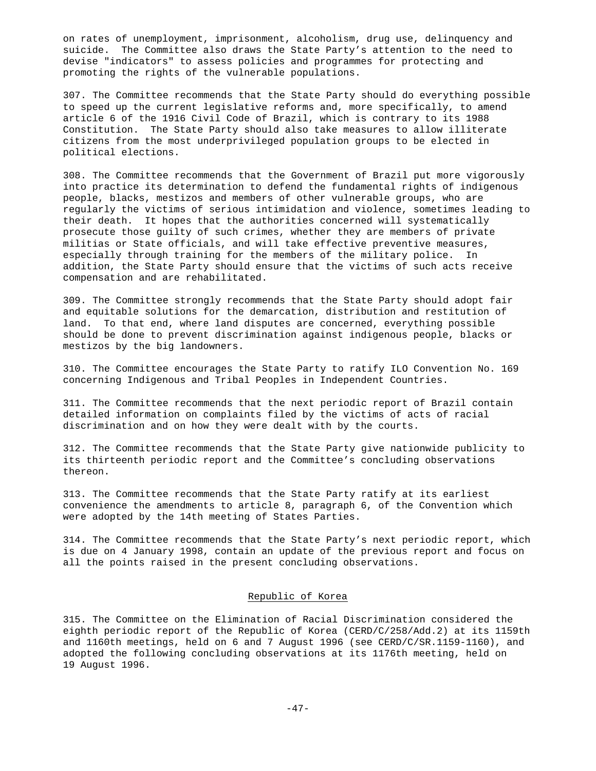on rates of unemployment, imprisonment, alcoholism, drug use, delinquency and suicide. The Committee also draws the State Party's attention to the need to devise "indicators" to assess policies and programmes for protecting and promoting the rights of the vulnerable populations.

307. The Committee recommends that the State Party should do everything possible to speed up the current legislative reforms and, more specifically, to amend article 6 of the 1916 Civil Code of Brazil, which is contrary to its 1988 Constitution. The State Party should also take measures to allow illiterate citizens from the most underprivileged population groups to be elected in political elections.

308. The Committee recommends that the Government of Brazil put more vigorously into practice its determination to defend the fundamental rights of indigenous people, blacks, mestizos and members of other vulnerable groups, who are regularly the victims of serious intimidation and violence, sometimes leading to their death. It hopes that the authorities concerned will systematically prosecute those guilty of such crimes, whether they are members of private militias or State officials, and will take effective preventive measures, especially through training for the members of the military police. In addition, the State Party should ensure that the victims of such acts receive compensation and are rehabilitated.

309. The Committee strongly recommends that the State Party should adopt fair and equitable solutions for the demarcation, distribution and restitution of land. To that end, where land disputes are concerned, everything possible should be done to prevent discrimination against indigenous people, blacks or mestizos by the big landowners.

310. The Committee encourages the State Party to ratify ILO Convention No. 169 concerning Indigenous and Tribal Peoples in Independent Countries.

311. The Committee recommends that the next periodic report of Brazil contain detailed information on complaints filed by the victims of acts of racial discrimination and on how they were dealt with by the courts.

312. The Committee recommends that the State Party give nationwide publicity to its thirteenth periodic report and the Committee's concluding observations thereon.

313. The Committee recommends that the State Party ratify at its earliest convenience the amendments to article 8, paragraph 6, of the Convention which were adopted by the 14th meeting of States Parties.

314. The Committee recommends that the State Party's next periodic report, which is due on 4 January 1998, contain an update of the previous report and focus on all the points raised in the present concluding observations.

## Republic of Korea

315. The Committee on the Elimination of Racial Discrimination considered the eighth periodic report of the Republic of Korea (CERD/C/258/Add.2) at its 1159th and 1160th meetings, held on 6 and 7 August 1996 (see CERD/C/SR.1159-1160), and adopted the following concluding observations at its 1176th meeting, held on 19 August 1996.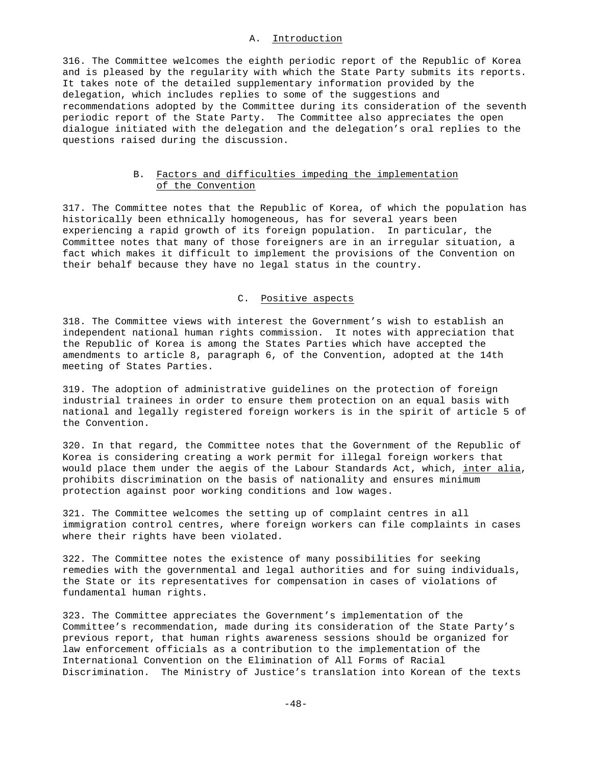## A. Introduction

316. The Committee welcomes the eighth periodic report of the Republic of Korea and is pleased by the regularity with which the State Party submits its reports. It takes note of the detailed supplementary information provided by the delegation, which includes replies to some of the suggestions and recommendations adopted by the Committee during its consideration of the seventh periodic report of the State Party. The Committee also appreciates the open dialogue initiated with the delegation and the delegation's oral replies to the questions raised during the discussion.

## B. Factors and difficulties impeding the implementation of the Convention

317. The Committee notes that the Republic of Korea, of which the population has historically been ethnically homogeneous, has for several years been experiencing a rapid growth of its foreign population. In particular, the Committee notes that many of those foreigners are in an irregular situation, a fact which makes it difficult to implement the provisions of the Convention on their behalf because they have no legal status in the country.

## C. Positive aspects

318. The Committee views with interest the Government's wish to establish an independent national human rights commission. It notes with appreciation that the Republic of Korea is among the States Parties which have accepted the amendments to article 8, paragraph 6, of the Convention, adopted at the 14th meeting of States Parties.

319. The adoption of administrative guidelines on the protection of foreign industrial trainees in order to ensure them protection on an equal basis with national and legally registered foreign workers is in the spirit of article 5 of the Convention.

320. In that regard, the Committee notes that the Government of the Republic of Korea is considering creating a work permit for illegal foreign workers that would place them under the aegis of the Labour Standards Act, which, inter alia, prohibits discrimination on the basis of nationality and ensures minimum protection against poor working conditions and low wages.

321. The Committee welcomes the setting up of complaint centres in all immigration control centres, where foreign workers can file complaints in cases where their rights have been violated.

322. The Committee notes the existence of many possibilities for seeking remedies with the governmental and legal authorities and for suing individuals, the State or its representatives for compensation in cases of violations of fundamental human rights.

323. The Committee appreciates the Government's implementation of the Committee's recommendation, made during its consideration of the State Party's previous report, that human rights awareness sessions should be organized for law enforcement officials as a contribution to the implementation of the International Convention on the Elimination of All Forms of Racial Discrimination. The Ministry of Justice's translation into Korean of the texts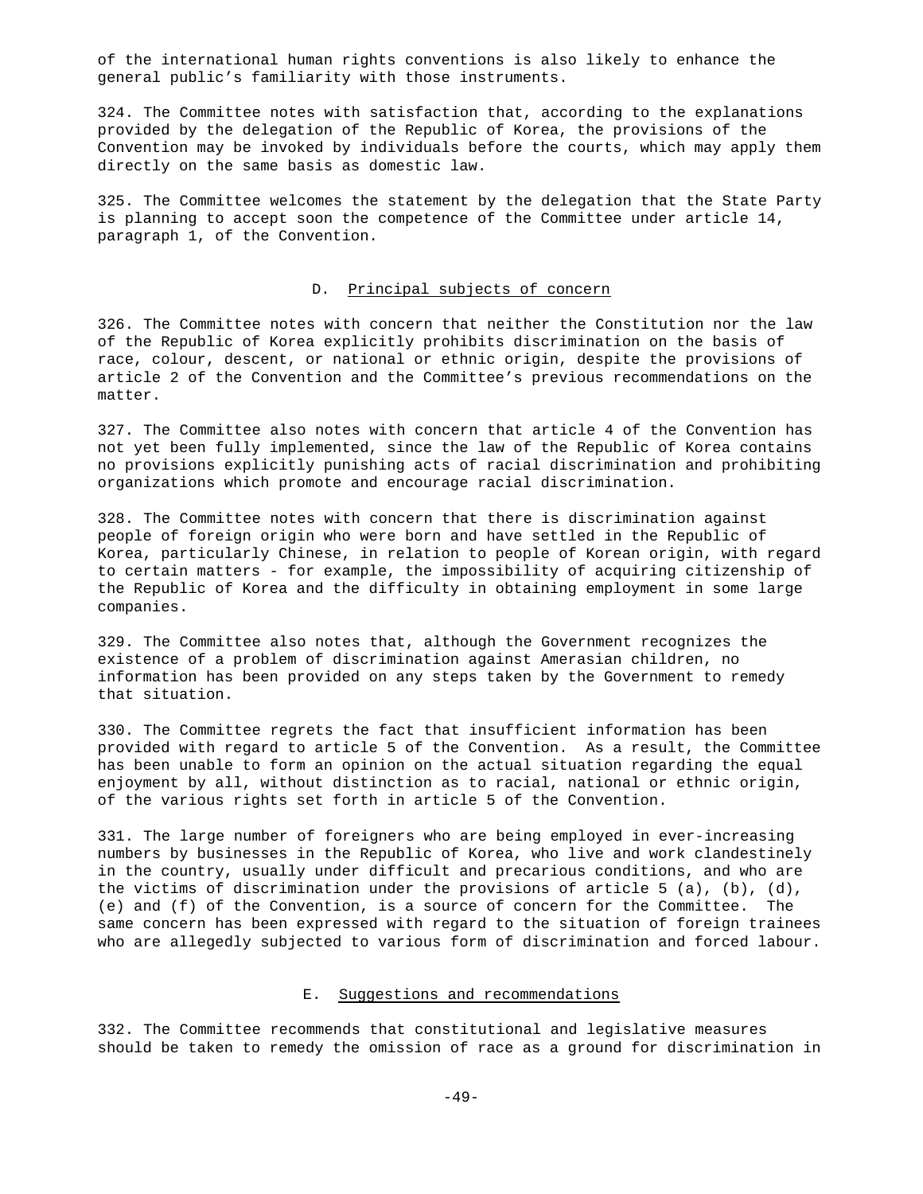of the international human rights conventions is also likely to enhance the general public's familiarity with those instruments.

324. The Committee notes with satisfaction that, according to the explanations provided by the delegation of the Republic of Korea, the provisions of the Convention may be invoked by individuals before the courts, which may apply them directly on the same basis as domestic law.

325. The Committee welcomes the statement by the delegation that the State Party is planning to accept soon the competence of the Committee under article 14, paragraph 1, of the Convention.

### D. Principal subjects of concern

326. The Committee notes with concern that neither the Constitution nor the law of the Republic of Korea explicitly prohibits discrimination on the basis of race, colour, descent, or national or ethnic origin, despite the provisions of article 2 of the Convention and the Committee's previous recommendations on the matter.

327. The Committee also notes with concern that article 4 of the Convention has not yet been fully implemented, since the law of the Republic of Korea contains no provisions explicitly punishing acts of racial discrimination and prohibiting organizations which promote and encourage racial discrimination.

328. The Committee notes with concern that there is discrimination against people of foreign origin who were born and have settled in the Republic of Korea, particularly Chinese, in relation to people of Korean origin, with regard to certain matters - for example, the impossibility of acquiring citizenship of the Republic of Korea and the difficulty in obtaining employment in some large companies.

329. The Committee also notes that, although the Government recognizes the existence of a problem of discrimination against Amerasian children, no information has been provided on any steps taken by the Government to remedy that situation.

330. The Committee regrets the fact that insufficient information has been provided with regard to article 5 of the Convention. As a result, the Committee has been unable to form an opinion on the actual situation regarding the equal enjoyment by all, without distinction as to racial, national or ethnic origin, of the various rights set forth in article 5 of the Convention.

331. The large number of foreigners who are being employed in ever-increasing numbers by businesses in the Republic of Korea, who live and work clandestinely in the country, usually under difficult and precarious conditions, and who are the victims of discrimination under the provisions of article 5 (a), (b), (d), (e) and (f) of the Convention, is a source of concern for the Committee. The same concern has been expressed with regard to the situation of foreign trainees who are allegedly subjected to various form of discrimination and forced labour.

### E. Suggestions and recommendations

332. The Committee recommends that constitutional and legislative measures should be taken to remedy the omission of race as a ground for discrimination in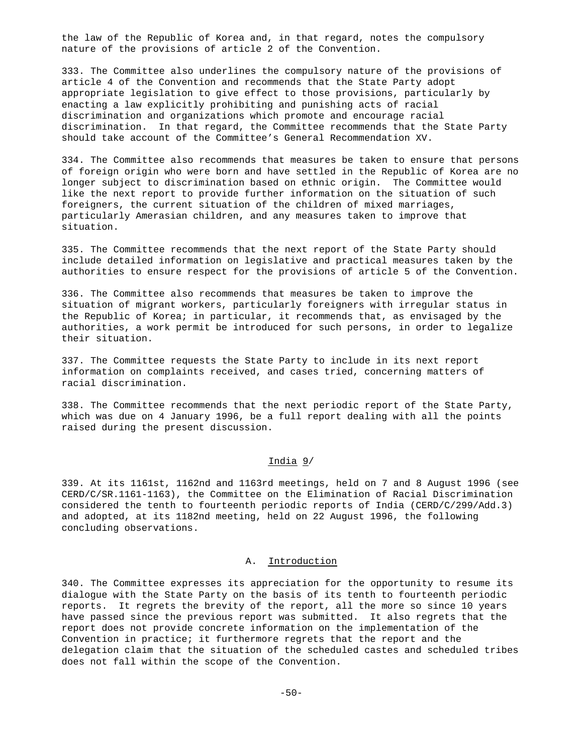the law of the Republic of Korea and, in that regard, notes the compulsory nature of the provisions of article 2 of the Convention.

333. The Committee also underlines the compulsory nature of the provisions of article 4 of the Convention and recommends that the State Party adopt appropriate legislation to give effect to those provisions, particularly by enacting a law explicitly prohibiting and punishing acts of racial discrimination and organizations which promote and encourage racial discrimination. In that regard, the Committee recommends that the State Party should take account of the Committee's General Recommendation XV.

334. The Committee also recommends that measures be taken to ensure that persons of foreign origin who were born and have settled in the Republic of Korea are no longer subject to discrimination based on ethnic origin. The Committee would like the next report to provide further information on the situation of such foreigners, the current situation of the children of mixed marriages, particularly Amerasian children, and any measures taken to improve that situation.

335. The Committee recommends that the next report of the State Party should include detailed information on legislative and practical measures taken by the authorities to ensure respect for the provisions of article 5 of the Convention.

336. The Committee also recommends that measures be taken to improve the situation of migrant workers, particularly foreigners with irregular status in the Republic of Korea; in particular, it recommends that, as envisaged by the authorities, a work permit be introduced for such persons, in order to legalize their situation.

337. The Committee requests the State Party to include in its next report information on complaints received, and cases tried, concerning matters of racial discrimination.

338. The Committee recommends that the next periodic report of the State Party, which was due on 4 January 1996, be a full report dealing with all the points raised during the present discussion.

## India 9/

339. At its 1161st, 1162nd and 1163rd meetings, held on 7 and 8 August 1996 (see CERD/C/SR.1161-1163), the Committee on the Elimination of Racial Discrimination considered the tenth to fourteenth periodic reports of India (CERD/C/299/Add.3) and adopted, at its 1182nd meeting, held on 22 August 1996, the following concluding observations.

### A. Introduction

340. The Committee expresses its appreciation for the opportunity to resume its dialogue with the State Party on the basis of its tenth to fourteenth periodic reports. It regrets the brevity of the report, all the more so since 10 years have passed since the previous report was submitted. It also regrets that the report does not provide concrete information on the implementation of the Convention in practice; it furthermore regrets that the report and the delegation claim that the situation of the scheduled castes and scheduled tribes does not fall within the scope of the Convention.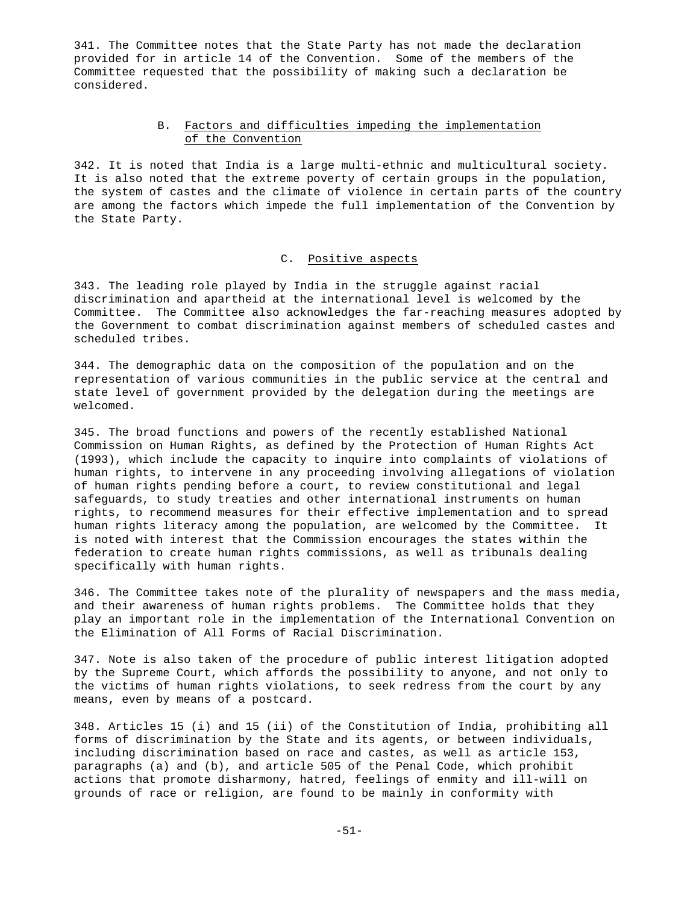341. The Committee notes that the State Party has not made the declaration provided for in article 14 of the Convention. Some of the members of the Committee requested that the possibility of making such a declaration be considered.

### B. Factors and difficulties impeding the implementation of the Convention

342. It is noted that India is a large multi-ethnic and multicultural society. It is also noted that the extreme poverty of certain groups in the population, the system of castes and the climate of violence in certain parts of the country are among the factors which impede the full implementation of the Convention by the State Party.

### C. Positive aspects

343. The leading role played by India in the struggle against racial discrimination and apartheid at the international level is welcomed by the Committee. The Committee also acknowledges the far-reaching measures adopted by the Government to combat discrimination against members of scheduled castes and scheduled tribes.

344. The demographic data on the composition of the population and on the representation of various communities in the public service at the central and state level of government provided by the delegation during the meetings are welcomed.

345. The broad functions and powers of the recently established National Commission on Human Rights, as defined by the Protection of Human Rights Act (1993), which include the capacity to inquire into complaints of violations of human rights, to intervene in any proceeding involving allegations of violation of human rights pending before a court, to review constitutional and legal safeguards, to study treaties and other international instruments on human rights, to recommend measures for their effective implementation and to spread human rights literacy among the population, are welcomed by the Committee. It is noted with interest that the Commission encourages the states within the federation to create human rights commissions, as well as tribunals dealing specifically with human rights.

346. The Committee takes note of the plurality of newspapers and the mass media, and their awareness of human rights problems. The Committee holds that they play an important role in the implementation of the International Convention on the Elimination of All Forms of Racial Discrimination.

347. Note is also taken of the procedure of public interest litigation adopted by the Supreme Court, which affords the possibility to anyone, and not only to the victims of human rights violations, to seek redress from the court by any means, even by means of a postcard.

348. Articles 15 (i) and 15 (ii) of the Constitution of India, prohibiting all forms of discrimination by the State and its agents, or between individuals, including discrimination based on race and castes, as well as article 153, paragraphs (a) and (b), and article 505 of the Penal Code, which prohibit actions that promote disharmony, hatred, feelings of enmity and ill-will on grounds of race or religion, are found to be mainly in conformity with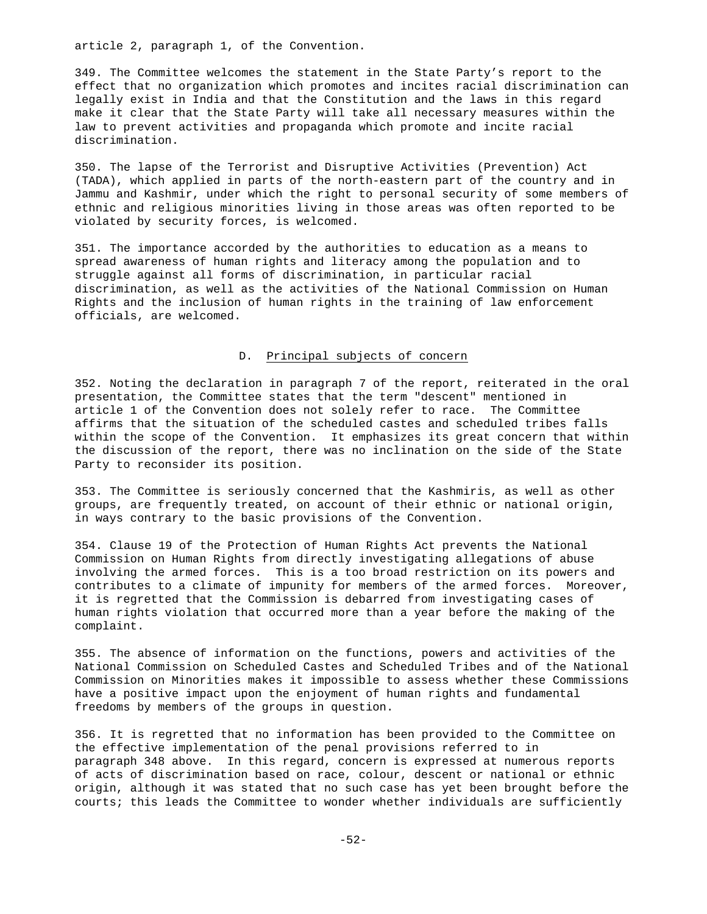article 2, paragraph 1, of the Convention.

349. The Committee welcomes the statement in the State Party's report to the effect that no organization which promotes and incites racial discrimination can legally exist in India and that the Constitution and the laws in this regard make it clear that the State Party will take all necessary measures within the law to prevent activities and propaganda which promote and incite racial discrimination.

350. The lapse of the Terrorist and Disruptive Activities (Prevention) Act (TADA), which applied in parts of the north-eastern part of the country and in Jammu and Kashmir, under which the right to personal security of some members of ethnic and religious minorities living in those areas was often reported to be violated by security forces, is welcomed.

351. The importance accorded by the authorities to education as a means to spread awareness of human rights and literacy among the population and to struggle against all forms of discrimination, in particular racial discrimination, as well as the activities of the National Commission on Human Rights and the inclusion of human rights in the training of law enforcement officials, are welcomed.

## D. Principal subjects of concern

352. Noting the declaration in paragraph 7 of the report, reiterated in the oral presentation, the Committee states that the term "descent" mentioned in article 1 of the Convention does not solely refer to race. The Committee affirms that the situation of the scheduled castes and scheduled tribes falls within the scope of the Convention. It emphasizes its great concern that within the discussion of the report, there was no inclination on the side of the State Party to reconsider its position.

353. The Committee is seriously concerned that the Kashmiris, as well as other groups, are frequently treated, on account of their ethnic or national origin, in ways contrary to the basic provisions of the Convention.

354. Clause 19 of the Protection of Human Rights Act prevents the National Commission on Human Rights from directly investigating allegations of abuse involving the armed forces. This is a too broad restriction on its powers and contributes to a climate of impunity for members of the armed forces. Moreover, it is regretted that the Commission is debarred from investigating cases of human rights violation that occurred more than a year before the making of the complaint.

355. The absence of information on the functions, powers and activities of the National Commission on Scheduled Castes and Scheduled Tribes and of the National Commission on Minorities makes it impossible to assess whether these Commissions have a positive impact upon the enjoyment of human rights and fundamental freedoms by members of the groups in question.

356. It is regretted that no information has been provided to the Committee on the effective implementation of the penal provisions referred to in paragraph 348 above. In this regard, concern is expressed at numerous reports of acts of discrimination based on race, colour, descent or national or ethnic origin, although it was stated that no such case has yet been brought before the courts; this leads the Committee to wonder whether individuals are sufficiently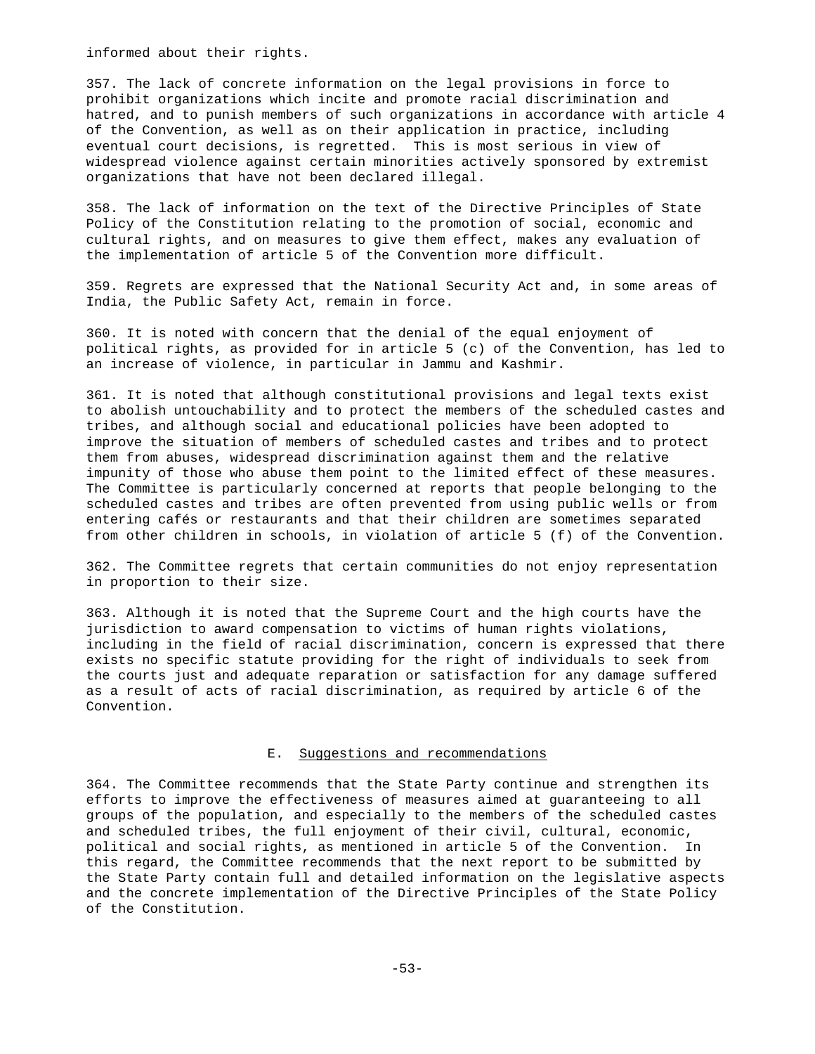informed about their rights.

357. The lack of concrete information on the legal provisions in force to prohibit organizations which incite and promote racial discrimination and hatred, and to punish members of such organizations in accordance with article 4 of the Convention, as well as on their application in practice, including eventual court decisions, is regretted. This is most serious in view of widespread violence against certain minorities actively sponsored by extremist organizations that have not been declared illegal.

358. The lack of information on the text of the Directive Principles of State Policy of the Constitution relating to the promotion of social, economic and cultural rights, and on measures to give them effect, makes any evaluation of the implementation of article 5 of the Convention more difficult.

359. Regrets are expressed that the National Security Act and, in some areas of India, the Public Safety Act, remain in force.

360. It is noted with concern that the denial of the equal enjoyment of political rights, as provided for in article 5 (c) of the Convention, has led to an increase of violence, in particular in Jammu and Kashmir.

361. It is noted that although constitutional provisions and legal texts exist to abolish untouchability and to protect the members of the scheduled castes and tribes, and although social and educational policies have been adopted to improve the situation of members of scheduled castes and tribes and to protect them from abuses, widespread discrimination against them and the relative impunity of those who abuse them point to the limited effect of these measures. The Committee is particularly concerned at reports that people belonging to the scheduled castes and tribes are often prevented from using public wells or from entering cafés or restaurants and that their children are sometimes separated from other children in schools, in violation of article 5 (f) of the Convention.

362. The Committee regrets that certain communities do not enjoy representation in proportion to their size.

363. Although it is noted that the Supreme Court and the high courts have the jurisdiction to award compensation to victims of human rights violations, including in the field of racial discrimination, concern is expressed that there exists no specific statute providing for the right of individuals to seek from the courts just and adequate reparation or satisfaction for any damage suffered as a result of acts of racial discrimination, as required by article 6 of the Convention.

## E. Suggestions and recommendations

364. The Committee recommends that the State Party continue and strengthen its efforts to improve the effectiveness of measures aimed at guaranteeing to all groups of the population, and especially to the members of the scheduled castes and scheduled tribes, the full enjoyment of their civil, cultural, economic, political and social rights, as mentioned in article 5 of the Convention. In this regard, the Committee recommends that the next report to be submitted by the State Party contain full and detailed information on the legislative aspects and the concrete implementation of the Directive Principles of the State Policy of the Constitution.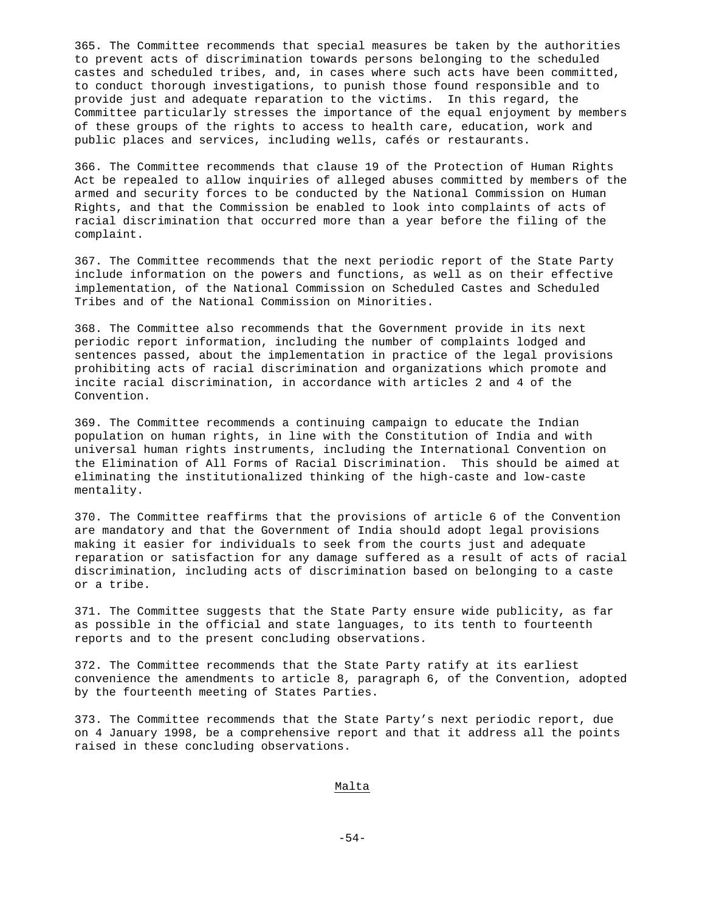365. The Committee recommends that special measures be taken by the authorities to prevent acts of discrimination towards persons belonging to the scheduled castes and scheduled tribes, and, in cases where such acts have been committed, to conduct thorough investigations, to punish those found responsible and to provide just and adequate reparation to the victims. In this regard, the Committee particularly stresses the importance of the equal enjoyment by members of these groups of the rights to access to health care, education, work and public places and services, including wells, cafés or restaurants.

366. The Committee recommends that clause 19 of the Protection of Human Rights Act be repealed to allow inquiries of alleged abuses committed by members of the armed and security forces to be conducted by the National Commission on Human Rights, and that the Commission be enabled to look into complaints of acts of racial discrimination that occurred more than a year before the filing of the complaint.

367. The Committee recommends that the next periodic report of the State Party include information on the powers and functions, as well as on their effective implementation, of the National Commission on Scheduled Castes and Scheduled Tribes and of the National Commission on Minorities.

368. The Committee also recommends that the Government provide in its next periodic report information, including the number of complaints lodged and sentences passed, about the implementation in practice of the legal provisions prohibiting acts of racial discrimination and organizations which promote and incite racial discrimination, in accordance with articles 2 and 4 of the Convention.

369. The Committee recommends a continuing campaign to educate the Indian population on human rights, in line with the Constitution of India and with universal human rights instruments, including the International Convention on the Elimination of All Forms of Racial Discrimination. This should be aimed at eliminating the institutionalized thinking of the high-caste and low-caste mentality.

370. The Committee reaffirms that the provisions of article 6 of the Convention are mandatory and that the Government of India should adopt legal provisions making it easier for individuals to seek from the courts just and adequate reparation or satisfaction for any damage suffered as a result of acts of racial discrimination, including acts of discrimination based on belonging to a caste or a tribe.

371. The Committee suggests that the State Party ensure wide publicity, as far as possible in the official and state languages, to its tenth to fourteenth reports and to the present concluding observations.

372. The Committee recommends that the State Party ratify at its earliest convenience the amendments to article 8, paragraph 6, of the Convention, adopted by the fourteenth meeting of States Parties.

373. The Committee recommends that the State Party's next periodic report, due on 4 January 1998, be a comprehensive report and that it address all the points raised in these concluding observations.

## Malta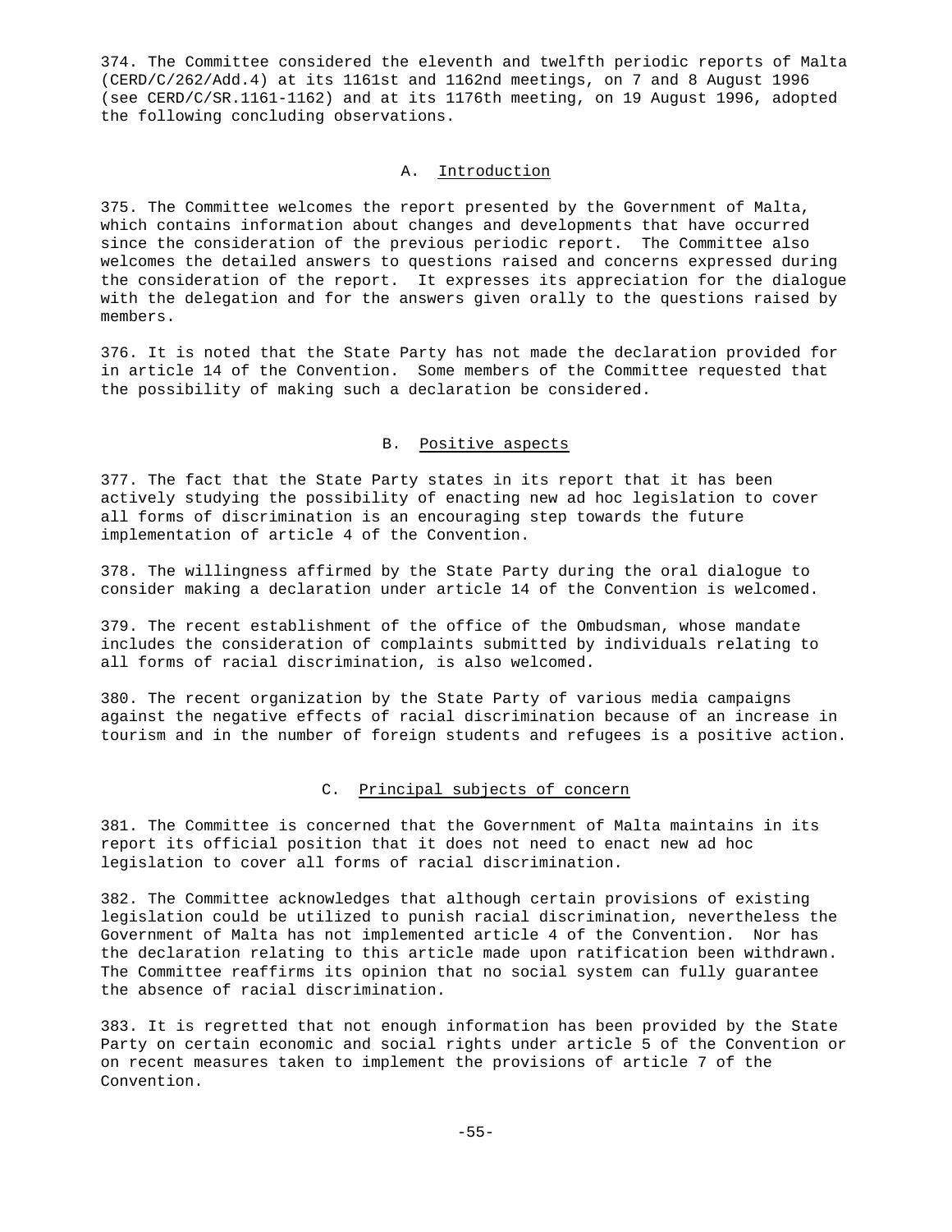374. The Committee considered the eleventh and twelfth periodic reports of Malta (CERD/C/262/Add.4) at its 1161st and 1162nd meetings, on 7 and 8 August 1996 (see CERD/C/SR.1161-1162) and at its 1176th meeting, on 19 August 1996, adopted the following concluding observations.

## A. Introduction

375. The Committee welcomes the report presented by the Government of Malta, which contains information about changes and developments that have occurred since the consideration of the previous periodic report. The Committee also welcomes the detailed answers to questions raised and concerns expressed during the consideration of the report. It expresses its appreciation for the dialogue with the delegation and for the answers given orally to the questions raised by members.

376. It is noted that the State Party has not made the declaration provided for in article 14 of the Convention. Some members of the Committee requested that the possibility of making such a declaration be considered.

## B. Positive aspects

377. The fact that the State Party states in its report that it has been actively studying the possibility of enacting new ad hoc legislation to cover all forms of discrimination is an encouraging step towards the future implementation of article 4 of the Convention.

378. The willingness affirmed by the State Party during the oral dialogue to consider making a declaration under article 14 of the Convention is welcomed.

379. The recent establishment of the office of the Ombudsman, whose mandate includes the consideration of complaints submitted by individuals relating to all forms of racial discrimination, is also welcomed.

380. The recent organization by the State Party of various media campaigns against the negative effects of racial discrimination because of an increase in tourism and in the number of foreign students and refugees is a positive action.

## C. Principal subjects of concern

381. The Committee is concerned that the Government of Malta maintains in its report its official position that it does not need to enact new ad hoc legislation to cover all forms of racial discrimination.

382. The Committee acknowledges that although certain provisions of existing legislation could be utilized to punish racial discrimination, nevertheless the Government of Malta has not implemented article 4 of the Convention. Nor has the declaration relating to this article made upon ratification been withdrawn. The Committee reaffirms its opinion that no social system can fully guarantee the absence of racial discrimination.

383. It is regretted that not enough information has been provided by the State Party on certain economic and social rights under article 5 of the Convention or on recent measures taken to implement the provisions of article 7 of the Convention.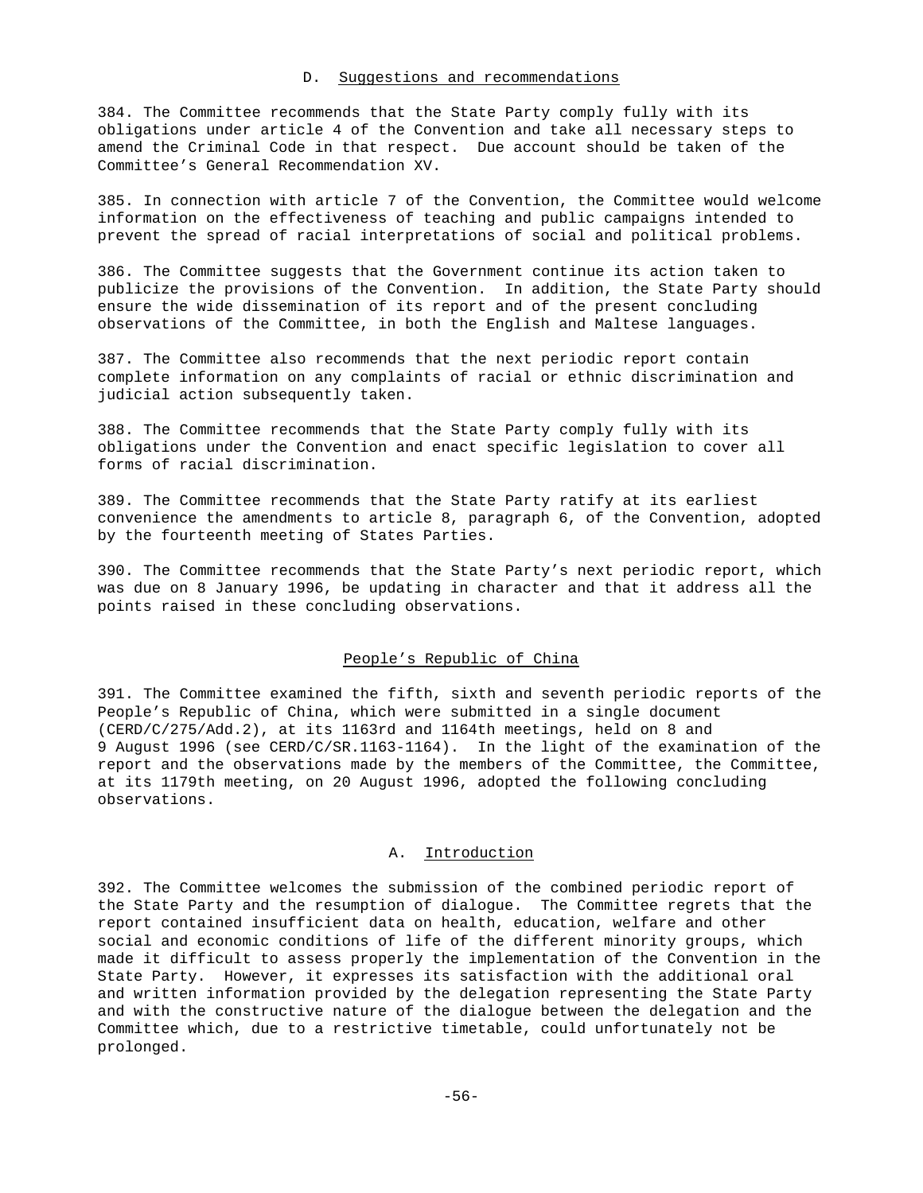### D. Suggestions and recommendations

384. The Committee recommends that the State Party comply fully with its obligations under article 4 of the Convention and take all necessary steps to amend the Criminal Code in that respect. Due account should be taken of the Committee's General Recommendation XV.

385. In connection with article 7 of the Convention, the Committee would welcome information on the effectiveness of teaching and public campaigns intended to prevent the spread of racial interpretations of social and political problems.

386. The Committee suggests that the Government continue its action taken to publicize the provisions of the Convention. In addition, the State Party should ensure the wide dissemination of its report and of the present concluding observations of the Committee, in both the English and Maltese languages.

387. The Committee also recommends that the next periodic report contain complete information on any complaints of racial or ethnic discrimination and judicial action subsequently taken.

388. The Committee recommends that the State Party comply fully with its obligations under the Convention and enact specific legislation to cover all forms of racial discrimination.

389. The Committee recommends that the State Party ratify at its earliest convenience the amendments to article 8, paragraph 6, of the Convention, adopted by the fourteenth meeting of States Parties.

390. The Committee recommends that the State Party's next periodic report, which was due on 8 January 1996, be updating in character and that it address all the points raised in these concluding observations.

## People's Republic of China

391. The Committee examined the fifth, sixth and seventh periodic reports of the People's Republic of China, which were submitted in a single document (CERD/C/275/Add.2), at its 1163rd and 1164th meetings, held on 8 and 9 August 1996 (see CERD/C/SR.1163-1164). In the light of the examination of the report and the observations made by the members of the Committee, the Committee, at its 1179th meeting, on 20 August 1996, adopted the following concluding observations.

### A. Introduction

392. The Committee welcomes the submission of the combined periodic report of the State Party and the resumption of dialogue. The Committee regrets that the report contained insufficient data on health, education, welfare and other social and economic conditions of life of the different minority groups, which made it difficult to assess properly the implementation of the Convention in the State Party. However, it expresses its satisfaction with the additional oral and written information provided by the delegation representing the State Party and with the constructive nature of the dialogue between the delegation and the Committee which, due to a restrictive timetable, could unfortunately not be prolonged.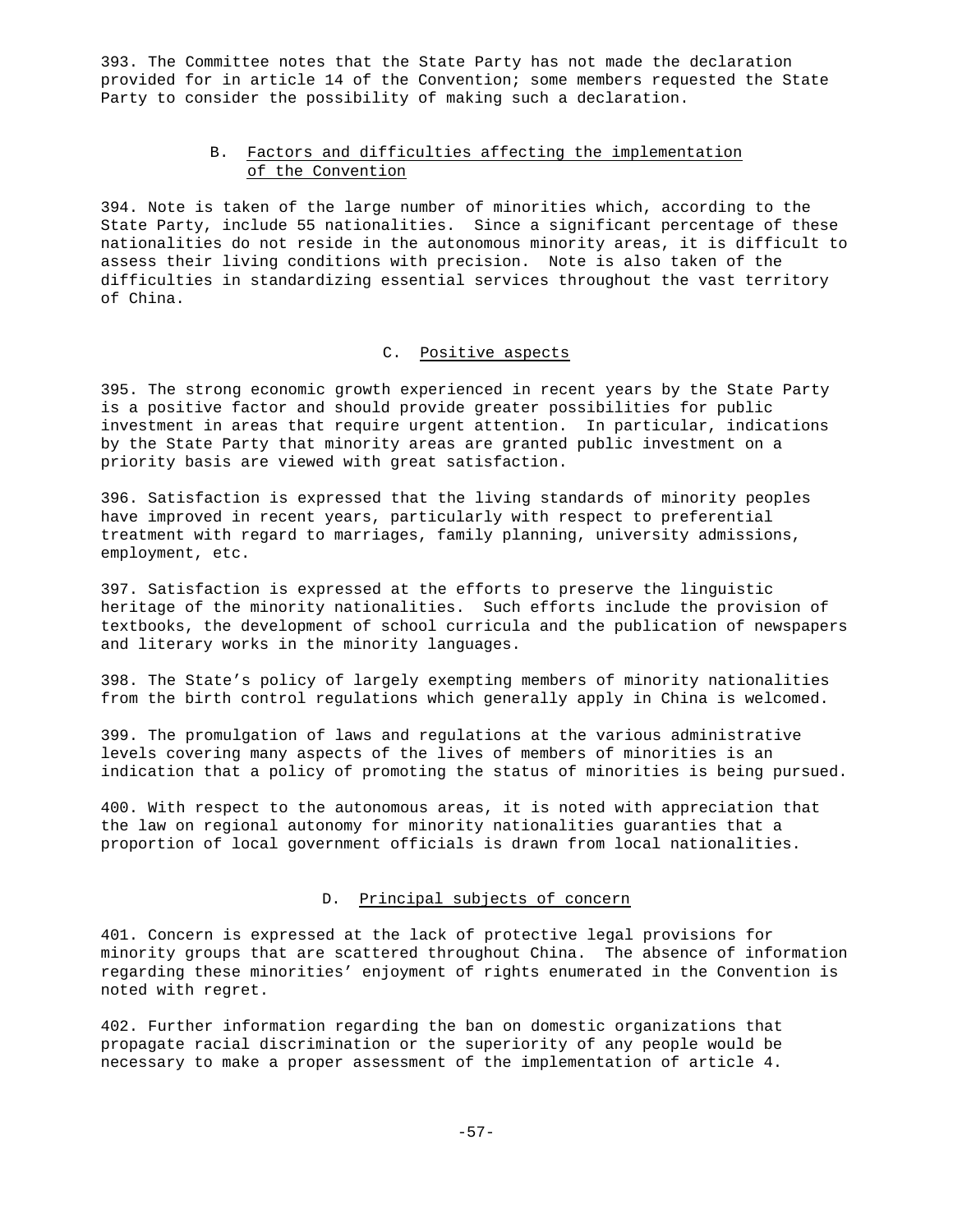393. The Committee notes that the State Party has not made the declaration provided for in article 14 of the Convention; some members requested the State Party to consider the possibility of making such a declaration.

### B. Factors and difficulties affecting the implementation of the Convention

394. Note is taken of the large number of minorities which, according to the State Party, include 55 nationalities. Since a significant percentage of these nationalities do not reside in the autonomous minority areas, it is difficult to assess their living conditions with precision. Note is also taken of the difficulties in standardizing essential services throughout the vast territory of China.

### C. Positive aspects

395. The strong economic growth experienced in recent years by the State Party is a positive factor and should provide greater possibilities for public investment in areas that require urgent attention. In particular, indications by the State Party that minority areas are granted public investment on a priority basis are viewed with great satisfaction.

396. Satisfaction is expressed that the living standards of minority peoples have improved in recent years, particularly with respect to preferential treatment with regard to marriages, family planning, university admissions, employment, etc.

397. Satisfaction is expressed at the efforts to preserve the linguistic heritage of the minority nationalities. Such efforts include the provision of textbooks, the development of school curricula and the publication of newspapers and literary works in the minority languages.

398. The State's policy of largely exempting members of minority nationalities from the birth control regulations which generally apply in China is welcomed.

399. The promulgation of laws and regulations at the various administrative levels covering many aspects of the lives of members of minorities is an indication that a policy of promoting the status of minorities is being pursued.

400. With respect to the autonomous areas, it is noted with appreciation that the law on regional autonomy for minority nationalities guaranties that a proportion of local government officials is drawn from local nationalities.

### D. Principal subjects of concern

401. Concern is expressed at the lack of protective legal provisions for minority groups that are scattered throughout China. The absence of information regarding these minorities' enjoyment of rights enumerated in the Convention is noted with regret.

402. Further information regarding the ban on domestic organizations that propagate racial discrimination or the superiority of any people would be necessary to make a proper assessment of the implementation of article 4.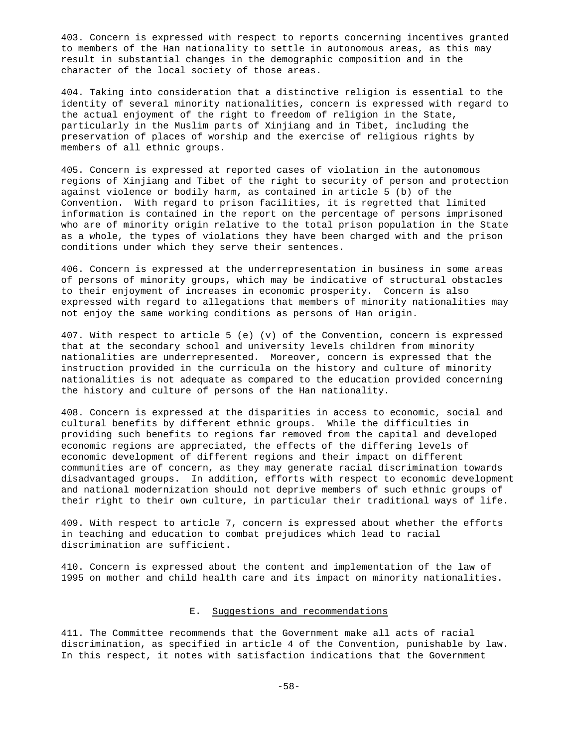403. Concern is expressed with respect to reports concerning incentives granted to members of the Han nationality to settle in autonomous areas, as this may result in substantial changes in the demographic composition and in the character of the local society of those areas.

404. Taking into consideration that a distinctive religion is essential to the identity of several minority nationalities, concern is expressed with regard to the actual enjoyment of the right to freedom of religion in the State, particularly in the Muslim parts of Xinjiang and in Tibet, including the preservation of places of worship and the exercise of religious rights by members of all ethnic groups.

405. Concern is expressed at reported cases of violation in the autonomous regions of Xinjiang and Tibet of the right to security of person and protection against violence or bodily harm, as contained in article 5 (b) of the Convention. With regard to prison facilities, it is regretted that limited information is contained in the report on the percentage of persons imprisoned who are of minority origin relative to the total prison population in the State as a whole, the types of violations they have been charged with and the prison conditions under which they serve their sentences.

406. Concern is expressed at the underrepresentation in business in some areas of persons of minority groups, which may be indicative of structural obstacles to their enjoyment of increases in economic prosperity. Concern is also expressed with regard to allegations that members of minority nationalities may not enjoy the same working conditions as persons of Han origin.

407. With respect to article 5 (e) (v) of the Convention, concern is expressed that at the secondary school and university levels children from minority nationalities are underrepresented. Moreover, concern is expressed that the instruction provided in the curricula on the history and culture of minority nationalities is not adequate as compared to the education provided concerning the history and culture of persons of the Han nationality.

408. Concern is expressed at the disparities in access to economic, social and cultural benefits by different ethnic groups. While the difficulties in providing such benefits to regions far removed from the capital and developed economic regions are appreciated, the effects of the differing levels of economic development of different regions and their impact on different communities are of concern, as they may generate racial discrimination towards disadvantaged groups. In addition, efforts with respect to economic development and national modernization should not deprive members of such ethnic groups of their right to their own culture, in particular their traditional ways of life.

409. With respect to article 7, concern is expressed about whether the efforts in teaching and education to combat prejudices which lead to racial discrimination are sufficient.

410. Concern is expressed about the content and implementation of the law of 1995 on mother and child health care and its impact on minority nationalities.

### E. Suggestions and recommendations

411. The Committee recommends that the Government make all acts of racial discrimination, as specified in article 4 of the Convention, punishable by law. In this respect, it notes with satisfaction indications that the Government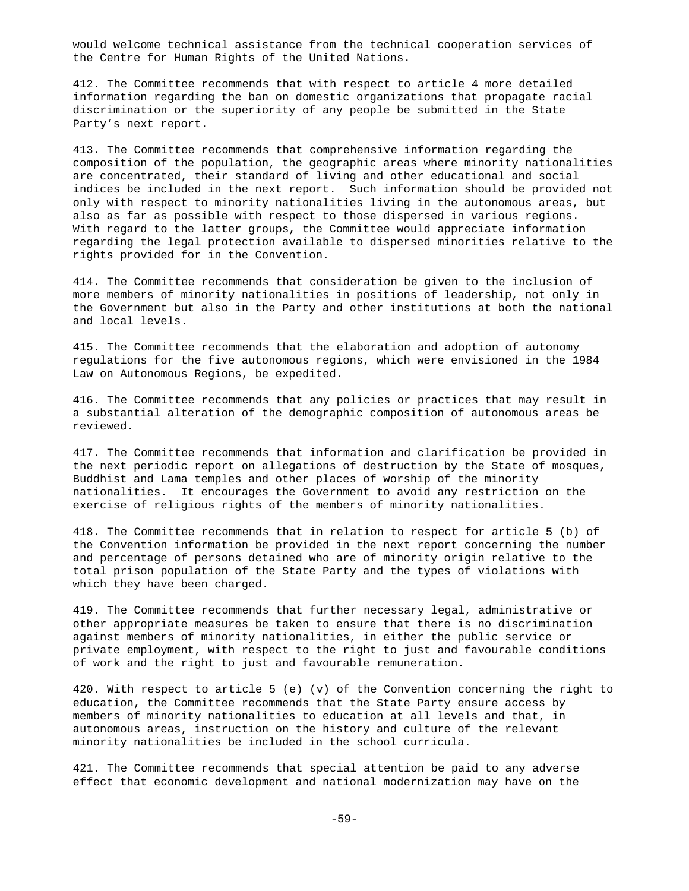would welcome technical assistance from the technical cooperation services of the Centre for Human Rights of the United Nations.

412. The Committee recommends that with respect to article 4 more detailed information regarding the ban on domestic organizations that propagate racial discrimination or the superiority of any people be submitted in the State Party's next report.

413. The Committee recommends that comprehensive information regarding the composition of the population, the geographic areas where minority nationalities are concentrated, their standard of living and other educational and social indices be included in the next report. Such information should be provided not only with respect to minority nationalities living in the autonomous areas, but also as far as possible with respect to those dispersed in various regions. With regard to the latter groups, the Committee would appreciate information regarding the legal protection available to dispersed minorities relative to the rights provided for in the Convention.

414. The Committee recommends that consideration be given to the inclusion of more members of minority nationalities in positions of leadership, not only in the Government but also in the Party and other institutions at both the national and local levels.

415. The Committee recommends that the elaboration and adoption of autonomy regulations for the five autonomous regions, which were envisioned in the 1984 Law on Autonomous Regions, be expedited.

416. The Committee recommends that any policies or practices that may result in a substantial alteration of the demographic composition of autonomous areas be reviewed.

417. The Committee recommends that information and clarification be provided in the next periodic report on allegations of destruction by the State of mosques, Buddhist and Lama temples and other places of worship of the minority nationalities. It encourages the Government to avoid any restriction on the exercise of religious rights of the members of minority nationalities.

418. The Committee recommends that in relation to respect for article 5 (b) of the Convention information be provided in the next report concerning the number and percentage of persons detained who are of minority origin relative to the total prison population of the State Party and the types of violations with which they have been charged.

419. The Committee recommends that further necessary legal, administrative or other appropriate measures be taken to ensure that there is no discrimination against members of minority nationalities, in either the public service or private employment, with respect to the right to just and favourable conditions of work and the right to just and favourable remuneration.

420. With respect to article 5 (e) (v) of the Convention concerning the right to education, the Committee recommends that the State Party ensure access by members of minority nationalities to education at all levels and that, in autonomous areas, instruction on the history and culture of the relevant minority nationalities be included in the school curricula.

421. The Committee recommends that special attention be paid to any adverse effect that economic development and national modernization may have on the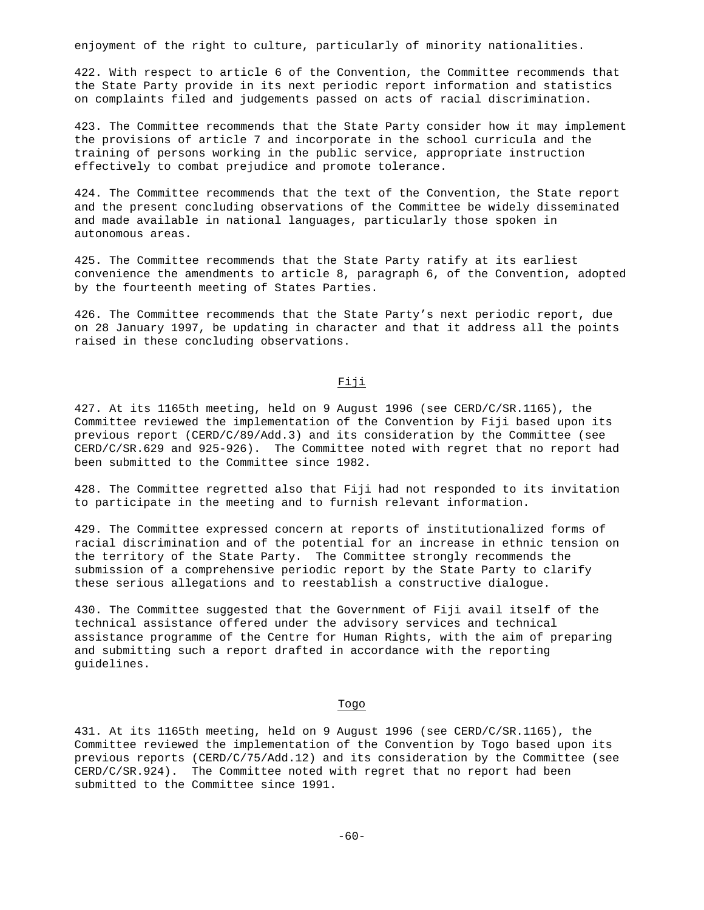enjoyment of the right to culture, particularly of minority nationalities.

422. With respect to article 6 of the Convention, the Committee recommends that the State Party provide in its next periodic report information and statistics on complaints filed and judgements passed on acts of racial discrimination.

423. The Committee recommends that the State Party consider how it may implement the provisions of article 7 and incorporate in the school curricula and the training of persons working in the public service, appropriate instruction effectively to combat prejudice and promote tolerance.

424. The Committee recommends that the text of the Convention, the State report and the present concluding observations of the Committee be widely disseminated and made available in national languages, particularly those spoken in autonomous areas.

425. The Committee recommends that the State Party ratify at its earliest convenience the amendments to article 8, paragraph 6, of the Convention, adopted by the fourteenth meeting of States Parties.

426. The Committee recommends that the State Party's next periodic report, due on 28 January 1997, be updating in character and that it address all the points raised in these concluding observations.

## Fiji

427. At its 1165th meeting, held on 9 August 1996 (see CERD/C/SR.1165), the Committee reviewed the implementation of the Convention by Fiji based upon its previous report (CERD/C/89/Add.3) and its consideration by the Committee (see CERD/C/SR.629 and 925-926). The Committee noted with regret that no report had been submitted to the Committee since 1982.

428. The Committee regretted also that Fiji had not responded to its invitation to participate in the meeting and to furnish relevant information.

429. The Committee expressed concern at reports of institutionalized forms of racial discrimination and of the potential for an increase in ethnic tension on the territory of the State Party. The Committee strongly recommends the submission of a comprehensive periodic report by the State Party to clarify these serious allegations and to reestablish a constructive dialogue.

430. The Committee suggested that the Government of Fiji avail itself of the technical assistance offered under the advisory services and technical assistance programme of the Centre for Human Rights, with the aim of preparing and submitting such a report drafted in accordance with the reporting guidelines.

## Togo

431. At its 1165th meeting, held on 9 August 1996 (see CERD/C/SR.1165), the Committee reviewed the implementation of the Convention by Togo based upon its previous reports (CERD/C/75/Add.12) and its consideration by the Committee (see CERD/C/SR.924). The Committee noted with regret that no report had been submitted to the Committee since 1991.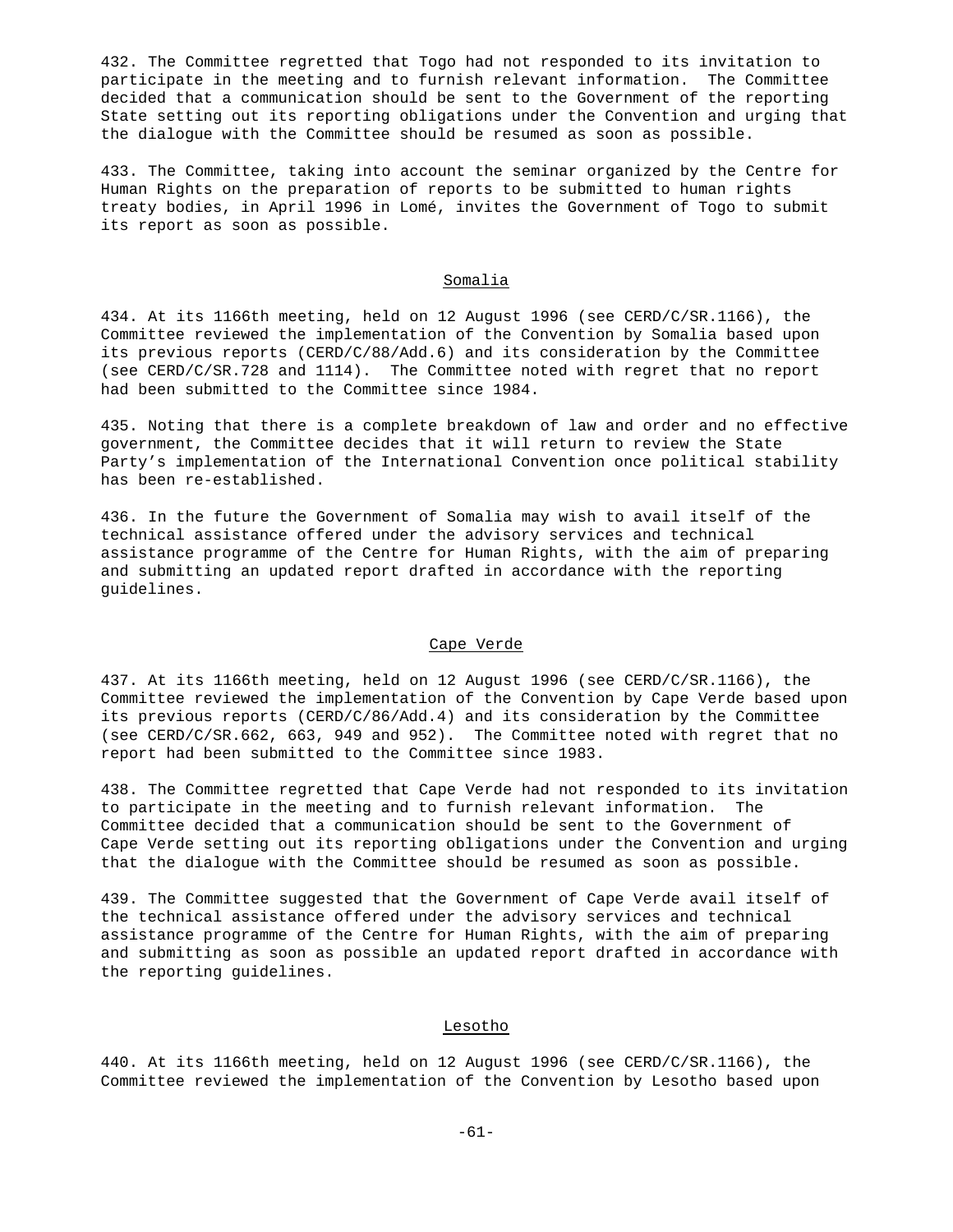432. The Committee regretted that Togo had not responded to its invitation to participate in the meeting and to furnish relevant information. The Committee decided that a communication should be sent to the Government of the reporting State setting out its reporting obligations under the Convention and urging that the dialogue with the Committee should be resumed as soon as possible.

433. The Committee, taking into account the seminar organized by the Centre for Human Rights on the preparation of reports to be submitted to human rights treaty bodies, in April 1996 in Lomé, invites the Government of Togo to submit its report as soon as possible.

## Somalia

434. At its 1166th meeting, held on 12 August 1996 (see CERD/C/SR.1166), the Committee reviewed the implementation of the Convention by Somalia based upon its previous reports (CERD/C/88/Add.6) and its consideration by the Committee (see CERD/C/SR.728 and 1114). The Committee noted with regret that no report had been submitted to the Committee since 1984.

435. Noting that there is a complete breakdown of law and order and no effective government, the Committee decides that it will return to review the State Party's implementation of the International Convention once political stability has been re-established.

436. In the future the Government of Somalia may wish to avail itself of the technical assistance offered under the advisory services and technical assistance programme of the Centre for Human Rights, with the aim of preparing and submitting an updated report drafted in accordance with the reporting guidelines.

## Cape Verde

437. At its 1166th meeting, held on 12 August 1996 (see CERD/C/SR.1166), the Committee reviewed the implementation of the Convention by Cape Verde based upon its previous reports (CERD/C/86/Add.4) and its consideration by the Committee (see CERD/C/SR.662, 663, 949 and 952). The Committee noted with regret that no report had been submitted to the Committee since 1983.

438. The Committee regretted that Cape Verde had not responded to its invitation to participate in the meeting and to furnish relevant information. The Committee decided that a communication should be sent to the Government of Cape Verde setting out its reporting obligations under the Convention and urging that the dialogue with the Committee should be resumed as soon as possible.

439. The Committee suggested that the Government of Cape Verde avail itself of the technical assistance offered under the advisory services and technical assistance programme of the Centre for Human Rights, with the aim of preparing and submitting as soon as possible an updated report drafted in accordance with the reporting guidelines.

## Lesotho

440. At its 1166th meeting, held on 12 August 1996 (see CERD/C/SR.1166), the Committee reviewed the implementation of the Convention by Lesotho based upon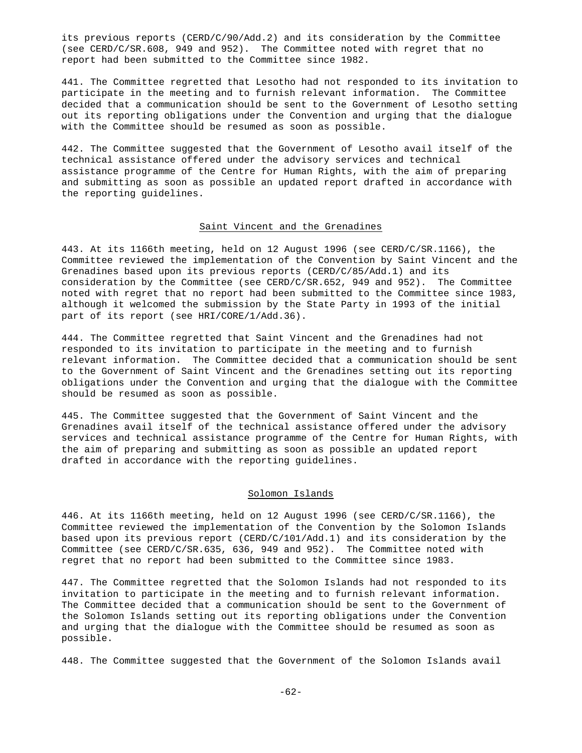its previous reports (CERD/C/90/Add.2) and its consideration by the Committee (see CERD/C/SR.608, 949 and 952). The Committee noted with regret that no report had been submitted to the Committee since 1982.

441. The Committee regretted that Lesotho had not responded to its invitation to participate in the meeting and to furnish relevant information. The Committee decided that a communication should be sent to the Government of Lesotho setting out its reporting obligations under the Convention and urging that the dialogue with the Committee should be resumed as soon as possible.

442. The Committee suggested that the Government of Lesotho avail itself of the technical assistance offered under the advisory services and technical assistance programme of the Centre for Human Rights, with the aim of preparing and submitting as soon as possible an updated report drafted in accordance with the reporting guidelines.

## Saint Vincent and the Grenadines

443. At its 1166th meeting, held on 12 August 1996 (see CERD/C/SR.1166), the Committee reviewed the implementation of the Convention by Saint Vincent and the Grenadines based upon its previous reports (CERD/C/85/Add.1) and its consideration by the Committee (see CERD/C/SR.652, 949 and 952). The Committee noted with regret that no report had been submitted to the Committee since 1983, although it welcomed the submission by the State Party in 1993 of the initial part of its report (see HRI/CORE/1/Add.36).

444. The Committee regretted that Saint Vincent and the Grenadines had not responded to its invitation to participate in the meeting and to furnish relevant information. The Committee decided that a communication should be sent to the Government of Saint Vincent and the Grenadines setting out its reporting obligations under the Convention and urging that the dialogue with the Committee should be resumed as soon as possible.

445. The Committee suggested that the Government of Saint Vincent and the Grenadines avail itself of the technical assistance offered under the advisory services and technical assistance programme of the Centre for Human Rights, with the aim of preparing and submitting as soon as possible an updated report drafted in accordance with the reporting guidelines.

## Solomon Islands

446. At its 1166th meeting, held on 12 August 1996 (see CERD/C/SR.1166), the Committee reviewed the implementation of the Convention by the Solomon Islands based upon its previous report (CERD/C/101/Add.1) and its consideration by the Committee (see CERD/C/SR.635, 636, 949 and 952). The Committee noted with regret that no report had been submitted to the Committee since 1983.

447. The Committee regretted that the Solomon Islands had not responded to its invitation to participate in the meeting and to furnish relevant information. The Committee decided that a communication should be sent to the Government of the Solomon Islands setting out its reporting obligations under the Convention and urging that the dialogue with the Committee should be resumed as soon as possible.

448. The Committee suggested that the Government of the Solomon Islands avail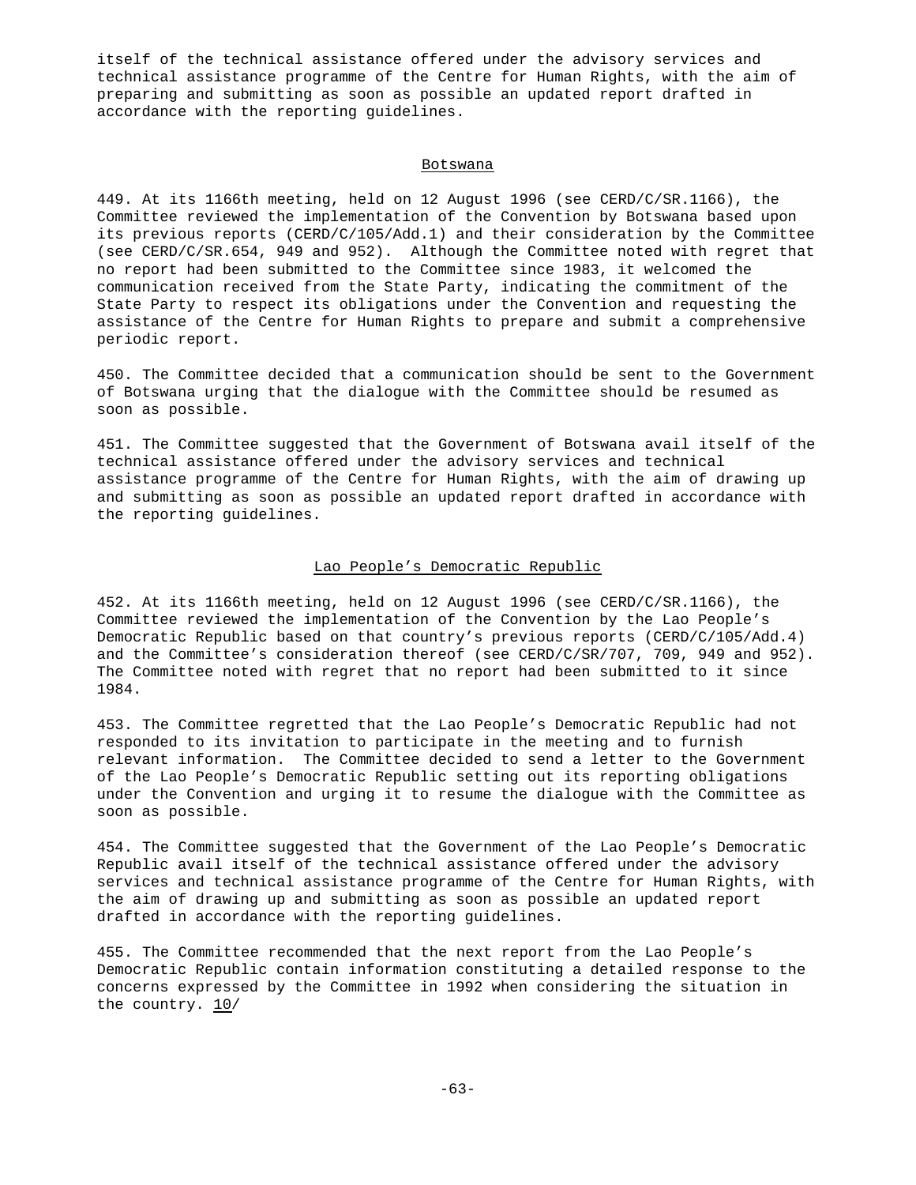itself of the technical assistance offered under the advisory services and technical assistance programme of the Centre for Human Rights, with the aim of preparing and submitting as soon as possible an updated report drafted in accordance with the reporting guidelines.

## Botswana

449. At its 1166th meeting, held on 12 August 1996 (see CERD/C/SR.1166), the Committee reviewed the implementation of the Convention by Botswana based upon its previous reports (CERD/C/105/Add.1) and their consideration by the Committee (see CERD/C/SR.654, 949 and 952). Although the Committee noted with regret that no report had been submitted to the Committee since 1983, it welcomed the communication received from the State Party, indicating the commitment of the State Party to respect its obligations under the Convention and requesting the assistance of the Centre for Human Rights to prepare and submit a comprehensive periodic report.

450. The Committee decided that a communication should be sent to the Government of Botswana urging that the dialogue with the Committee should be resumed as soon as possible.

451. The Committee suggested that the Government of Botswana avail itself of the technical assistance offered under the advisory services and technical assistance programme of the Centre for Human Rights, with the aim of drawing up and submitting as soon as possible an updated report drafted in accordance with the reporting guidelines.

## Lao People's Democratic Republic

452. At its 1166th meeting, held on 12 August 1996 (see CERD/C/SR.1166), the Committee reviewed the implementation of the Convention by the Lao People's Democratic Republic based on that country's previous reports (CERD/C/105/Add.4) and the Committee's consideration thereof (see CERD/C/SR/707, 709, 949 and 952). The Committee noted with regret that no report had been submitted to it since 1984.

453. The Committee regretted that the Lao People's Democratic Republic had not responded to its invitation to participate in the meeting and to furnish relevant information. The Committee decided to send a letter to the Government of the Lao People's Democratic Republic setting out its reporting obligations under the Convention and urging it to resume the dialogue with the Committee as soon as possible.

454. The Committee suggested that the Government of the Lao People's Democratic Republic avail itself of the technical assistance offered under the advisory services and technical assistance programme of the Centre for Human Rights, with the aim of drawing up and submitting as soon as possible an updated report drafted in accordance with the reporting guidelines.

455. The Committee recommended that the next report from the Lao People's Democratic Republic contain information constituting a detailed response to the concerns expressed by the Committee in 1992 when considering the situation in the country. 10/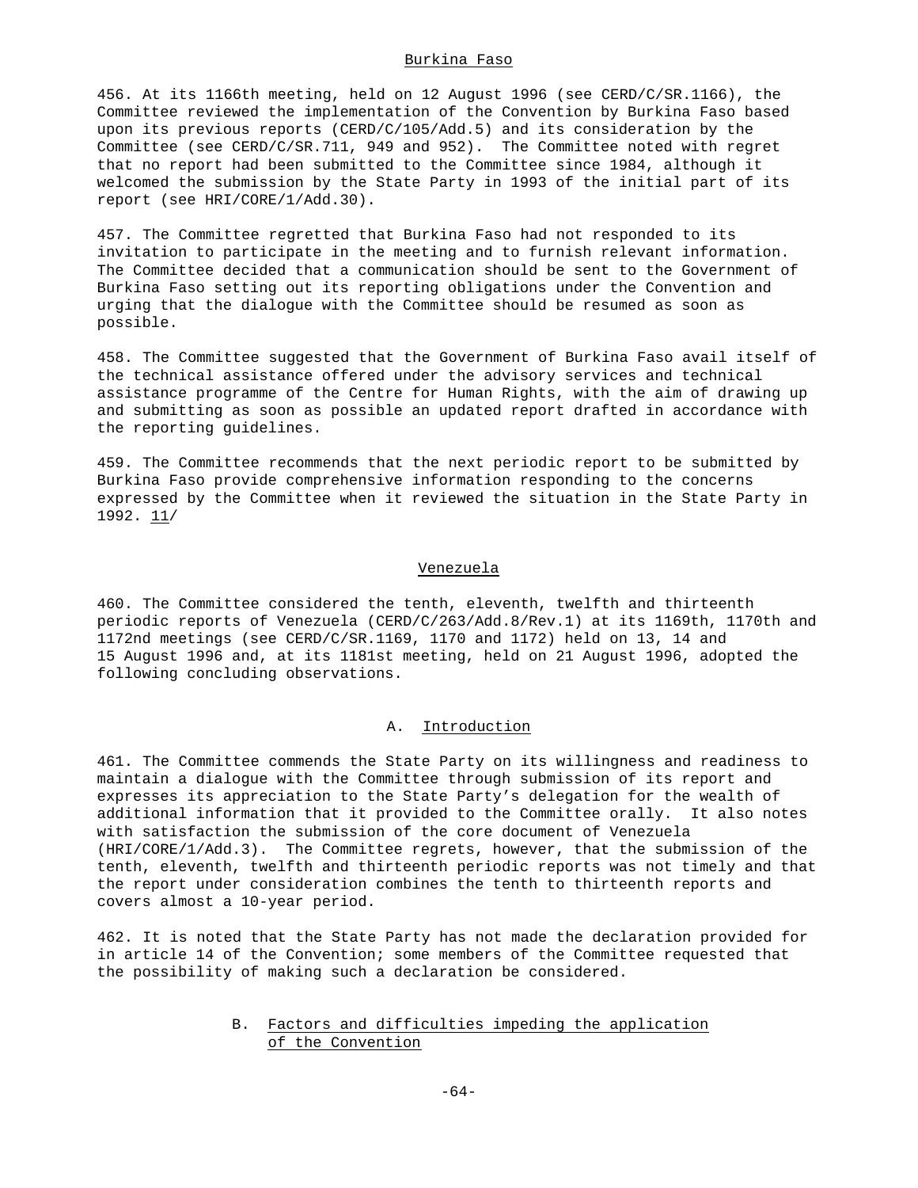## Burkina Faso

456. At its 1166th meeting, held on 12 August 1996 (see CERD/C/SR.1166), the Committee reviewed the implementation of the Convention by Burkina Faso based upon its previous reports (CERD/C/105/Add.5) and its consideration by the Committee (see CERD/C/SR.711, 949 and 952). The Committee noted with regret that no report had been submitted to the Committee since 1984, although it welcomed the submission by the State Party in 1993 of the initial part of its report (see HRI/CORE/1/Add.30).

457. The Committee regretted that Burkina Faso had not responded to its invitation to participate in the meeting and to furnish relevant information. The Committee decided that a communication should be sent to the Government of Burkina Faso setting out its reporting obligations under the Convention and urging that the dialogue with the Committee should be resumed as soon as possible.

458. The Committee suggested that the Government of Burkina Faso avail itself of the technical assistance offered under the advisory services and technical assistance programme of the Centre for Human Rights, with the aim of drawing up and submitting as soon as possible an updated report drafted in accordance with the reporting guidelines.

459. The Committee recommends that the next periodic report to be submitted by Burkina Faso provide comprehensive information responding to the concerns expressed by the Committee when it reviewed the situation in the State Party in 1992. 11/

## Venezuela

460. The Committee considered the tenth, eleventh, twelfth and thirteenth periodic reports of Venezuela (CERD/C/263/Add.8/Rev.1) at its 1169th, 1170th and 1172nd meetings (see CERD/C/SR.1169, 1170 and 1172) held on 13, 14 and 15 August 1996 and, at its 1181st meeting, held on 21 August 1996, adopted the following concluding observations.

### A. Introduction

461. The Committee commends the State Party on its willingness and readiness to maintain a dialogue with the Committee through submission of its report and expresses its appreciation to the State Party's delegation for the wealth of additional information that it provided to the Committee orally. It also notes with satisfaction the submission of the core document of Venezuela (HRI/CORE/1/Add.3). The Committee regrets, however, that the submission of the tenth, eleventh, twelfth and thirteenth periodic reports was not timely and that the report under consideration combines the tenth to thirteenth reports and covers almost a 10-year period.

462. It is noted that the State Party has not made the declaration provided for in article 14 of the Convention; some members of the Committee requested that the possibility of making such a declaration be considered.

### B. Factors and difficulties impeding the application of the Convention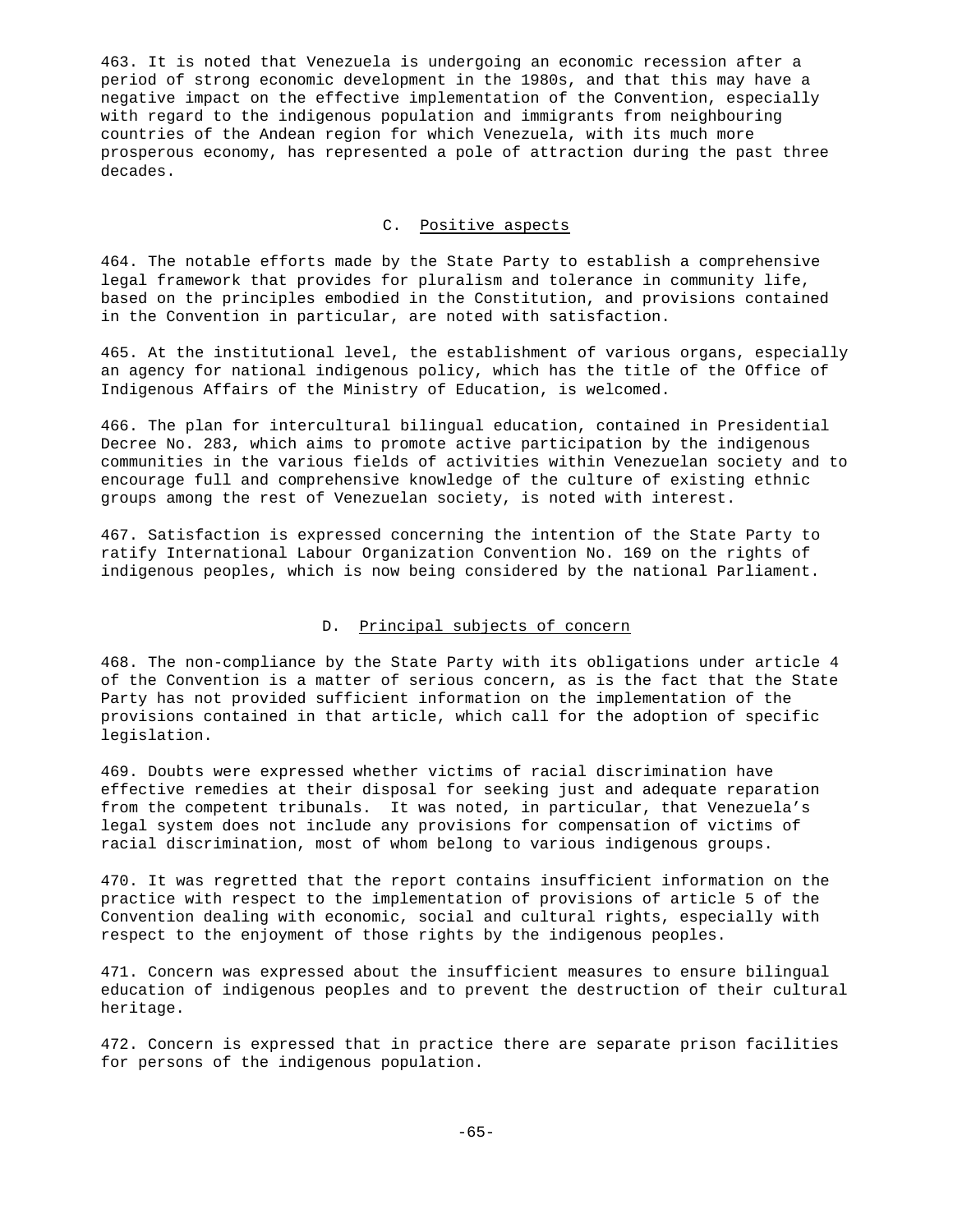463. It is noted that Venezuela is undergoing an economic recession after a period of strong economic development in the 1980s, and that this may have a negative impact on the effective implementation of the Convention, especially with regard to the indigenous population and immigrants from neighbouring countries of the Andean region for which Venezuela, with its much more prosperous economy, has represented a pole of attraction during the past three decades.

### C. Positive aspects

464. The notable efforts made by the State Party to establish a comprehensive legal framework that provides for pluralism and tolerance in community life, based on the principles embodied in the Constitution, and provisions contained in the Convention in particular, are noted with satisfaction.

465. At the institutional level, the establishment of various organs, especially an agency for national indigenous policy, which has the title of the Office of Indigenous Affairs of the Ministry of Education, is welcomed.

466. The plan for intercultural bilingual education, contained in Presidential Decree No. 283, which aims to promote active participation by the indigenous communities in the various fields of activities within Venezuelan society and to encourage full and comprehensive knowledge of the culture of existing ethnic groups among the rest of Venezuelan society, is noted with interest.

467. Satisfaction is expressed concerning the intention of the State Party to ratify International Labour Organization Convention No. 169 on the rights of indigenous peoples, which is now being considered by the national Parliament.

### D. Principal subjects of concern

468. The non-compliance by the State Party with its obligations under article 4 of the Convention is a matter of serious concern, as is the fact that the State Party has not provided sufficient information on the implementation of the provisions contained in that article, which call for the adoption of specific legislation.

469. Doubts were expressed whether victims of racial discrimination have effective remedies at their disposal for seeking just and adequate reparation from the competent tribunals. It was noted, in particular, that Venezuela's legal system does not include any provisions for compensation of victims of racial discrimination, most of whom belong to various indigenous groups.

470. It was regretted that the report contains insufficient information on the practice with respect to the implementation of provisions of article 5 of the Convention dealing with economic, social and cultural rights, especially with respect to the enjoyment of those rights by the indigenous peoples.

471. Concern was expressed about the insufficient measures to ensure bilingual education of indigenous peoples and to prevent the destruction of their cultural heritage.

472. Concern is expressed that in practice there are separate prison facilities for persons of the indigenous population.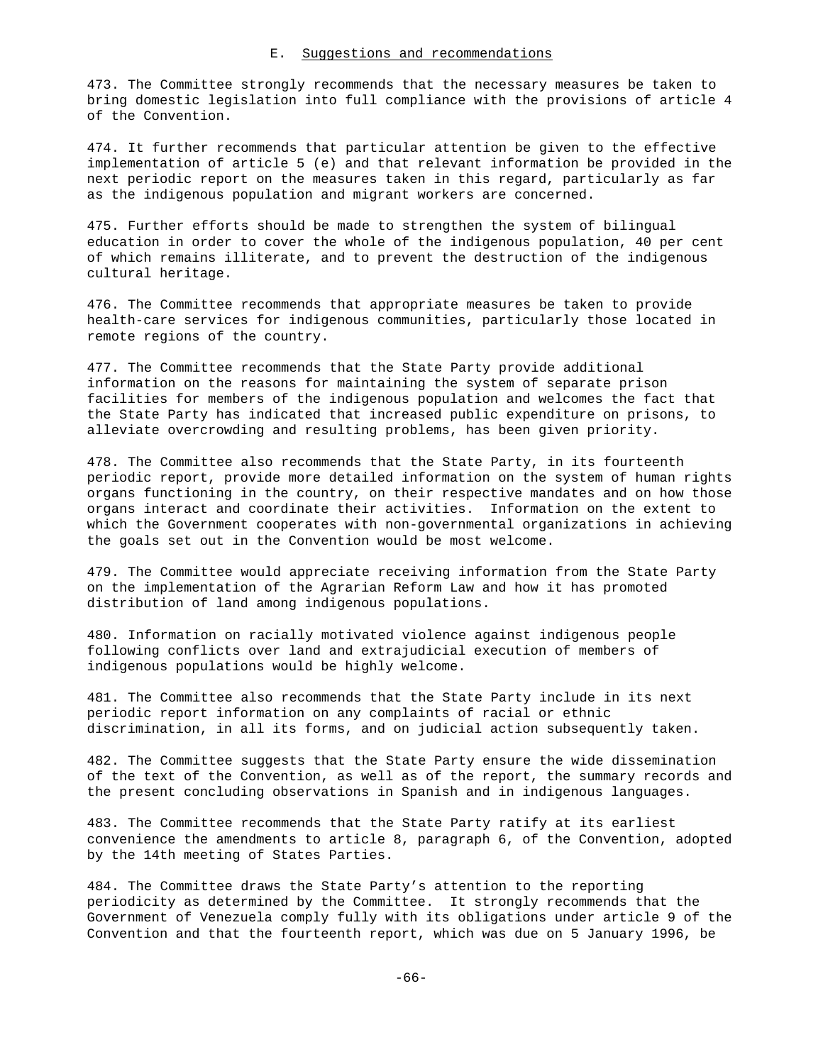### E. Suggestions and recommendations

473. The Committee strongly recommends that the necessary measures be taken to bring domestic legislation into full compliance with the provisions of article 4 of the Convention.

474. It further recommends that particular attention be given to the effective implementation of article 5 (e) and that relevant information be provided in the next periodic report on the measures taken in this regard, particularly as far as the indigenous population and migrant workers are concerned.

475. Further efforts should be made to strengthen the system of bilingual education in order to cover the whole of the indigenous population, 40 per cent of which remains illiterate, and to prevent the destruction of the indigenous cultural heritage.

476. The Committee recommends that appropriate measures be taken to provide health-care services for indigenous communities, particularly those located in remote regions of the country.

477. The Committee recommends that the State Party provide additional information on the reasons for maintaining the system of separate prison facilities for members of the indigenous population and welcomes the fact that the State Party has indicated that increased public expenditure on prisons, to alleviate overcrowding and resulting problems, has been given priority.

478. The Committee also recommends that the State Party, in its fourteenth periodic report, provide more detailed information on the system of human rights organs functioning in the country, on their respective mandates and on how those organs interact and coordinate their activities. Information on the extent to which the Government cooperates with non-governmental organizations in achieving the goals set out in the Convention would be most welcome.

479. The Committee would appreciate receiving information from the State Party on the implementation of the Agrarian Reform Law and how it has promoted distribution of land among indigenous populations.

480. Information on racially motivated violence against indigenous people following conflicts over land and extrajudicial execution of members of indigenous populations would be highly welcome.

481. The Committee also recommends that the State Party include in its next periodic report information on any complaints of racial or ethnic discrimination, in all its forms, and on judicial action subsequently taken.

482. The Committee suggests that the State Party ensure the wide dissemination of the text of the Convention, as well as of the report, the summary records and the present concluding observations in Spanish and in indigenous languages.

483. The Committee recommends that the State Party ratify at its earliest convenience the amendments to article 8, paragraph 6, of the Convention, adopted by the 14th meeting of States Parties.

484. The Committee draws the State Party's attention to the reporting periodicity as determined by the Committee. It strongly recommends that the Government of Venezuela comply fully with its obligations under article 9 of the Convention and that the fourteenth report, which was due on 5 January 1996, be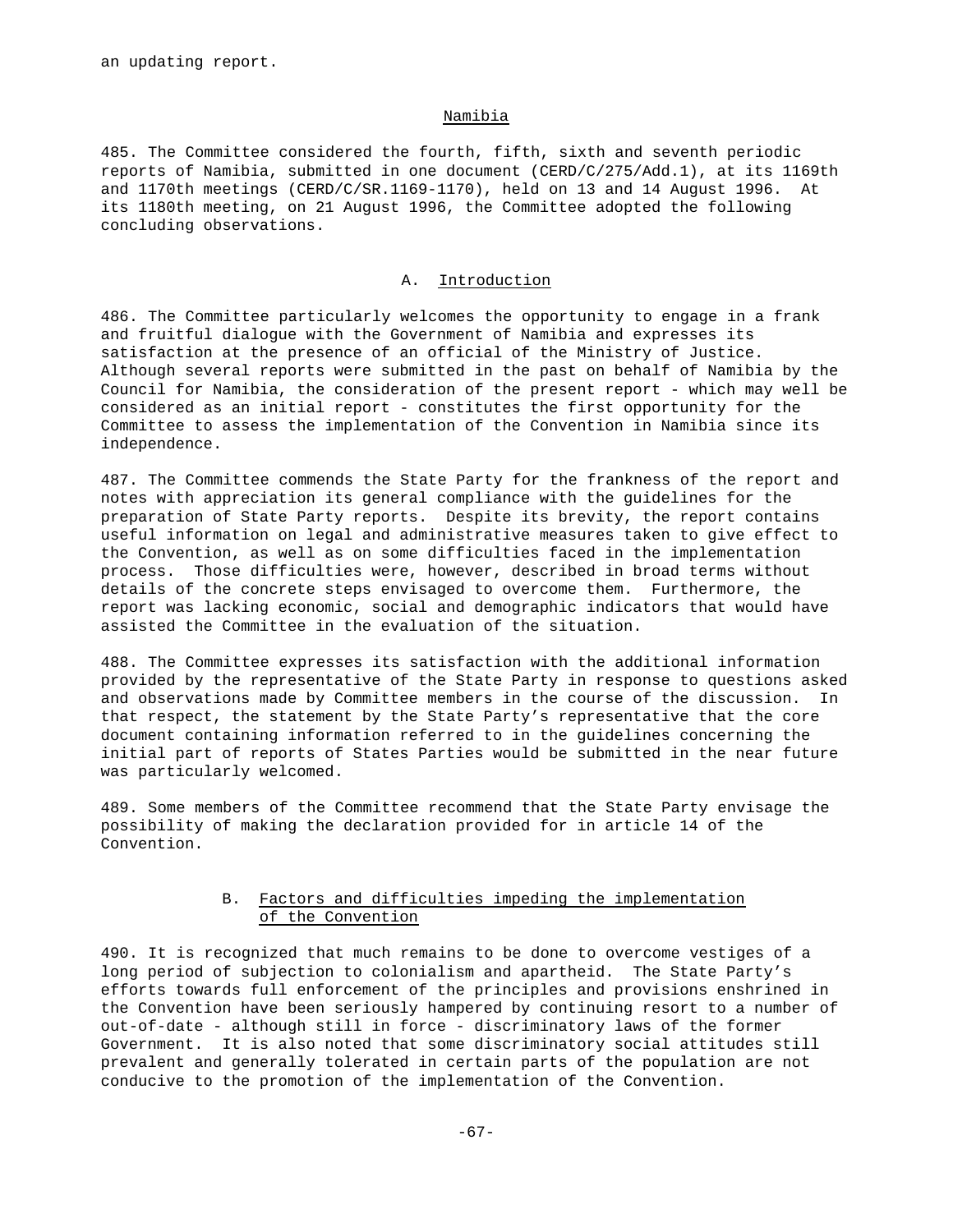an updating report.

## Namibia

485. The Committee considered the fourth, fifth, sixth and seventh periodic reports of Namibia, submitted in one document (CERD/C/275/Add.1), at its 1169th and 1170th meetings (CERD/C/SR.1169-1170), held on 13 and 14 August 1996. At its 1180th meeting, on 21 August 1996, the Committee adopted the following concluding observations.

### A. Introduction

486. The Committee particularly welcomes the opportunity to engage in a frank and fruitful dialogue with the Government of Namibia and expresses its satisfaction at the presence of an official of the Ministry of Justice. Although several reports were submitted in the past on behalf of Namibia by the Council for Namibia, the consideration of the present report - which may well be considered as an initial report - constitutes the first opportunity for the Committee to assess the implementation of the Convention in Namibia since its independence.

487. The Committee commends the State Party for the frankness of the report and notes with appreciation its general compliance with the guidelines for the preparation of State Party reports. Despite its brevity, the report contains useful information on legal and administrative measures taken to give effect to the Convention, as well as on some difficulties faced in the implementation process. Those difficulties were, however, described in broad terms without details of the concrete steps envisaged to overcome them. Furthermore, the report was lacking economic, social and demographic indicators that would have assisted the Committee in the evaluation of the situation.

488. The Committee expresses its satisfaction with the additional information provided by the representative of the State Party in response to questions asked and observations made by Committee members in the course of the discussion. In that respect, the statement by the State Party's representative that the core document containing information referred to in the guidelines concerning the initial part of reports of States Parties would be submitted in the near future was particularly welcomed.

489. Some members of the Committee recommend that the State Party envisage the possibility of making the declaration provided for in article 14 of the Convention.

### B. Factors and difficulties impeding the implementation of the Convention

490. It is recognized that much remains to be done to overcome vestiges of a long period of subjection to colonialism and apartheid. The State Party's efforts towards full enforcement of the principles and provisions enshrined in the Convention have been seriously hampered by continuing resort to a number of out-of-date - although still in force - discriminatory laws of the former Government. It is also noted that some discriminatory social attitudes still prevalent and generally tolerated in certain parts of the population are not conducive to the promotion of the implementation of the Convention.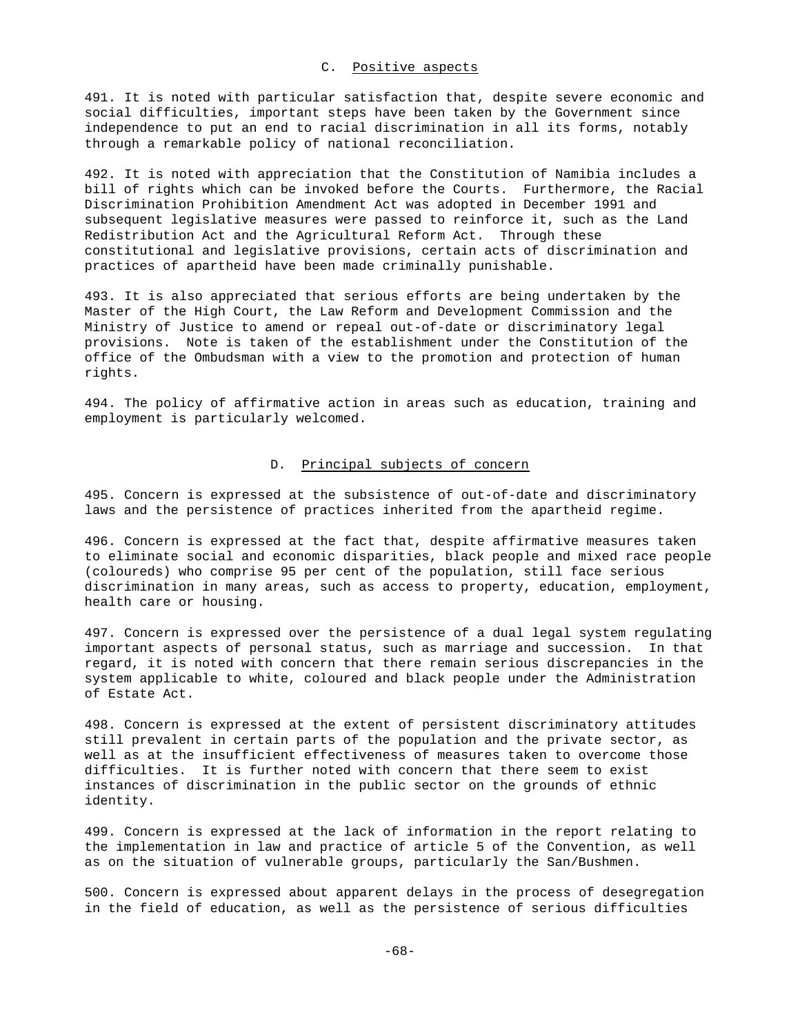### C. Positive aspects

491. It is noted with particular satisfaction that, despite severe economic and social difficulties, important steps have been taken by the Government since independence to put an end to racial discrimination in all its forms, notably through a remarkable policy of national reconciliation.

492. It is noted with appreciation that the Constitution of Namibia includes a bill of rights which can be invoked before the Courts. Furthermore, the Racial Discrimination Prohibition Amendment Act was adopted in December 1991 and subsequent legislative measures were passed to reinforce it, such as the Land Redistribution Act and the Agricultural Reform Act. Through these constitutional and legislative provisions, certain acts of discrimination and practices of apartheid have been made criminally punishable.

493. It is also appreciated that serious efforts are being undertaken by the Master of the High Court, the Law Reform and Development Commission and the Ministry of Justice to amend or repeal out-of-date or discriminatory legal provisions. Note is taken of the establishment under the Constitution of the office of the Ombudsman with a view to the promotion and protection of human rights.

494. The policy of affirmative action in areas such as education, training and employment is particularly welcomed.

### D. Principal subjects of concern

495. Concern is expressed at the subsistence of out-of-date and discriminatory laws and the persistence of practices inherited from the apartheid regime.

496. Concern is expressed at the fact that, despite affirmative measures taken to eliminate social and economic disparities, black people and mixed race people (coloureds) who comprise 95 per cent of the population, still face serious discrimination in many areas, such as access to property, education, employment, health care or housing.

497. Concern is expressed over the persistence of a dual legal system regulating important aspects of personal status, such as marriage and succession. In that regard, it is noted with concern that there remain serious discrepancies in the system applicable to white, coloured and black people under the Administration of Estate Act.

498. Concern is expressed at the extent of persistent discriminatory attitudes still prevalent in certain parts of the population and the private sector, as well as at the insufficient effectiveness of measures taken to overcome those difficulties. It is further noted with concern that there seem to exist instances of discrimination in the public sector on the grounds of ethnic identity.

499. Concern is expressed at the lack of information in the report relating to the implementation in law and practice of article 5 of the Convention, as well as on the situation of vulnerable groups, particularly the San/Bushmen.

500. Concern is expressed about apparent delays in the process of desegregation in the field of education, as well as the persistence of serious difficulties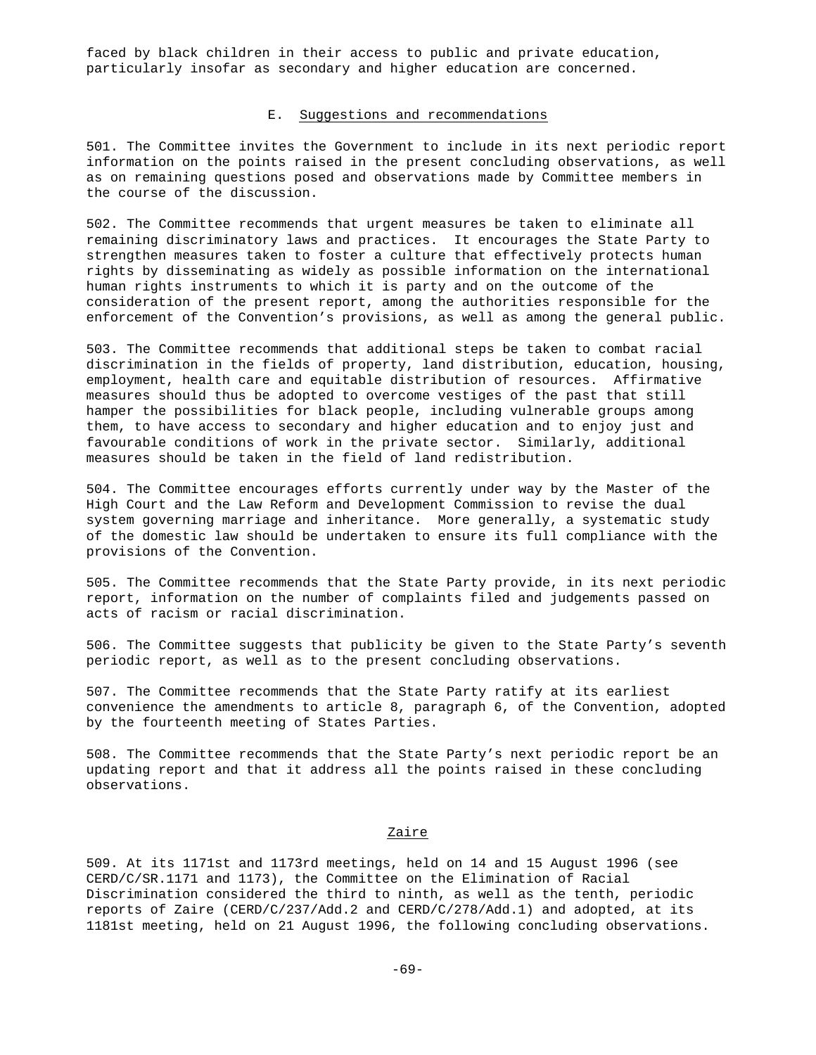faced by black children in their access to public and private education, particularly insofar as secondary and higher education are concerned.

### E. Suggestions and recommendations

501. The Committee invites the Government to include in its next periodic report information on the points raised in the present concluding observations, as well as on remaining questions posed and observations made by Committee members in the course of the discussion.

502. The Committee recommends that urgent measures be taken to eliminate all remaining discriminatory laws and practices. It encourages the State Party to strengthen measures taken to foster a culture that effectively protects human rights by disseminating as widely as possible information on the international human rights instruments to which it is party and on the outcome of the consideration of the present report, among the authorities responsible for the enforcement of the Convention's provisions, as well as among the general public.

503. The Committee recommends that additional steps be taken to combat racial discrimination in the fields of property, land distribution, education, housing, employment, health care and equitable distribution of resources. Affirmative measures should thus be adopted to overcome vestiges of the past that still hamper the possibilities for black people, including vulnerable groups among them, to have access to secondary and higher education and to enjoy just and favourable conditions of work in the private sector. Similarly, additional measures should be taken in the field of land redistribution.

504. The Committee encourages efforts currently under way by the Master of the High Court and the Law Reform and Development Commission to revise the dual system governing marriage and inheritance. More generally, a systematic study of the domestic law should be undertaken to ensure its full compliance with the provisions of the Convention.

505. The Committee recommends that the State Party provide, in its next periodic report, information on the number of complaints filed and judgements passed on acts of racism or racial discrimination.

506. The Committee suggests that publicity be given to the State Party's seventh periodic report, as well as to the present concluding observations.

507. The Committee recommends that the State Party ratify at its earliest convenience the amendments to article 8, paragraph 6, of the Convention, adopted by the fourteenth meeting of States Parties.

508. The Committee recommends that the State Party's next periodic report be an updating report and that it address all the points raised in these concluding observations.

## Zaire

509. At its 1171st and 1173rd meetings, held on 14 and 15 August 1996 (see CERD/C/SR.1171 and 1173), the Committee on the Elimination of Racial Discrimination considered the third to ninth, as well as the tenth, periodic reports of Zaire (CERD/C/237/Add.2 and CERD/C/278/Add.1) and adopted, at its 1181st meeting, held on 21 August 1996, the following concluding observations.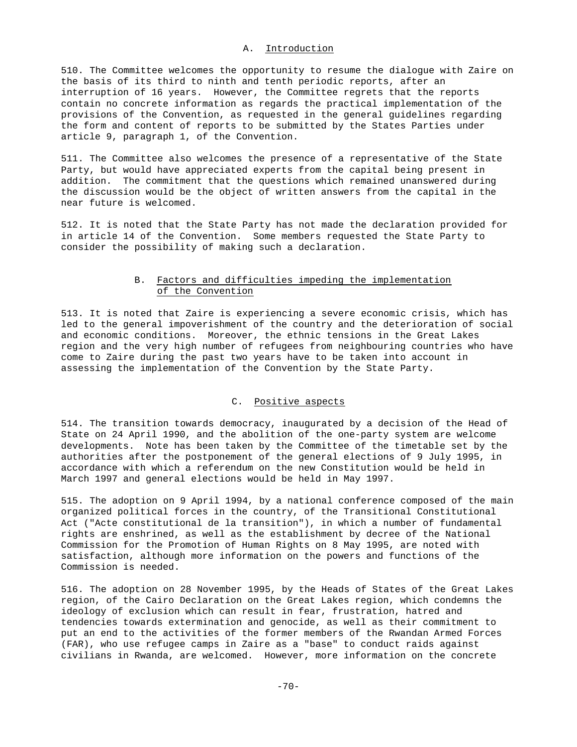## A. Introduction

510. The Committee welcomes the opportunity to resume the dialogue with Zaire on the basis of its third to ninth and tenth periodic reports, after an interruption of 16 years. However, the Committee regrets that the reports contain no concrete information as regards the practical implementation of the provisions of the Convention, as requested in the general guidelines regarding the form and content of reports to be submitted by the States Parties under article 9, paragraph 1, of the Convention.

511. The Committee also welcomes the presence of a representative of the State Party, but would have appreciated experts from the capital being present in addition. The commitment that the questions which remained unanswered during the discussion would be the object of written answers from the capital in the near future is welcomed.

512. It is noted that the State Party has not made the declaration provided for in article 14 of the Convention. Some members requested the State Party to consider the possibility of making such a declaration.

## B. Factors and difficulties impeding the implementation of the Convention

513. It is noted that Zaire is experiencing a severe economic crisis, which has led to the general impoverishment of the country and the deterioration of social and economic conditions. Moreover, the ethnic tensions in the Great Lakes region and the very high number of refugees from neighbouring countries who have come to Zaire during the past two years have to be taken into account in assessing the implementation of the Convention by the State Party.

## C. Positive aspects

514. The transition towards democracy, inaugurated by a decision of the Head of State on 24 April 1990, and the abolition of the one-party system are welcome developments. Note has been taken by the Committee of the timetable set by the authorities after the postponement of the general elections of 9 July 1995, in accordance with which a referendum on the new Constitution would be held in March 1997 and general elections would be held in May 1997.

515. The adoption on 9 April 1994, by a national conference composed of the main organized political forces in the country, of the Transitional Constitutional Act ("Acte constitutional de la transition"), in which a number of fundamental rights are enshrined, as well as the establishment by decree of the National Commission for the Promotion of Human Rights on 8 May 1995, are noted with satisfaction, although more information on the powers and functions of the Commission is needed.

516. The adoption on 28 November 1995, by the Heads of States of the Great Lakes region, of the Cairo Declaration on the Great Lakes region, which condemns the ideology of exclusion which can result in fear, frustration, hatred and tendencies towards extermination and genocide, as well as their commitment to put an end to the activities of the former members of the Rwandan Armed Forces (FAR), who use refugee camps in Zaire as a "base" to conduct raids against civilians in Rwanda, are welcomed. However, more information on the concrete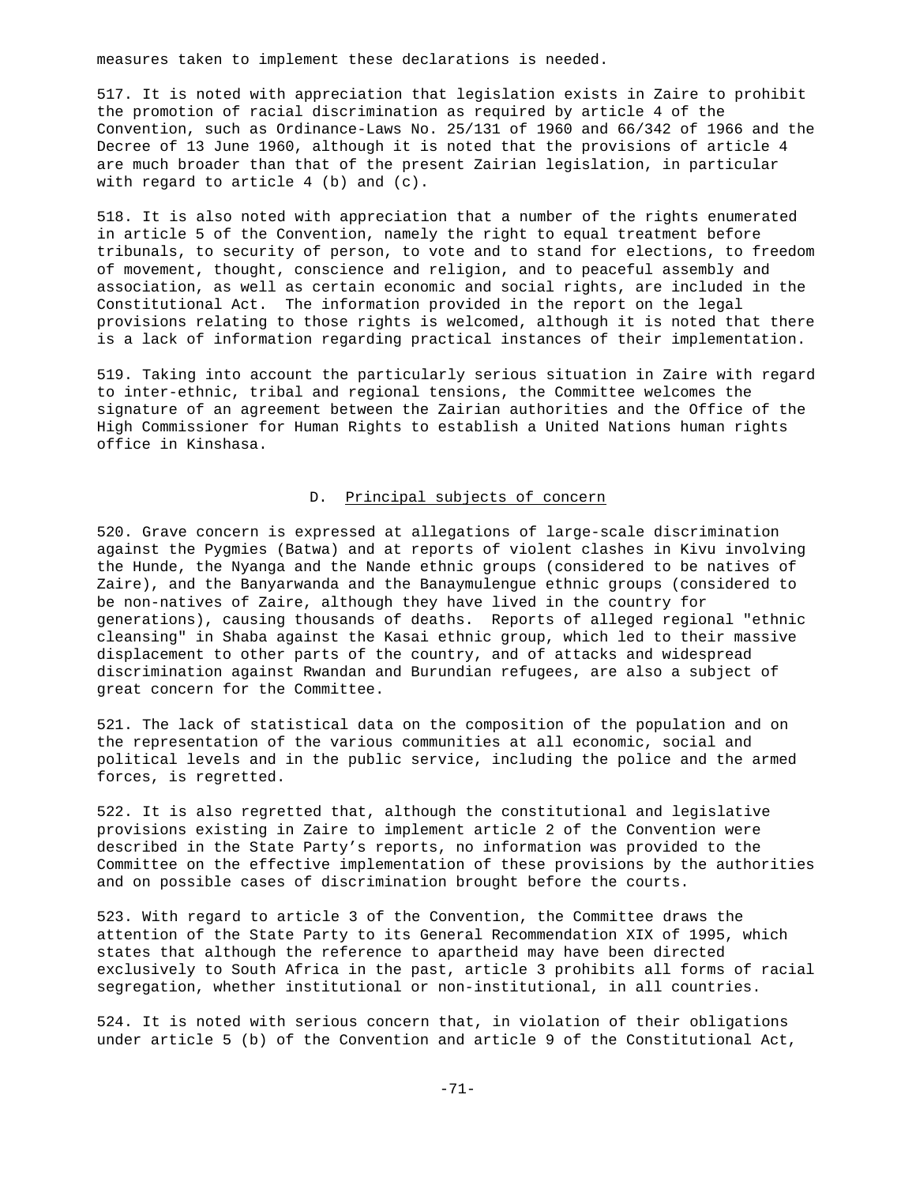measures taken to implement these declarations is needed.

517. It is noted with appreciation that legislation exists in Zaire to prohibit the promotion of racial discrimination as required by article 4 of the Convention, such as Ordinance-Laws No. 25/131 of 1960 and 66/342 of 1966 and the Decree of 13 June 1960, although it is noted that the provisions of article 4 are much broader than that of the present Zairian legislation, in particular with regard to article 4 (b) and (c).

518. It is also noted with appreciation that a number of the rights enumerated in article 5 of the Convention, namely the right to equal treatment before tribunals, to security of person, to vote and to stand for elections, to freedom of movement, thought, conscience and religion, and to peaceful assembly and association, as well as certain economic and social rights, are included in the Constitutional Act. The information provided in the report on the legal provisions relating to those rights is welcomed, although it is noted that there is a lack of information regarding practical instances of their implementation.

519. Taking into account the particularly serious situation in Zaire with regard to inter-ethnic, tribal and regional tensions, the Committee welcomes the signature of an agreement between the Zairian authorities and the Office of the High Commissioner for Human Rights to establish a United Nations human rights office in Kinshasa.

## D. Principal subjects of concern

520. Grave concern is expressed at allegations of large-scale discrimination against the Pygmies (Batwa) and at reports of violent clashes in Kivu involving the Hunde, the Nyanga and the Nande ethnic groups (considered to be natives of Zaire), and the Banyarwanda and the Banaymulengue ethnic groups (considered to be non-natives of Zaire, although they have lived in the country for generations), causing thousands of deaths. Reports of alleged regional "ethnic cleansing" in Shaba against the Kasai ethnic group, which led to their massive displacement to other parts of the country, and of attacks and widespread discrimination against Rwandan and Burundian refugees, are also a subject of great concern for the Committee.

521. The lack of statistical data on the composition of the population and on the representation of the various communities at all economic, social and political levels and in the public service, including the police and the armed forces, is regretted.

522. It is also regretted that, although the constitutional and legislative provisions existing in Zaire to implement article 2 of the Convention were described in the State Party's reports, no information was provided to the Committee on the effective implementation of these provisions by the authorities and on possible cases of discrimination brought before the courts.

523. With regard to article 3 of the Convention, the Committee draws the attention of the State Party to its General Recommendation XIX of 1995, which states that although the reference to apartheid may have been directed exclusively to South Africa in the past, article 3 prohibits all forms of racial segregation, whether institutional or non-institutional, in all countries.

524. It is noted with serious concern that, in violation of their obligations under article 5 (b) of the Convention and article 9 of the Constitutional Act,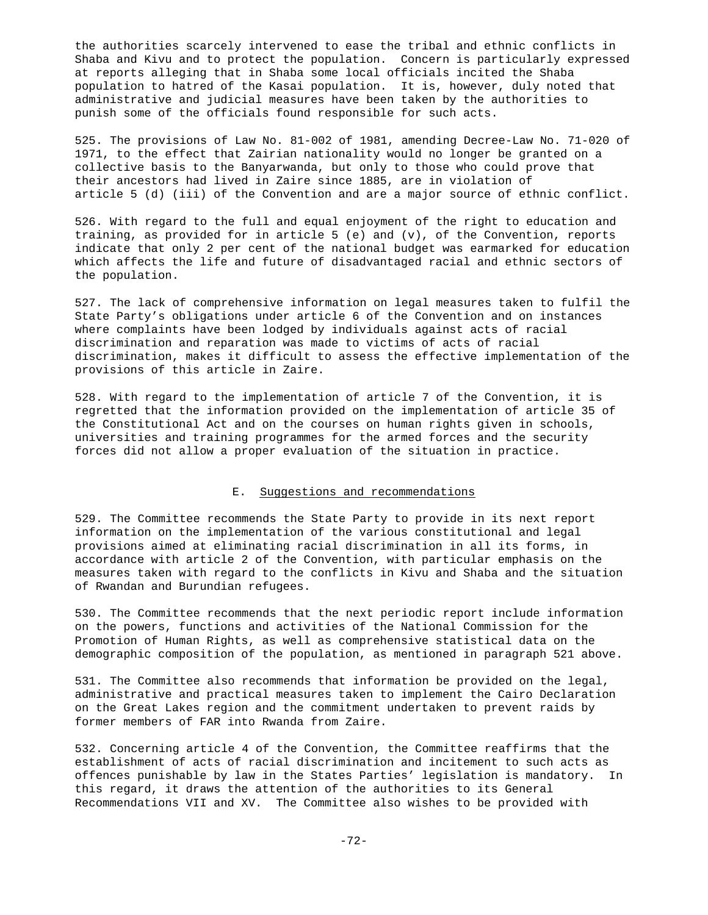the authorities scarcely intervened to ease the tribal and ethnic conflicts in Shaba and Kivu and to protect the population. Concern is particularly expressed at reports alleging that in Shaba some local officials incited the Shaba population to hatred of the Kasai population. It is, however, duly noted that administrative and judicial measures have been taken by the authorities to punish some of the officials found responsible for such acts.

525. The provisions of Law No. 81-002 of 1981, amending Decree-Law No. 71-020 of 1971, to the effect that Zairian nationality would no longer be granted on a collective basis to the Banyarwanda, but only to those who could prove that their ancestors had lived in Zaire since 1885, are in violation of article 5 (d) (iii) of the Convention and are a major source of ethnic conflict.

526. With regard to the full and equal enjoyment of the right to education and training, as provided for in article 5 (e) and (v), of the Convention, reports indicate that only 2 per cent of the national budget was earmarked for education which affects the life and future of disadvantaged racial and ethnic sectors of the population.

527. The lack of comprehensive information on legal measures taken to fulfil the State Party’s obligations under article 6 of the Convention and on instances where complaints have been lodged by individuals against acts of racial discrimination and reparation was made to victims of acts of racial discrimination, makes it difficult to assess the effective implementation of the provisions of this article in Zaire.

528. With regard to the implementation of article 7 of the Convention, it is regretted that the information provided on the implementation of article 35 of the Constitutional Act and on the courses on human rights given in schools, universities and training programmes for the armed forces and the security forces did not allow a proper evaluation of the situation in practice.

## E. Suggestions and recommendations

529. The Committee recommends the State Party to provide in its next report information on the implementation of the various constitutional and legal provisions aimed at eliminating racial discrimination in all its forms, in accordance with article 2 of the Convention, with particular emphasis on the measures taken with regard to the conflicts in Kivu and Shaba and the situation of Rwandan and Burundian refugees.

530. The Committee recommends that the next periodic report include information on the powers, functions and activities of the National Commission for the Promotion of Human Rights, as well as comprehensive statistical data on the demographic composition of the population, as mentioned in paragraph 521 above.

531. The Committee also recommends that information be provided on the legal, administrative and practical measures taken to implement the Cairo Declaration on the Great Lakes region and the commitment undertaken to prevent raids by former members of FAR into Rwanda from Zaire.

532. Concerning article 4 of the Convention, the Committee reaffirms that the establishment of acts of racial discrimination and incitement to such acts as offences punishable by law in the States Parties’ legislation is mandatory. In this regard, it draws the attention of the authorities to its General Recommendations VII and XV. The Committee also wishes to be provided with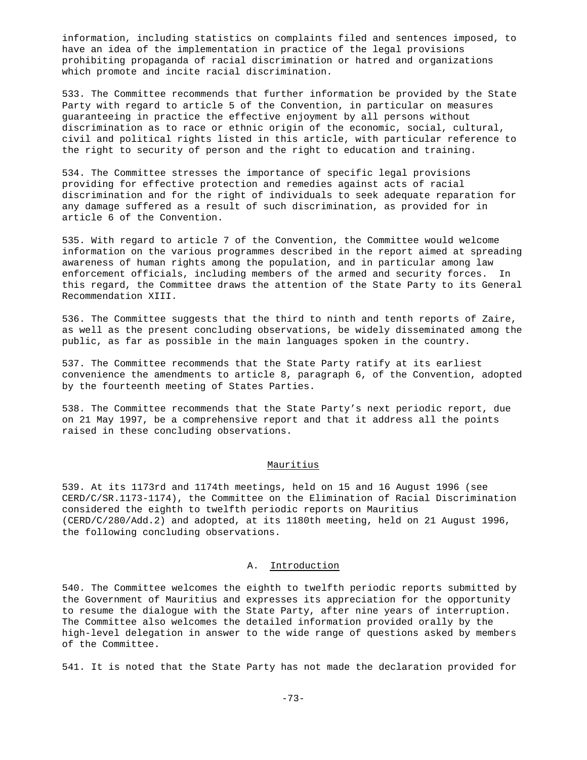information, including statistics on complaints filed and sentences imposed, to have an idea of the implementation in practice of the legal provisions prohibiting propaganda of racial discrimination or hatred and organizations which promote and incite racial discrimination.

533. The Committee recommends that further information be provided by the State Party with regard to article 5 of the Convention, in particular on measures guaranteeing in practice the effective enjoyment by all persons without discrimination as to race or ethnic origin of the economic, social, cultural, civil and political rights listed in this article, with particular reference to the right to security of person and the right to education and training.

534. The Committee stresses the importance of specific legal provisions providing for effective protection and remedies against acts of racial discrimination and for the right of individuals to seek adequate reparation for any damage suffered as a result of such discrimination, as provided for in article 6 of the Convention.

535. With regard to article 7 of the Convention, the Committee would welcome information on the various programmes described in the report aimed at spreading awareness of human rights among the population, and in particular among law enforcement officials, including members of the armed and security forces. In this regard, the Committee draws the attention of the State Party to its General Recommendation XIII.

536. The Committee suggests that the third to ninth and tenth reports of Zaire, as well as the present concluding observations, be widely disseminated among the public, as far as possible in the main languages spoken in the country.

537. The Committee recommends that the State Party ratify at its earliest convenience the amendments to article 8, paragraph 6, of the Convention, adopted by the fourteenth meeting of States Parties.

538. The Committee recommends that the State Party's next periodic report, due on 21 May 1997, be a comprehensive report and that it address all the points raised in these concluding observations.

## Mauritius

539. At its 1173rd and 1174th meetings, held on 15 and 16 August 1996 (see CERD/C/SR.1173-1174), the Committee on the Elimination of Racial Discrimination considered the eighth to twelfth periodic reports on Mauritius (CERD/C/280/Add.2) and adopted, at its 1180th meeting, held on 21 August 1996, the following concluding observations.

### A. Introduction

540. The Committee welcomes the eighth to twelfth periodic reports submitted by the Government of Mauritius and expresses its appreciation for the opportunity to resume the dialogue with the State Party, after nine years of interruption. The Committee also welcomes the detailed information provided orally by the high-level delegation in answer to the wide range of questions asked by members of the Committee.

541. It is noted that the State Party has not made the declaration provided for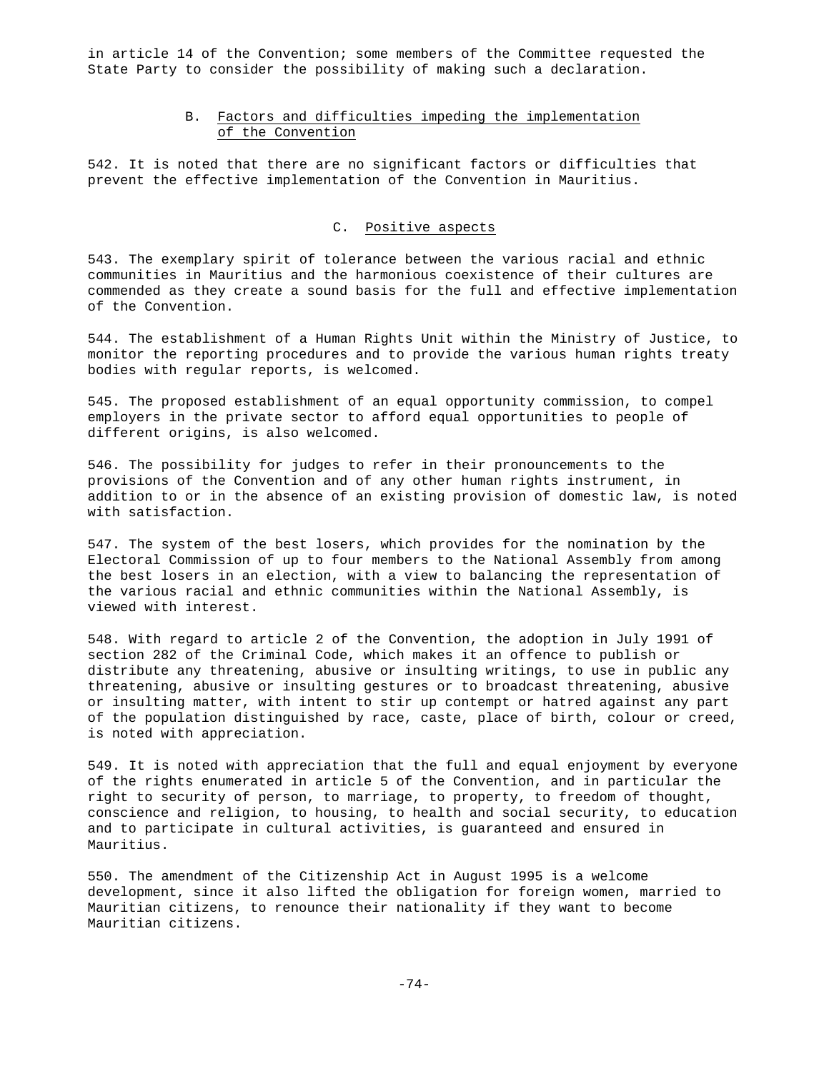in article 14 of the Convention; some members of the Committee requested the State Party to consider the possibility of making such a declaration.

### B. Factors and difficulties impeding the implementation of the Convention

542. It is noted that there are no significant factors or difficulties that prevent the effective implementation of the Convention in Mauritius.

### C. Positive aspects

543. The exemplary spirit of tolerance between the various racial and ethnic communities in Mauritius and the harmonious coexistence of their cultures are commended as they create a sound basis for the full and effective implementation of the Convention.

544. The establishment of a Human Rights Unit within the Ministry of Justice, to monitor the reporting procedures and to provide the various human rights treaty bodies with regular reports, is welcomed.

545. The proposed establishment of an equal opportunity commission, to compel employers in the private sector to afford equal opportunities to people of different origins, is also welcomed.

546. The possibility for judges to refer in their pronouncements to the provisions of the Convention and of any other human rights instrument, in addition to or in the absence of an existing provision of domestic law, is noted with satisfaction.

547. The system of the best losers, which provides for the nomination by the Electoral Commission of up to four members to the National Assembly from among the best losers in an election, with a view to balancing the representation of the various racial and ethnic communities within the National Assembly, is viewed with interest.

548. With regard to article 2 of the Convention, the adoption in July 1991 of section 282 of the Criminal Code, which makes it an offence to publish or distribute any threatening, abusive or insulting writings, to use in public any threatening, abusive or insulting gestures or to broadcast threatening, abusive or insulting matter, with intent to stir up contempt or hatred against any part of the population distinguished by race, caste, place of birth, colour or creed, is noted with appreciation.

549. It is noted with appreciation that the full and equal enjoyment by everyone of the rights enumerated in article 5 of the Convention, and in particular the right to security of person, to marriage, to property, to freedom of thought, conscience and religion, to housing, to health and social security, to education and to participate in cultural activities, is guaranteed and ensured in Mauritius.

550. The amendment of the Citizenship Act in August 1995 is a welcome development, since it also lifted the obligation for foreign women, married to Mauritian citizens, to renounce their nationality if they want to become Mauritian citizens.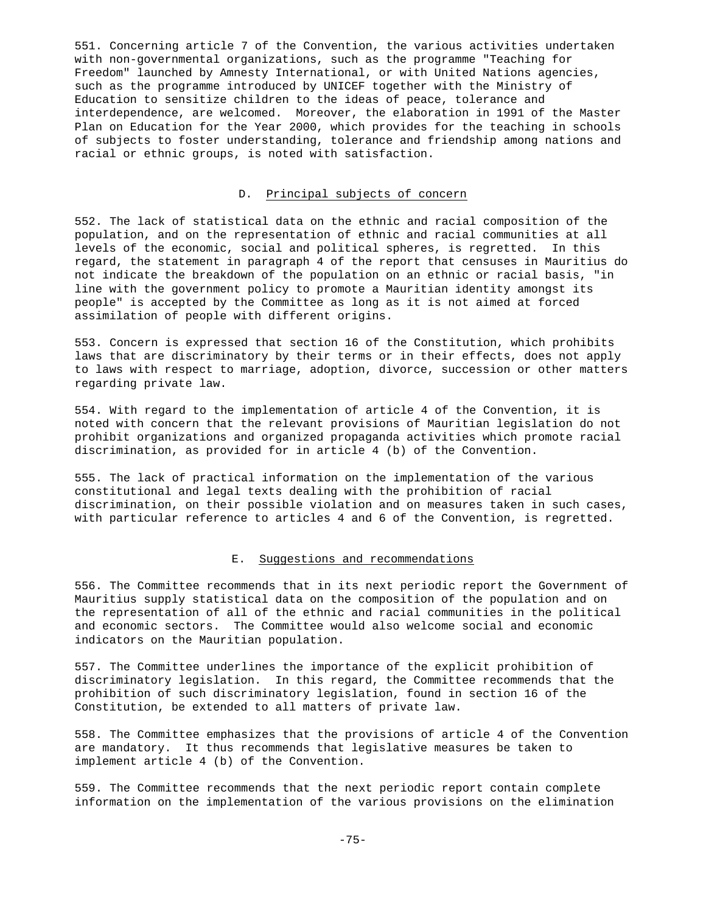551. Concerning article 7 of the Convention, the various activities undertaken with non-governmental organizations, such as the programme "Teaching for Freedom" launched by Amnesty International, or with United Nations agencies, such as the programme introduced by UNICEF together with the Ministry of Education to sensitize children to the ideas of peace, tolerance and interdependence, are welcomed. Moreover, the elaboration in 1991 of the Master Plan on Education for the Year 2000, which provides for the teaching in schools of subjects to foster understanding, tolerance and friendship among nations and racial or ethnic groups, is noted with satisfaction.

## D. Principal subjects of concern

552. The lack of statistical data on the ethnic and racial composition of the population, and on the representation of ethnic and racial communities at all levels of the economic, social and political spheres, is regretted. In this regard, the statement in paragraph 4 of the report that censuses in Mauritius do not indicate the breakdown of the population on an ethnic or racial basis, "in line with the government policy to promote a Mauritian identity amongst its people" is accepted by the Committee as long as it is not aimed at forced assimilation of people with different origins.

553. Concern is expressed that section 16 of the Constitution, which prohibits laws that are discriminatory by their terms or in their effects, does not apply to laws with respect to marriage, adoption, divorce, succession or other matters regarding private law.

554. With regard to the implementation of article 4 of the Convention, it is noted with concern that the relevant provisions of Mauritian legislation do not prohibit organizations and organized propaganda activities which promote racial discrimination, as provided for in article 4 (b) of the Convention.

555. The lack of practical information on the implementation of the various constitutional and legal texts dealing with the prohibition of racial discrimination, on their possible violation and on measures taken in such cases, with particular reference to articles 4 and 6 of the Convention, is regretted.

## E. Suggestions and recommendations

556. The Committee recommends that in its next periodic report the Government of Mauritius supply statistical data on the composition of the population and on the representation of all of the ethnic and racial communities in the political and economic sectors. The Committee would also welcome social and economic indicators on the Mauritian population.

557. The Committee underlines the importance of the explicit prohibition of discriminatory legislation. In this regard, the Committee recommends that the prohibition of such discriminatory legislation, found in section 16 of the Constitution, be extended to all matters of private law.

558. The Committee emphasizes that the provisions of article 4 of the Convention are mandatory. It thus recommends that legislative measures be taken to implement article 4 (b) of the Convention.

559. The Committee recommends that the next periodic report contain complete information on the implementation of the various provisions on the elimination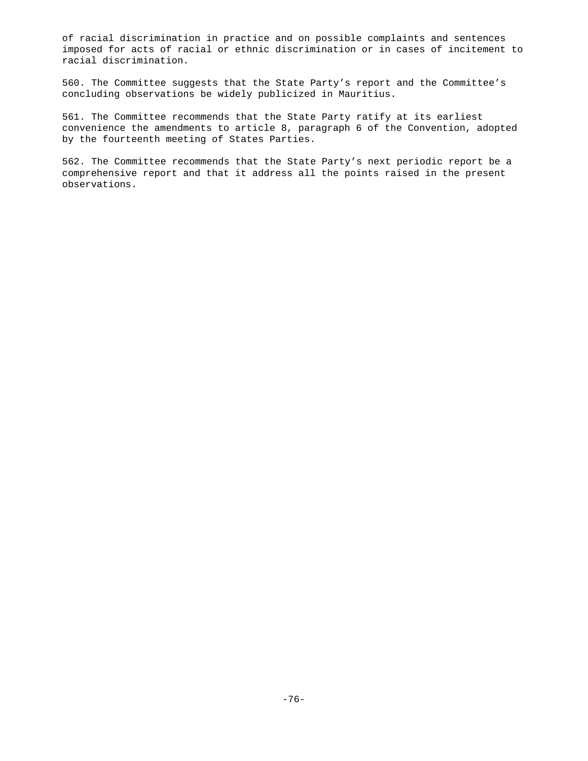of racial discrimination in practice and on possible complaints and sentences imposed for acts of racial or ethnic discrimination or in cases of incitement to racial discrimination.

560. The Committee suggests that the State Party's report and the Committee's concluding observations be widely publicized in Mauritius.

561. The Committee recommends that the State Party ratify at its earliest convenience the amendments to article 8, paragraph 6 of the Convention, adopted by the fourteenth meeting of States Parties.

562. The Committee recommends that the State Party's next periodic report be a comprehensive report and that it address all the points raised in the present observations.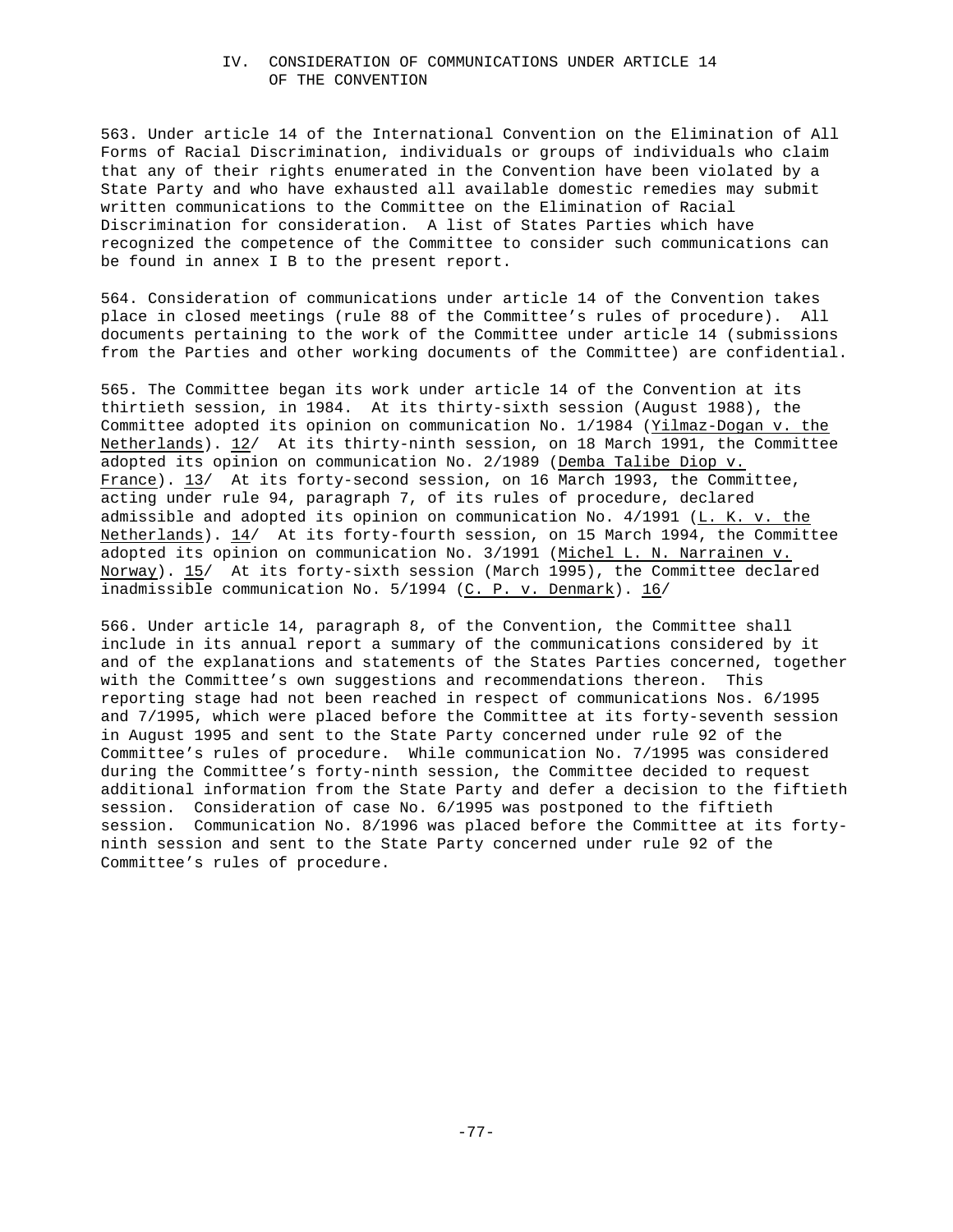# IV. CONSIDERATION OF COMMUNICATIONS UNDER ARTICLE 14 OF THE CONVENTION

563. Under article 14 of the International Convention on the Elimination of All Forms of Racial Discrimination, individuals or groups of individuals who claim that any of their rights enumerated in the Convention have been violated by a State Party and who have exhausted all available domestic remedies may submit written communications to the Committee on the Elimination of Racial Discrimination for consideration. A list of States Parties which have recognized the competence of the Committee to consider such communications can be found in annex I B to the present report.

564. Consideration of communications under article 14 of the Convention takes place in closed meetings (rule 88 of the Committee's rules of procedure). All documents pertaining to the work of the Committee under article 14 (submissions from the Parties and other working documents of the Committee) are confidential.

565. The Committee began its work under article 14 of the Convention at its thirtieth session, in 1984. At its thirty-sixth session (August 1988), the Committee adopted its opinion on communication No. 1/1984 (Yilmaz-Dogan v. the Netherlands). 12/ At its thirty-ninth session, on 18 March 1991, the Committee adopted its opinion on communication No. 2/1989 (Demba Talibe Diop v. France). 13/ At its forty-second session, on 16 March 1993, the Committee, acting under rule 94, paragraph 7, of its rules of procedure, declared admissible and adopted its opinion on communication No. 4/1991 (L. K. v. the Netherlands). 14/ At its forty-fourth session, on 15 March 1994, the Committee adopted its opinion on communication No. 3/1991 (Michel L. N. Narrainen v. Norway). 15/ At its forty-sixth session (March 1995), the Committee declared inadmissible communication No. 5/1994 (C. P. v. Denmark). 16/

566. Under article 14, paragraph 8, of the Convention, the Committee shall include in its annual report a summary of the communications considered by it and of the explanations and statements of the States Parties concerned, together with the Committee's own suggestions and recommendations thereon. This reporting stage had not been reached in respect of communications Nos. 6/1995 and 7/1995, which were placed before the Committee at its forty-seventh session in August 1995 and sent to the State Party concerned under rule 92 of the Committee's rules of procedure. While communication No. 7/1995 was considered during the Committee's forty-ninth session, the Committee decided to request additional information from the State Party and defer a decision to the fiftieth session. Consideration of case No. 6/1995 was postponed to the fiftieth session. Communication No. 8/1996 was placed before the Committee at its forty-ninth session and sent to the State Party concerned under rule 92 of the Committee's rules of procedure.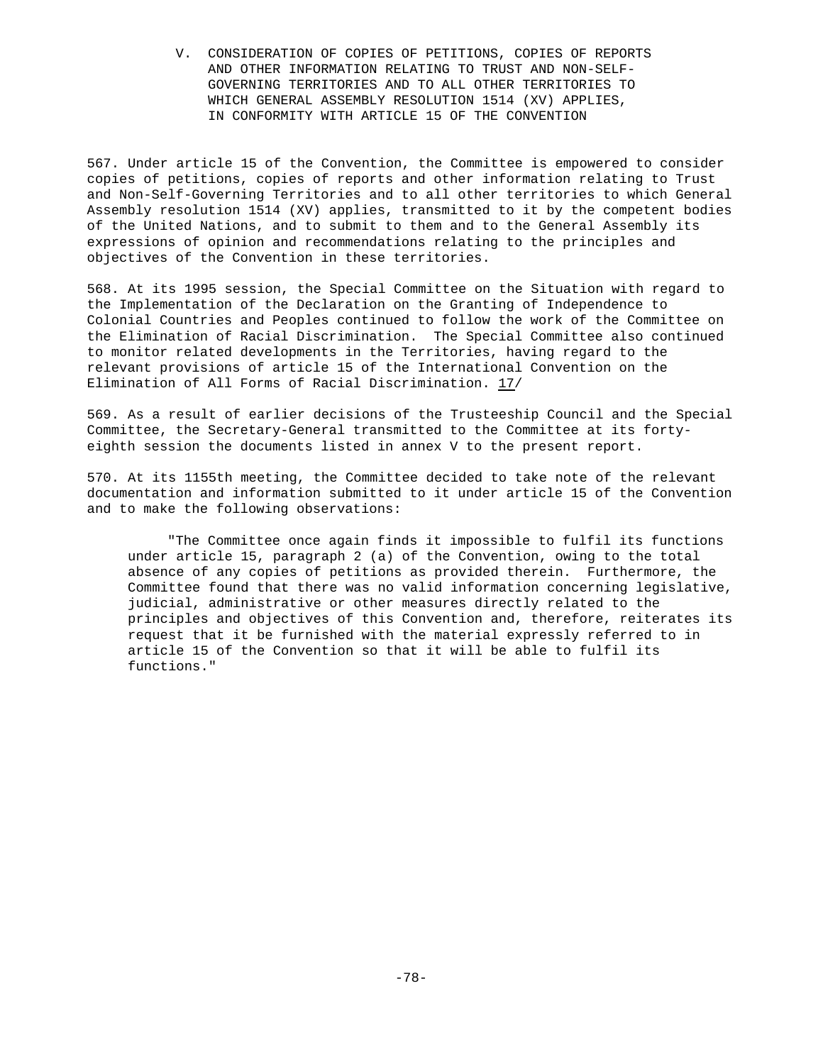## V. CONSIDERATION OF COPIES OF PETITIONS, COPIES OF REPORTS AND OTHER INFORMATION RELATING TO TRUST AND NON-SELF-GOVERNING TERRITORIES AND TO ALL OTHER TERRITORIES TO WHICH GENERAL ASSEMBLY RESOLUTION 1514 (XV) APPLIES, IN CONFORMITY WITH ARTICLE 15 OF THE CONVENTION

567. Under article 15 of the Convention, the Committee is empowered to consider copies of petitions, copies of reports and other information relating to Trust and Non-Self-Governing Territories and to all other territories to which General Assembly resolution 1514 (XV) applies, transmitted to it by the competent bodies of the United Nations, and to submit to them and to the General Assembly its expressions of opinion and recommendations relating to the principles and objectives of the Convention in these territories.

568. At its 1995 session, the Special Committee on the Situation with regard to the Implementation of the Declaration on the Granting of Independence to Colonial Countries and Peoples continued to follow the work of the Committee on the Elimination of Racial Discrimination. The Special Committee also continued to monitor related developments in the Territories, having regard to the relevant provisions of article 15 of the International Convention on the Elimination of All Forms of Racial Discrimination. 17/

569. As a result of earlier decisions of the Trusteeship Council and the Special Committee, the Secretary-General transmitted to the Committee at its forty-eighth session the documents listed in annex V to the present report.

570. At its 1155th meeting, the Committee decided to take note of the relevant documentation and information submitted to it under article 15 of the Convention and to make the following observations:

> "The Committee once again finds it impossible to fulfil its functions under article 15, paragraph 2 (a) of the Convention, owing to the total absence of any copies of petitions as provided therein. Furthermore, the Committee found that there was no valid information concerning legislative, judicial, administrative or other measures directly related to the principles and objectives of this Convention and, therefore, reiterates its request that it be furnished with the material expressly referred to in article 15 of the Convention so that it will be able to fulfil its functions."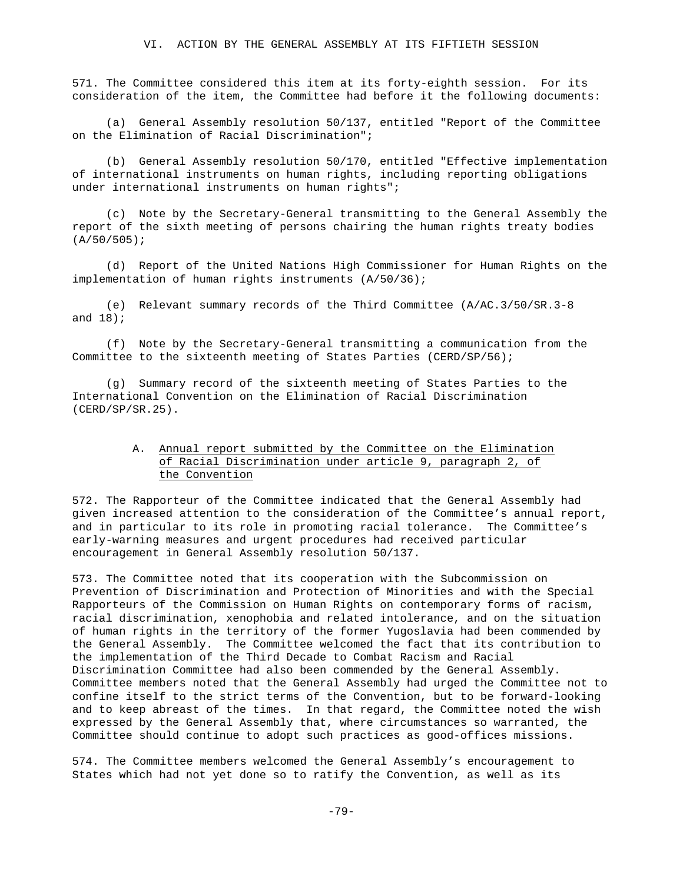## VI. ACTION BY THE GENERAL ASSEMBLY AT ITS FIFTIETH SESSION

571. The Committee considered this item at its forty-eighth session. For its consideration of the item, the Committee had before it the following documents:

(a) General Assembly resolution 50/137, entitled "Report of the Committee on the Elimination of Racial Discrimination";

(b) General Assembly resolution 50/170, entitled "Effective implementation of international instruments on human rights, including reporting obligations under international instruments on human rights";

(c) Note by the Secretary-General transmitting to the General Assembly the report of the sixth meeting of persons chairing the human rights treaty bodies (A/50/505);

(d) Report of the United Nations High Commissioner for Human Rights on the implementation of human rights instruments (A/50/36);

(e) Relevant summary records of the Third Committee (A/AC.3/50/SR.3-8 and 18);

(f) Note by the Secretary-General transmitting a communication from the Committee to the sixteenth meeting of States Parties (CERD/SP/56);

(g) Summary record of the sixteenth meeting of States Parties to the International Convention on the Elimination of Racial Discrimination (CERD/SP/SR.25).

### A. Annual report submitted by the Committee on the Elimination of Racial Discrimination under article 9, paragraph 2, of the Convention

572. The Rapporteur of the Committee indicated that the General Assembly had given increased attention to the consideration of the Committee's annual report, and in particular to its role in promoting racial tolerance. The Committee's early-warning measures and urgent procedures had received particular encouragement in General Assembly resolution 50/137.

573. The Committee noted that its cooperation with the Subcommission on Prevention of Discrimination and Protection of Minorities and with the Special Rapporteurs of the Commission on Human Rights on contemporary forms of racism, racial discrimination, xenophobia and related intolerance, and on the situation of human rights in the territory of the former Yugoslavia had been commended by the General Assembly. The Committee welcomed the fact that its contribution to the implementation of the Third Decade to Combat Racism and Racial Discrimination Committee had also been commended by the General Assembly. Committee members noted that the General Assembly had urged the Committee not to confine itself to the strict terms of the Convention, but to be forward-looking and to keep abreast of the times. In that regard, the Committee noted the wish expressed by the General Assembly that, where circumstances so warranted, the Committee should continue to adopt such practices as good-offices missions.

574. The Committee members welcomed the General Assembly's encouragement to States which had not yet done so to ratify the Convention, as well as its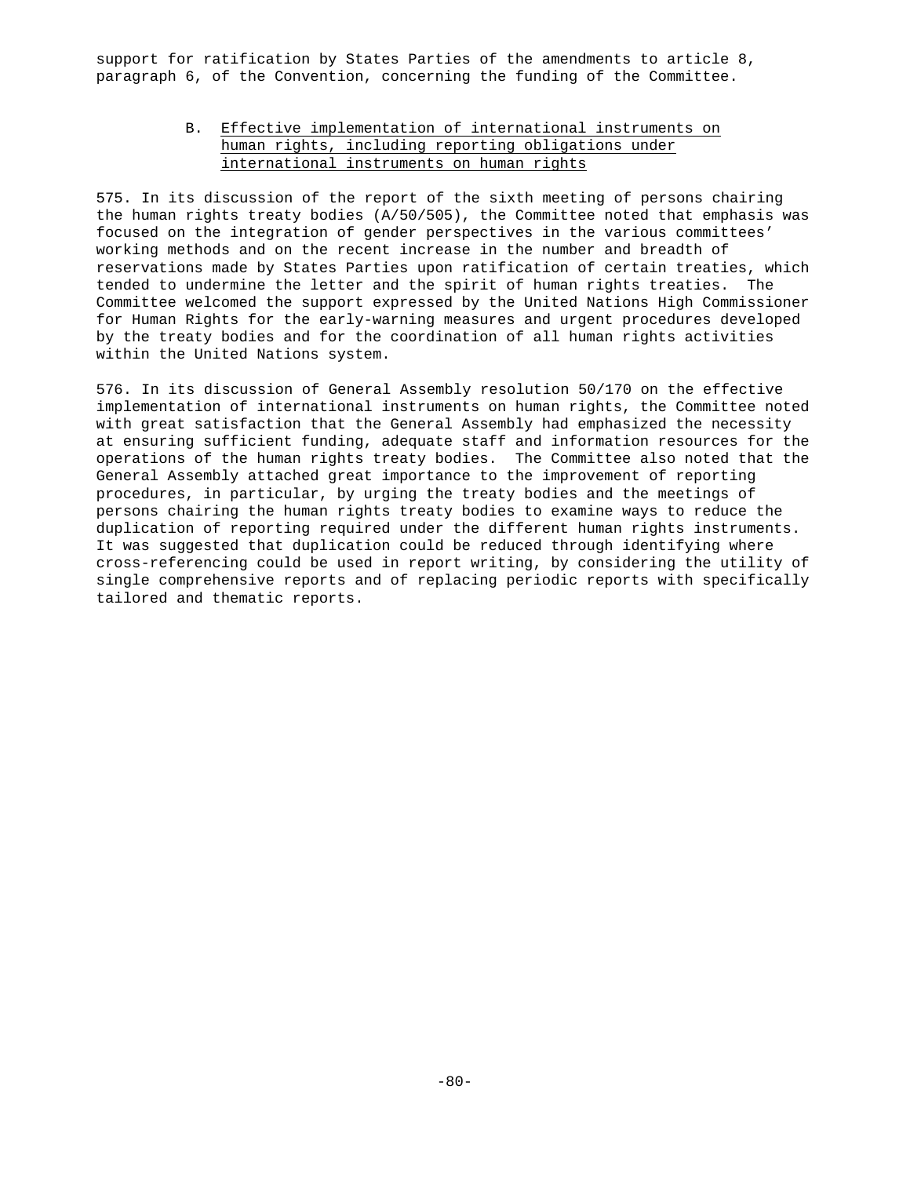support for ratification by States Parties of the amendments to article 8, paragraph 6, of the Convention, concerning the funding of the Committee.

### B. Effective implementation of international instruments on human rights, including reporting obligations under international instruments on human rights

575. In its discussion of the report of the sixth meeting of persons chairing the human rights treaty bodies (A/50/505), the Committee noted that emphasis was focused on the integration of gender perspectives in the various committees' working methods and on the recent increase in the number and breadth of reservations made by States Parties upon ratification of certain treaties, which tended to undermine the letter and the spirit of human rights treaties. The Committee welcomed the support expressed by the United Nations High Commissioner for Human Rights for the early-warning measures and urgent procedures developed by the treaty bodies and for the coordination of all human rights activities within the United Nations system.

576. In its discussion of General Assembly resolution 50/170 on the effective implementation of international instruments on human rights, the Committee noted with great satisfaction that the General Assembly had emphasized the necessity at ensuring sufficient funding, adequate staff and information resources for the operations of the human rights treaty bodies. The Committee also noted that the General Assembly attached great importance to the improvement of reporting procedures, in particular, by urging the treaty bodies and the meetings of persons chairing the human rights treaty bodies to examine ways to reduce the duplication of reporting required under the different human rights instruments. It was suggested that duplication could be reduced through identifying where cross-referencing could be used in report writing, by considering the utility of single comprehensive reports and of replacing periodic reports with specifically tailored and thematic reports.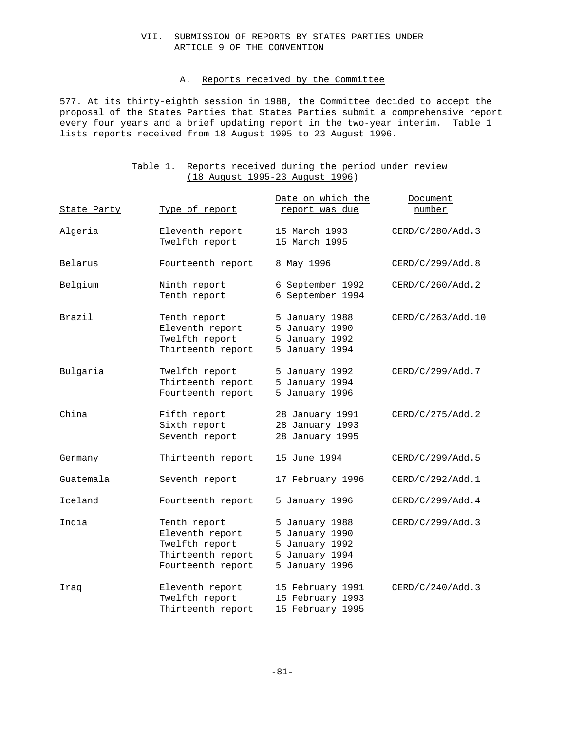# VII. SUBMISSION OF REPORTS BY STATES PARTIES UNDER ARTICLE 9 OF THE CONVENTION

## A. Reports received by the Committee

577. At its thirty-eighth session in 1988, the Committee decided to accept the proposal of the States Parties that States Parties submit a comprehensive report every four years and a brief updating report in the two-year interim. Table 1 lists reports received from 18 August 1995 to 23 August 1996.

Table 1. Reports received during the period under review (18 August 1995-23 August 1996)

| State Party | Type of report | Date on which the report was due | Document number |
|---|---|---|---|
| Algeria | Eleventh report | 15 March 1993 | CERD/C/280/Add.3 |
| | Twelfth report | 15 March 1995 | |
| Belarus | Fourteenth report | 8 May 1996 | CERD/C/299/Add.8 |
| Belgium | Ninth report | 6 September 1992 | CERD/C/260/Add.2 |
| | Tenth report | 6 September 1994 | |
| Brazil | Tenth report | 5 January 1988 | CERD/C/263/Add.10 |
| | Eleventh report | 5 January 1990 | |
| | Twelfth report | 5 January 1992 | |
| | Thirteenth report | 5 January 1994 | |
| Bulgaria | Twelfth report | 5 January 1992 | CERD/C/299/Add.7 |
| | Thirteenth report | 5 January 1994 | |
| | Fourteenth report | 5 January 1996 | |
| China | Fifth report | 28 January 1991 | CERD/C/275/Add.2 |
| | Sixth report | 28 January 1993 | |
| | Seventh report | 28 January 1995 | |
| Germany | Thirteenth report | 15 June 1994 | CERD/C/299/Add.5 |
| Guatemala | Seventh report | 17 February 1996 | CERD/C/292/Add.1 |
| Iceland | Fourteenth report | 5 January 1996 | CERD/C/299/Add.4 |
| India | Tenth report | 5 January 1988 | CERD/C/299/Add.3 |
| | Eleventh report | 5 January 1990 | |
| | Twelfth report | 5 January 1992 | |
| | Thirteenth report | 5 January 1994 | |
| | Fourteenth report | 5 January 1996 | |
| Iraq | Eleventh report | 15 February 1991 | CERD/C/240/Add.3 |
| | Twelfth report | 15 February 1993 | |
| | Thirteenth report | 15 February 1995 | |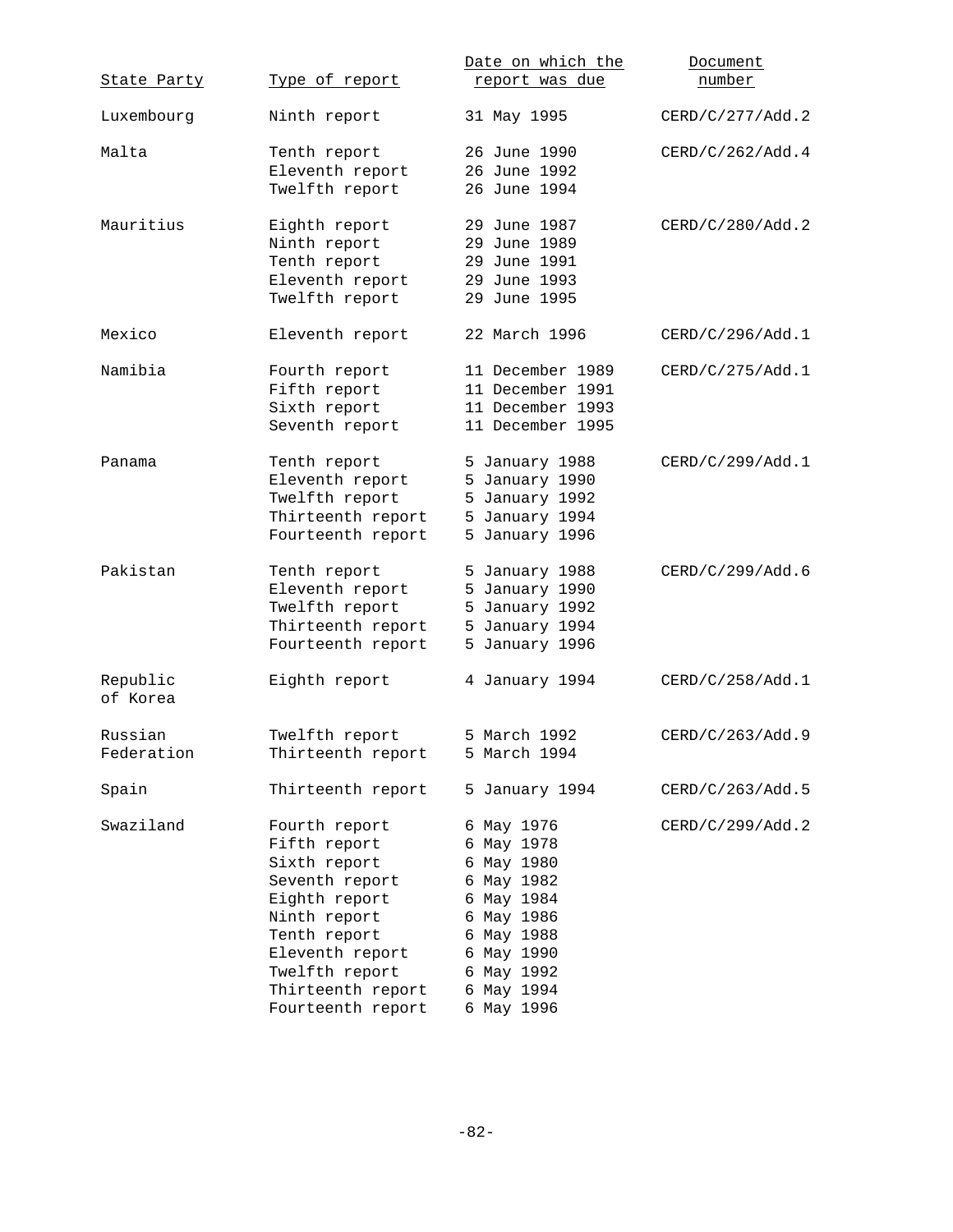| State Party | Type of report | Date on which the report was due | Document number |
|---|---|---|---|
| Luxembourg | Ninth report | 31 May 1995 | CERD/C/277/Add.2 |
| Malta | Tenth report | 26 June 1990 | CERD/C/262/Add.4 |
| | Eleventh report | 26 June 1992 | |
| | Twelfth report | 26 June 1994 | |
| Mauritius | Eighth report | 29 June 1987 | CERD/C/280/Add.2 |
| | Ninth report | 29 June 1989 | |
| | Tenth report | 29 June 1991 | |
| | Eleventh report | 29 June 1993 | |
| | Twelfth report | 29 June 1995 | |
| Mexico | Eleventh report | 22 March 1996 | CERD/C/296/Add.1 |
| Namibia | Fourth report | 11 December 1989 | CERD/C/275/Add.1 |
| | Fifth report | 11 December 1991 | |
| | Sixth report | 11 December 1993 | |
| | Seventh report | 11 December 1995 | |
| Panama | Tenth report | 5 January 1988 | CERD/C/299/Add.1 |
| | Eleventh report | 5 January 1990 | |
| | Twelfth report | 5 January 1992 | |
| | Thirteenth report | 5 January 1994 | |
| | Fourteenth report | 5 January 1996 | |
| Pakistan | Tenth report | 5 January 1988 | CERD/C/299/Add.6 |
| | Eleventh report | 5 January 1990 | |
| | Twelfth report | 5 January 1992 | |
| | Thirteenth report | 5 January 1994 | |
| | Fourteenth report | 5 January 1996 | |
| Republic of Korea | Eighth report | 4 January 1994 | CERD/C/258/Add.1 |
| Russian Federation | Twelfth report | 5 March 1992 | CERD/C/263/Add.9 |
| | Thirteenth report | 5 March 1994 | |
| Spain | Thirteenth report | 5 January 1994 | CERD/C/263/Add.5 |
| Swaziland | Fourth report | 6 May 1976 | CERD/C/299/Add.2 |
| | Fifth report | 6 May 1978 | |
| | Sixth report | 6 May 1980 | |
| | Seventh report | 6 May 1982 | |
| | Eighth report | 6 May 1984 | |
| | Ninth report | 6 May 1986 | |
| | Tenth report | 6 May 1988 | |
| | Eleventh report | 6 May 1990 | |
| | Twelfth report | 6 May 1992 | |
| | Thirteenth report | 6 May 1994 | |
| | Fourteenth report | 6 May 1996 | |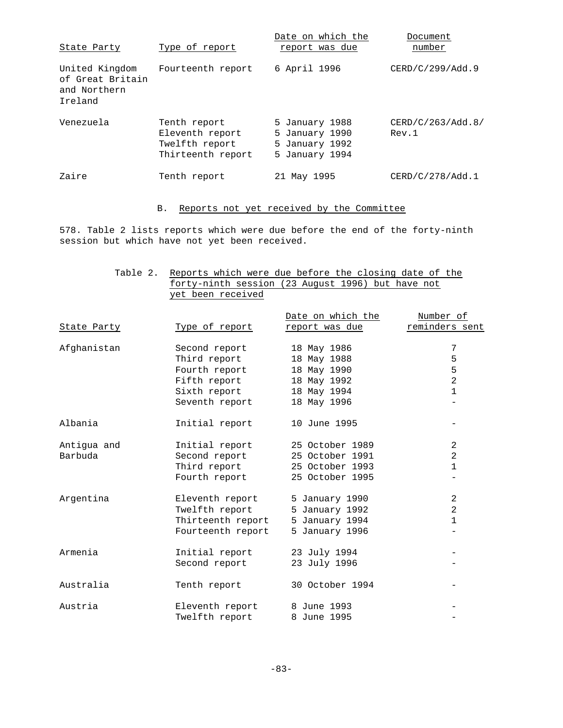| State Party | Type of report | Date on which the report was due | Document number |
|---|---|---|---|
| United Kingdom of Great Britain and Northern Ireland | Fourteenth report | 6 April 1996 | CERD/C/299/Add.9 |
| Venezuela | Tenth report<br>Eleventh report<br>Twelfth report<br>Thirteenth report | 5 January 1988<br>5 January 1990<br>5 January 1992<br>5 January 1994 | CERD/C/263/Add.8/Rev.1 |
| Zaire | Tenth report | 21 May 1995 | CERD/C/278/Add.1 |

## B. Reports not yet received by the Committee

578. Table 2 lists reports which were due before the end of the forty-ninth session but which have not yet been received.

Table 2. Reports which were due before the closing date of the forty-ninth session (23 August 1996) but have not yet been received

| State Party | Type of report | Date on which the report was due | Number of reminders sent |
|---|---|---|---|
| Afghanistan | Second report | 18 May 1986 | 7 |
| | Third report | 18 May 1988 | 5 |
| | Fourth report | 18 May 1990 | 5 |
| | Fifth report | 18 May 1992 | 2 |
| | Sixth report | 18 May 1994 | 1 |
| | Seventh report | 18 May 1996 | - |
| Albania | Initial report | 10 June 1995 | - |
| Antigua and Barbuda | Initial report | 25 October 1989 | 2 |
| | Second report | 25 October 1991 | 2 |
| | Third report | 25 October 1993 | 1 |
| | Fourth report | 25 October 1995 | - |
| Argentina | Eleventh report | 5 January 1990 | 2 |
| | Twelfth report | 5 January 1992 | 2 |
| | Thirteenth report | 5 January 1994 | 1 |
| | Fourteenth report | 5 January 1996 | - |
| Armenia | Initial report | 23 July 1994 | - |
| | Second report | 23 July 1996 | - |
| Australia | Tenth report | 30 October 1994 | - |
| Austria | Eleventh report | 8 June 1993 | - |
| | Twelfth report | 8 June 1995 | - |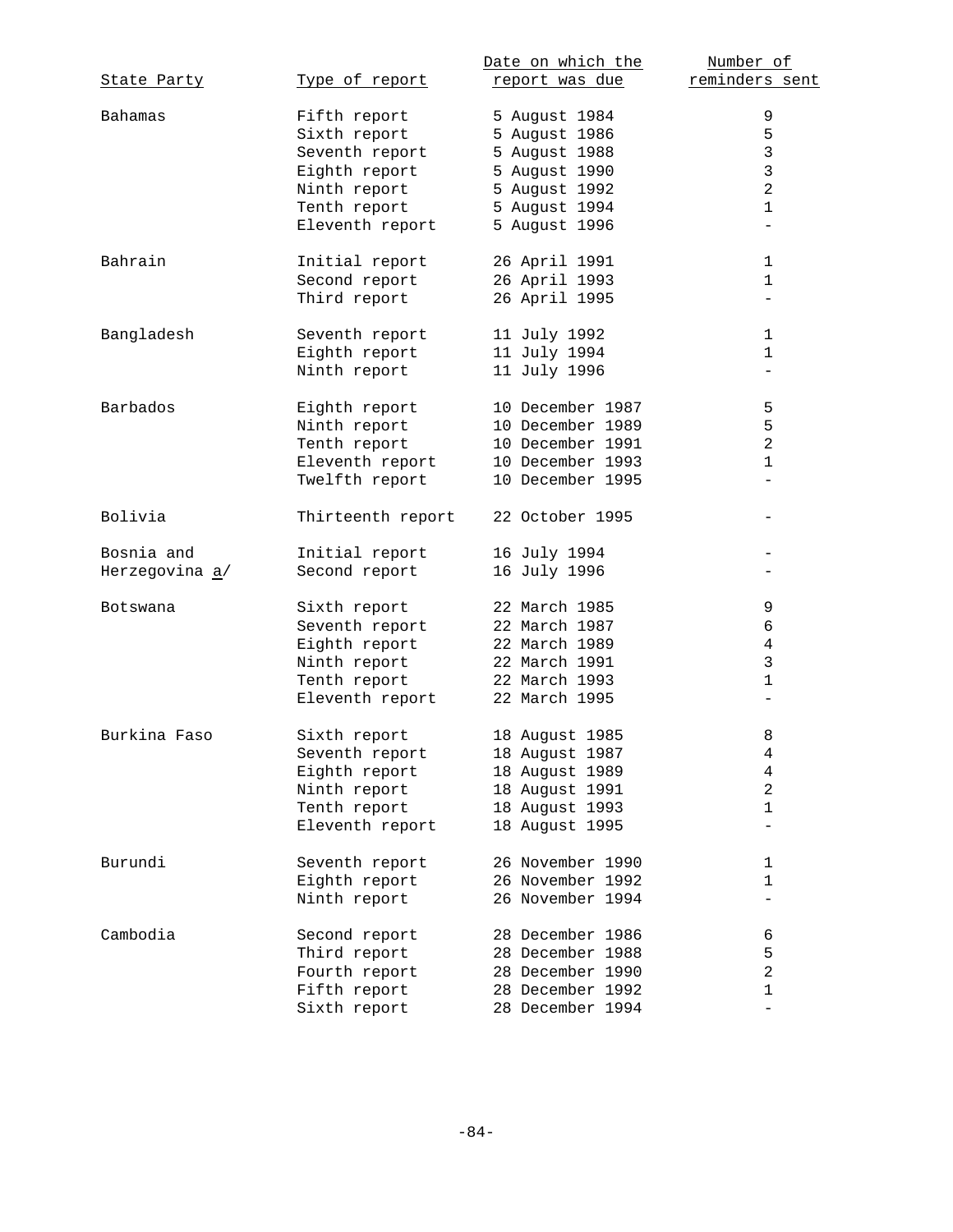| State Party | Type of report | Date on which the report was due | Number of reminders sent |
|---|---|---|---|
| Bahamas | Fifth report | 5 August 1984 | 9 |
| | Sixth report | 5 August 1986 | 5 |
| | Seventh report | 5 August 1988 | 3 |
| | Eighth report | 5 August 1990 | 3 |
| | Ninth report | 5 August 1992 | 2 |
| | Tenth report | 5 August 1994 | 1 |
| | Eleventh report | 5 August 1996 | - |
| Bahrain | Initial report | 26 April 1991 | 1 |
| | Second report | 26 April 1993 | 1 |
| | Third report | 26 April 1995 | - |
| Bangladesh | Seventh report | 11 July 1992 | 1 |
| | Eighth report | 11 July 1994 | 1 |
| | Ninth report | 11 July 1996 | - |
| Barbados | Eighth report | 10 December 1987 | 5 |
| | Ninth report | 10 December 1989 | 5 |
| | Tenth report | 10 December 1991 | 2 |
| | Eleventh report | 10 December 1993 | 1 |
| | Twelfth report | 10 December 1995 | - |
| Bolivia | Thirteenth report | 22 October 1995 | - |
| Bosnia and Herzegovina a/ | Initial report | 16 July 1994 | - |
| | Second report | 16 July 1996 | - |
| Botswana | Sixth report | 22 March 1985 | 9 |
| | Seventh report | 22 March 1987 | 6 |
| | Eighth report | 22 March 1989 | 4 |
| | Ninth report | 22 March 1991 | 3 |
| | Tenth report | 22 March 1993 | 1 |
| | Eleventh report | 22 March 1995 | - |
| Burkina Faso | Sixth report | 18 August 1985 | 8 |
| | Seventh report | 18 August 1987 | 4 |
| | Eighth report | 18 August 1989 | 4 |
| | Ninth report | 18 August 1991 | 2 |
| | Tenth report | 18 August 1993 | 1 |
| | Eleventh report | 18 August 1995 | - |
| Burundi | Seventh report | 26 November 1990 | 1 |
| | Eighth report | 26 November 1992 | 1 |
| | Ninth report | 26 November 1994 | - |
| Cambodia | Second report | 28 December 1986 | 6 |
| | Third report | 28 December 1988 | 5 |
| | Fourth report | 28 December 1990 | 2 |
| | Fifth report | 28 December 1992 | 1 |
| | Sixth report | 28 December 1994 | - |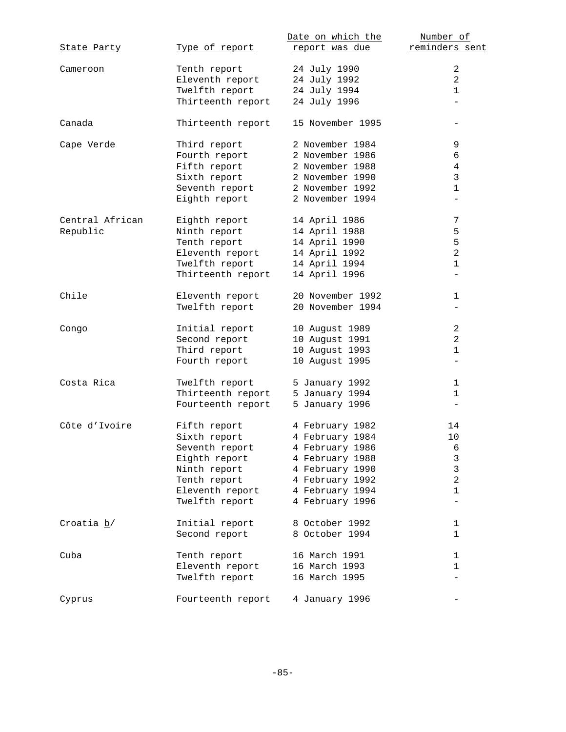| State Party | Type of report | Date on which the report was due | Number of reminders sent |
|---|---|---|---|
| Cameroon | Tenth report | 24 July 1990 | 2 |
| | Eleventh report | 24 July 1992 | 2 |
| | Twelfth report | 24 July 1994 | 1 |
| | Thirteenth report | 24 July 1996 | - |
| Canada | Thirteenth report | 15 November 1995 | - |
| Cape Verde | Third report | 2 November 1984 | 9 |
| | Fourth report | 2 November 1986 | 6 |
| | Fifth report | 2 November 1988 | 4 |
| | Sixth report | 2 November 1990 | 3 |
| | Seventh report | 2 November 1992 | 1 |
| | Eighth report | 2 November 1994 | - |
| Central African Republic | Eighth report | 14 April 1986 | 7 |
| | Ninth report | 14 April 1988 | 5 |
| | Tenth report | 14 April 1990 | 5 |
| | Eleventh report | 14 April 1992 | 2 |
| | Twelfth report | 14 April 1994 | 1 |
| | Thirteenth report | 14 April 1996 | - |
| Chile | Eleventh report | 20 November 1992 | 1 |
| | Twelfth report | 20 November 1994 | - |
| Congo | Initial report | 10 August 1989 | 2 |
| | Second report | 10 August 1991 | 2 |
| | Third report | 10 August 1993 | 1 |
| | Fourth report | 10 August 1995 | - |
| Costa Rica | Twelfth report | 5 January 1992 | 1 |
| | Thirteenth report | 5 January 1994 | 1 |
| | Fourteenth report | 5 January 1996 | - |
| Côte d'Ivoire | Fifth report | 4 February 1982 | 14 |
| | Sixth report | 4 February 1984 | 10 |
| | Seventh report | 4 February 1986 | 6 |
| | Eighth report | 4 February 1988 | 3 |
| | Ninth report | 4 February 1990 | 3 |
| | Tenth report | 4 February 1992 | 2 |
| | Eleventh report | 4 February 1994 | 1 |
| | Twelfth report | 4 February 1996 | - |
| Croatia b/ | Initial report | 8 October 1992 | 1 |
| | Second report | 8 October 1994 | 1 |
| Cuba | Tenth report | 16 March 1991 | 1 |
| | Eleventh report | 16 March 1993 | 1 |
| | Twelfth report | 16 March 1995 | - |
| Cyprus | Fourteenth report | 4 January 1996 | - |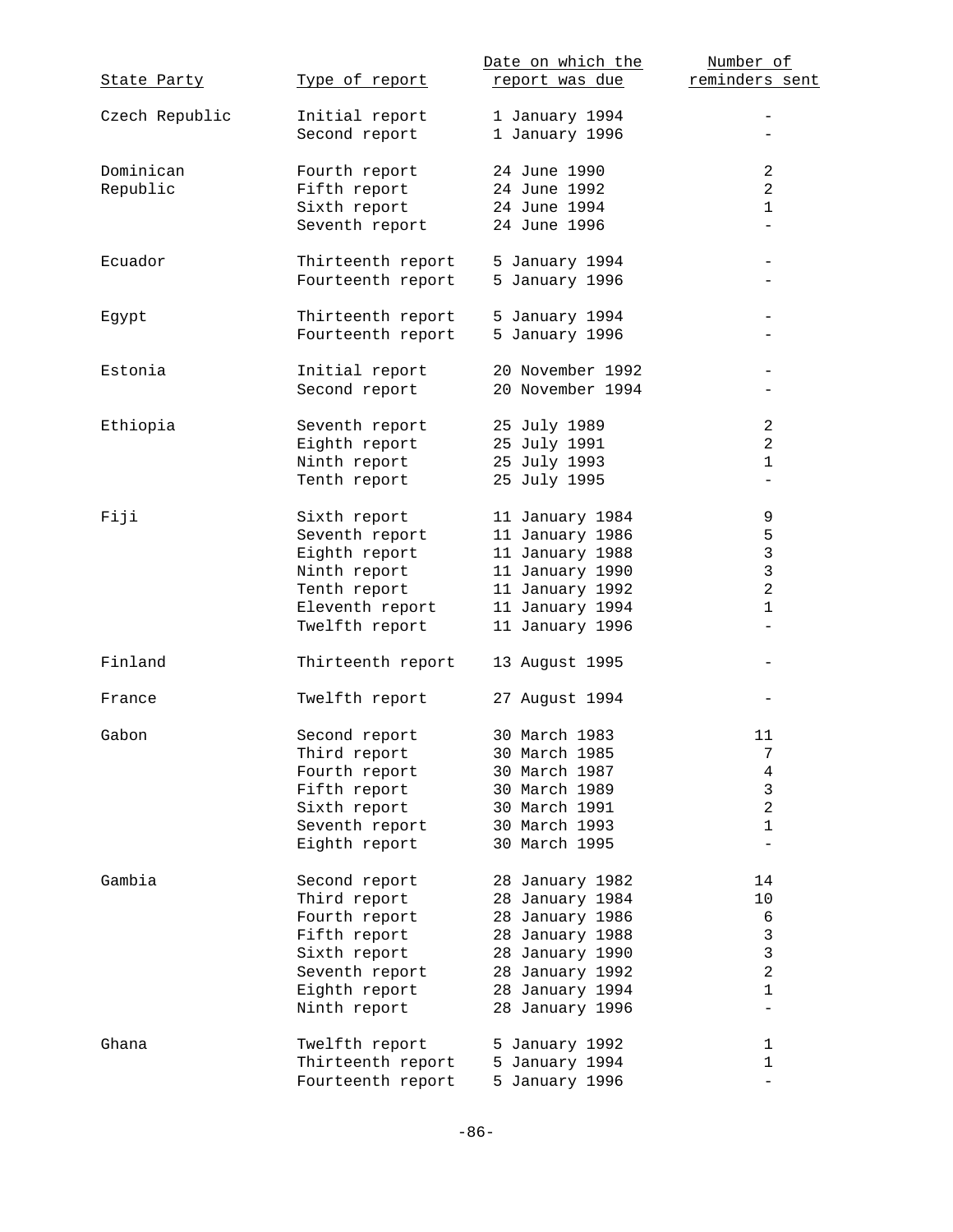| State Party | Type of report | Date on which the report was due | Number of reminders sent |
|---|---|---|---|
| Czech Republic | Initial report | 1 January 1994 | - |
| | Second report | 1 January 1996 | - |
| Dominican Republic | Fourth report | 24 June 1990 | 2 |
| | Fifth report | 24 June 1992 | 2 |
| | Sixth report | 24 June 1994 | 1 |
| | Seventh report | 24 June 1996 | - |
| Ecuador | Thirteenth report | 5 January 1994 | - |
| | Fourteenth report | 5 January 1996 | - |
| Egypt | Thirteenth report | 5 January 1994 | - |
| | Fourteenth report | 5 January 1996 | - |
| Estonia | Initial report | 20 November 1992 | - |
| | Second report | 20 November 1994 | - |
| Ethiopia | Seventh report | 25 July 1989 | 2 |
| | Eighth report | 25 July 1991 | 2 |
| | Ninth report | 25 July 1993 | 1 |
| | Tenth report | 25 July 1995 | - |
| Fiji | Sixth report | 11 January 1984 | 9 |
| | Seventh report | 11 January 1986 | 5 |
| | Eighth report | 11 January 1988 | 3 |
| | Ninth report | 11 January 1990 | 3 |
| | Tenth report | 11 January 1992 | 2 |
| | Eleventh report | 11 January 1994 | 1 |
| | Twelfth report | 11 January 1996 | - |
| Finland | Thirteenth report | 13 August 1995 | - |
| France | Twelfth report | 27 August 1994 | - |
| Gabon | Second report | 30 March 1983 | 11 |
| | Third report | 30 March 1985 | 7 |
| | Fourth report | 30 March 1987 | 4 |
| | Fifth report | 30 March 1989 | 3 |
| | Sixth report | 30 March 1991 | 2 |
| | Seventh report | 30 March 1993 | 1 |
| | Eighth report | 30 March 1995 | - |
| Gambia | Second report | 28 January 1982 | 14 |
| | Third report | 28 January 1984 | 10 |
| | Fourth report | 28 January 1986 | 6 |
| | Fifth report | 28 January 1988 | 3 |
| | Sixth report | 28 January 1990 | 3 |
| | Seventh report | 28 January 1992 | 2 |
| | Eighth report | 28 January 1994 | 1 |
| | Ninth report | 28 January 1996 | - |
| Ghana | Twelfth report | 5 January 1992 | 1 |
| | Thirteenth report | 5 January 1994 | 1 |
| | Fourteenth report | 5 January 1996 | - |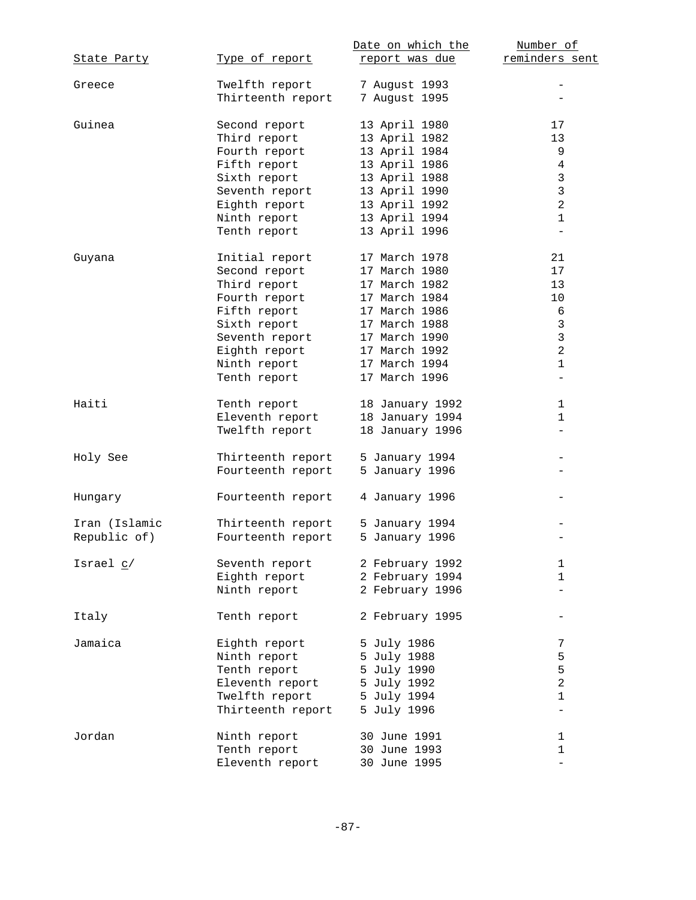| State Party | Type of report | Date on which the report was due | Number of reminders sent |
|---|---|---|---|
| Greece | Twelfth report | 7 August 1993 | - |
| | Thirteenth report | 7 August 1995 | - |
| Guinea | Second report | 13 April 1980 | 17 |
| | Third report | 13 April 1982 | 13 |
| | Fourth report | 13 April 1984 | 9 |
| | Fifth report | 13 April 1986 | 4 |
| | Sixth report | 13 April 1988 | 3 |
| | Seventh report | 13 April 1990 | 3 |
| | Eighth report | 13 April 1992 | 2 |
| | Ninth report | 13 April 1994 | 1 |
| | Tenth report | 13 April 1996 | - |
| Guyana | Initial report | 17 March 1978 | 21 |
| | Second report | 17 March 1980 | 17 |
| | Third report | 17 March 1982 | 13 |
| | Fourth report | 17 March 1984 | 10 |
| | Fifth report | 17 March 1986 | 6 |
| | Sixth report | 17 March 1988 | 3 |
| | Seventh report | 17 March 1990 | 3 |
| | Eighth report | 17 March 1992 | 2 |
| | Ninth report | 17 March 1994 | 1 |
| | Tenth report | 17 March 1996 | - |
| Haiti | Tenth report | 18 January 1992 | 1 |
| | Eleventh report | 18 January 1994 | 1 |
| | Twelfth report | 18 January 1996 | - |
| Holy See | Thirteenth report | 5 January 1994 | - |
| | Fourteenth report | 5 January 1996 | - |
| Hungary | Fourteenth report | 4 January 1996 | - |
| Iran (Islamic Republic of) | Thirteenth report | 5 January 1994 | - |
| | Fourteenth report | 5 January 1996 | - |
| Israel c/ | Seventh report | 2 February 1992 | 1 |
| | Eighth report | 2 February 1994 | 1 |
| | Ninth report | 2 February 1996 | - |
| Italy | Tenth report | 2 February 1995 | - |
| Jamaica | Eighth report | 5 July 1986 | 7 |
| | Ninth report | 5 July 1988 | 5 |
| | Tenth report | 5 July 1990 | 5 |
| | Eleventh report | 5 July 1992 | 2 |
| | Twelfth report | 5 July 1994 | 1 |
| | Thirteenth report | 5 July 1996 | - |
| Jordan | Ninth report | 30 June 1991 | 1 |
| | Tenth report | 30 June 1993 | 1 |
| | Eleventh report | 30 June 1995 | - |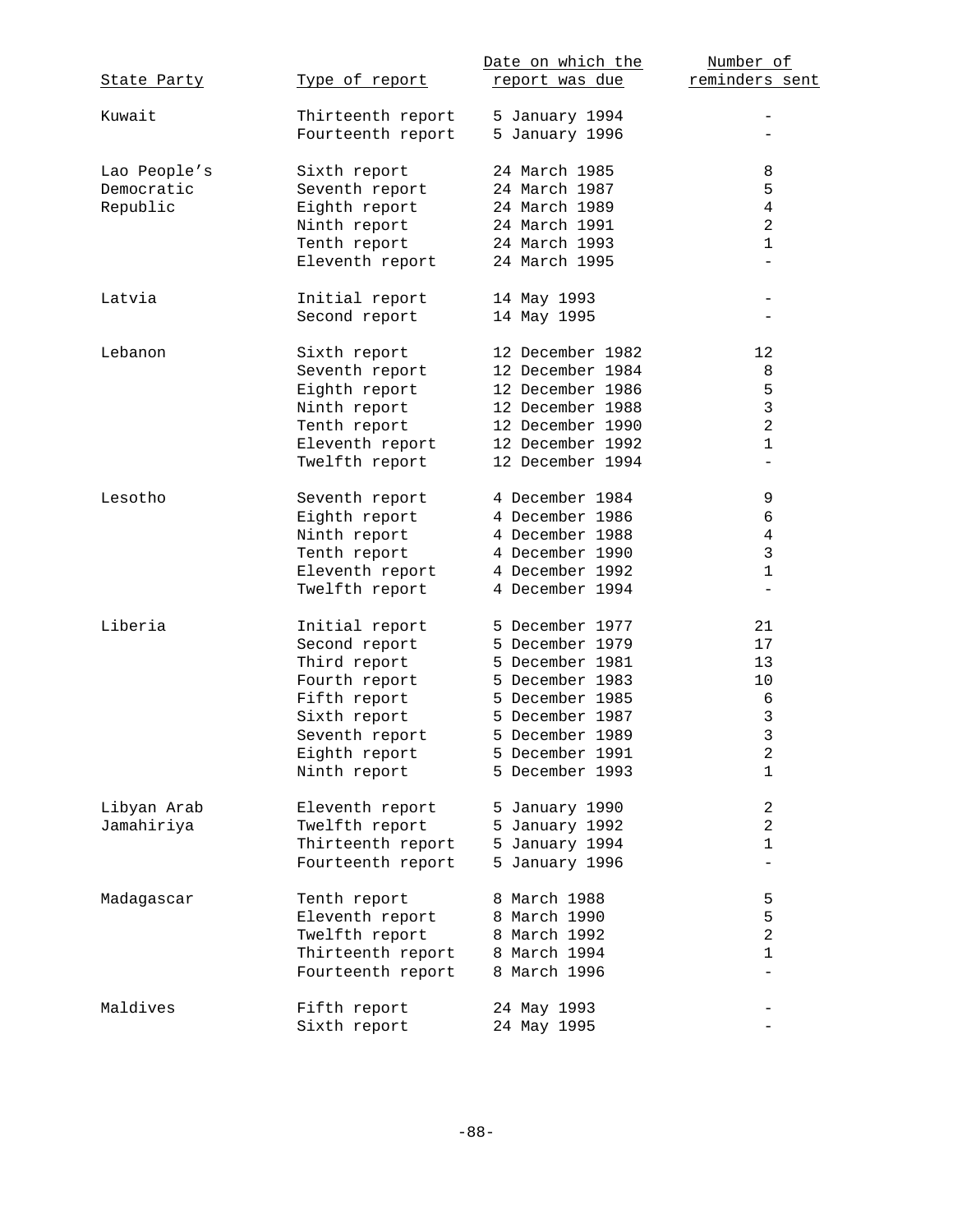| State Party | Type of report | Date on which the report was due | Number of reminders sent |
|---|---|---|---|
| Kuwait | Thirteenth report | 5 January 1994 | - |
| | Fourteenth report | 5 January 1996 | - |
| Lao People's Democratic Republic | Sixth report | 24 March 1985 | 8 |
| | Seventh report | 24 March 1987 | 5 |
| | Eighth report | 24 March 1989 | 4 |
| | Ninth report | 24 March 1991 | 2 |
| | Tenth report | 24 March 1993 | 1 |
| | Eleventh report | 24 March 1995 | - |
| Latvia | Initial report | 14 May 1993 | - |
| | Second report | 14 May 1995 | - |
| Lebanon | Sixth report | 12 December 1982 | 12 |
| | Seventh report | 12 December 1984 | 8 |
| | Eighth report | 12 December 1986 | 5 |
| | Ninth report | 12 December 1988 | 3 |
| | Tenth report | 12 December 1990 | 2 |
| | Eleventh report | 12 December 1992 | 1 |
| | Twelfth report | 12 December 1994 | - |
| Lesotho | Seventh report | 4 December 1984 | 9 |
| | Eighth report | 4 December 1986 | 6 |
| | Ninth report | 4 December 1988 | 4 |
| | Tenth report | 4 December 1990 | 3 |
| | Eleventh report | 4 December 1992 | 1 |
| | Twelfth report | 4 December 1994 | - |
| Liberia | Initial report | 5 December 1977 | 21 |
| | Second report | 5 December 1979 | 17 |
| | Third report | 5 December 1981 | 13 |
| | Fourth report | 5 December 1983 | 10 |
| | Fifth report | 5 December 1985 | 6 |
| | Sixth report | 5 December 1987 | 3 |
| | Seventh report | 5 December 1989 | 3 |
| | Eighth report | 5 December 1991 | 2 |
| | Ninth report | 5 December 1993 | 1 |
| Libyan Arab Jamahiriya | Eleventh report | 5 January 1990 | 2 |
| | Twelfth report | 5 January 1992 | 2 |
| | Thirteenth report | 5 January 1994 | 1 |
| | Fourteenth report | 5 January 1996 | - |
| Madagascar | Tenth report | 8 March 1988 | 5 |
| | Eleventh report | 8 March 1990 | 5 |
| | Twelfth report | 8 March 1992 | 2 |
| | Thirteenth report | 8 March 1994 | 1 |
| | Fourteenth report | 8 March 1996 | - |
| Maldives | Fifth report | 24 May 1993 | - |
| | Sixth report | 24 May 1995 | - |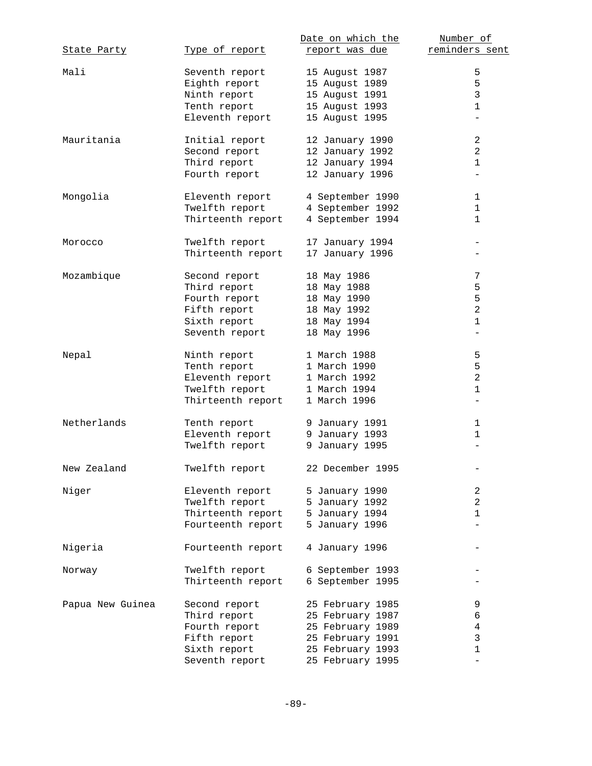| State Party | Type of report | Date on which the report was due | Number of reminders sent |
|---|---|---|---|
| Mali | Seventh report | 15 August 1987 | 5 |
| | Eighth report | 15 August 1989 | 5 |
| | Ninth report | 15 August 1991 | 3 |
| | Tenth report | 15 August 1993 | 1 |
| | Eleventh report | 15 August 1995 | - |
| Mauritania | Initial report | 12 January 1990 | 2 |
| | Second report | 12 January 1992 | 2 |
| | Third report | 12 January 1994 | 1 |
| | Fourth report | 12 January 1996 | - |
| Mongolia | Eleventh report | 4 September 1990 | 1 |
| | Twelfth report | 4 September 1992 | 1 |
| | Thirteenth report | 4 September 1994 | 1 |
| Morocco | Twelfth report | 17 January 1994 | - |
| | Thirteenth report | 17 January 1996 | - |
| Mozambique | Second report | 18 May 1986 | 7 |
| | Third report | 18 May 1988 | 5 |
| | Fourth report | 18 May 1990 | 5 |
| | Fifth report | 18 May 1992 | 2 |
| | Sixth report | 18 May 1994 | 1 |
| | Seventh report | 18 May 1996 | - |
| Nepal | Ninth report | 1 March 1988 | 5 |
| | Tenth report | 1 March 1990 | 5 |
| | Eleventh report | 1 March 1992 | 2 |
| | Twelfth report | 1 March 1994 | 1 |
| | Thirteenth report | 1 March 1996 | - |
| Netherlands | Tenth report | 9 January 1991 | 1 |
| | Eleventh report | 9 January 1993 | 1 |
| | Twelfth report | 9 January 1995 | - |
| New Zealand | Twelfth report | 22 December 1995 | - |
| Niger | Eleventh report | 5 January 1990 | 2 |
| | Twelfth report | 5 January 1992 | 2 |
| | Thirteenth report | 5 January 1994 | 1 |
| | Fourteenth report | 5 January 1996 | - |
| Nigeria | Fourteenth report | 4 January 1996 | - |
| Norway | Twelfth report | 6 September 1993 | - |
| | Thirteenth report | 6 September 1995 | - |
| Papua New Guinea | Second report | 25 February 1985 | 9 |
| | Third report | 25 February 1987 | 6 |
| | Fourth report | 25 February 1989 | 4 |
| | Fifth report | 25 February 1991 | 3 |
| | Sixth report | 25 February 1993 | 1 |
| | Seventh report | 25 February 1995 | - |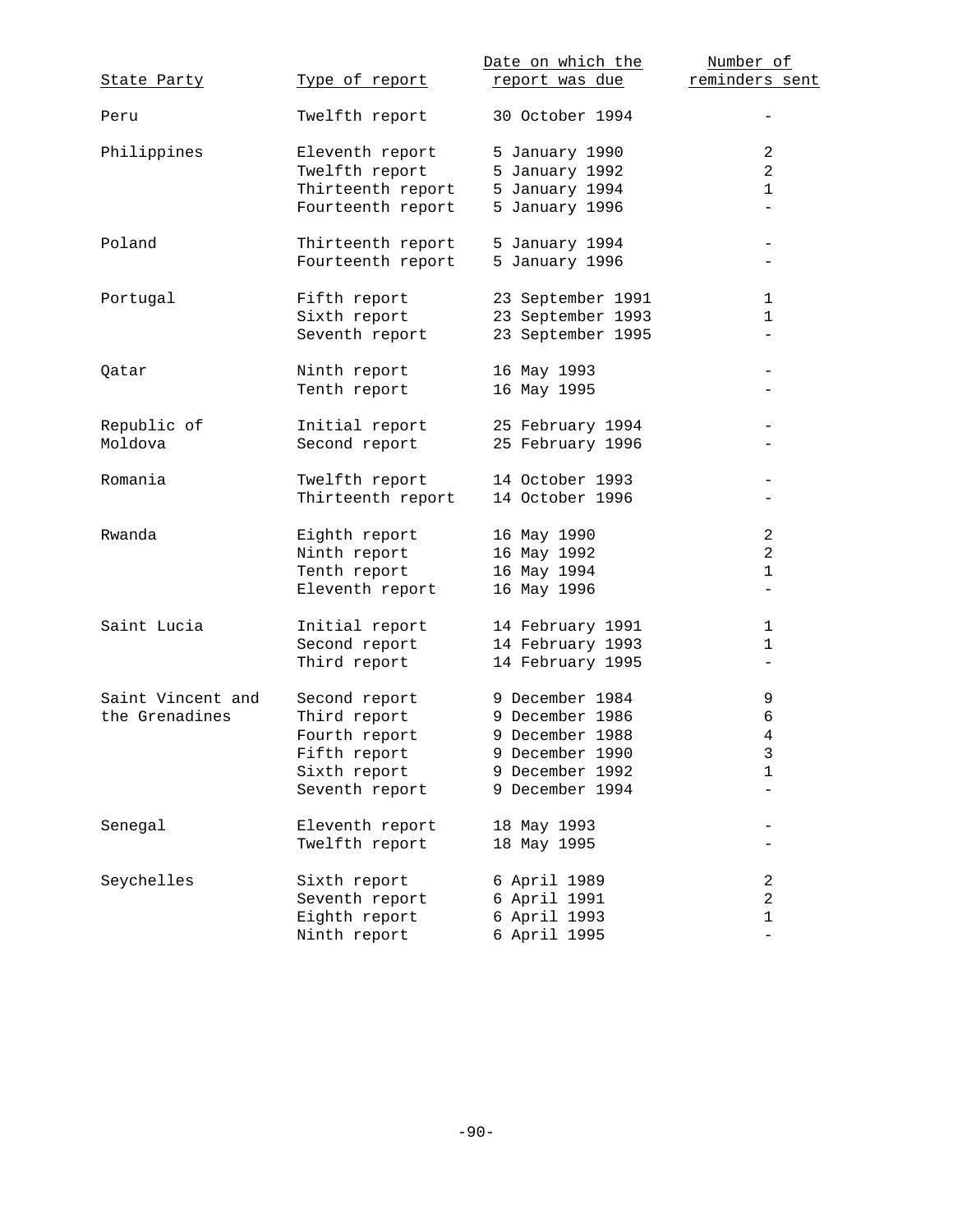| State Party | Type of report | Date on which the report was due | Number of reminders sent |
|---|---|---|---|
| Peru | Twelfth report | 30 October 1994 | - |
| Philippines | Eleventh report | 5 January 1990 | 2 |
| | Twelfth report | 5 January 1992 | 2 |
| | Thirteenth report | 5 January 1994 | 1 |
| | Fourteenth report | 5 January 1996 | - |
| Poland | Thirteenth report | 5 January 1994 | - |
| | Fourteenth report | 5 January 1996 | - |
| Portugal | Fifth report | 23 September 1991 | 1 |
| | Sixth report | 23 September 1993 | 1 |
| | Seventh report | 23 September 1995 | - |
| Qatar | Ninth report | 16 May 1993 | - |
| | Tenth report | 16 May 1995 | - |
| Republic of Moldova | Initial report | 25 February 1994 | - |
| | Second report | 25 February 1996 | - |
| Romania | Twelfth report | 14 October 1993 | - |
| | Thirteenth report | 14 October 1996 | - |
| Rwanda | Eighth report | 16 May 1990 | 2 |
| | Ninth report | 16 May 1992 | 2 |
| | Tenth report | 16 May 1994 | 1 |
| | Eleventh report | 16 May 1996 | - |
| Saint Lucia | Initial report | 14 February 1991 | 1 |
| | Second report | 14 February 1993 | 1 |
| | Third report | 14 February 1995 | - |
| Saint Vincent and the Grenadines | Second report | 9 December 1984 | 9 |
| | Third report | 9 December 1986 | 6 |
| | Fourth report | 9 December 1988 | 4 |
| | Fifth report | 9 December 1990 | 3 |
| | Sixth report | 9 December 1992 | 1 |
| | Seventh report | 9 December 1994 | - |
| Senegal | Eleventh report | 18 May 1993 | - |
| | Twelfth report | 18 May 1995 | - |
| Seychelles | Sixth report | 6 April 1989 | 2 |
| | Seventh report | 6 April 1991 | 2 |
| | Eighth report | 6 April 1993 | 1 |
| | Ninth report | 6 April 1995 | - |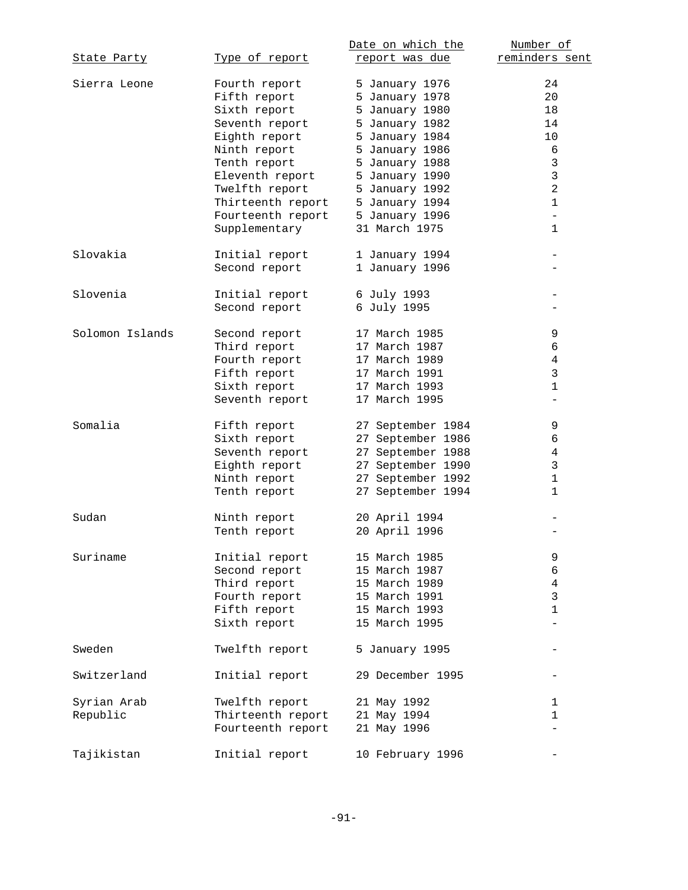| State Party | Type of report | Date on which the report was due | Number of reminders sent |
|---|---|---|---|
| Sierra Leone | Fourth report | 5 January 1976 | 24 |
| | Fifth report | 5 January 1978 | 20 |
| | Sixth report | 5 January 1980 | 18 |
| | Seventh report | 5 January 1982 | 14 |
| | Eighth report | 5 January 1984 | 10 |
| | Ninth report | 5 January 1986 | 6 |
| | Tenth report | 5 January 1988 | 3 |
| | Eleventh report | 5 January 1990 | 3 |
| | Twelfth report | 5 January 1992 | 2 |
| | Thirteenth report | 5 January 1994 | 1 |
| | Fourteenth report | 5 January 1996 | - |
| | Supplementary | 31 March 1975 | 1 |
| Slovakia | Initial report | 1 January 1994 | - |
| | Second report | 1 January 1996 | - |
| Slovenia | Initial report | 6 July 1993 | - |
| | Second report | 6 July 1995 | - |
| Solomon Islands | Second report | 17 March 1985 | 9 |
| | Third report | 17 March 1987 | 6 |
| | Fourth report | 17 March 1989 | 4 |
| | Fifth report | 17 March 1991 | 3 |
| | Sixth report | 17 March 1993 | 1 |
| | Seventh report | 17 March 1995 | - |
| Somalia | Fifth report | 27 September 1984 | 9 |
| | Sixth report | 27 September 1986 | 6 |
| | Seventh report | 27 September 1988 | 4 |
| | Eighth report | 27 September 1990 | 3 |
| | Ninth report | 27 September 1992 | 1 |
| | Tenth report | 27 September 1994 | 1 |
| Sudan | Ninth report | 20 April 1994 | - |
| | Tenth report | 20 April 1996 | - |
| Suriname | Initial report | 15 March 1985 | 9 |
| | Second report | 15 March 1987 | 6 |
| | Third report | 15 March 1989 | 4 |
| | Fourth report | 15 March 1991 | 3 |
| | Fifth report | 15 March 1993 | 1 |
| | Sixth report | 15 March 1995 | - |
| Sweden | Twelfth report | 5 January 1995 | - |
| Switzerland | Initial report | 29 December 1995 | - |
| Syrian Arab Republic | Twelfth report | 21 May 1992 | 1 |
| | Thirteenth report | 21 May 1994 | 1 |
| | Fourteenth report | 21 May 1996 | - |
| Tajikistan | Initial report | 10 February 1996 | - |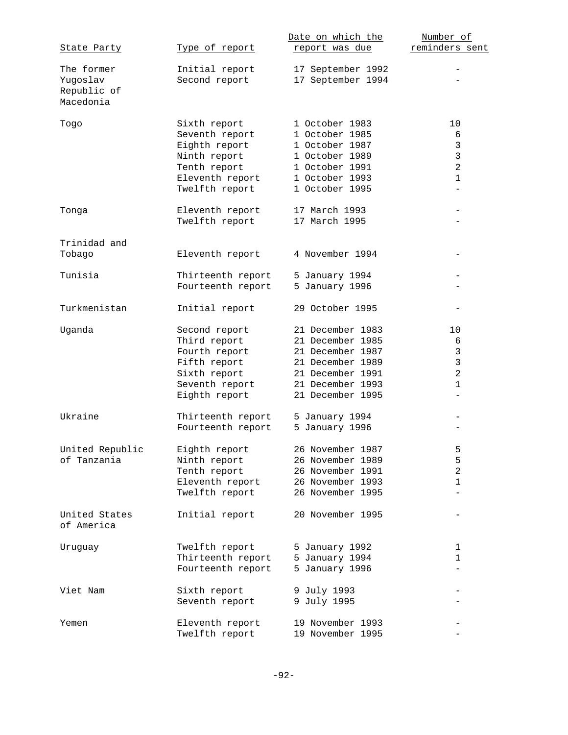| State Party | Type of report | Date on which the report was due | Number of reminders sent |
|---|---|---|---|
| The former Yugoslav Republic of Macedonia | Initial report | 17 September 1992 | - |
| | Second report | 17 September 1994 | - |
| Togo | Sixth report | 1 October 1983 | 10 |
| | Seventh report | 1 October 1985 | 6 |
| | Eighth report | 1 October 1987 | 3 |
| | Ninth report | 1 October 1989 | 3 |
| | Tenth report | 1 October 1991 | 2 |
| | Eleventh report | 1 October 1993 | 1 |
| | Twelfth report | 1 October 1995 | - |
| Tonga | Eleventh report | 17 March 1993 | - |
| | Twelfth report | 17 March 1995 | - |
| Trinidad and Tobago | Eleventh report | 4 November 1994 | - |
| Tunisia | Thirteenth report | 5 January 1994 | - |
| | Fourteenth report | 5 January 1996 | - |
| Turkmenistan | Initial report | 29 October 1995 | - |
| Uganda | Second report | 21 December 1983 | 10 |
| | Third report | 21 December 1985 | 6 |
| | Fourth report | 21 December 1987 | 3 |
| | Fifth report | 21 December 1989 | 3 |
| | Sixth report | 21 December 1991 | 2 |
| | Seventh report | 21 December 1993 | 1 |
| | Eighth report | 21 December 1995 | - |
| Ukraine | Thirteenth report | 5 January 1994 | - |
| | Fourteenth report | 5 January 1996 | - |
| United Republic of Tanzania | Eighth report | 26 November 1987 | 5 |
| | Ninth report | 26 November 1989 | 5 |
| | Tenth report | 26 November 1991 | 2 |
| | Eleventh report | 26 November 1993 | 1 |
| | Twelfth report | 26 November 1995 | - |
| United States of America | Initial report | 20 November 1995 | - |
| Uruguay | Twelfth report | 5 January 1992 | 1 |
| | Thirteenth report | 5 January 1994 | 1 |
| | Fourteenth report | 5 January 1996 | - |
| Viet Nam | Sixth report | 9 July 1993 | - |
| | Seventh report | 9 July 1995 | - |
| Yemen | Eleventh report | 19 November 1993 | - |
| | Twelfth report | 19 November 1995 | - |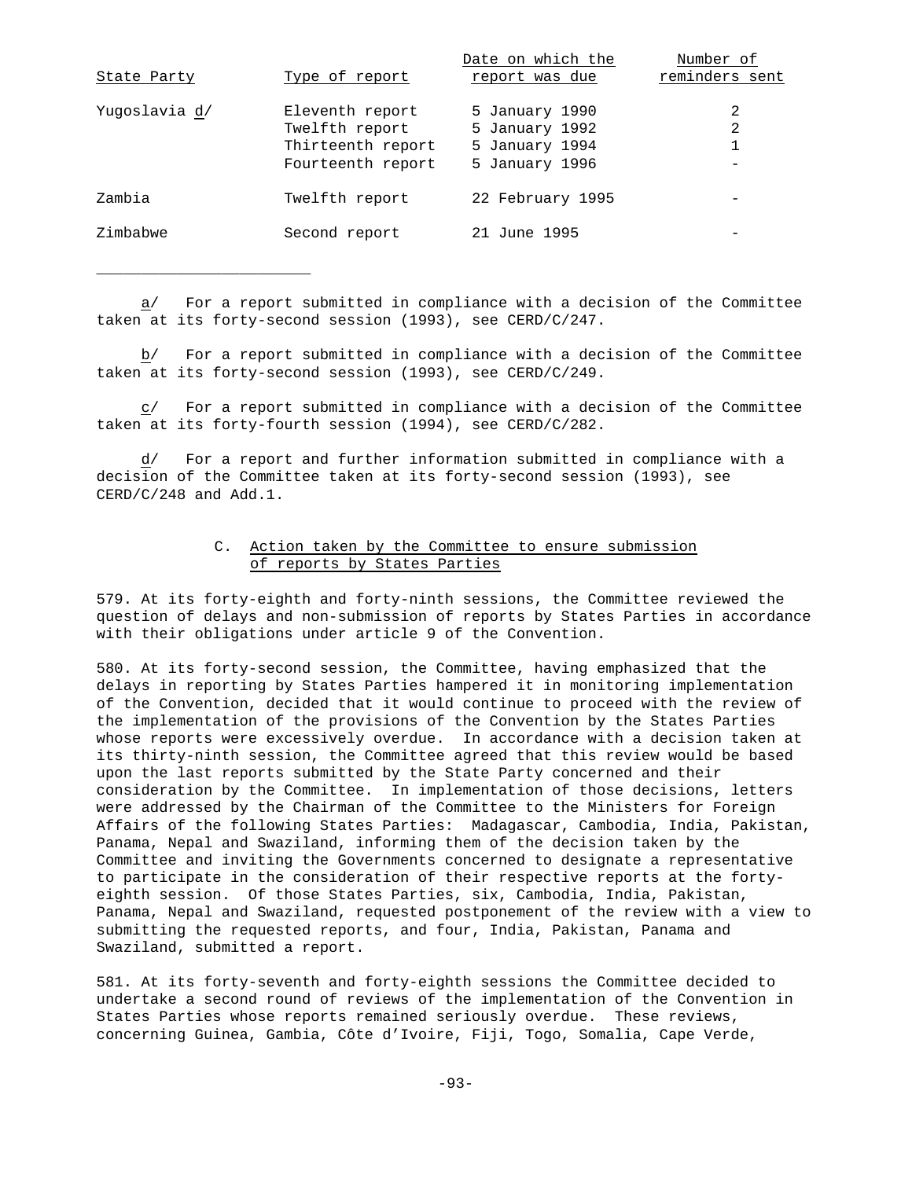| State Party | Type of report | Date on which the report was due | Number of reminders sent |
|---|---|---|---|
| Yugoslavia d/ | Eleventh report | 5 January 1990 | 2 |
| | Twelfth report | 5 January 1992 | 2 |
| | Thirteenth report | 5 January 1994 | 1 |
| | Fourteenth report | 5 January 1996 | - |
| Zambia | Twelfth report | 22 February 1995 | - |
| Zimbabwe | Second report | 21 June 1995 | - |

______________________

a/ For a report submitted in compliance with a decision of the Committee taken at its forty-second session (1993), see CERD/C/247.

b/ For a report submitted in compliance with a decision of the Committee taken at its forty-second session (1993), see CERD/C/249.

c/ For a report submitted in compliance with a decision of the Committee taken at its forty-fourth session (1994), see CERD/C/282.

d/ For a report and further information submitted in compliance with a decision of the Committee taken at its forty-second session (1993), see CERD/C/248 and Add.1.

### C. Action taken by the Committee to ensure submission of reports by States Parties

579. At its forty-eighth and forty-ninth sessions, the Committee reviewed the question of delays and non-submission of reports by States Parties in accordance with their obligations under article 9 of the Convention.

580. At its forty-second session, the Committee, having emphasized that the delays in reporting by States Parties hampered it in monitoring implementation of the Convention, decided that it would continue to proceed with the review of the implementation of the provisions of the Convention by the States Parties whose reports were excessively overdue. In accordance with a decision taken at its thirty-ninth session, the Committee agreed that this review would be based upon the last reports submitted by the State Party concerned and their consideration by the Committee. In implementation of those decisions, letters were addressed by the Chairman of the Committee to the Ministers for Foreign Affairs of the following States Parties: Madagascar, Cambodia, India, Pakistan, Panama, Nepal and Swaziland, informing them of the decision taken by the Committee and inviting the Governments concerned to designate a representative to participate in the consideration of their respective reports at the forty-eighth session. Of those States Parties, six, Cambodia, India, Pakistan, Panama, Nepal and Swaziland, requested postponement of the review with a view to submitting the requested reports, and four, India, Pakistan, Panama and Swaziland, submitted a report.

581. At its forty-seventh and forty-eighth sessions the Committee decided to undertake a second round of reviews of the implementation of the Convention in States Parties whose reports remained seriously overdue. These reviews, concerning Guinea, Gambia, Côte d'Ivoire, Fiji, Togo, Somalia, Cape Verde,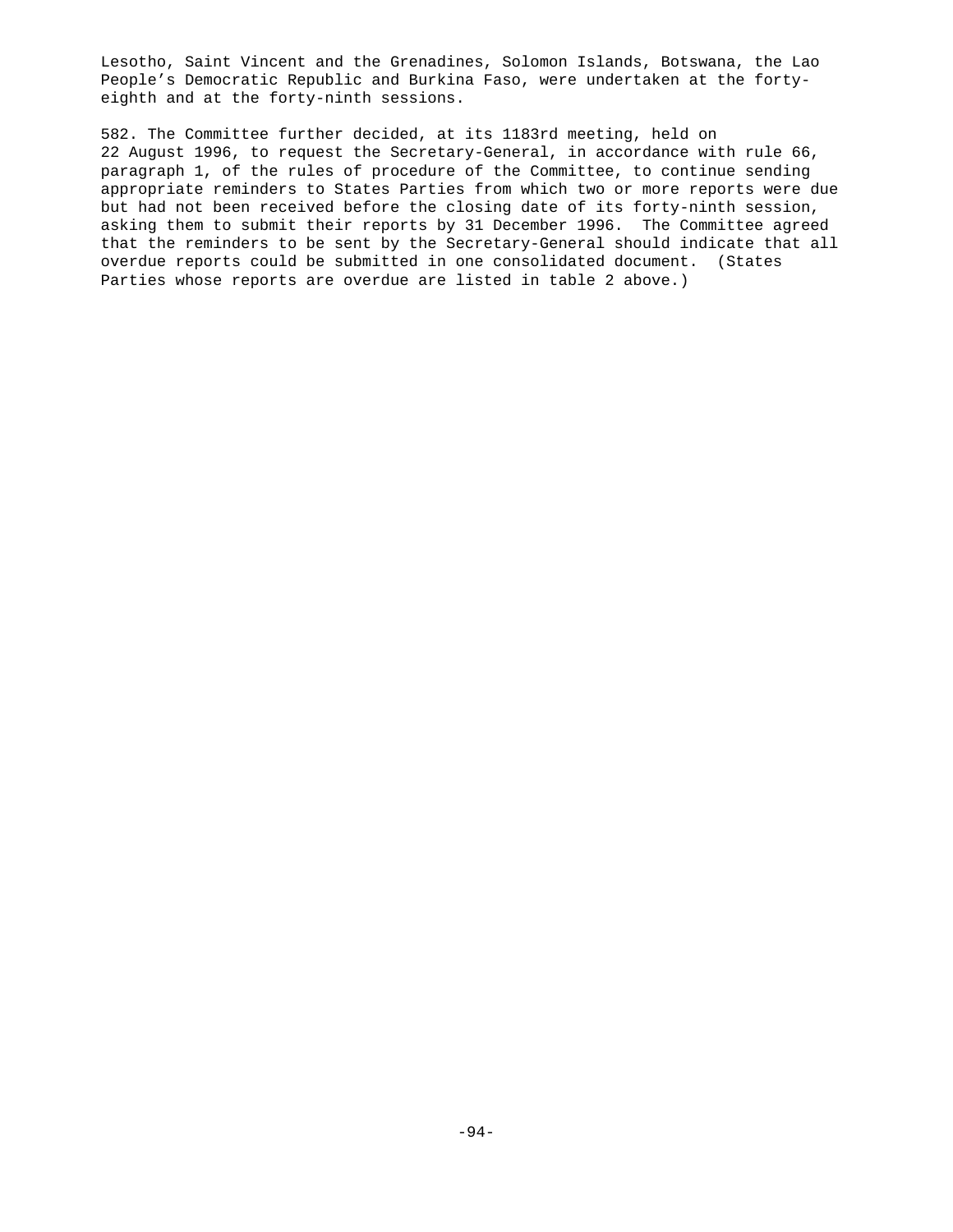Lesotho, Saint Vincent and the Grenadines, Solomon Islands, Botswana, the Lao People's Democratic Republic and Burkina Faso, were undertaken at the forty-eighth and at the forty-ninth sessions.

582. The Committee further decided, at its 1183rd meeting, held on 22 August 1996, to request the Secretary-General, in accordance with rule 66, paragraph 1, of the rules of procedure of the Committee, to continue sending appropriate reminders to States Parties from which two or more reports were due but had not been received before the closing date of its forty-ninth session, asking them to submit their reports by 31 December 1996. The Committee agreed that the reminders to be sent by the Secretary-General should indicate that all overdue reports could be submitted in one consolidated document. (States Parties whose reports are overdue are listed in table 2 above.)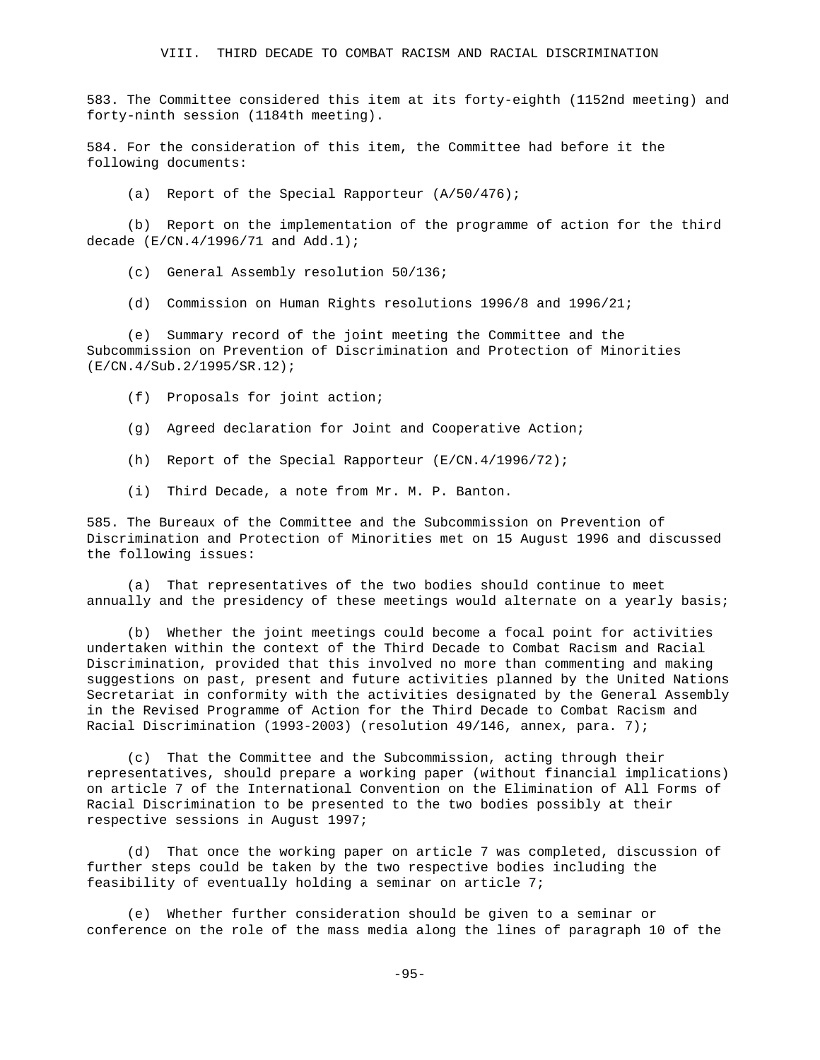## VIII. THIRD DECADE TO COMBAT RACISM AND RACIAL DISCRIMINATION

583. The Committee considered this item at its forty-eighth (1152nd meeting) and forty-ninth session (1184th meeting).

584. For the consideration of this item, the Committee had before it the following documents:

(a) Report of the Special Rapporteur (A/50/476);

(b) Report on the implementation of the programme of action for the third decade (E/CN.4/1996/71 and Add.1);

(c) General Assembly resolution 50/136;

(d) Commission on Human Rights resolutions 1996/8 and 1996/21;

(e) Summary record of the joint meeting the Committee and the Subcommission on Prevention of Discrimination and Protection of Minorities (E/CN.4/Sub.2/1995/SR.12);

(f) Proposals for joint action;

(g) Agreed declaration for Joint and Cooperative Action;

(h) Report of the Special Rapporteur (E/CN.4/1996/72);

(i) Third Decade, a note from Mr. M. P. Banton.

585. The Bureaux of the Committee and the Subcommission on Prevention of Discrimination and Protection of Minorities met on 15 August 1996 and discussed the following issues:

(a) That representatives of the two bodies should continue to meet annually and the presidency of these meetings would alternate on a yearly basis;

(b) Whether the joint meetings could become a focal point for activities undertaken within the context of the Third Decade to Combat Racism and Racial Discrimination, provided that this involved no more than commenting and making suggestions on past, present and future activities planned by the United Nations Secretariat in conformity with the activities designated by the General Assembly in the Revised Programme of Action for the Third Decade to Combat Racism and Racial Discrimination (1993-2003) (resolution 49/146, annex, para. 7);

(c) That the Committee and the Subcommission, acting through their representatives, should prepare a working paper (without financial implications) on article 7 of the International Convention on the Elimination of All Forms of Racial Discrimination to be presented to the two bodies possibly at their respective sessions in August 1997;

(d) That once the working paper on article 7 was completed, discussion of further steps could be taken by the two respective bodies including the feasibility of eventually holding a seminar on article 7;

(e) Whether further consideration should be given to a seminar or conference on the role of the mass media along the lines of paragraph 10 of the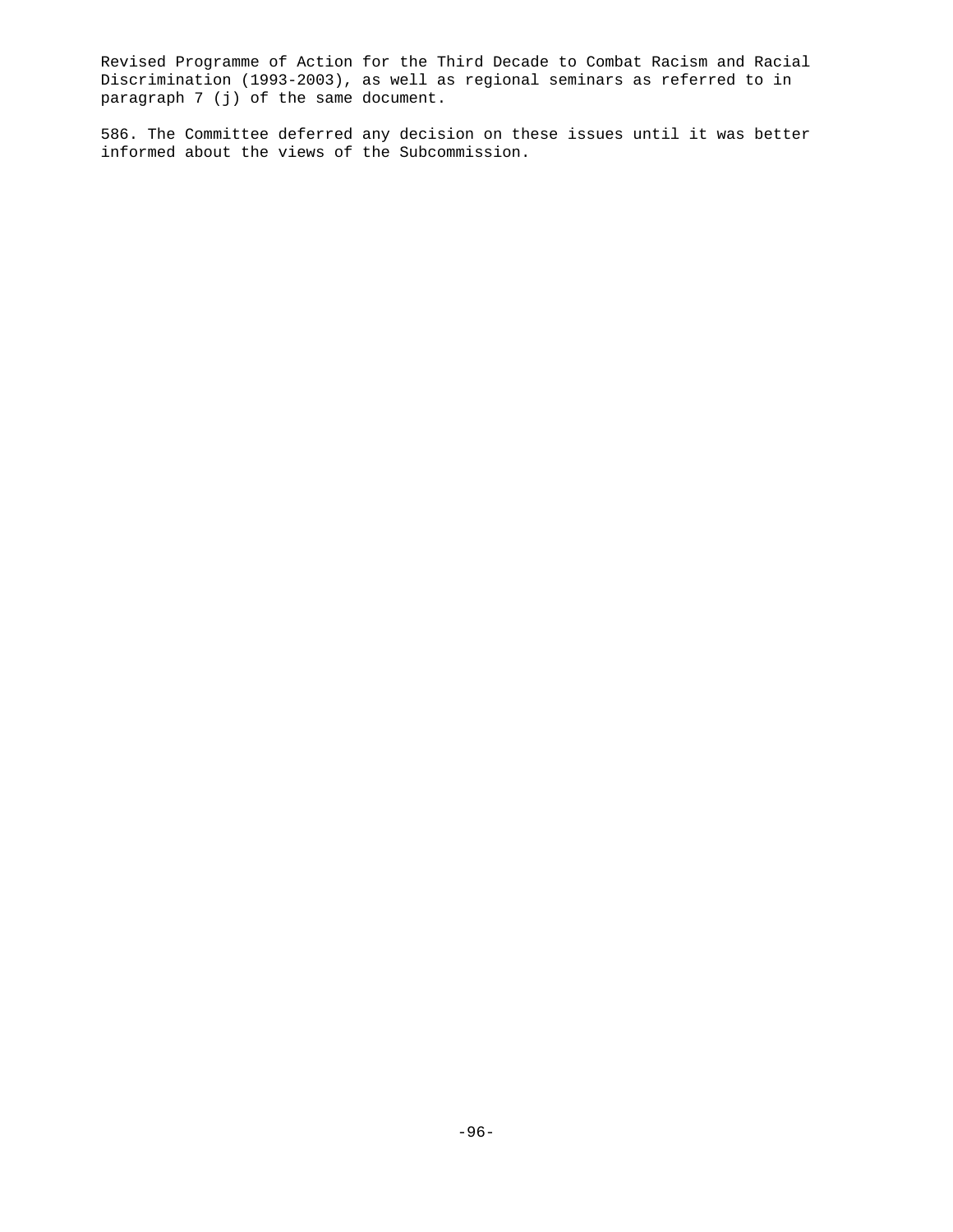Revised Programme of Action for the Third Decade to Combat Racism and Racial Discrimination (1993-2003), as well as regional seminars as referred to in paragraph 7 (j) of the same document.

586. The Committee deferred any decision on these issues until it was better informed about the views of the Subcommission.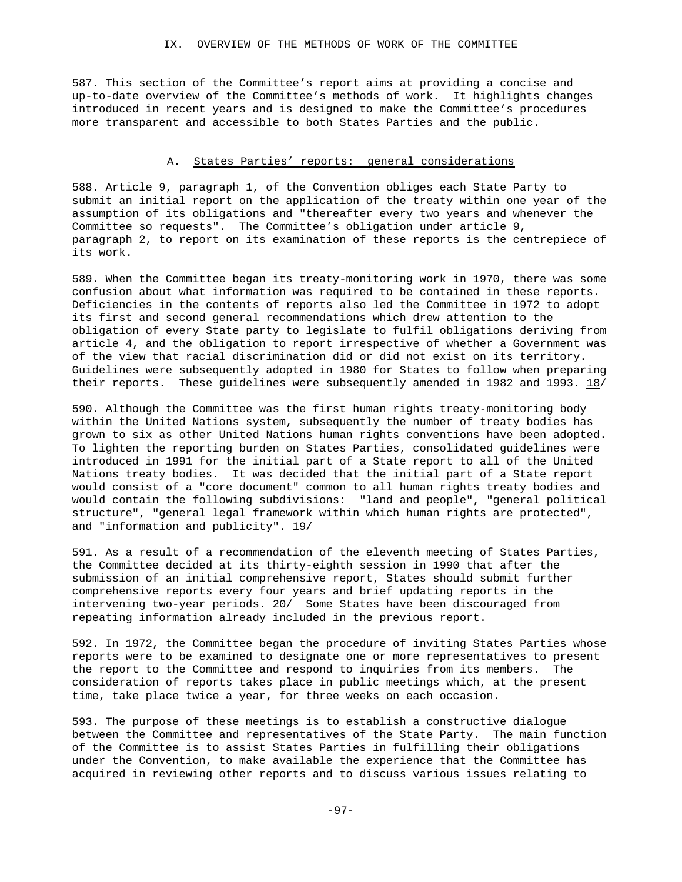## IX. OVERVIEW OF THE METHODS OF WORK OF THE COMMITTEE

587. This section of the Committee's report aims at providing a concise and up-to-date overview of the Committee's methods of work. It highlights changes introduced in recent years and is designed to make the Committee's procedures more transparent and accessible to both States Parties and the public.

### A. States Parties' reports: general considerations

588. Article 9, paragraph 1, of the Convention obliges each State Party to submit an initial report on the application of the treaty within one year of the assumption of its obligations and "thereafter every two years and whenever the Committee so requests". The Committee's obligation under article 9, paragraph 2, to report on its examination of these reports is the centrepiece of its work.

589. When the Committee began its treaty-monitoring work in 1970, there was some confusion about what information was required to be contained in these reports. Deficiencies in the contents of reports also led the Committee in 1972 to adopt its first and second general recommendations which drew attention to the obligation of every State party to legislate to fulfil obligations deriving from article 4, and the obligation to report irrespective of whether a Government was of the view that racial discrimination did or did not exist on its territory. Guidelines were subsequently adopted in 1980 for States to follow when preparing their reports. These guidelines were subsequently amended in 1982 and 1993. 18/

590. Although the Committee was the first human rights treaty-monitoring body within the United Nations system, subsequently the number of treaty bodies has grown to six as other United Nations human rights conventions have been adopted. To lighten the reporting burden on States Parties, consolidated guidelines were introduced in 1991 for the initial part of a State report to all of the United Nations treaty bodies. It was decided that the initial part of a State report would consist of a "core document" common to all human rights treaty bodies and would contain the following subdivisions: "land and people", "general political structure", "general legal framework within which human rights are protected", and "information and publicity". 19/

591. As a result of a recommendation of the eleventh meeting of States Parties, the Committee decided at its thirty-eighth session in 1990 that after the submission of an initial comprehensive report, States should submit further comprehensive reports every four years and brief updating reports in the intervening two-year periods. 20/ Some States have been discouraged from repeating information already included in the previous report.

592. In 1972, the Committee began the procedure of inviting States Parties whose reports were to be examined to designate one or more representatives to present the report to the Committee and respond to inquiries from its members. The consideration of reports takes place in public meetings which, at the present time, take place twice a year, for three weeks on each occasion.

593. The purpose of these meetings is to establish a constructive dialogue between the Committee and representatives of the State Party. The main function of the Committee is to assist States Parties in fulfilling their obligations under the Convention, to make available the experience that the Committee has acquired in reviewing other reports and to discuss various issues relating to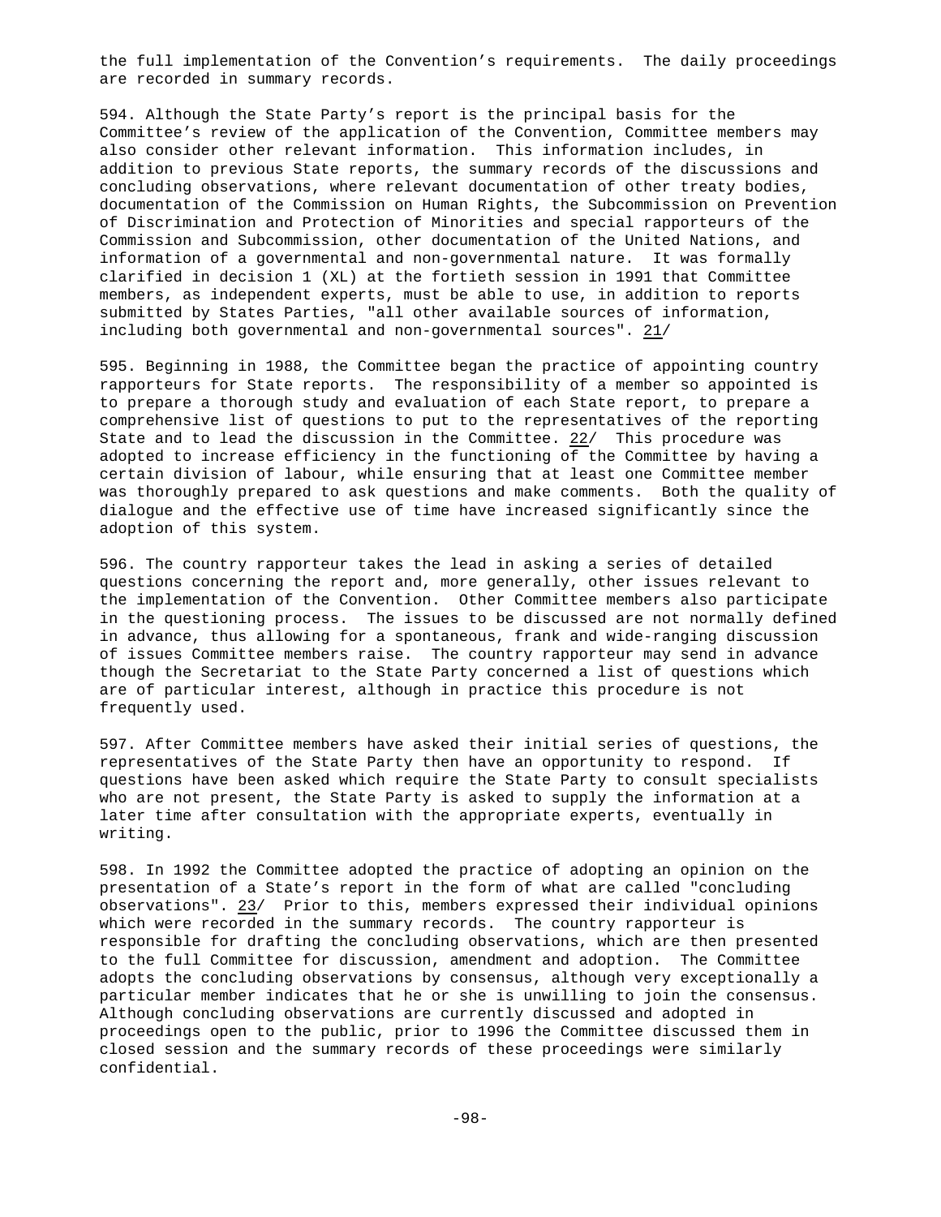the full implementation of the Convention's requirements. The daily proceedings are recorded in summary records.

594. Although the State Party's report is the principal basis for the Committee's review of the application of the Convention, Committee members may also consider other relevant information. This information includes, in addition to previous State reports, the summary records of the discussions and concluding observations, where relevant documentation of other treaty bodies, documentation of the Commission on Human Rights, the Subcommission on Prevention of Discrimination and Protection of Minorities and special rapporteurs of the Commission and Subcommission, other documentation of the United Nations, and information of a governmental and non-governmental nature. It was formally clarified in decision 1 (XL) at the fortieth session in 1991 that Committee members, as independent experts, must be able to use, in addition to reports submitted by States Parties, "all other available sources of information, including both governmental and non-governmental sources". 21/

595. Beginning in 1988, the Committee began the practice of appointing country rapporteurs for State reports. The responsibility of a member so appointed is to prepare a thorough study and evaluation of each State report, to prepare a comprehensive list of questions to put to the representatives of the reporting State and to lead the discussion in the Committee. 22/ This procedure was adopted to increase efficiency in the functioning of the Committee by having a certain division of labour, while ensuring that at least one Committee member was thoroughly prepared to ask questions and make comments. Both the quality of dialogue and the effective use of time have increased significantly since the adoption of this system.

596. The country rapporteur takes the lead in asking a series of detailed questions concerning the report and, more generally, other issues relevant to the implementation of the Convention. Other Committee members also participate in the questioning process. The issues to be discussed are not normally defined in advance, thus allowing for a spontaneous, frank and wide-ranging discussion of issues Committee members raise. The country rapporteur may send in advance though the Secretariat to the State Party concerned a list of questions which are of particular interest, although in practice this procedure is not frequently used.

597. After Committee members have asked their initial series of questions, the representatives of the State Party then have an opportunity to respond. If questions have been asked which require the State Party to consult specialists who are not present, the State Party is asked to supply the information at a later time after consultation with the appropriate experts, eventually in writing.

598. In 1992 the Committee adopted the practice of adopting an opinion on the presentation of a State's report in the form of what are called "concluding observations". 23/ Prior to this, members expressed their individual opinions which were recorded in the summary records. The country rapporteur is responsible for drafting the concluding observations, which are then presented to the full Committee for discussion, amendment and adoption. The Committee adopts the concluding observations by consensus, although very exceptionally a particular member indicates that he or she is unwilling to join the consensus. Although concluding observations are currently discussed and adopted in proceedings open to the public, prior to 1996 the Committee discussed them in closed session and the summary records of these proceedings were similarly confidential.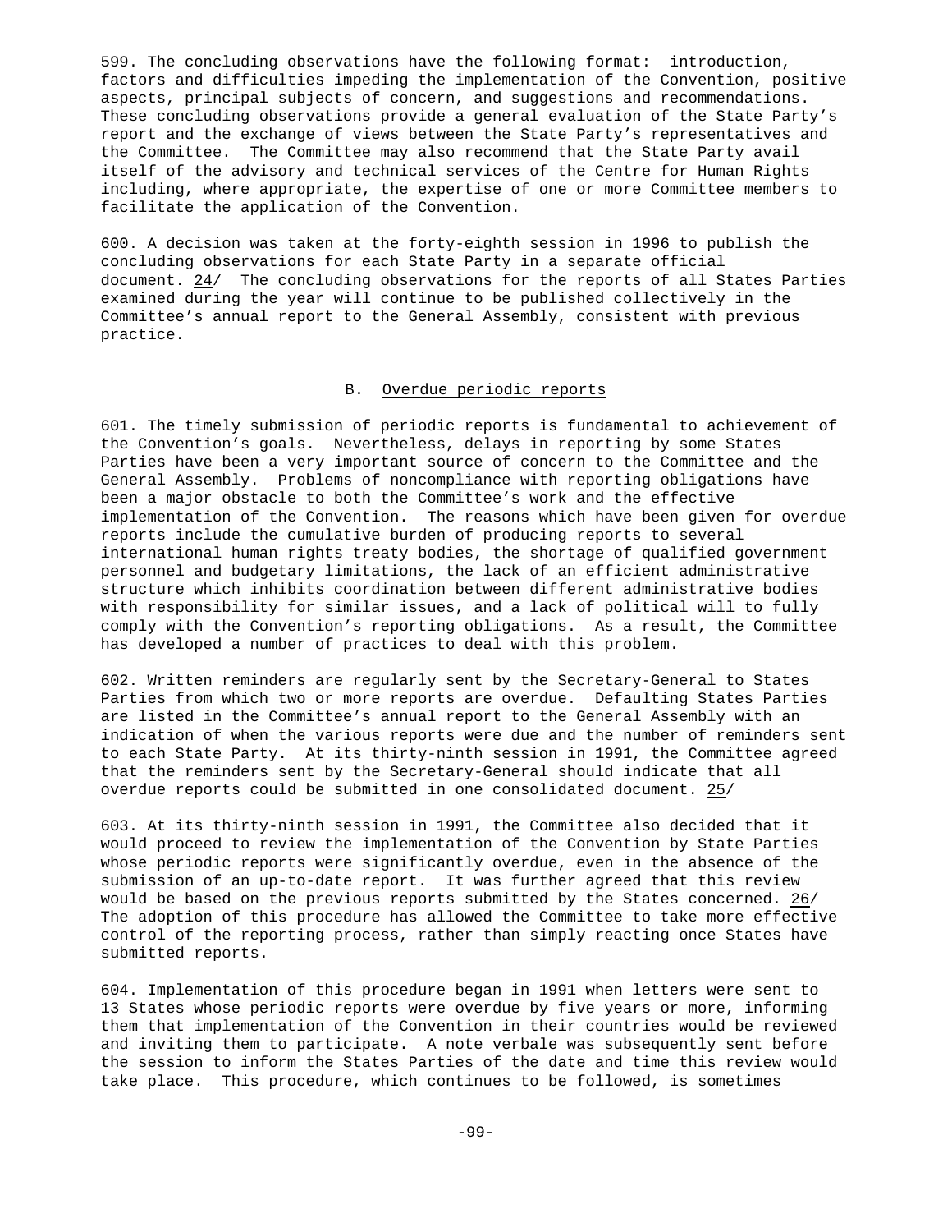599. The concluding observations have the following format: introduction, factors and difficulties impeding the implementation of the Convention, positive aspects, principal subjects of concern, and suggestions and recommendations. These concluding observations provide a general evaluation of the State Party's report and the exchange of views between the State Party's representatives and the Committee. The Committee may also recommend that the State Party avail itself of the advisory and technical services of the Centre for Human Rights including, where appropriate, the expertise of one or more Committee members to facilitate the application of the Convention.

600. A decision was taken at the forty-eighth session in 1996 to publish the concluding observations for each State Party in a separate official document. 24/ The concluding observations for the reports of all States Parties examined during the year will continue to be published collectively in the Committee's annual report to the General Assembly, consistent with previous practice.

## B. Overdue periodic reports

601. The timely submission of periodic reports is fundamental to achievement of the Convention's goals. Nevertheless, delays in reporting by some States Parties have been a very important source of concern to the Committee and the General Assembly. Problems of noncompliance with reporting obligations have been a major obstacle to both the Committee's work and the effective implementation of the Convention. The reasons which have been given for overdue reports include the cumulative burden of producing reports to several international human rights treaty bodies, the shortage of qualified government personnel and budgetary limitations, the lack of an efficient administrative structure which inhibits coordination between different administrative bodies with responsibility for similar issues, and a lack of political will to fully comply with the Convention's reporting obligations. As a result, the Committee has developed a number of practices to deal with this problem.

602. Written reminders are regularly sent by the Secretary-General to States Parties from which two or more reports are overdue. Defaulting States Parties are listed in the Committee's annual report to the General Assembly with an indication of when the various reports were due and the number of reminders sent to each State Party. At its thirty-ninth session in 1991, the Committee agreed that the reminders sent by the Secretary-General should indicate that all overdue reports could be submitted in one consolidated document. 25/

603. At its thirty-ninth session in 1991, the Committee also decided that it would proceed to review the implementation of the Convention by State Parties whose periodic reports were significantly overdue, even in the absence of the submission of an up-to-date report. It was further agreed that this review would be based on the previous reports submitted by the States concerned. 26/ The adoption of this procedure has allowed the Committee to take more effective control of the reporting process, rather than simply reacting once States have submitted reports.

604. Implementation of this procedure began in 1991 when letters were sent to 13 States whose periodic reports were overdue by five years or more, informing them that implementation of the Convention in their countries would be reviewed and inviting them to participate. A note verbale was subsequently sent before the session to inform the States Parties of the date and time this review would take place. This procedure, which continues to be followed, is sometimes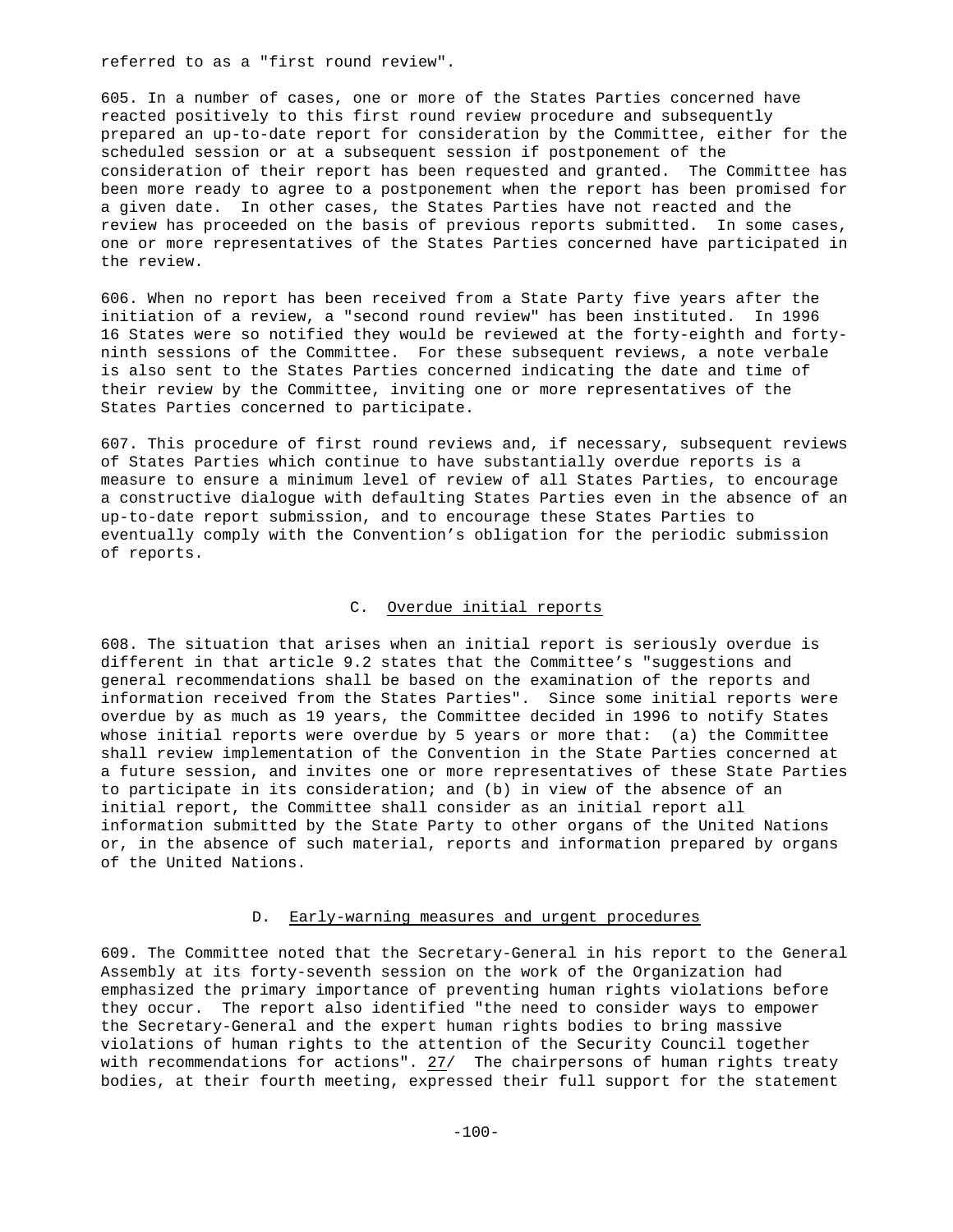referred to as a "first round review".

605. In a number of cases, one or more of the States Parties concerned have reacted positively to this first round review procedure and subsequently prepared an up-to-date report for consideration by the Committee, either for the scheduled session or at a subsequent session if postponement of the consideration of their report has been requested and granted. The Committee has been more ready to agree to a postponement when the report has been promised for a given date. In other cases, the States Parties have not reacted and the review has proceeded on the basis of previous reports submitted. In some cases, one or more representatives of the States Parties concerned have participated in the review.

606. When no report has been received from a State Party five years after the initiation of a review, a "second round review" has been instituted. In 1996 16 States were so notified they would be reviewed at the forty-eighth and forty-ninth sessions of the Committee. For these subsequent reviews, a note verbale is also sent to the States Parties concerned indicating the date and time of their review by the Committee, inviting one or more representatives of the States Parties concerned to participate.

607. This procedure of first round reviews and, if necessary, subsequent reviews of States Parties which continue to have substantially overdue reports is a measure to ensure a minimum level of review of all States Parties, to encourage a constructive dialogue with defaulting States Parties even in the absence of an up-to-date report submission, and to encourage these States Parties to eventually comply with the Convention's obligation for the periodic submission of reports.

## C. Overdue initial reports

608. The situation that arises when an initial report is seriously overdue is different in that article 9.2 states that the Committee's "suggestions and general recommendations shall be based on the examination of the reports and information received from the States Parties". Since some initial reports were overdue by as much as 19 years, the Committee decided in 1996 to notify States whose initial reports were overdue by 5 years or more that: (a) the Committee shall review implementation of the Convention in the State Parties concerned at a future session, and invites one or more representatives of these State Parties to participate in its consideration; and (b) in view of the absence of an initial report, the Committee shall consider as an initial report all information submitted by the State Party to other organs of the United Nations or, in the absence of such material, reports and information prepared by organs of the United Nations.

## D. Early-warning measures and urgent procedures

609. The Committee noted that the Secretary-General in his report to the General Assembly at its forty-seventh session on the work of the Organization had emphasized the primary importance of preventing human rights violations before they occur. The report also identified "the need to consider ways to empower the Secretary-General and the expert human rights bodies to bring massive violations of human rights to the attention of the Security Council together with recommendations for actions". 27/ The chairpersons of human rights treaty bodies, at their fourth meeting, expressed their full support for the statement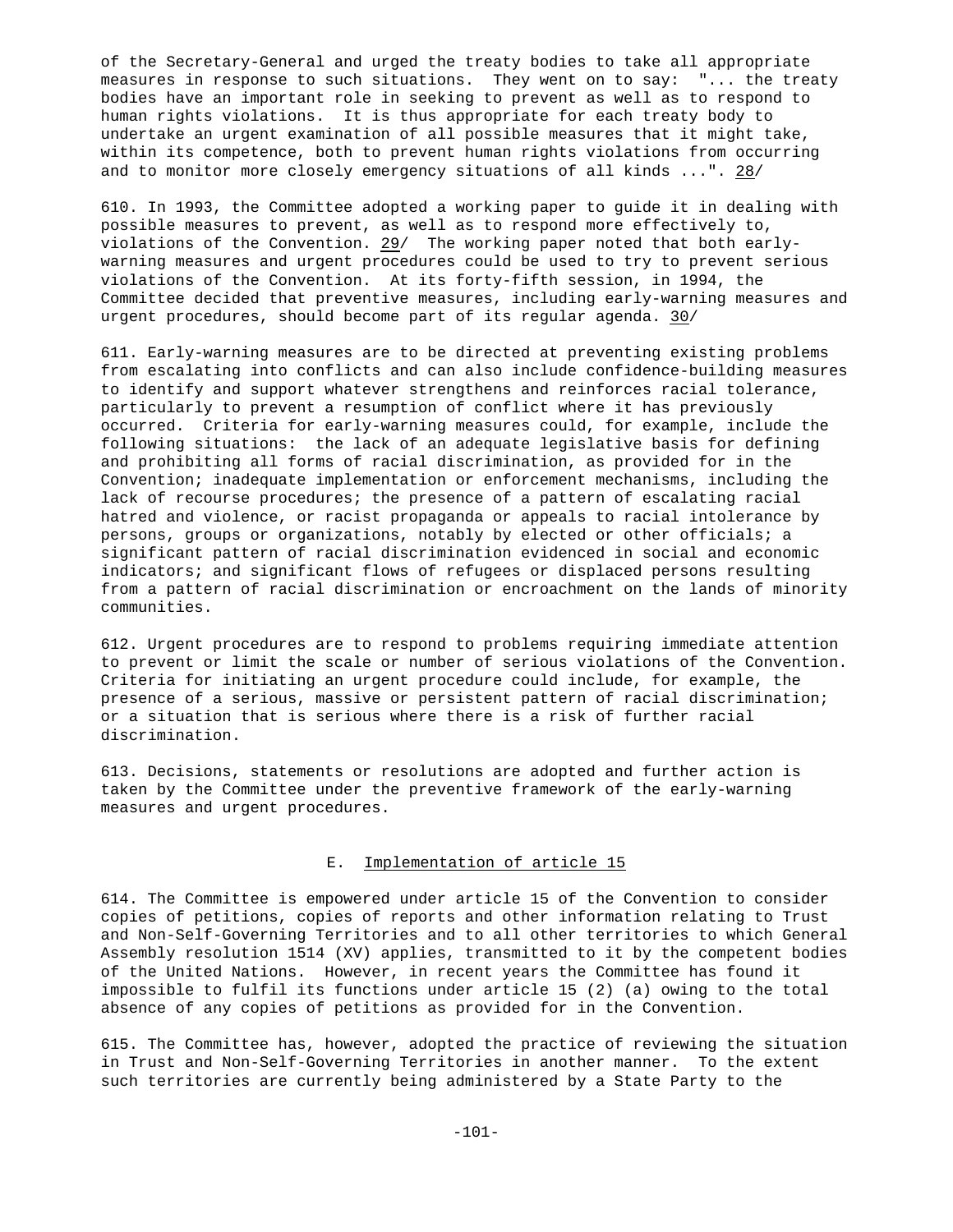of the Secretary-General and urged the treaty bodies to take all appropriate measures in response to such situations. They went on to say: "... the treaty bodies have an important role in seeking to prevent as well as to respond to human rights violations. It is thus appropriate for each treaty body to undertake an urgent examination of all possible measures that it might take, within its competence, both to prevent human rights violations from occurring and to monitor more closely emergency situations of all kinds ...". 28/

610. In 1993, the Committee adopted a working paper to guide it in dealing with possible measures to prevent, as well as to respond more effectively to, violations of the Convention. 29/ The working paper noted that both early-warning measures and urgent procedures could be used to try to prevent serious violations of the Convention. At its forty-fifth session, in 1994, the Committee decided that preventive measures, including early-warning measures and urgent procedures, should become part of its regular agenda. 30/

611. Early-warning measures are to be directed at preventing existing problems from escalating into conflicts and can also include confidence-building measures to identify and support whatever strengthens and reinforces racial tolerance, particularly to prevent a resumption of conflict where it has previously occurred. Criteria for early-warning measures could, for example, include the following situations: the lack of an adequate legislative basis for defining and prohibiting all forms of racial discrimination, as provided for in the Convention; inadequate implementation or enforcement mechanisms, including the lack of recourse procedures; the presence of a pattern of escalating racial hatred and violence, or racist propaganda or appeals to racial intolerance by persons, groups or organizations, notably by elected or other officials; a significant pattern of racial discrimination evidenced in social and economic indicators; and significant flows of refugees or displaced persons resulting from a pattern of racial discrimination or encroachment on the lands of minority communities.

612. Urgent procedures are to respond to problems requiring immediate attention to prevent or limit the scale or number of serious violations of the Convention. Criteria for initiating an urgent procedure could include, for example, the presence of a serious, massive or persistent pattern of racial discrimination; or a situation that is serious where there is a risk of further racial discrimination.

613. Decisions, statements or resolutions are adopted and further action is taken by the Committee under the preventive framework of the early-warning measures and urgent procedures.

### E. Implementation of article 15

614. The Committee is empowered under article 15 of the Convention to consider copies of petitions, copies of reports and other information relating to Trust and Non-Self-Governing Territories and to all other territories to which General Assembly resolution 1514 (XV) applies, transmitted to it by the competent bodies of the United Nations. However, in recent years the Committee has found it impossible to fulfil its functions under article 15 (2) (a) owing to the total absence of any copies of petitions as provided for in the Convention.

615. The Committee has, however, adopted the practice of reviewing the situation in Trust and Non-Self-Governing Territories in another manner. To the extent such territories are currently being administered by a State Party to the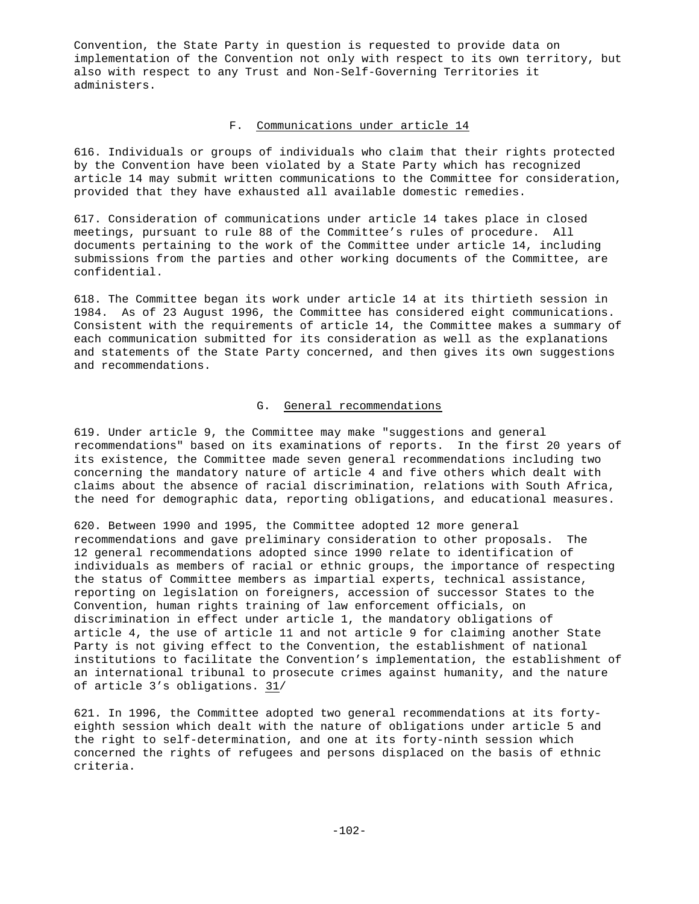Convention, the State Party in question is requested to provide data on implementation of the Convention not only with respect to its own territory, but also with respect to any Trust and Non-Self-Governing Territories it administers.

### F. Communications under article 14

616. Individuals or groups of individuals who claim that their rights protected by the Convention have been violated by a State Party which has recognized article 14 may submit written communications to the Committee for consideration, provided that they have exhausted all available domestic remedies.

617. Consideration of communications under article 14 takes place in closed meetings, pursuant to rule 88 of the Committee’s rules of procedure. All documents pertaining to the work of the Committee under article 14, including submissions from the parties and other working documents of the Committee, are confidential.

618. The Committee began its work under article 14 at its thirtieth session in 1984. As of 23 August 1996, the Committee has considered eight communications. Consistent with the requirements of article 14, the Committee makes a summary of each communication submitted for its consideration as well as the explanations and statements of the State Party concerned, and then gives its own suggestions and recommendations.

### G. General recommendations

619. Under article 9, the Committee may make "suggestions and general recommendations" based on its examinations of reports. In the first 20 years of its existence, the Committee made seven general recommendations including two concerning the mandatory nature of article 4 and five others which dealt with claims about the absence of racial discrimination, relations with South Africa, the need for demographic data, reporting obligations, and educational measures.

620. Between 1990 and 1995, the Committee adopted 12 more general recommendations and gave preliminary consideration to other proposals. The 12 general recommendations adopted since 1990 relate to identification of individuals as members of racial or ethnic groups, the importance of respecting the status of Committee members as impartial experts, technical assistance, reporting on legislation on foreigners, accession of successor States to the Convention, human rights training of law enforcement officials, on discrimination in effect under article 1, the mandatory obligations of article 4, the use of article 11 and not article 9 for claiming another State Party is not giving effect to the Convention, the establishment of national institutions to facilitate the Convention’s implementation, the establishment of an international tribunal to prosecute crimes against humanity, and the nature of article 3’s obligations. 31/

621. In 1996, the Committee adopted two general recommendations at its forty-eighth session which dealt with the nature of obligations under article 5 and the right to self-determination, and one at its forty-ninth session which concerned the rights of refugees and persons displaced on the basis of ethnic criteria.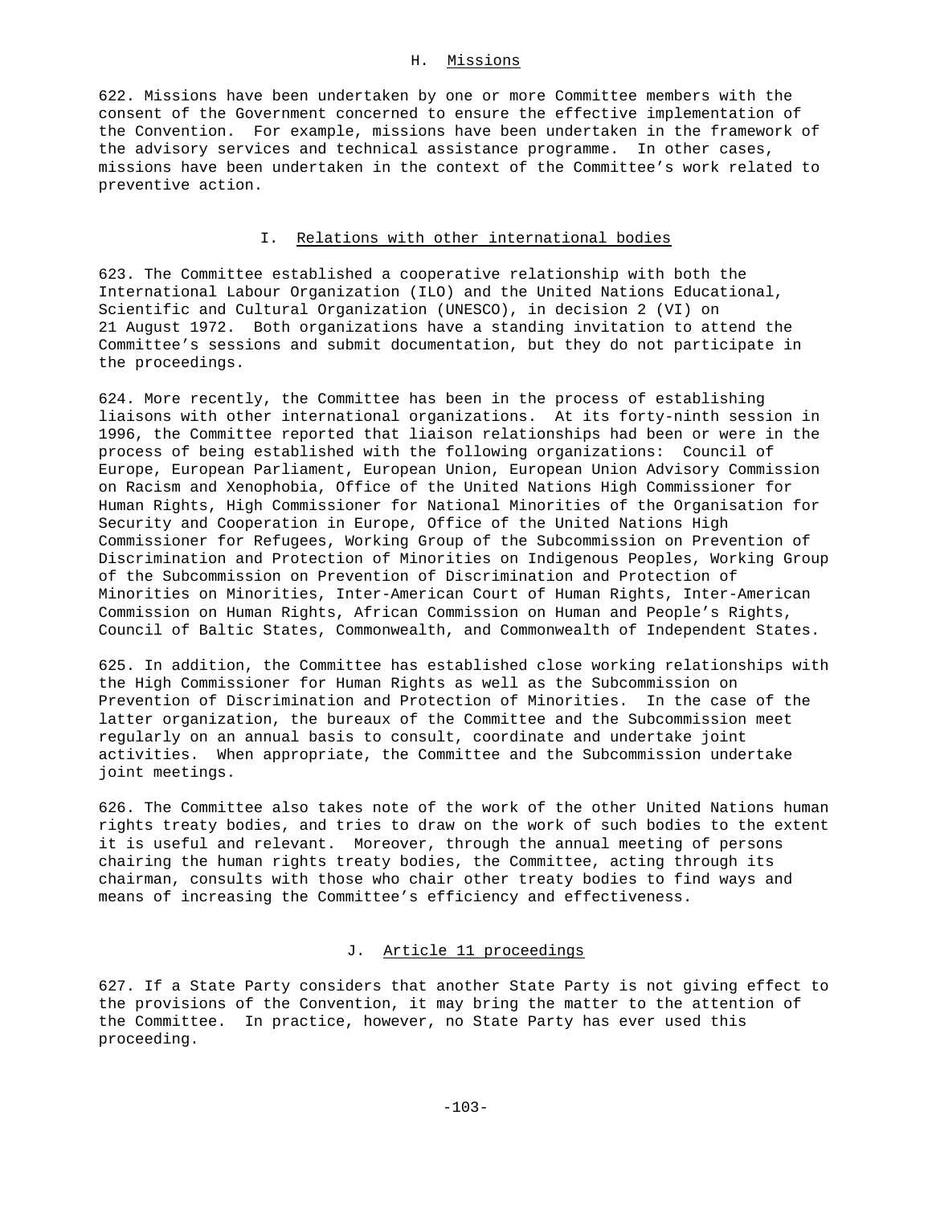## H. Missions

622. Missions have been undertaken by one or more Committee members with the consent of the Government concerned to ensure the effective implementation of the Convention. For example, missions have been undertaken in the framework of the advisory services and technical assistance programme. In other cases, missions have been undertaken in the context of the Committee's work related to preventive action.

## I. Relations with other international bodies

623. The Committee established a cooperative relationship with both the International Labour Organization (ILO) and the United Nations Educational, Scientific and Cultural Organization (UNESCO), in decision 2 (VI) on 21 August 1972. Both organizations have a standing invitation to attend the Committee's sessions and submit documentation, but they do not participate in the proceedings.

624. More recently, the Committee has been in the process of establishing liaisons with other international organizations. At its forty-ninth session in 1996, the Committee reported that liaison relationships had been or were in the process of being established with the following organizations: Council of Europe, European Parliament, European Union, European Union Advisory Commission on Racism and Xenophobia, Office of the United Nations High Commissioner for Human Rights, High Commissioner for National Minorities of the Organisation for Security and Cooperation in Europe, Office of the United Nations High Commissioner for Refugees, Working Group of the Subcommission on Prevention of Discrimination and Protection of Minorities on Indigenous Peoples, Working Group of the Subcommission on Prevention of Discrimination and Protection of Minorities on Minorities, Inter-American Court of Human Rights, Inter-American Commission on Human Rights, African Commission on Human and People's Rights, Council of Baltic States, Commonwealth, and Commonwealth of Independent States.

625. In addition, the Committee has established close working relationships with the High Commissioner for Human Rights as well as the Subcommission on Prevention of Discrimination and Protection of Minorities. In the case of the latter organization, the bureaux of the Committee and the Subcommission meet regularly on an annual basis to consult, coordinate and undertake joint activities. When appropriate, the Committee and the Subcommission undertake joint meetings.

626. The Committee also takes note of the work of the other United Nations human rights treaty bodies, and tries to draw on the work of such bodies to the extent it is useful and relevant. Moreover, through the annual meeting of persons chairing the human rights treaty bodies, the Committee, acting through its chairman, consults with those who chair other treaty bodies to find ways and means of increasing the Committee's efficiency and effectiveness.

## J. Article 11 proceedings

627. If a State Party considers that another State Party is not giving effect to the provisions of the Convention, it may bring the matter to the attention of the Committee. In practice, however, no State Party has ever used this proceeding.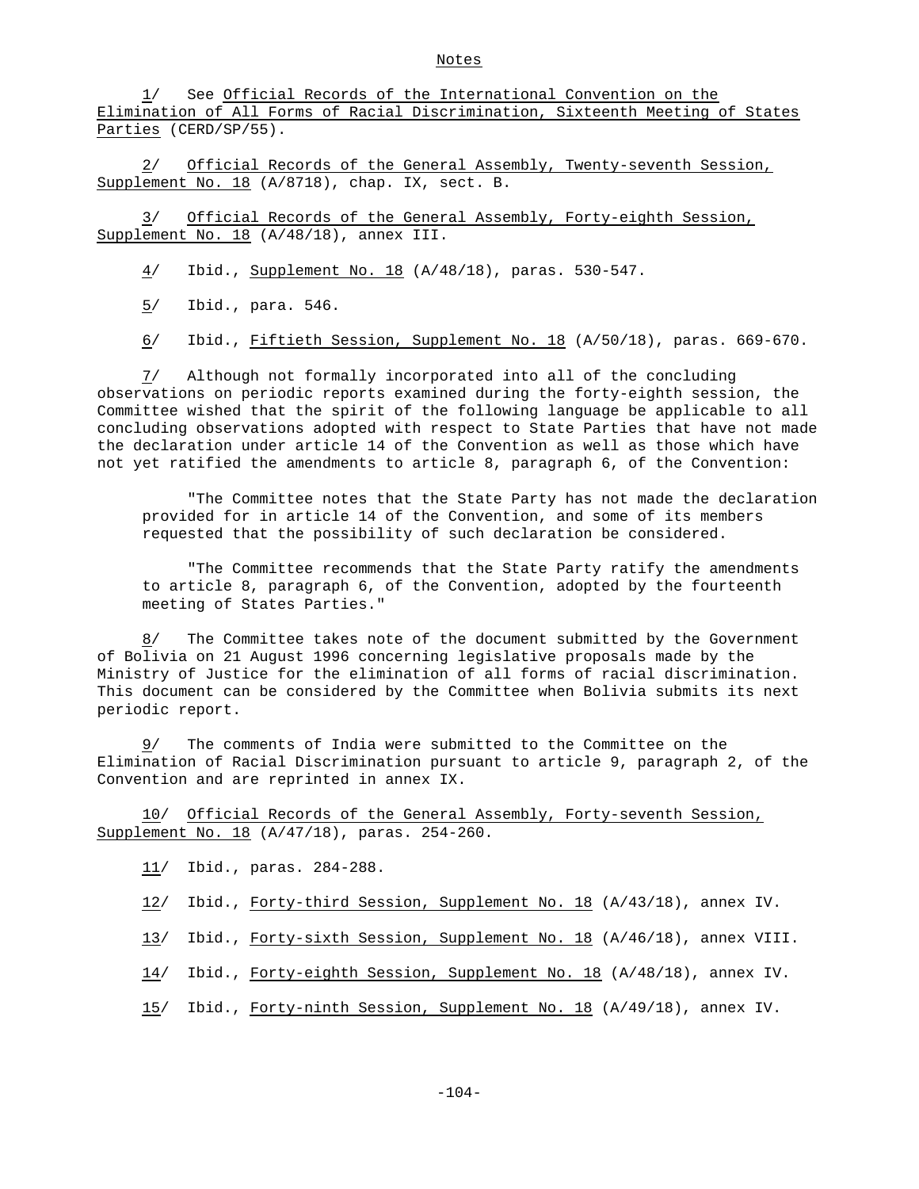## Notes

1/ See _Official Records of the International Convention on the Elimination of All Forms of Racial Discrimination, Sixteenth Meeting of States Parties_ (CERD/SP/55).

2/ _Official Records of the General Assembly, Twenty-seventh Session, Supplement No. 18_ (A/8718), chap. IX, sect. B.

3/ _Official Records of the General Assembly, Forty-eighth Session, Supplement No. 18_ (A/48/18), annex III.

4/ Ibid., _Supplement No. 18_ (A/48/18), paras. 530-547.

5/ Ibid., para. 546.

6/ Ibid., _Fiftieth Session, Supplement No. 18_ (A/50/18), paras. 669-670.

7/ Although not formally incorporated into all of the concluding observations on periodic reports examined during the forty-eighth session, the Committee wished that the spirit of the following language be applicable to all concluding observations adopted with respect to State Parties that have not made the declaration under article 14 of the Convention as well as those which have not yet ratified the amendments to article 8, paragraph 6, of the Convention:

> "The Committee notes that the State Party has not made the declaration provided for in article 14 of the Convention, and some of its members requested that the possibility of such declaration be considered.
>
> "The Committee recommends that the State Party ratify the amendments to article 8, paragraph 6, of the Convention, adopted by the fourteenth meeting of States Parties."

8/ The Committee takes note of the document submitted by the Government of Bolivia on 21 August 1996 concerning legislative proposals made by the Ministry of Justice for the elimination of all forms of racial discrimination. This document can be considered by the Committee when Bolivia submits its next periodic report.

9/ The comments of India were submitted to the Committee on the Elimination of Racial Discrimination pursuant to article 9, paragraph 2, of the Convention and are reprinted in annex IX.

10/ _Official Records of the General Assembly, Forty-seventh Session, Supplement No. 18_ (A/47/18), paras. 254-260.

11/ Ibid., paras. 284-288.

12/ Ibid., _Forty-third Session, Supplement No. 18_ (A/43/18), annex IV.

13/ Ibid., _Forty-sixth Session, Supplement No. 18_ (A/46/18), annex VIII.

14/ Ibid., _Forty-eighth Session, Supplement No. 18_ (A/48/18), annex IV.

15/ Ibid., _Forty-ninth Session, Supplement No. 18_ (A/49/18), annex IV.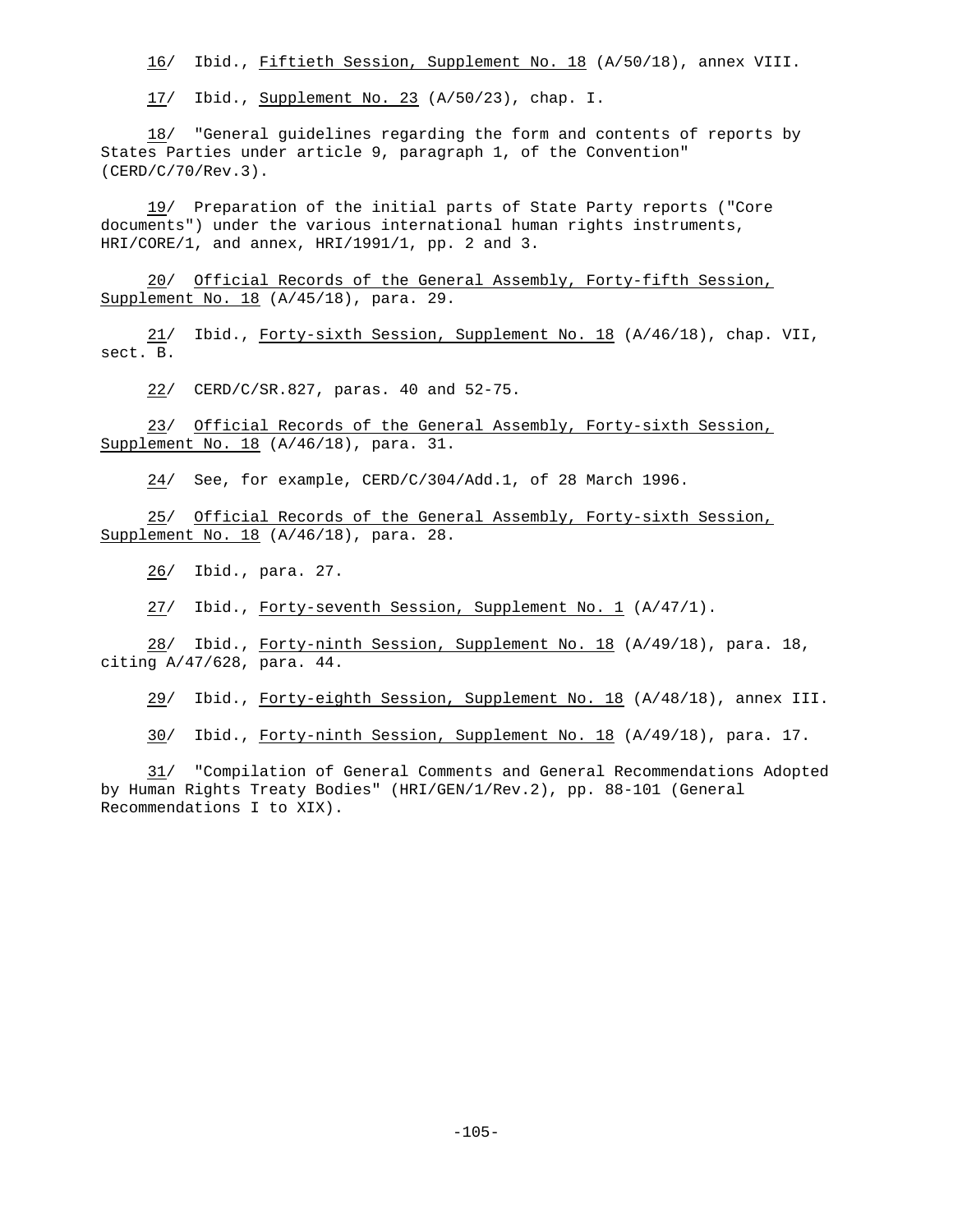16/ Ibid., Fiftieth Session, Supplement No. 18 (A/50/18), annex VIII.

17/ Ibid., Supplement No. 23 (A/50/23), chap. I.

18/ "General guidelines regarding the form and contents of reports by States Parties under article 9, paragraph 1, of the Convention" (CERD/C/70/Rev.3).

19/ Preparation of the initial parts of State Party reports ("Core documents") under the various international human rights instruments, HRI/CORE/1, and annex, HRI/1991/1, pp. 2 and 3.

20/ Official Records of the General Assembly, Forty-fifth Session, Supplement No. 18 (A/45/18), para. 29.

21/ Ibid., Forty-sixth Session, Supplement No. 18 (A/46/18), chap. VII, sect. B.

22/ CERD/C/SR.827, paras. 40 and 52-75.

23/ Official Records of the General Assembly, Forty-sixth Session, Supplement No. 18 (A/46/18), para. 31.

24/ See, for example, CERD/C/304/Add.1, of 28 March 1996.

25/ Official Records of the General Assembly, Forty-sixth Session, Supplement No. 18 (A/46/18), para. 28.

26/ Ibid., para. 27.

27/ Ibid., Forty-seventh Session, Supplement No. 1 (A/47/1).

28/ Ibid., Forty-ninth Session, Supplement No. 18 (A/49/18), para. 18, citing A/47/628, para. 44.

29/ Ibid., Forty-eighth Session, Supplement No. 18 (A/48/18), annex III.

30/ Ibid., Forty-ninth Session, Supplement No. 18 (A/49/18), para. 17.

31/ "Compilation of General Comments and General Recommendations Adopted by Human Rights Treaty Bodies" (HRI/GEN/1/Rev.2), pp. 88-101 (General Recommendations I to XIX).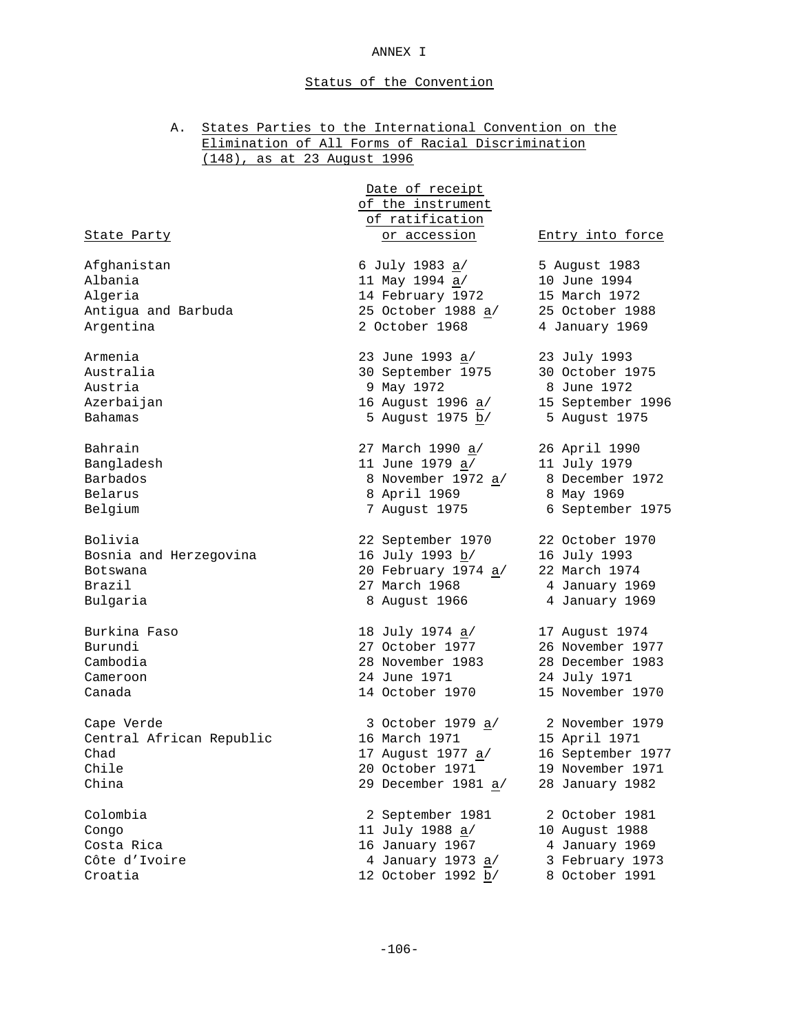# ANNEX I

## Status of the Convention

### A. States Parties to the International Convention on the Elimination of All Forms of Racial Discrimination (148), as at 23 August 1996

| State Party | Date of receipt of the instrument of ratification or accession | Entry into force |
|---|---|---|
| Afghanistan | 6 July 1983 a/ | 5 August 1983 |
| Albania | 11 May 1994 a/ | 10 June 1994 |
| Algeria | 14 February 1972 | 15 March 1972 |
| Antigua and Barbuda | 25 October 1988 a/ | 25 October 1988 |
| Argentina | 2 October 1968 | 4 January 1969 |
| Armenia | 23 June 1993 a/ | 23 July 1993 |
| Australia | 30 September 1975 | 30 October 1975 |
| Austria | 9 May 1972 | 8 June 1972 |
| Azerbaijan | 16 August 1996 a/ | 15 September 1996 |
| Bahamas | 5 August 1975 b/ | 5 August 1975 |
| Bahrain | 27 March 1990 a/ | 26 April 1990 |
| Bangladesh | 11 June 1979 a/ | 11 July 1979 |
| Barbados | 8 November 1972 a/ | 8 December 1972 |
| Belarus | 8 April 1969 | 8 May 1969 |
| Belgium | 7 August 1975 | 6 September 1975 |
| Bolivia | 22 September 1970 | 22 October 1970 |
| Bosnia and Herzegovina | 16 July 1993 b/ | 16 July 1993 |
| Botswana | 20 February 1974 a/ | 22 March 1974 |
| Brazil | 27 March 1968 | 4 January 1969 |
| Bulgaria | 8 August 1966 | 4 January 1969 |
| Burkina Faso | 18 July 1974 a/ | 17 August 1974 |
| Burundi | 27 October 1977 | 26 November 1977 |
| Cambodia | 28 November 1983 | 28 December 1983 |
| Cameroon | 24 June 1971 | 24 July 1971 |
| Canada | 14 October 1970 | 15 November 1970 |
| Cape Verde | 3 October 1979 a/ | 2 November 1979 |
| Central African Republic | 16 March 1971 | 15 April 1971 |
| Chad | 17 August 1977 a/ | 16 September 1977 |
| Chile | 20 October 1971 | 19 November 1971 |
| China | 29 December 1981 a/ | 28 January 1982 |
| Colombia | 2 September 1981 | 2 October 1981 |
| Congo | 11 July 1988 a/ | 10 August 1988 |
| Costa Rica | 16 January 1967 | 4 January 1969 |
| Côte d'Ivoire | 4 January 1973 a/ | 3 February 1973 |
| Croatia | 12 October 1992 b/ | 8 October 1991 |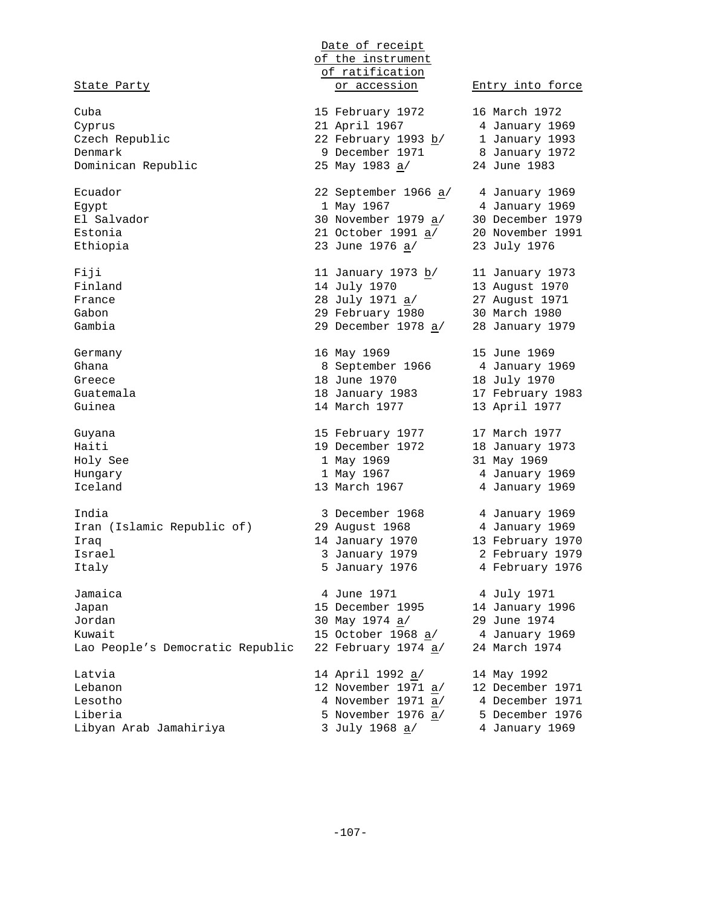| State Party | Date of receipt of the instrument of ratification or accession | Entry into force |
|---|---|---|
| Cuba | 15 February 1972 | 16 March 1972 |
| Cyprus | 21 April 1967 | 4 January 1969 |
| Czech Republic | 22 February 1993 b/ | 1 January 1993 |
| Denmark | 9 December 1971 | 8 January 1972 |
| Dominican Republic | 25 May 1983 a/ | 24 June 1983 |
| Ecuador | 22 September 1966 a/ | 4 January 1969 |
| Egypt | 1 May 1967 | 4 January 1969 |
| El Salvador | 30 November 1979 a/ | 30 December 1979 |
| Estonia | 21 October 1991 a/ | 20 November 1991 |
| Ethiopia | 23 June 1976 a/ | 23 July 1976 |
| Fiji | 11 January 1973 b/ | 11 January 1973 |
| Finland | 14 July 1970 | 13 August 1970 |
| France | 28 July 1971 a/ | 27 August 1971 |
| Gabon | 29 February 1980 | 30 March 1980 |
| Gambia | 29 December 1978 a/ | 28 January 1979 |
| Germany | 16 May 1969 | 15 June 1969 |
| Ghana | 8 September 1966 | 4 January 1969 |
| Greece | 18 June 1970 | 18 July 1970 |
| Guatemala | 18 January 1983 | 17 February 1983 |
| Guinea | 14 March 1977 | 13 April 1977 |
| Guyana | 15 February 1977 | 17 March 1977 |
| Haiti | 19 December 1972 | 18 January 1973 |
| Holy See | 1 May 1969 | 31 May 1969 |
| Hungary | 1 May 1967 | 4 January 1969 |
| Iceland | 13 March 1967 | 4 January 1969 |
| India | 3 December 1968 | 4 January 1969 |
| Iran (Islamic Republic of) | 29 August 1968 | 4 January 1969 |
| Iraq | 14 January 1970 | 13 February 1970 |
| Israel | 3 January 1979 | 2 February 1979 |
| Italy | 5 January 1976 | 4 February 1976 |
| Jamaica | 4 June 1971 | 4 July 1971 |
| Japan | 15 December 1995 | 14 January 1996 |
| Jordan | 30 May 1974 a/ | 29 June 1974 |
| Kuwait | 15 October 1968 a/ | 4 January 1969 |
| Lao People's Democratic Republic | 22 February 1974 a/ | 24 March 1974 |
| Latvia | 14 April 1992 a/ | 14 May 1992 |
| Lebanon | 12 November 1971 a/ | 12 December 1971 |
| Lesotho | 4 November 1971 a/ | 4 December 1971 |
| Liberia | 5 November 1976 a/ | 5 December 1976 |
| Libyan Arab Jamahiriya | 3 July 1968 a/ | 4 January 1969 |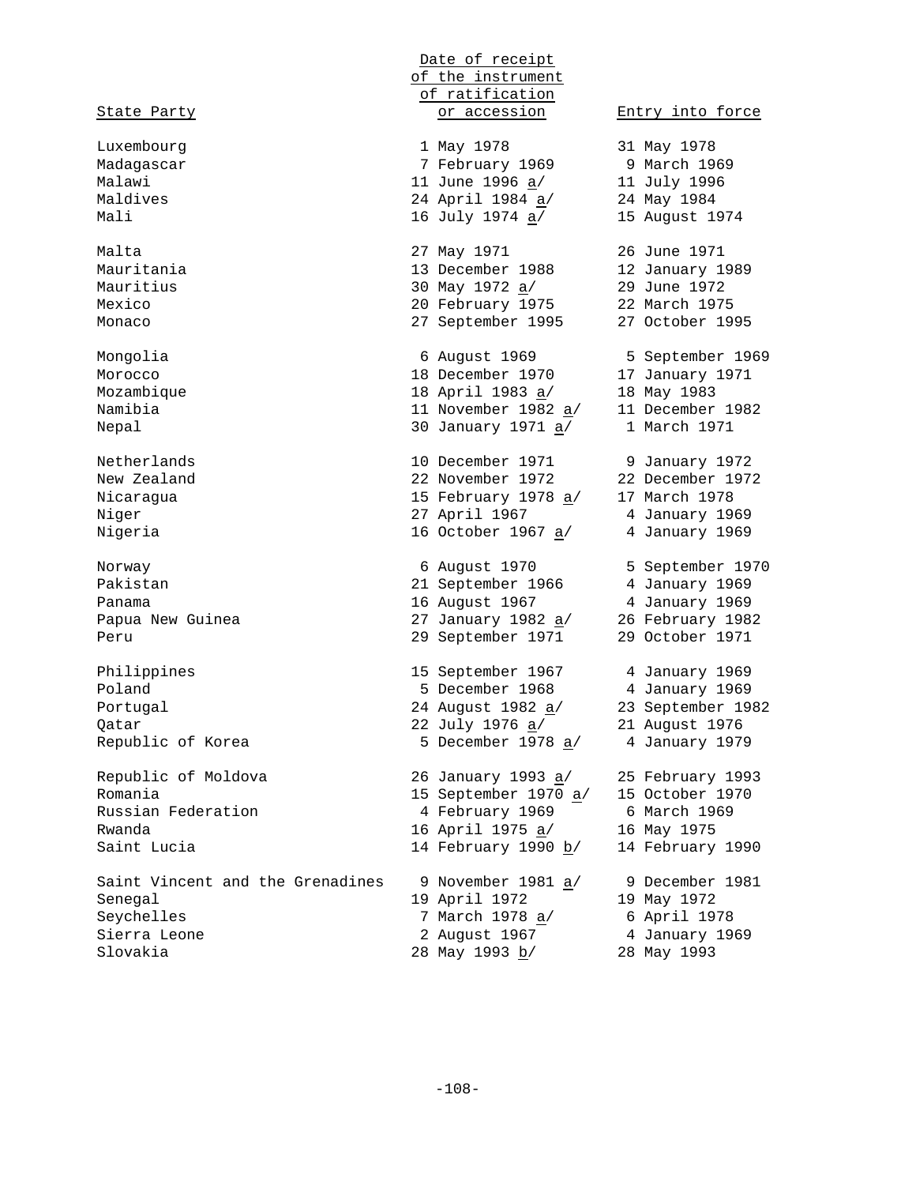| State Party | Date of receipt of the instrument of ratification or accession | Entry into force |
|---|---|---|
| Luxembourg | 1 May 1978 | 31 May 1978 |
| Madagascar | 7 February 1969 | 9 March 1969 |
| Malawi | 11 June 1996 a/ | 11 July 1996 |
| Maldives | 24 April 1984 a/ | 24 May 1984 |
| Mali | 16 July 1974 a/ | 15 August 1974 |
| Malta | 27 May 1971 | 26 June 1971 |
| Mauritania | 13 December 1988 | 12 January 1989 |
| Mauritius | 30 May 1972 a/ | 29 June 1972 |
| Mexico | 20 February 1975 | 22 March 1975 |
| Monaco | 27 September 1995 | 27 October 1995 |
| Mongolia | 6 August 1969 | 5 September 1969 |
| Morocco | 18 December 1970 | 17 January 1971 |
| Mozambique | 18 April 1983 a/ | 18 May 1983 |
| Namibia | 11 November 1982 a/ | 11 December 1982 |
| Nepal | 30 January 1971 a/ | 1 March 1971 |
| Netherlands | 10 December 1971 | 9 January 1972 |
| New Zealand | 22 November 1972 | 22 December 1972 |
| Nicaragua | 15 February 1978 a/ | 17 March 1978 |
| Niger | 27 April 1967 | 4 January 1969 |
| Nigeria | 16 October 1967 a/ | 4 January 1969 |
| Norway | 6 August 1970 | 5 September 1970 |
| Pakistan | 21 September 1966 | 4 January 1969 |
| Panama | 16 August 1967 | 4 January 1969 |
| Papua New Guinea | 27 January 1982 a/ | 26 February 1982 |
| Peru | 29 September 1971 | 29 October 1971 |
| Philippines | 15 September 1967 | 4 January 1969 |
| Poland | 5 December 1968 | 4 January 1969 |
| Portugal | 24 August 1982 a/ | 23 September 1982 |
| Qatar | 22 July 1976 a/ | 21 August 1976 |
| Republic of Korea | 5 December 1978 a/ | 4 January 1979 |
| Republic of Moldova | 26 January 1993 a/ | 25 February 1993 |
| Romania | 15 September 1970 a/ | 15 October 1970 |
| Russian Federation | 4 February 1969 | 6 March 1969 |
| Rwanda | 16 April 1975 a/ | 16 May 1975 |
| Saint Lucia | 14 February 1990 b/ | 14 February 1990 |
| Saint Vincent and the Grenadines | 9 November 1981 a/ | 9 December 1981 |
| Senegal | 19 April 1972 | 19 May 1972 |
| Seychelles | 7 March 1978 a/ | 6 April 1978 |
| Sierra Leone | 2 August 1967 | 4 January 1969 |
| Slovakia | 28 May 1993 b/ | 28 May 1993 |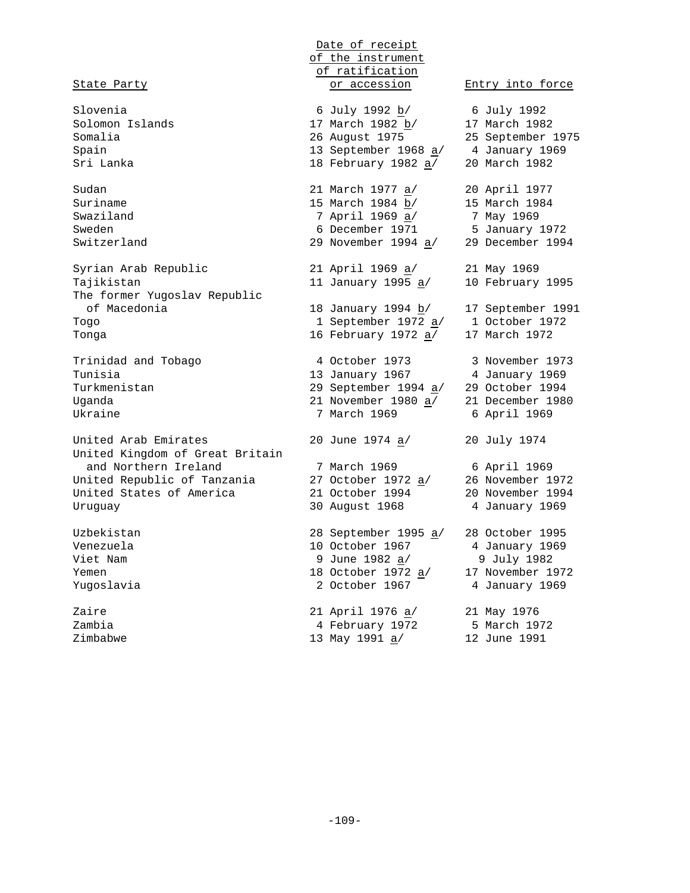| State Party | Date of receipt of the instrument of ratification or accession | Entry into force |
|---|---|---|
| Slovenia | 6 July 1992 b/ | 6 July 1992 |
| Solomon Islands | 17 March 1982 b/ | 17 March 1982 |
| Somalia | 26 August 1975 | 25 September 1975 |
| Spain | 13 September 1968 a/ | 4 January 1969 |
| Sri Lanka | 18 February 1982 a/ | 20 March 1982 |
| Sudan | 21 March 1977 a/ | 20 April 1977 |
| Suriname | 15 March 1984 b/ | 15 March 1984 |
| Swaziland | 7 April 1969 a/ | 7 May 1969 |
| Sweden | 6 December 1971 | 5 January 1972 |
| Switzerland | 29 November 1994 a/ | 29 December 1994 |
| Syrian Arab Republic | 21 April 1969 a/ | 21 May 1969 |
| Tajikistan | 11 January 1995 a/ | 10 February 1995 |
| The former Yugoslav Republic of Macedonia | 18 January 1994 b/ | 17 September 1991 |
| Togo | 1 September 1972 a/ | 1 October 1972 |
| Tonga | 16 February 1972 a/ | 17 March 1972 |
| Trinidad and Tobago | 4 October 1973 | 3 November 1973 |
| Tunisia | 13 January 1967 | 4 January 1969 |
| Turkmenistan | 29 September 1994 a/ | 29 October 1994 |
| Uganda | 21 November 1980 a/ | 21 December 1980 |
| Ukraine | 7 March 1969 | 6 April 1969 |
| United Arab Emirates | 20 June 1974 a/ | 20 July 1974 |
| United Kingdom of Great Britain and Northern Ireland | 7 March 1969 | 6 April 1969 |
| United Republic of Tanzania | 27 October 1972 a/ | 26 November 1972 |
| United States of America | 21 October 1994 | 20 November 1994 |
| Uruguay | 30 August 1968 | 4 January 1969 |
| Uzbekistan | 28 September 1995 a/ | 28 October 1995 |
| Venezuela | 10 October 1967 | 4 January 1969 |
| Viet Nam | 9 June 1982 a/ | 9 July 1982 |
| Yemen | 18 October 1972 a/ | 17 November 1972 |
| Yugoslavia | 2 October 1967 | 4 January 1969 |
| Zaire | 21 April 1976 a/ | 21 May 1976 |
| Zambia | 4 February 1972 | 5 March 1972 |
| Zimbabwe | 13 May 1991 a/ | 12 June 1991 |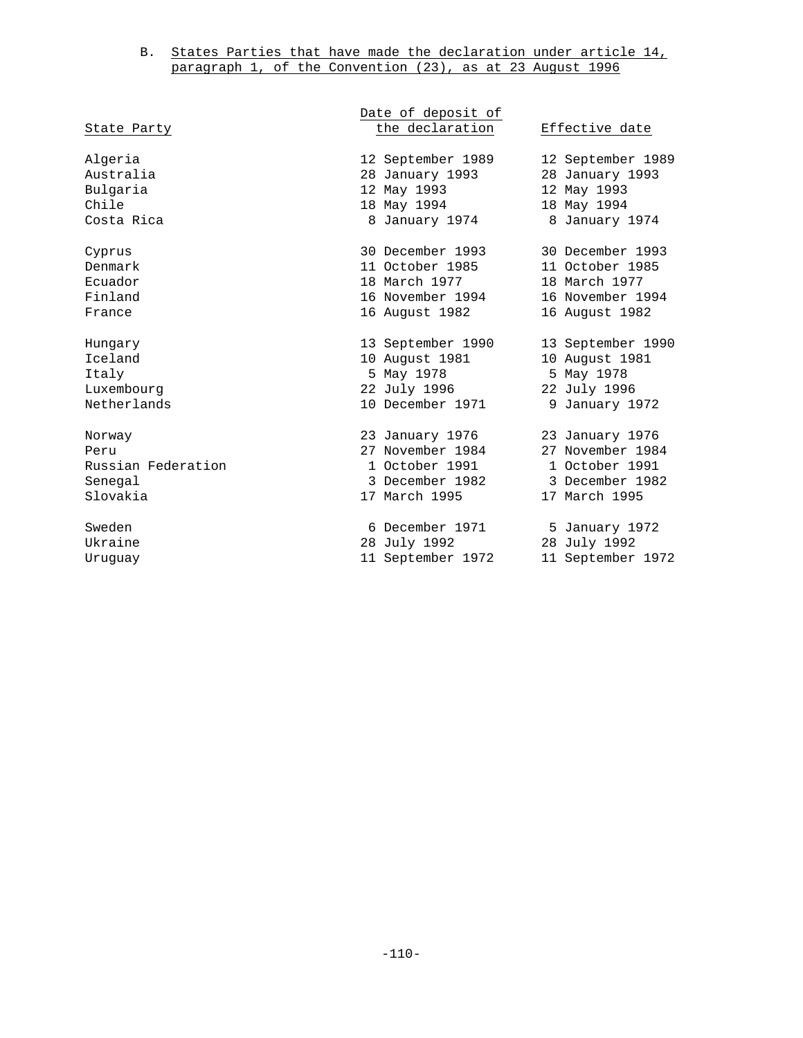### B. States Parties that have made the declaration under article 14, paragraph 1, of the Convention (23), as at 23 August 1996

| State Party | Date of deposit of the declaration | Effective date |
|---|---|---|
| Algeria | 12 September 1989 | 12 September 1989 |
| Australia | 28 January 1993 | 28 January 1993 |
| Bulgaria | 12 May 1993 | 12 May 1993 |
| Chile | 18 May 1994 | 18 May 1994 |
| Costa Rica | 8 January 1974 | 8 January 1974 |
| Cyprus | 30 December 1993 | 30 December 1993 |
| Denmark | 11 October 1985 | 11 October 1985 |
| Ecuador | 18 March 1977 | 18 March 1977 |
| Finland | 16 November 1994 | 16 November 1994 |
| France | 16 August 1982 | 16 August 1982 |
| Hungary | 13 September 1990 | 13 September 1990 |
| Iceland | 10 August 1981 | 10 August 1981 |
| Italy | 5 May 1978 | 5 May 1978 |
| Luxembourg | 22 July 1996 | 22 July 1996 |
| Netherlands | 10 December 1971 | 9 January 1972 |
| Norway | 23 January 1976 | 23 January 1976 |
| Peru | 27 November 1984 | 27 November 1984 |
| Russian Federation | 1 October 1991 | 1 October 1991 |
| Senegal | 3 December 1982 | 3 December 1982 |
| Slovakia | 17 March 1995 | 17 March 1995 |
| Sweden | 6 December 1971 | 5 January 1972 |
| Ukraine | 28 July 1992 | 28 July 1992 |
| Uruguay | 11 September 1972 | 11 September 1972 |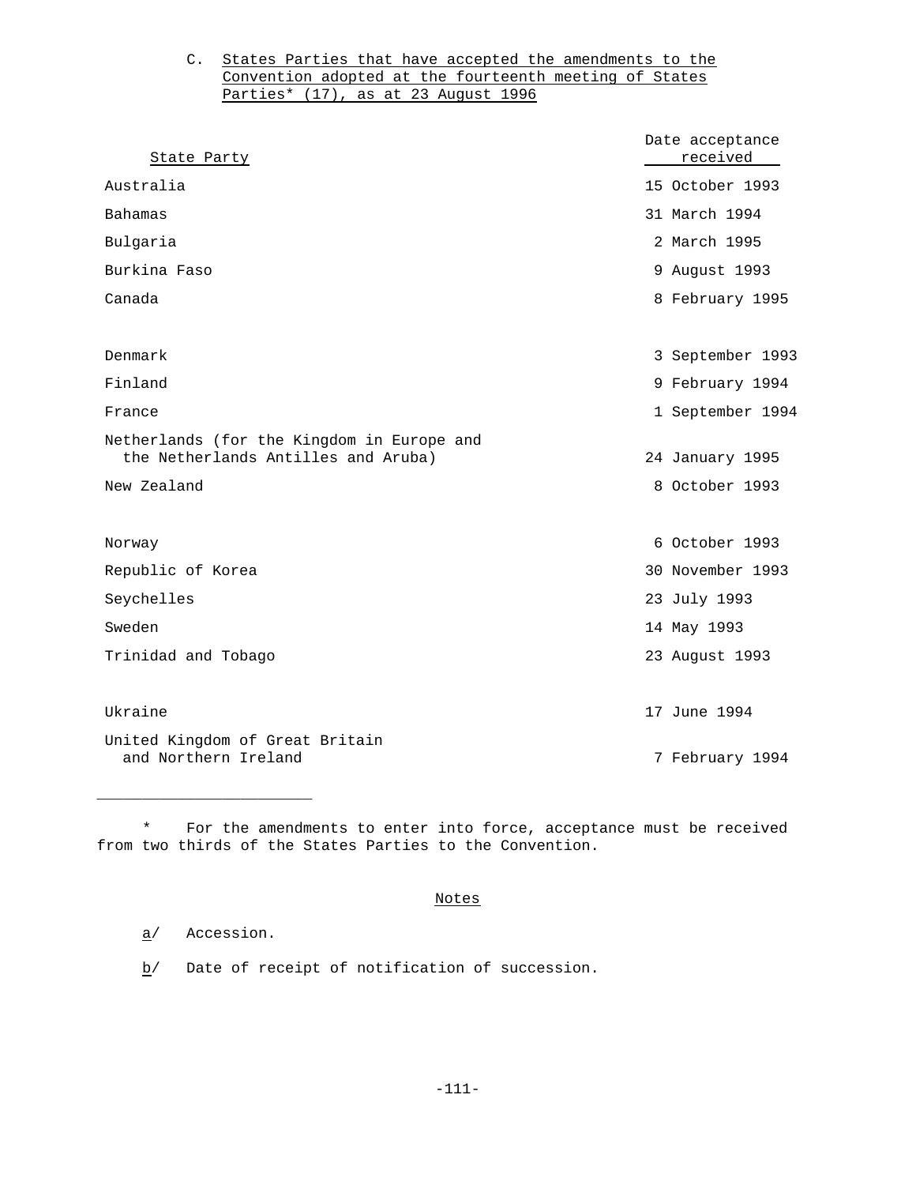### C. States Parties that have accepted the amendments to the Convention adopted at the fourteenth meeting of States Parties* (17), as at 23 August 1996

| State Party | Date acceptance received |
|---|---|
| Australia | 15 October 1993 |
| Bahamas | 31 March 1994 |
| Bulgaria | 2 March 1995 |
| Burkina Faso | 9 August 1993 |
| Canada | 8 February 1995 |
| Denmark | 3 September 1993 |
| Finland | 9 February 1994 |
| France | 1 September 1994 |
| Netherlands (for the Kingdom in Europe and the Netherlands Antilles and Aruba) | 24 January 1995 |
| New Zealand | 8 October 1993 |
| Norway | 6 October 1993 |
| Republic of Korea | 30 November 1993 |
| Seychelles | 23 July 1993 |
| Sweden | 14 May 1993 |
| Trinidad and Tobago | 23 August 1993 |
| Ukraine | 17 June 1994 |
| United Kingdom of Great Britain and Northern Ireland | 7 February 1994 |

---

\* For the amendments to enter into force, acceptance must be received from two thirds of the States Parties to the Convention.

Notes

a/ Accession.

b/ Date of receipt of notification of succession.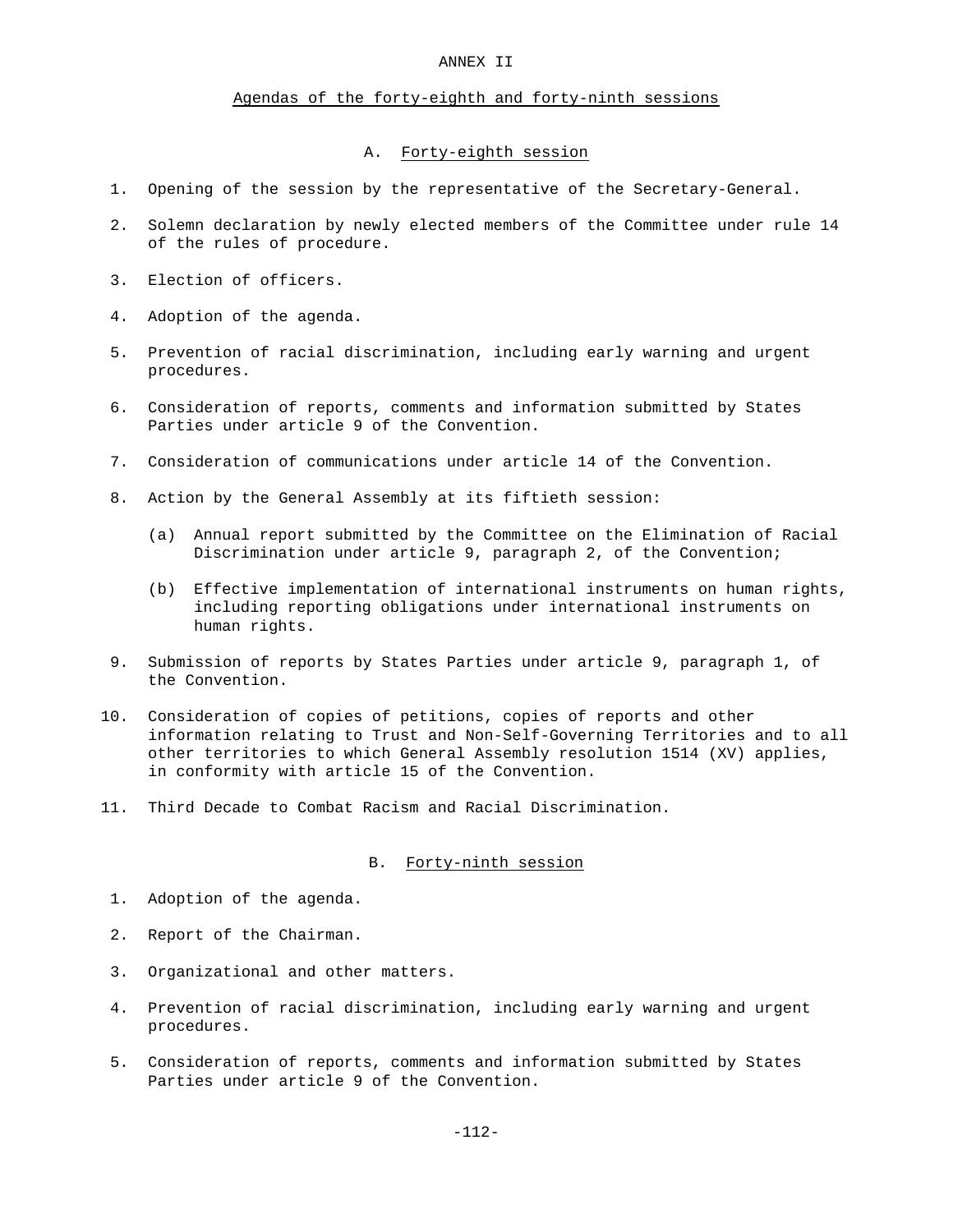# ANNEX II

## Agendas of the forty-eighth and forty-ninth sessions

### A. Forty-eighth session

1. Opening of the session by the representative of the Secretary-General.

2. Solemn declaration by newly elected members of the Committee under rule 14 of the rules of procedure.

3. Election of officers.

4. Adoption of the agenda.

5. Prevention of racial discrimination, including early warning and urgent procedures.

6. Consideration of reports, comments and information submitted by States Parties under article 9 of the Convention.

7. Consideration of communications under article 14 of the Convention.

8. Action by the General Assembly at its fiftieth session:

   (a) Annual report submitted by the Committee on the Elimination of Racial Discrimination under article 9, paragraph 2, of the Convention;

   (b) Effective implementation of international instruments on human rights, including reporting obligations under international instruments on human rights.

9. Submission of reports by States Parties under article 9, paragraph 1, of the Convention.

10. Consideration of copies of petitions, copies of reports and other information relating to Trust and Non-Self-Governing Territories and to all other territories to which General Assembly resolution 1514 (XV) applies, in conformity with article 15 of the Convention.

11. Third Decade to Combat Racism and Racial Discrimination.

### B. Forty-ninth session

1. Adoption of the agenda.

2. Report of the Chairman.

3. Organizational and other matters.

4. Prevention of racial discrimination, including early warning and urgent procedures.

5. Consideration of reports, comments and information submitted by States Parties under article 9 of the Convention.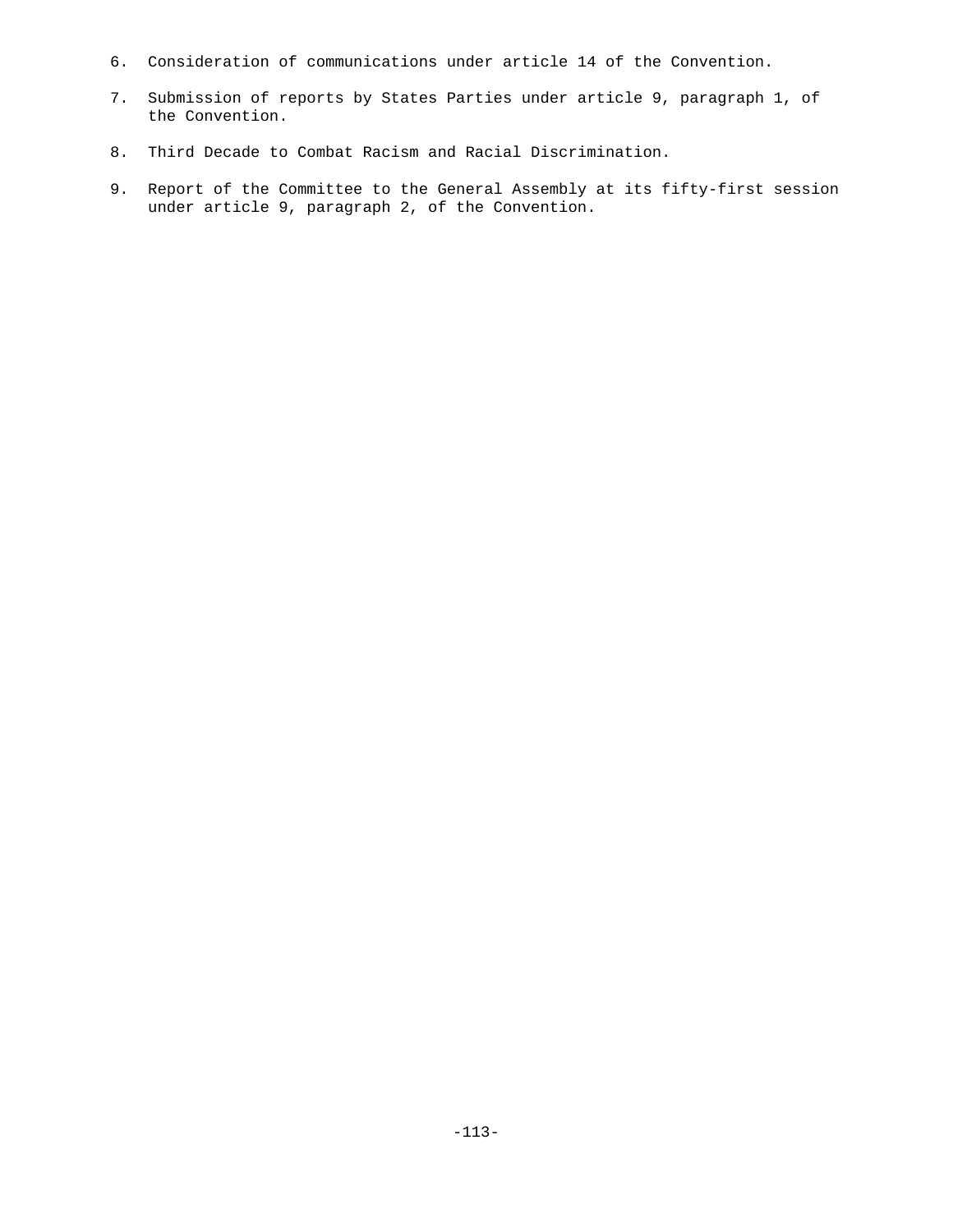6. Consideration of communications under article 14 of the Convention.

7. Submission of reports by States Parties under article 9, paragraph 1, of the Convention.

8. Third Decade to Combat Racism and Racial Discrimination.

9. Report of the Committee to the General Assembly at its fifty-first session under article 9, paragraph 2, of the Convention.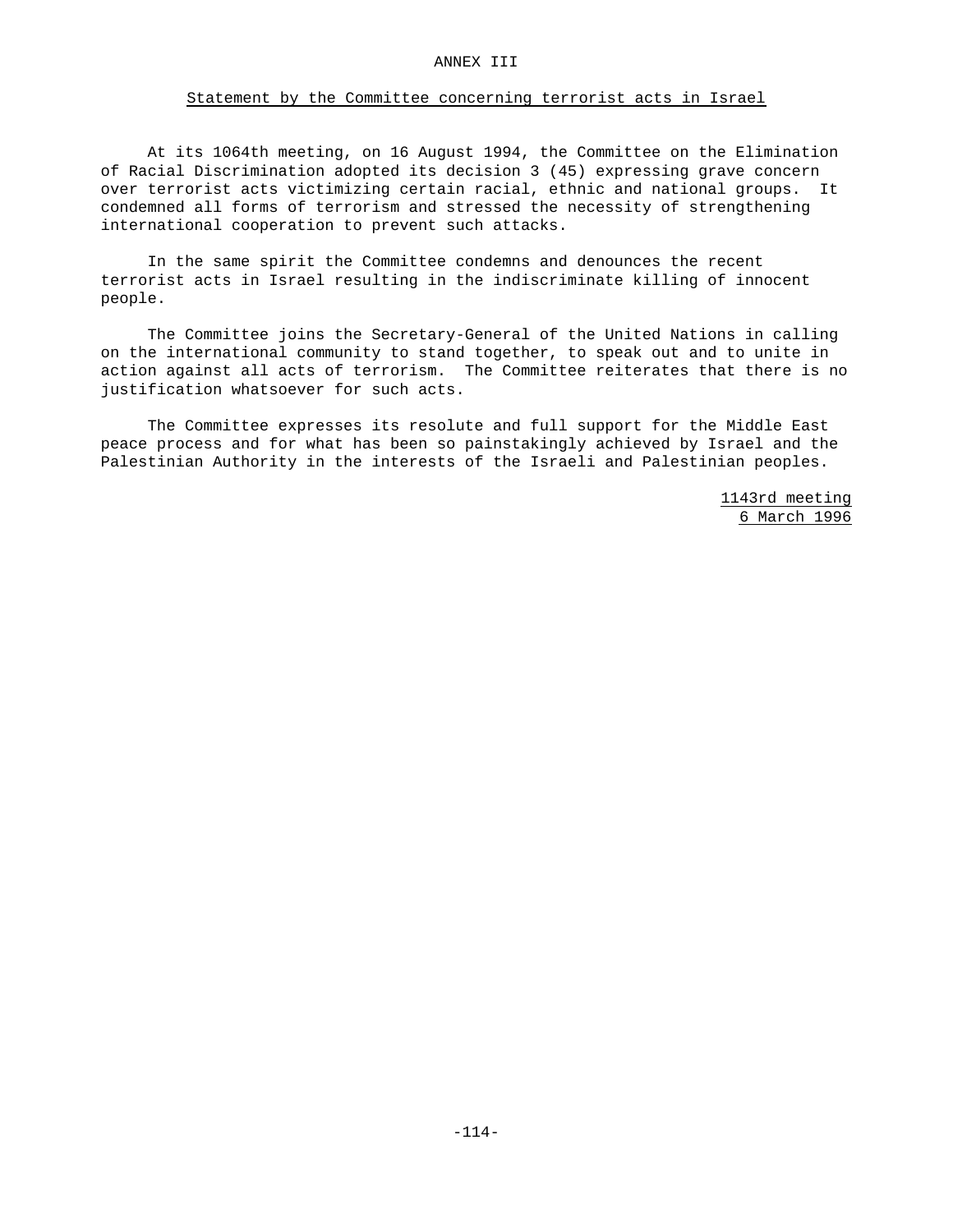# ANNEX III

## Statement by the Committee concerning terrorist acts in Israel

At its 1064th meeting, on 16 August 1994, the Committee on the Elimination of Racial Discrimination adopted its decision 3 (45) expressing grave concern over terrorist acts victimizing certain racial, ethnic and national groups. It condemned all forms of terrorism and stressed the necessity of strengthening international cooperation to prevent such attacks.

In the same spirit the Committee condemns and denounces the recent terrorist acts in Israel resulting in the indiscriminate killing of innocent people.

The Committee joins the Secretary-General of the United Nations in calling on the international community to stand together, to speak out and to unite in action against all acts of terrorism. The Committee reiterates that there is no justification whatsoever for such acts.

The Committee expresses its resolute and full support for the Middle East peace process and for what has been so painstakingly achieved by Israel and the Palestinian Authority in the interests of the Israeli and Palestinian peoples.

1143rd meeting
6 March 1996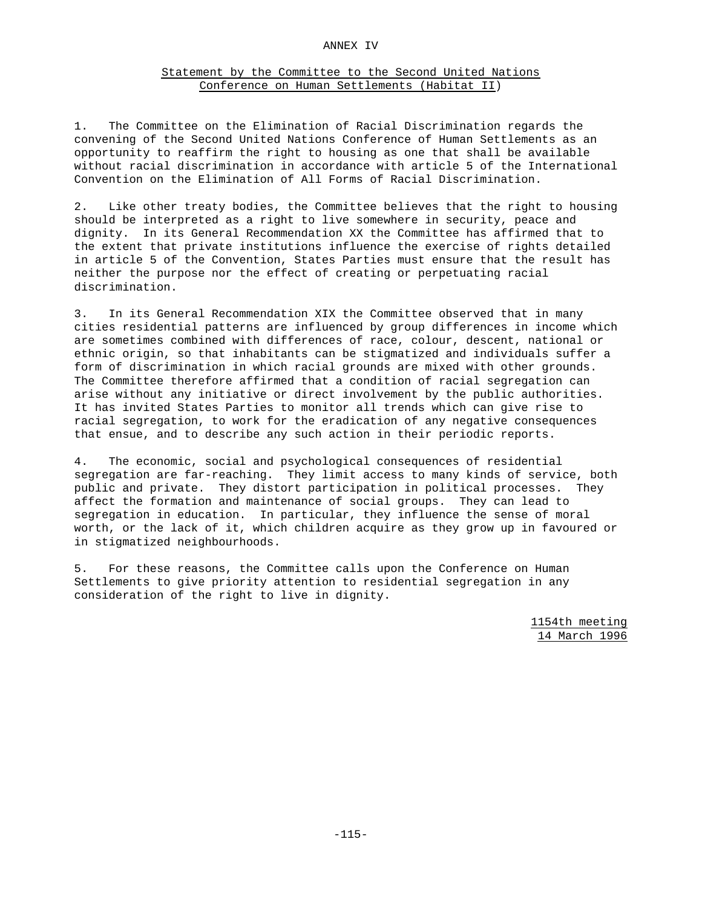# ANNEX IV

## Statement by the Committee to the Second United Nations Conference on Human Settlements (Habitat II)

1. The Committee on the Elimination of Racial Discrimination regards the convening of the Second United Nations Conference of Human Settlements as an opportunity to reaffirm the right to housing as one that shall be available without racial discrimination in accordance with article 5 of the International Convention on the Elimination of All Forms of Racial Discrimination.

2. Like other treaty bodies, the Committee believes that the right to housing should be interpreted as a right to live somewhere in security, peace and dignity. In its General Recommendation XX the Committee has affirmed that to the extent that private institutions influence the exercise of rights detailed in article 5 of the Convention, States Parties must ensure that the result has neither the purpose nor the effect of creating or perpetuating racial discrimination.

3. In its General Recommendation XIX the Committee observed that in many cities residential patterns are influenced by group differences in income which are sometimes combined with differences of race, colour, descent, national or ethnic origin, so that inhabitants can be stigmatized and individuals suffer a form of discrimination in which racial grounds are mixed with other grounds. The Committee therefore affirmed that a condition of racial segregation can arise without any initiative or direct involvement by the public authorities. It has invited States Parties to monitor all trends which can give rise to racial segregation, to work for the eradication of any negative consequences that ensue, and to describe any such action in their periodic reports.

4. The economic, social and psychological consequences of residential segregation are far-reaching. They limit access to many kinds of service, both public and private. They distort participation in political processes. They affect the formation and maintenance of social groups. They can lead to segregation in education. In particular, they influence the sense of moral worth, or the lack of it, which children acquire as they grow up in favoured or in stigmatized neighbourhoods.

5. For these reasons, the Committee calls upon the Conference on Human Settlements to give priority attention to residential segregation in any consideration of the right to live in dignity.

1154th meeting
14 March 1996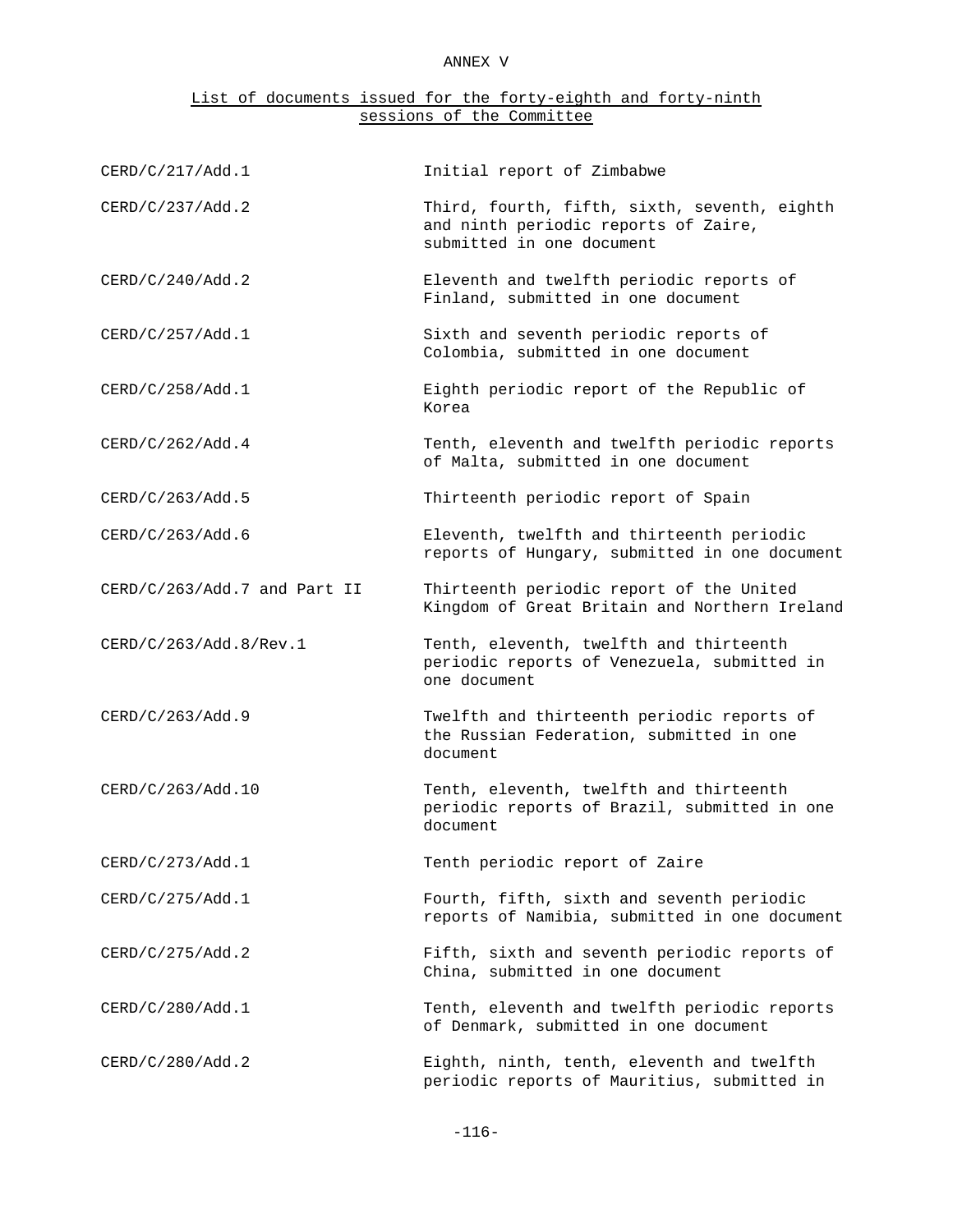# ANNEX V

## List of documents issued for the forty-eighth and forty-ninth sessions of the Committee

| | |
|---|---|
| CERD/C/217/Add.1 | Initial report of Zimbabwe |
| CERD/C/237/Add.2 | Third, fourth, fifth, sixth, seventh, eighth and ninth periodic reports of Zaire, submitted in one document |
| CERD/C/240/Add.2 | Eleventh and twelfth periodic reports of Finland, submitted in one document |
| CERD/C/257/Add.1 | Sixth and seventh periodic reports of Colombia, submitted in one document |
| CERD/C/258/Add.1 | Eighth periodic report of the Republic of Korea |
| CERD/C/262/Add.4 | Tenth, eleventh and twelfth periodic reports of Malta, submitted in one document |
| CERD/C/263/Add.5 | Thirteenth periodic report of Spain |
| CERD/C/263/Add.6 | Eleventh, twelfth and thirteenth periodic reports of Hungary, submitted in one document |
| CERD/C/263/Add.7 and Part II | Thirteenth periodic report of the United Kingdom of Great Britain and Northern Ireland |
| CERD/C/263/Add.8/Rev.1 | Tenth, eleventh, twelfth and thirteenth periodic reports of Venezuela, submitted in one document |
| CERD/C/263/Add.9 | Twelfth and thirteenth periodic reports of the Russian Federation, submitted in one document |
| CERD/C/263/Add.10 | Tenth, eleventh, twelfth and thirteenth periodic reports of Brazil, submitted in one document |
| CERD/C/273/Add.1 | Tenth periodic report of Zaire |
| CERD/C/275/Add.1 | Fourth, fifth, sixth and seventh periodic reports of Namibia, submitted in one document |
| CERD/C/275/Add.2 | Fifth, sixth and seventh periodic reports of China, submitted in one document |
| CERD/C/280/Add.1 | Tenth, eleventh and twelfth periodic reports of Denmark, submitted in one document |
| CERD/C/280/Add.2 | Eighth, ninth, tenth, eleventh and twelfth periodic reports of Mauritius, submitted in |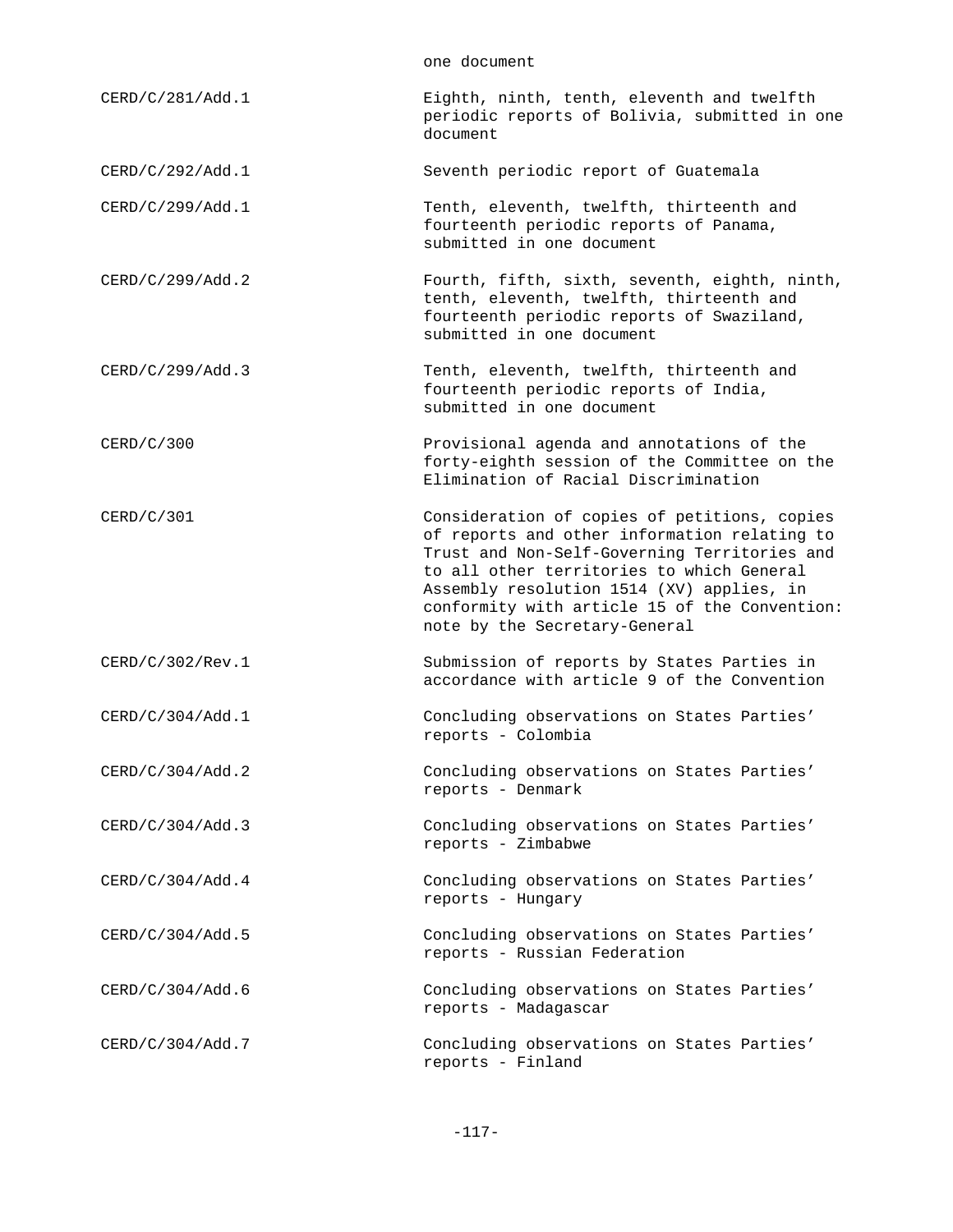| | |
|---|---|
| | one document |
| CERD/C/281/Add.1 | Eighth, ninth, tenth, eleventh and twelfth periodic reports of Bolivia, submitted in one document |
| CERD/C/292/Add.1 | Seventh periodic report of Guatemala |
| CERD/C/299/Add.1 | Tenth, eleventh, twelfth, thirteenth and fourteenth periodic reports of Panama, submitted in one document |
| CERD/C/299/Add.2 | Fourth, fifth, sixth, seventh, eighth, ninth, tenth, eleventh, twelfth, thirteenth and fourteenth periodic reports of Swaziland, submitted in one document |
| CERD/C/299/Add.3 | Tenth, eleventh, twelfth, thirteenth and fourteenth periodic reports of India, submitted in one document |
| CERD/C/300 | Provisional agenda and annotations of the forty-eighth session of the Committee on the Elimination of Racial Discrimination |
| CERD/C/301 | Consideration of copies of petitions, copies of reports and other information relating to Trust and Non-Self-Governing Territories and to all other territories to which General Assembly resolution 1514 (XV) applies, in conformity with article 15 of the Convention: note by the Secretary-General |
| CERD/C/302/Rev.1 | Submission of reports by States Parties in accordance with article 9 of the Convention |
| CERD/C/304/Add.1 | Concluding observations on States Parties' reports - Colombia |
| CERD/C/304/Add.2 | Concluding observations on States Parties' reports - Denmark |
| CERD/C/304/Add.3 | Concluding observations on States Parties' reports - Zimbabwe |
| CERD/C/304/Add.4 | Concluding observations on States Parties' reports - Hungary |
| CERD/C/304/Add.5 | Concluding observations on States Parties' reports - Russian Federation |
| CERD/C/304/Add.6 | Concluding observations on States Parties' reports - Madagascar |
| CERD/C/304/Add.7 | Concluding observations on States Parties' reports - Finland |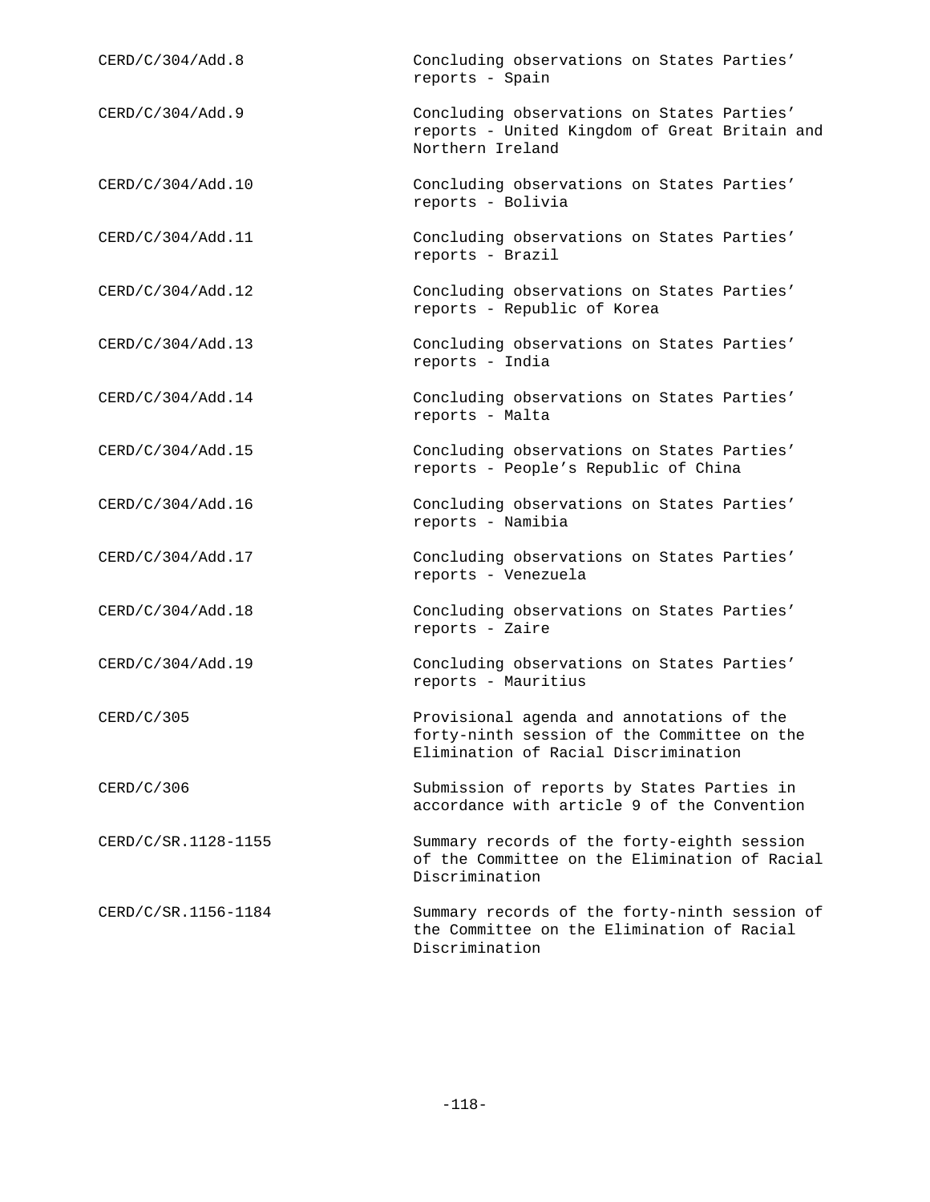| | |
|---|---|
| CERD/C/304/Add.8 | Concluding observations on States Parties' reports - Spain |
| CERD/C/304/Add.9 | Concluding observations on States Parties' reports - United Kingdom of Great Britain and Northern Ireland |
| CERD/C/304/Add.10 | Concluding observations on States Parties' reports - Bolivia |
| CERD/C/304/Add.11 | Concluding observations on States Parties' reports - Brazil |
| CERD/C/304/Add.12 | Concluding observations on States Parties' reports - Republic of Korea |
| CERD/C/304/Add.13 | Concluding observations on States Parties' reports - India |
| CERD/C/304/Add.14 | Concluding observations on States Parties' reports - Malta |
| CERD/C/304/Add.15 | Concluding observations on States Parties' reports - People's Republic of China |
| CERD/C/304/Add.16 | Concluding observations on States Parties' reports - Namibia |
| CERD/C/304/Add.17 | Concluding observations on States Parties' reports - Venezuela |
| CERD/C/304/Add.18 | Concluding observations on States Parties' reports - Zaire |
| CERD/C/304/Add.19 | Concluding observations on States Parties' reports - Mauritius |
| CERD/C/305 | Provisional agenda and annotations of the forty-ninth session of the Committee on the Elimination of Racial Discrimination |
| CERD/C/306 | Submission of reports by States Parties in accordance with article 9 of the Convention |
| CERD/C/SR.1128-1155 | Summary records of the forty-eighth session of the Committee on the Elimination of Racial Discrimination |
| CERD/C/SR.1156-1184 | Summary records of the forty-ninth session of the Committee on the Elimination of Racial Discrimination |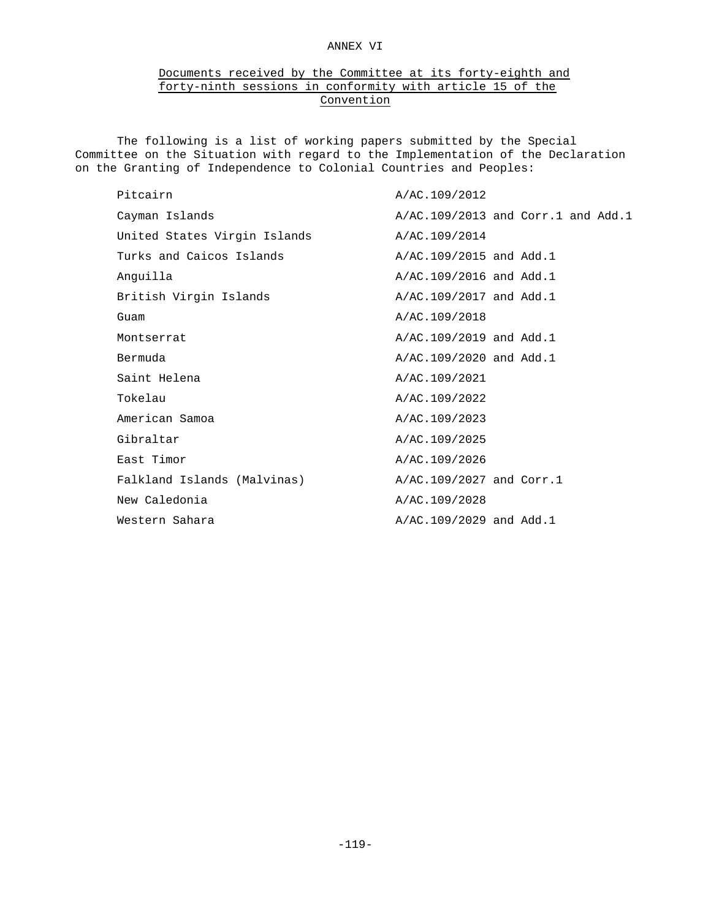# ANNEX VI

## Documents received by the Committee at its forty-eighth and forty-ninth sessions in conformity with article 15 of the Convention

The following is a list of working papers submitted by the Special Committee on the Situation with regard to the Implementation of the Declaration on the Granting of Independence to Colonial Countries and Peoples:

| | |
|---|---|
| Pitcairn | A/AC.109/2012 |
| Cayman Islands | A/AC.109/2013 and Corr.1 and Add.1 |
| United States Virgin Islands | A/AC.109/2014 |
| Turks and Caicos Islands | A/AC.109/2015 and Add.1 |
| Anguilla | A/AC.109/2016 and Add.1 |
| British Virgin Islands | A/AC.109/2017 and Add.1 |
| Guam | A/AC.109/2018 |
| Montserrat | A/AC.109/2019 and Add.1 |
| Bermuda | A/AC.109/2020 and Add.1 |
| Saint Helena | A/AC.109/2021 |
| Tokelau | A/AC.109/2022 |
| American Samoa | A/AC.109/2023 |
| Gibraltar | A/AC.109/2025 |
| East Timor | A/AC.109/2026 |
| Falkland Islands (Malvinas) | A/AC.109/2027 and Corr.1 |
| New Caledonia | A/AC.109/2028 |
| Western Sahara | A/AC.109/2029 and Add.1 |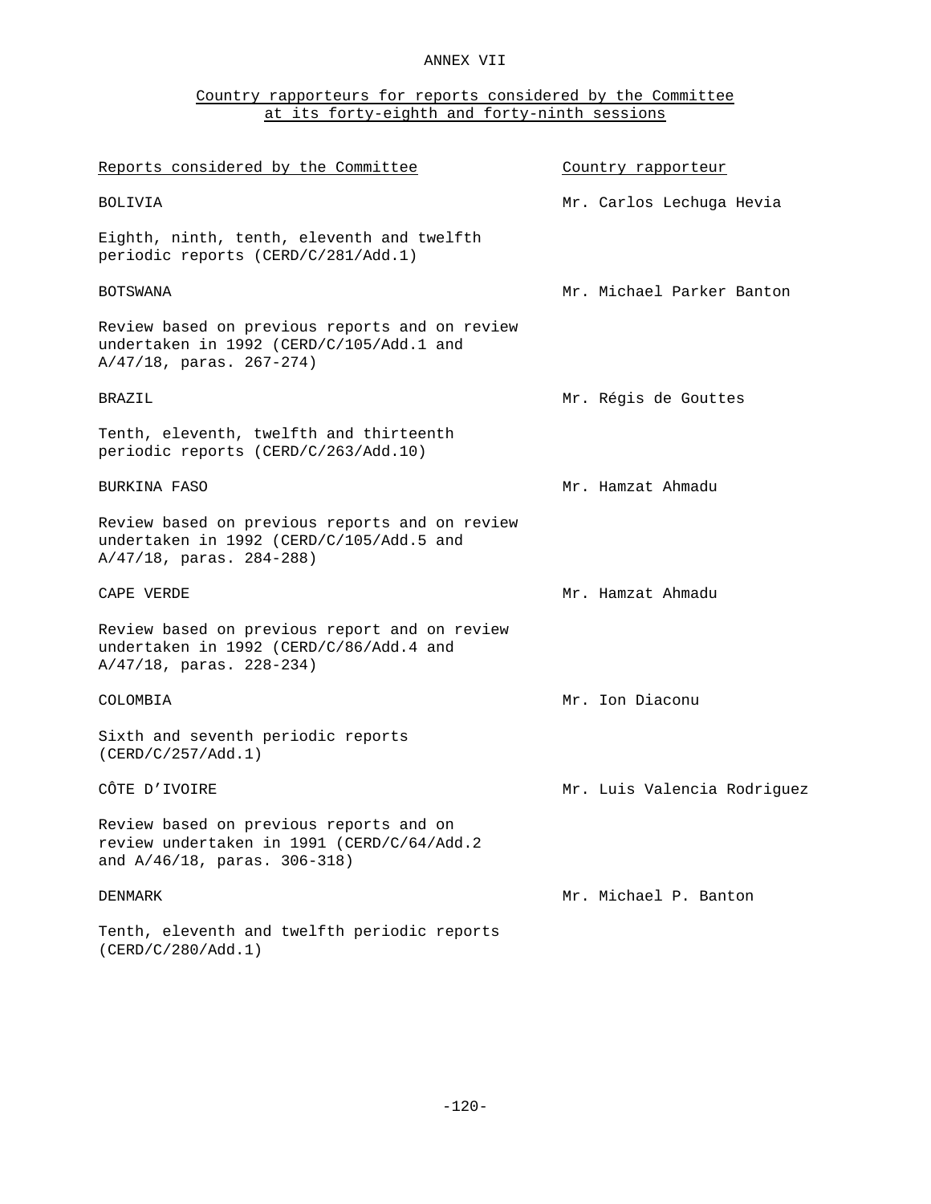# ANNEX VII

## Country rapporteurs for reports considered by the Committee at its forty-eighth and forty-ninth sessions

| Reports considered by the Committee | Country rapporteur |
|---|---|
| BOLIVIA | Mr. Carlos Lechuga Hevia |
| Eighth, ninth, tenth, eleventh and twelfth periodic reports (CERD/C/281/Add.1) | |
| BOTSWANA | Mr. Michael Parker Banton |
| Review based on previous reports and on review undertaken in 1992 (CERD/C/105/Add.1 and A/47/18, paras. 267-274) | |
| BRAZIL | Mr. Régis de Gouttes |
| Tenth, eleventh, twelfth and thirteenth periodic reports (CERD/C/263/Add.10) | |
| BURKINA FASO | Mr. Hamzat Ahmadu |
| Review based on previous reports and on review undertaken in 1992 (CERD/C/105/Add.5 and A/47/18, paras. 284-288) | |
| CAPE VERDE | Mr. Hamzat Ahmadu |
| Review based on previous report and on review undertaken in 1992 (CERD/C/86/Add.4 and A/47/18, paras. 228-234) | |
| COLOMBIA | Mr. Ion Diaconu |
| Sixth and seventh periodic reports (CERD/C/257/Add.1) | |
| CÔTE D'IVOIRE | Mr. Luis Valencia Rodriguez |
| Review based on previous reports and on review undertaken in 1991 (CERD/C/64/Add.2 and A/46/18, paras. 306-318) | |
| DENMARK | Mr. Michael P. Banton |
| Tenth, eleventh and twelfth periodic reports (CERD/C/280/Add.1) | |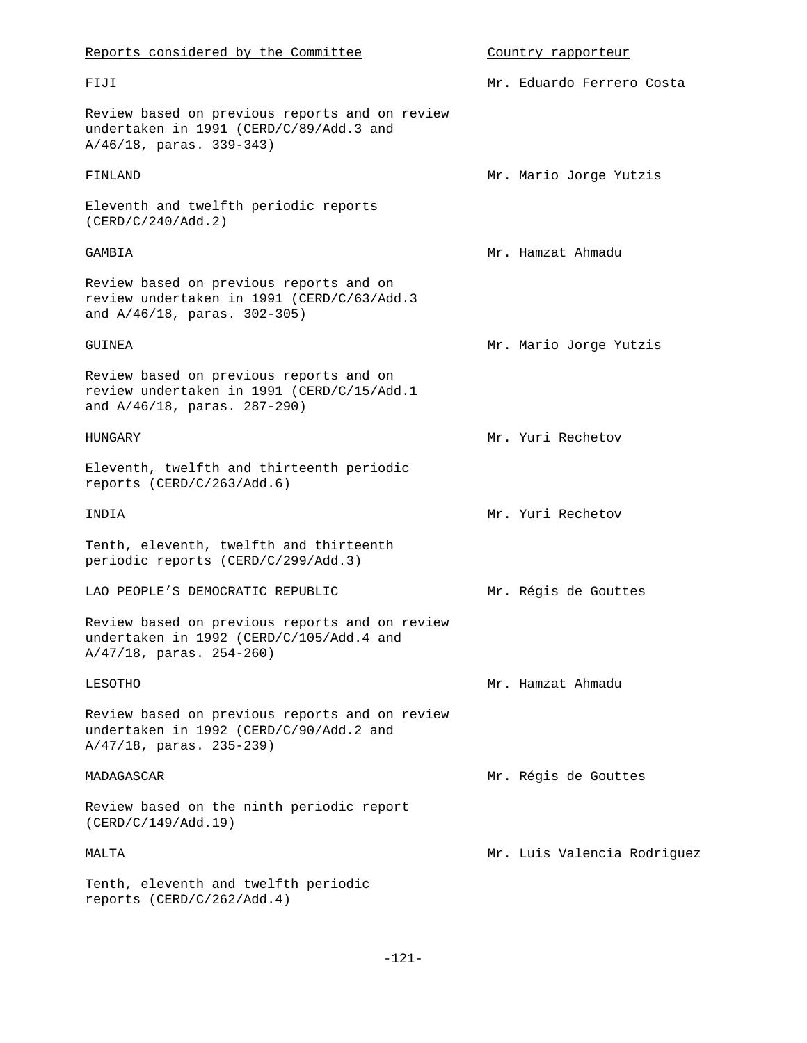| Reports considered by the Committee | Country rapporteur |
| --- | --- |
| FIJI | Mr. Eduardo Ferrero Costa |
| Review based on previous reports and on review undertaken in 1991 (CERD/C/89/Add.3 and A/46/18, paras. 339-343) | |
| FINLAND | Mr. Mario Jorge Yutzis |
| Eleventh and twelfth periodic reports (CERD/C/240/Add.2) | |
| GAMBIA | Mr. Hamzat Ahmadu |
| Review based on previous reports and on review undertaken in 1991 (CERD/C/63/Add.3 and A/46/18, paras. 302-305) | |
| GUINEA | Mr. Mario Jorge Yutzis |
| Review based on previous reports and on review undertaken in 1991 (CERD/C/15/Add.1 and A/46/18, paras. 287-290) | |
| HUNGARY | Mr. Yuri Rechetov |
| Eleventh, twelfth and thirteenth periodic reports (CERD/C/263/Add.6) | |
| INDIA | Mr. Yuri Rechetov |
| Tenth, eleventh, twelfth and thirteenth periodic reports (CERD/C/299/Add.3) | |
| LAO PEOPLE'S DEMOCRATIC REPUBLIC | Mr. Régis de Gouttes |
| Review based on previous reports and on review undertaken in 1992 (CERD/C/105/Add.4 and A/47/18, paras. 254-260) | |
| LESOTHO | Mr. Hamzat Ahmadu |
| Review based on previous reports and on review undertaken in 1992 (CERD/C/90/Add.2 and A/47/18, paras. 235-239) | |
| MADAGASCAR | Mr. Régis de Gouttes |
| Review based on the ninth periodic report (CERD/C/149/Add.19) | |
| MALTA | Mr. Luis Valencia Rodriguez |
| Tenth, eleventh and twelfth periodic reports (CERD/C/262/Add.4) | |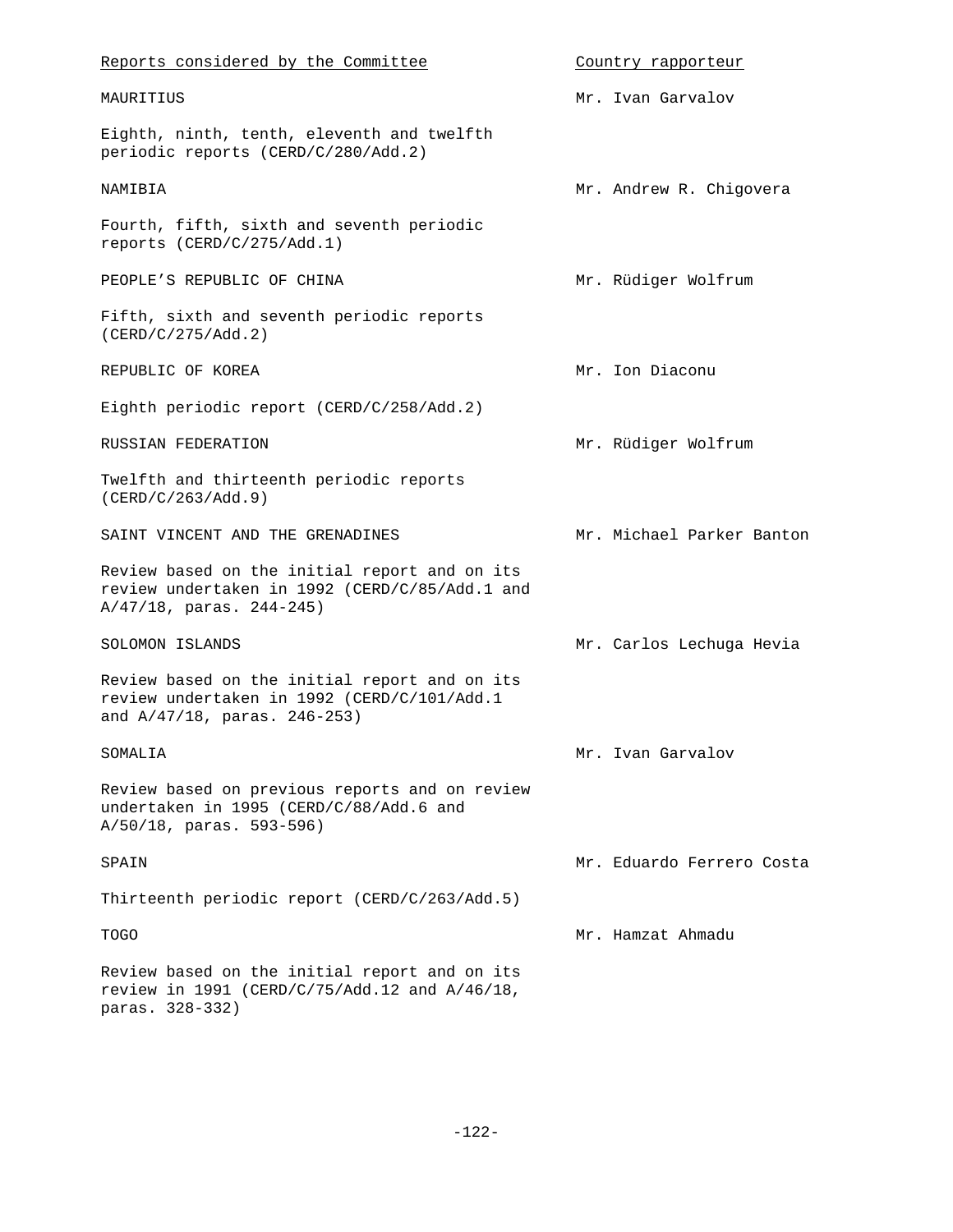| Reports considered by the Committee | Country rapporteur |
| --- | --- |
| MAURITIUS | Mr. Ivan Garvalov |
| Eighth, ninth, tenth, eleventh and twelfth periodic reports (CERD/C/280/Add.2) | |
| NAMIBIA | Mr. Andrew R. Chigovera |
| Fourth, fifth, sixth and seventh periodic reports (CERD/C/275/Add.1) | |
| PEOPLE’S REPUBLIC OF CHINA | Mr. Rüdiger Wolfrum |
| Fifth, sixth and seventh periodic reports (CERD/C/275/Add.2) | |
| REPUBLIC OF KOREA | Mr. Ion Diaconu |
| Eighth periodic report (CERD/C/258/Add.2) | |
| RUSSIAN FEDERATION | Mr. Rüdiger Wolfrum |
| Twelfth and thirteenth periodic reports (CERD/C/263/Add.9) | |
| SAINT VINCENT AND THE GRENADINES | Mr. Michael Parker Banton |
| Review based on the initial report and on its review undertaken in 1992 (CERD/C/85/Add.1 and A/47/18, paras. 244-245) | |
| SOLOMON ISLANDS | Mr. Carlos Lechuga Hevia |
| Review based on the initial report and on its review undertaken in 1992 (CERD/C/101/Add.1 and A/47/18, paras. 246-253) | |
| SOMALIA | Mr. Ivan Garvalov |
| Review based on previous reports and on review undertaken in 1995 (CERD/C/88/Add.6 and A/50/18, paras. 593-596) | |
| SPAIN | Mr. Eduardo Ferrero Costa |
| Thirteenth periodic report (CERD/C/263/Add.5) | |
| TOGO | Mr. Hamzat Ahmadu |
| Review based on the initial report and on its review in 1991 (CERD/C/75/Add.12 and A/46/18, paras. 328-332) | |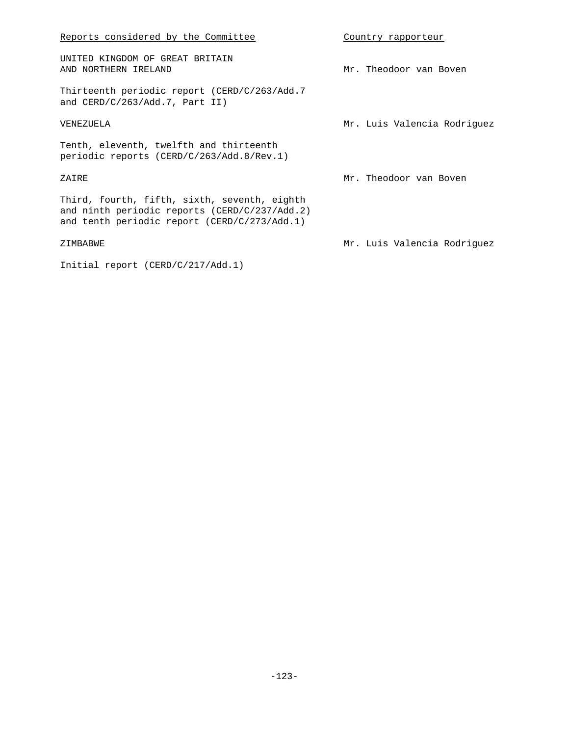| Reports considered by the Committee | Country rapporteur |
|---|---|
| UNITED KINGDOM OF GREAT BRITAIN AND NORTHERN IRELAND | Mr. Theodoor van Boven |
| Thirteenth periodic report (CERD/C/263/Add.7 and CERD/C/263/Add.7, Part II) | |
| VENEZUELA | Mr. Luis Valencia Rodriguez |
| Tenth, eleventh, twelfth and thirteenth periodic reports (CERD/C/263/Add.8/Rev.1) | |
| ZAIRE | Mr. Theodoor van Boven |
| Third, fourth, fifth, sixth, seventh, eighth and ninth periodic reports (CERD/C/237/Add.2) and tenth periodic report (CERD/C/273/Add.1) | |
| ZIMBABWE | Mr. Luis Valencia Rodriguez |
| Initial report (CERD/C/217/Add.1) | |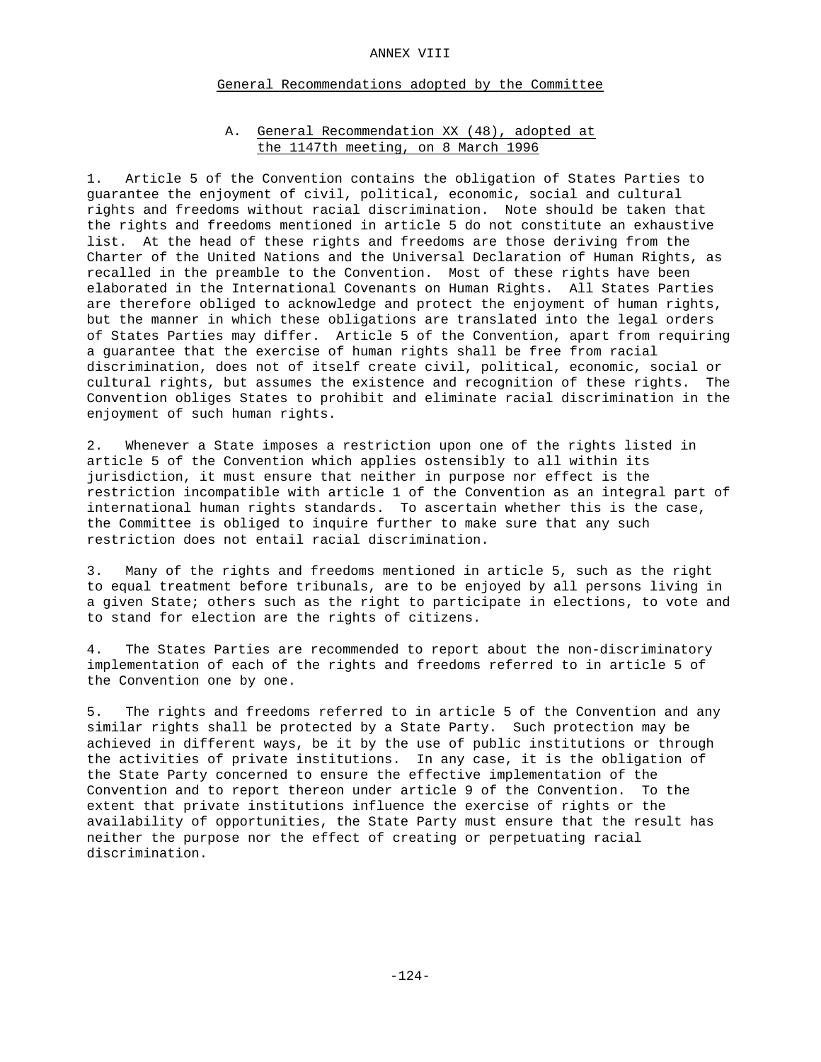# ANNEX VIII

## General Recommendations adopted by the Committee

### A. General Recommendation XX (48), adopted at the 1147th meeting, on 8 March 1996

1. Article 5 of the Convention contains the obligation of States Parties to guarantee the enjoyment of civil, political, economic, social and cultural rights and freedoms without racial discrimination. Note should be taken that the rights and freedoms mentioned in article 5 do not constitute an exhaustive list. At the head of these rights and freedoms are those deriving from the Charter of the United Nations and the Universal Declaration of Human Rights, as recalled in the preamble to the Convention. Most of these rights have been elaborated in the International Covenants on Human Rights. All States Parties are therefore obliged to acknowledge and protect the enjoyment of human rights, but the manner in which these obligations are translated into the legal orders of States Parties may differ. Article 5 of the Convention, apart from requiring a guarantee that the exercise of human rights shall be free from racial discrimination, does not of itself create civil, political, economic, social or cultural rights, but assumes the existence and recognition of these rights. The Convention obliges States to prohibit and eliminate racial discrimination in the enjoyment of such human rights.

2. Whenever a State imposes a restriction upon one of the rights listed in article 5 of the Convention which applies ostensibly to all within its jurisdiction, it must ensure that neither in purpose nor effect is the restriction incompatible with article 1 of the Convention as an integral part of international human rights standards. To ascertain whether this is the case, the Committee is obliged to inquire further to make sure that any such restriction does not entail racial discrimination.

3. Many of the rights and freedoms mentioned in article 5, such as the right to equal treatment before tribunals, are to be enjoyed by all persons living in a given State; others such as the right to participate in elections, to vote and to stand for election are the rights of citizens.

4. The States Parties are recommended to report about the non-discriminatory implementation of each of the rights and freedoms referred to in article 5 of the Convention one by one.

5. The rights and freedoms referred to in article 5 of the Convention and any similar rights shall be protected by a State Party. Such protection may be achieved in different ways, be it by the use of public institutions or through the activities of private institutions. In any case, it is the obligation of the State Party concerned to ensure the effective implementation of the Convention and to report thereon under article 9 of the Convention. To the extent that private institutions influence the exercise of rights or the availability of opportunities, the State Party must ensure that the result has neither the purpose nor the effect of creating or perpetuating racial discrimination.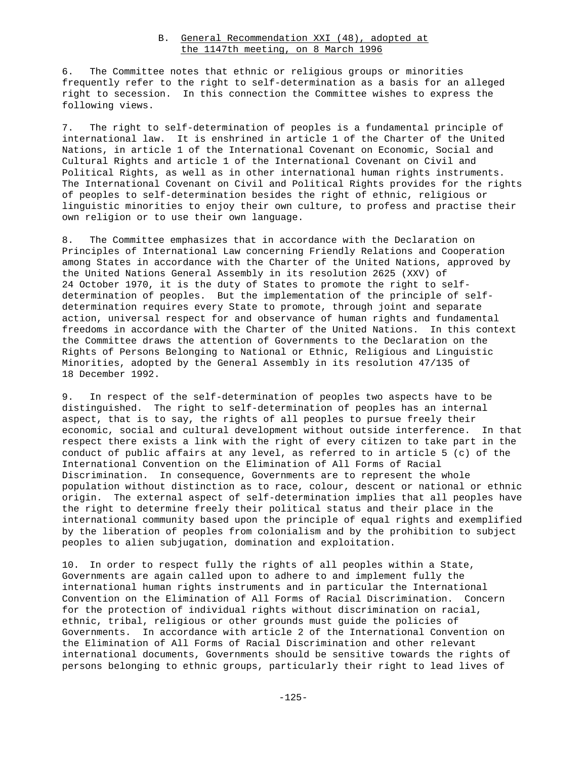### B. General Recommendation XXI (48), adopted at the 1147th meeting, on 8 March 1996

6. The Committee notes that ethnic or religious groups or minorities frequently refer to the right to self-determination as a basis for an alleged right to secession. In this connection the Committee wishes to express the following views.

7. The right to self-determination of peoples is a fundamental principle of international law. It is enshrined in article 1 of the Charter of the United Nations, in article 1 of the International Covenant on Economic, Social and Cultural Rights and article 1 of the International Covenant on Civil and Political Rights, as well as in other international human rights instruments. The International Covenant on Civil and Political Rights provides for the rights of peoples to self-determination besides the right of ethnic, religious or linguistic minorities to enjoy their own culture, to profess and practise their own religion or to use their own language.

8. The Committee emphasizes that in accordance with the Declaration on Principles of International Law concerning Friendly Relations and Cooperation among States in accordance with the Charter of the United Nations, approved by the United Nations General Assembly in its resolution 2625 (XXV) of 24 October 1970, it is the duty of States to promote the right to self-determination of peoples. But the implementation of the principle of self-determination requires every State to promote, through joint and separate action, universal respect for and observance of human rights and fundamental freedoms in accordance with the Charter of the United Nations. In this context the Committee draws the attention of Governments to the Declaration on the Rights of Persons Belonging to National or Ethnic, Religious and Linguistic Minorities, adopted by the General Assembly in its resolution 47/135 of 18 December 1992.

9. In respect of the self-determination of peoples two aspects have to be distinguished. The right to self-determination of peoples has an internal aspect, that is to say, the rights of all peoples to pursue freely their economic, social and cultural development without outside interference. In that respect there exists a link with the right of every citizen to take part in the conduct of public affairs at any level, as referred to in article 5 (c) of the International Convention on the Elimination of All Forms of Racial Discrimination. In consequence, Governments are to represent the whole population without distinction as to race, colour, descent or national or ethnic origin. The external aspect of self-determination implies that all peoples have the right to determine freely their political status and their place in the international community based upon the principle of equal rights and exemplified by the liberation of peoples from colonialism and by the prohibition to subject peoples to alien subjugation, domination and exploitation.

10. In order to respect fully the rights of all peoples within a State, Governments are again called upon to adhere to and implement fully the international human rights instruments and in particular the International Convention on the Elimination of All Forms of Racial Discrimination. Concern for the protection of individual rights without discrimination on racial, ethnic, tribal, religious or other grounds must guide the policies of Governments. In accordance with article 2 of the International Convention on the Elimination of All Forms of Racial Discrimination and other relevant international documents, Governments should be sensitive towards the rights of persons belonging to ethnic groups, particularly their right to lead lives of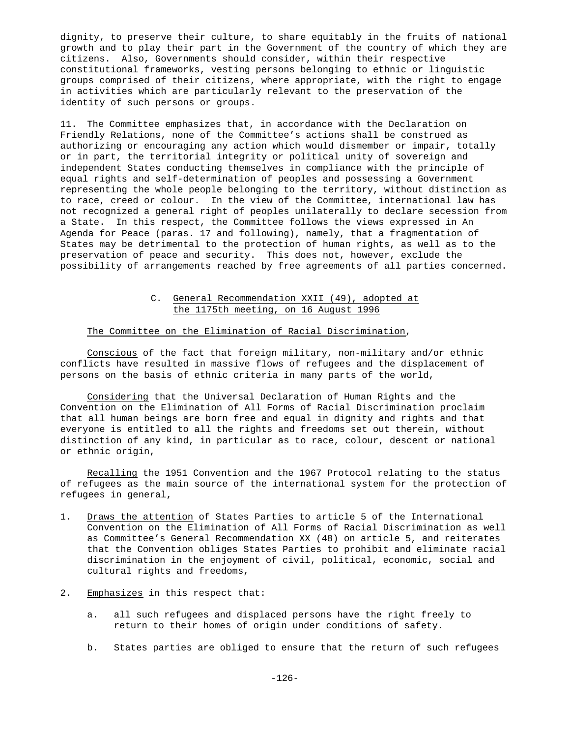dignity, to preserve their culture, to share equitably in the fruits of national growth and to play their part in the Government of the country of which they are citizens. Also, Governments should consider, within their respective constitutional frameworks, vesting persons belonging to ethnic or linguistic groups comprised of their citizens, where appropriate, with the right to engage in activities which are particularly relevant to the preservation of the identity of such persons or groups.

11. The Committee emphasizes that, in accordance with the Declaration on Friendly Relations, none of the Committee's actions shall be construed as authorizing or encouraging any action which would dismember or impair, totally or in part, the territorial integrity or political unity of sovereign and independent States conducting themselves in compliance with the principle of equal rights and self-determination of peoples and possessing a Government representing the whole people belonging to the territory, without distinction as to race, creed or colour. In the view of the Committee, international law has not recognized a general right of peoples unilaterally to declare secession from a State. In this respect, the Committee follows the views expressed in An Agenda for Peace (paras. 17 and following), namely, that a fragmentation of States may be detrimental to the protection of human rights, as well as to the preservation of peace and security. This does not, however, exclude the possibility of arrangements reached by free agreements of all parties concerned.

### C. General Recommendation XXII (49), adopted at the 1175th meeting, on 16 August 1996

The Committee on the Elimination of Racial Discrimination,

Conscious of the fact that foreign military, non-military and/or ethnic conflicts have resulted in massive flows of refugees and the displacement of persons on the basis of ethnic criteria in many parts of the world,

Considering that the Universal Declaration of Human Rights and the Convention on the Elimination of All Forms of Racial Discrimination proclaim that all human beings are born free and equal in dignity and rights and that everyone is entitled to all the rights and freedoms set out therein, without distinction of any kind, in particular as to race, colour, descent or national or ethnic origin,

Recalling the 1951 Convention and the 1967 Protocol relating to the status of refugees as the main source of the international system for the protection of refugees in general,

1. Draws the attention of States Parties to article 5 of the International Convention on the Elimination of All Forms of Racial Discrimination as well as Committee's General Recommendation XX (48) on article 5, and reiterates that the Convention obliges States Parties to prohibit and eliminate racial discrimination in the enjoyment of civil, political, economic, social and cultural rights and freedoms,

2. Emphasizes in this respect that:

   a. all such refugees and displaced persons have the right freely to return to their homes of origin under conditions of safety.

   b. States parties are obliged to ensure that the return of such refugees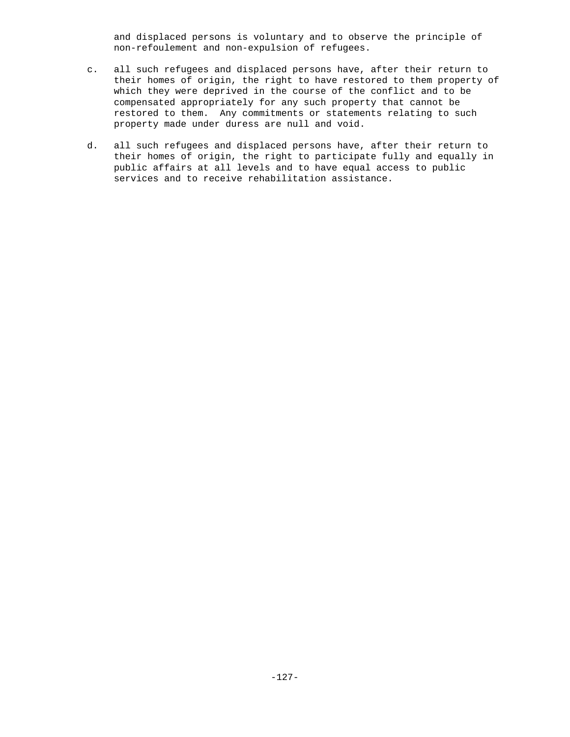and displaced persons is voluntary and to observe the principle of non-refoulement and non-expulsion of refugees.

c. all such refugees and displaced persons have, after their return to their homes of origin, the right to have restored to them property of which they were deprived in the course of the conflict and to be compensated appropriately for any such property that cannot be restored to them. Any commitments or statements relating to such property made under duress are null and void.

d. all such refugees and displaced persons have, after their return to their homes of origin, the right to participate fully and equally in public affairs at all levels and to have equal access to public services and to receive rehabilitation assistance.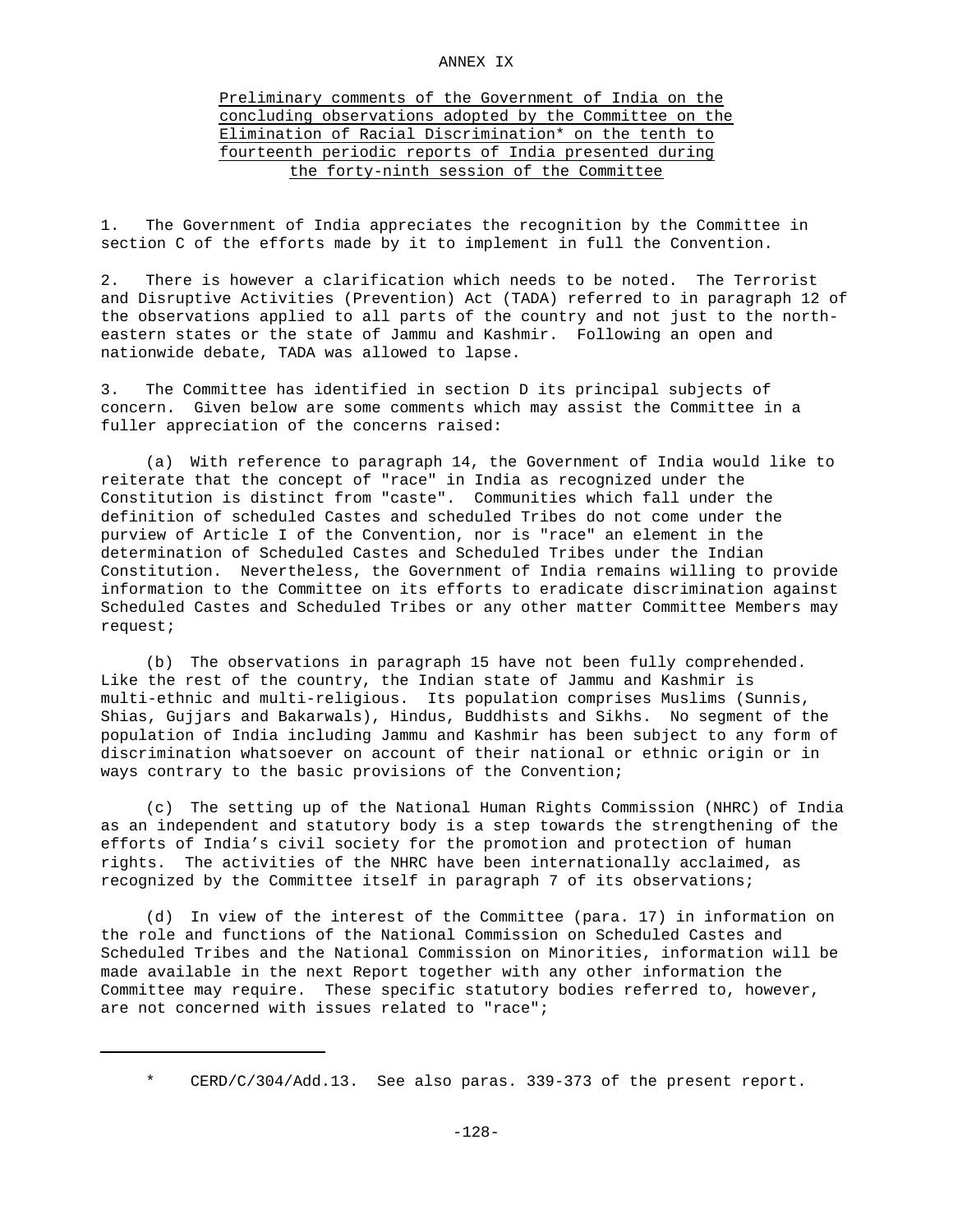# ANNEX IX

## Preliminary comments of the Government of India on the concluding observations adopted by the Committee on the Elimination of Racial Discrimination* on the tenth to fourteenth periodic reports of India presented during the forty-ninth session of the Committee

1. The Government of India appreciates the recognition by the Committee in section C of the efforts made by it to implement in full the Convention.

2. There is however a clarification which needs to be noted. The Terrorist and Disruptive Activities (Prevention) Act (TADA) referred to in paragraph 12 of the observations applied to all parts of the country and not just to the north-eastern states or the state of Jammu and Kashmir. Following an open and nationwide debate, TADA was allowed to lapse.

3. The Committee has identified in section D its principal subjects of concern. Given below are some comments which may assist the Committee in a fuller appreciation of the concerns raised:

(a) With reference to paragraph 14, the Government of India would like to reiterate that the concept of "race" in India as recognized under the Constitution is distinct from "caste". Communities which fall under the definition of scheduled Castes and scheduled Tribes do not come under the purview of Article I of the Convention, nor is "race" an element in the determination of Scheduled Castes and Scheduled Tribes under the Indian Constitution. Nevertheless, the Government of India remains willing to provide information to the Committee on its efforts to eradicate discrimination against Scheduled Castes and Scheduled Tribes or any other matter Committee Members may request;

(b) The observations in paragraph 15 have not been fully comprehended. Like the rest of the country, the Indian state of Jammu and Kashmir is multi-ethnic and multi-religious. Its population comprises Muslims (Sunnis, Shias, Gujjars and Bakarwals), Hindus, Buddhists and Sikhs. No segment of the population of India including Jammu and Kashmir has been subject to any form of discrimination whatsoever on account of their national or ethnic origin or in ways contrary to the basic provisions of the Convention;

(c) The setting up of the National Human Rights Commission (NHRC) of India as an independent and statutory body is a step towards the strengthening of the efforts of India's civil society for the promotion and protection of human rights. The activities of the NHRC have been internationally acclaimed, as recognized by the Committee itself in paragraph 7 of its observations;

(d) In view of the interest of the Committee (para. 17) in information on the role and functions of the National Commission on Scheduled Castes and Scheduled Tribes and the National Commission on Minorities, information will be made available in the next Report together with any other information the Committee may require. These specific statutory bodies referred to, however, are not concerned with issues related to "race";

---

\* CERD/C/304/Add.13. See also paras. 339-373 of the present report.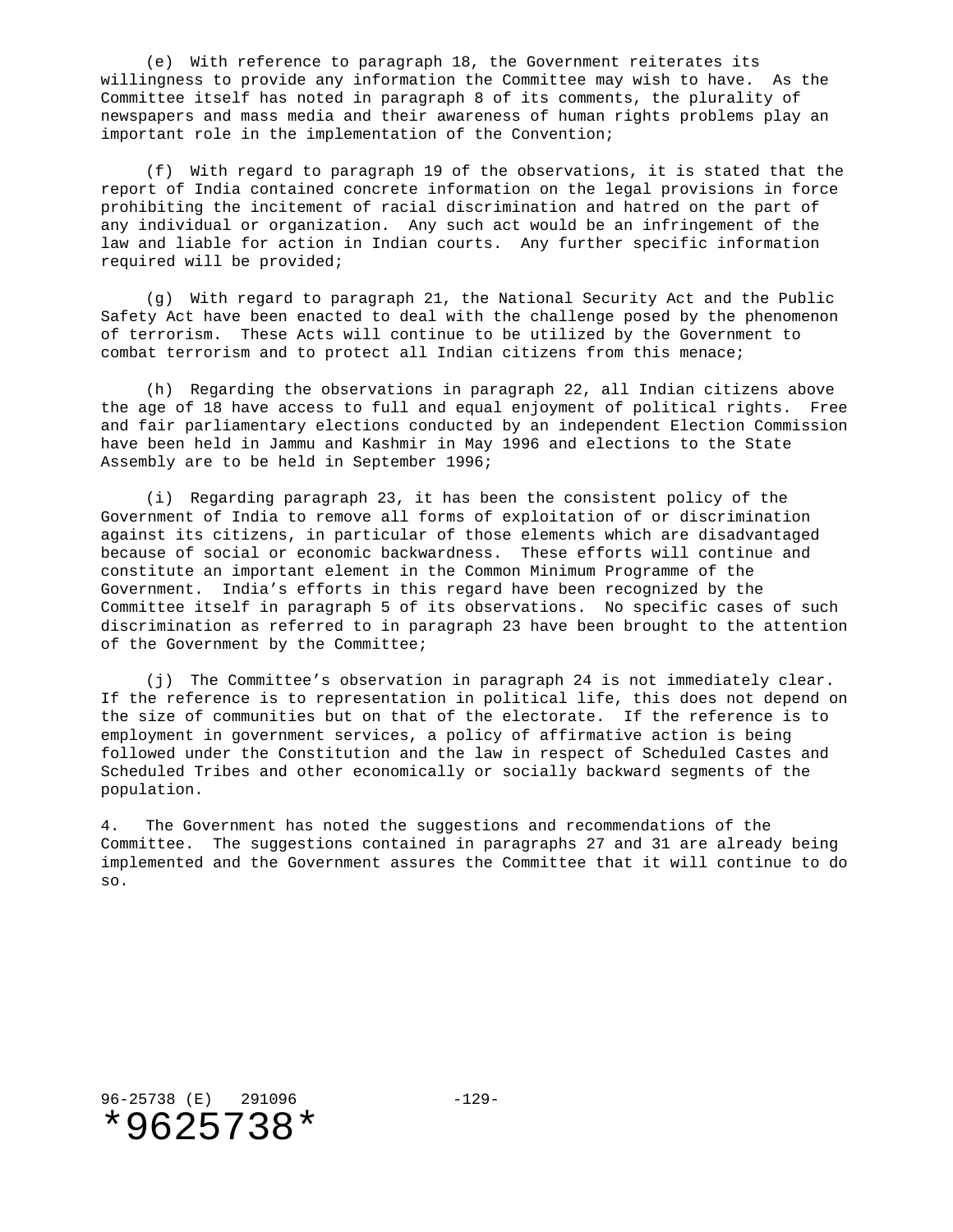(e) With reference to paragraph 18, the Government reiterates its willingness to provide any information the Committee may wish to have. As the Committee itself has noted in paragraph 8 of its comments, the plurality of newspapers and mass media and their awareness of human rights problems play an important role in the implementation of the Convention;

(f) With regard to paragraph 19 of the observations, it is stated that the report of India contained concrete information on the legal provisions in force prohibiting the incitement of racial discrimination and hatred on the part of any individual or organization. Any such act would be an infringement of the law and liable for action in Indian courts. Any further specific information required will be provided;

(g) With regard to paragraph 21, the National Security Act and the Public Safety Act have been enacted to deal with the challenge posed by the phenomenon of terrorism. These Acts will continue to be utilized by the Government to combat terrorism and to protect all Indian citizens from this menace;

(h) Regarding the observations in paragraph 22, all Indian citizens above the age of 18 have access to full and equal enjoyment of political rights. Free and fair parliamentary elections conducted by an independent Election Commission have been held in Jammu and Kashmir in May 1996 and elections to the State Assembly are to be held in September 1996;

(i) Regarding paragraph 23, it has been the consistent policy of the Government of India to remove all forms of exploitation of or discrimination against its citizens, in particular of those elements which are disadvantaged because of social or economic backwardness. These efforts will continue and constitute an important element in the Common Minimum Programme of the Government. India's efforts in this regard have been recognized by the Committee itself in paragraph 5 of its observations. No specific cases of such discrimination as referred to in paragraph 23 have been brought to the attention of the Government by the Committee;

(j) The Committee's observation in paragraph 24 is not immediately clear. If the reference is to representation in political life, this does not depend on the size of communities but on that of the electorate. If the reference is to employment in government services, a policy of affirmative action is being followed under the Constitution and the law in respect of Scheduled Castes and Scheduled Tribes and other economically or socially backward segments of the population.

4. The Government has noted the suggestions and recommendations of the Committee. The suggestions contained in paragraphs 27 and 31 are already being implemented and the Government assures the Committee that it will continue to do so.

96-25738 (E) 291096

*9625738*